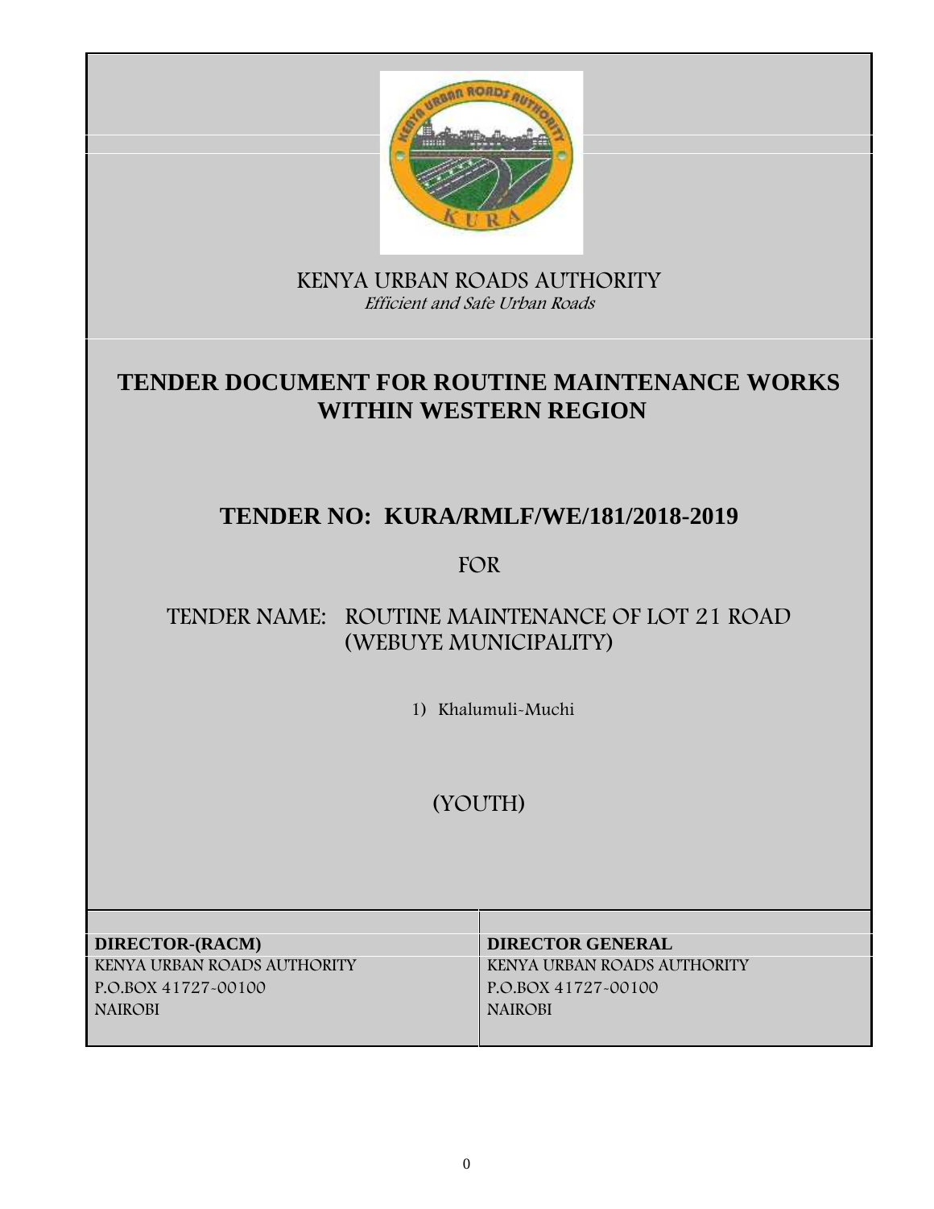KENYA URBAN ROADS AUTHORITY

*Efficient and Safe Urban Roads*

# TENDER DOCUMENT FOR ROUTINE MAINTENANCE WORKS WITHIN WESTERN REGION

## TENDER NO: KURA/RMLF/WE/181/2018-2019

FOR

## TENDER NAME: ROUTINE MAINTENANCE OF LOT 21 ROAD (WEBUYE MUNICIPALITY)

1) Khalumuli-Muchi

## (YOUTH)

| **DIRECTOR-(RACM)** | **DIRECTOR GENERAL** |
|---|---|
| KENYA URBAN ROADS AUTHORITY | KENYA URBAN ROADS AUTHORITY |
| P.O.BOX 41727-00100 | P.O.BOX 41727-00100 |
| NAIROBI | NAIROBI |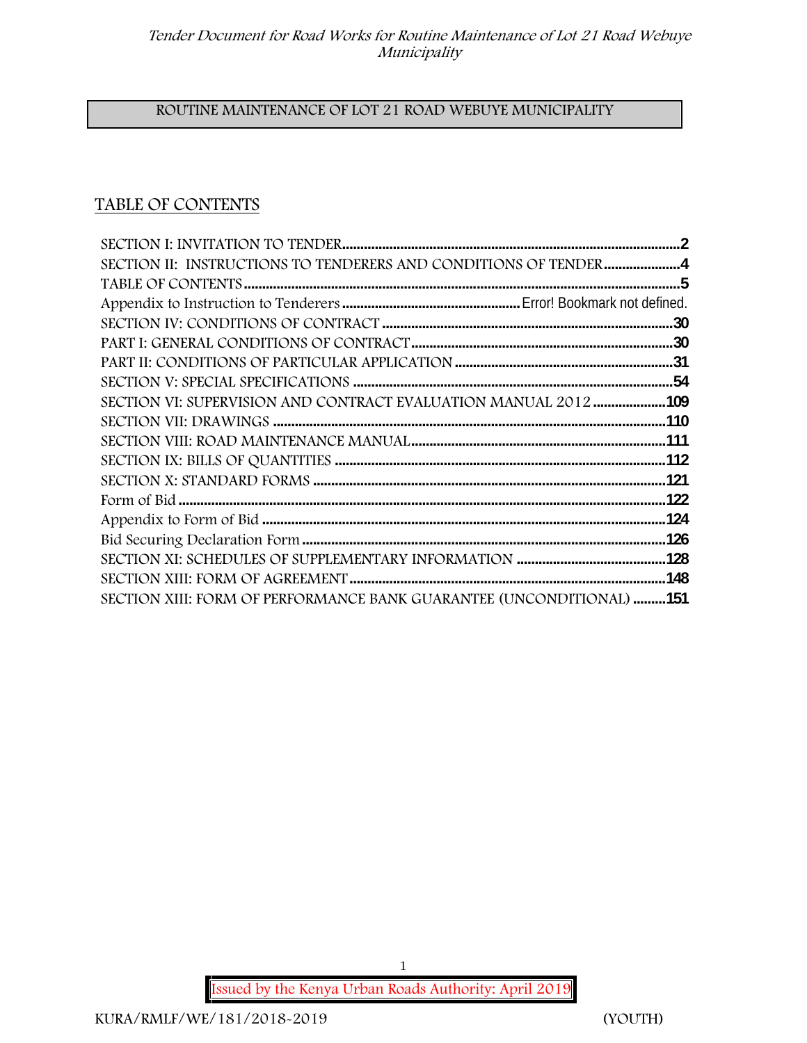ROUTINE MAINTENANCE OF LOT 21 ROAD WEBUYE MUNICIPALITY

## TABLE OF CONTENTS

SECTION I: INVITATION TO TENDER .......... 2
SECTION II: INSTRUCTIONS TO TENDERERS AND CONDITIONS OF TENDER .......... 4
TABLE OF CONTENTS .......... 5
Appendix to Instruction to Tenderers .......... Error! Bookmark not defined.
SECTION IV: CONDITIONS OF CONTRACT .......... 30
PART I: GENERAL CONDITIONS OF CONTRACT .......... 30
PART II: CONDITIONS OF PARTICULAR APPLICATION .......... 31
SECTION V: SPECIAL SPECIFICATIONS .......... 54
SECTION VI: SUPERVISION AND CONTRACT EVALUATION MANUAL 2012 .......... 109
SECTION VII: DRAWINGS .......... 110
SECTION VIII: ROAD MAINTENANCE MANUAL .......... 111
SECTION IX: BILLS OF QUANTITIES .......... 112
SECTION X: STANDARD FORMS .......... 121
Form of Bid .......... 122
Appendix to Form of Bid .......... 124
Bid Securing Declaration Form .......... 126
SECTION XI: SCHEDULES OF SUPPLEMENTARY INFORMATION .......... 128
SECTION XIII: FORM OF AGREEMENT .......... 148
SECTION XIII: FORM OF PERFORMANCE BANK GUARANTEE (UNCONDITIONAL) .......... 151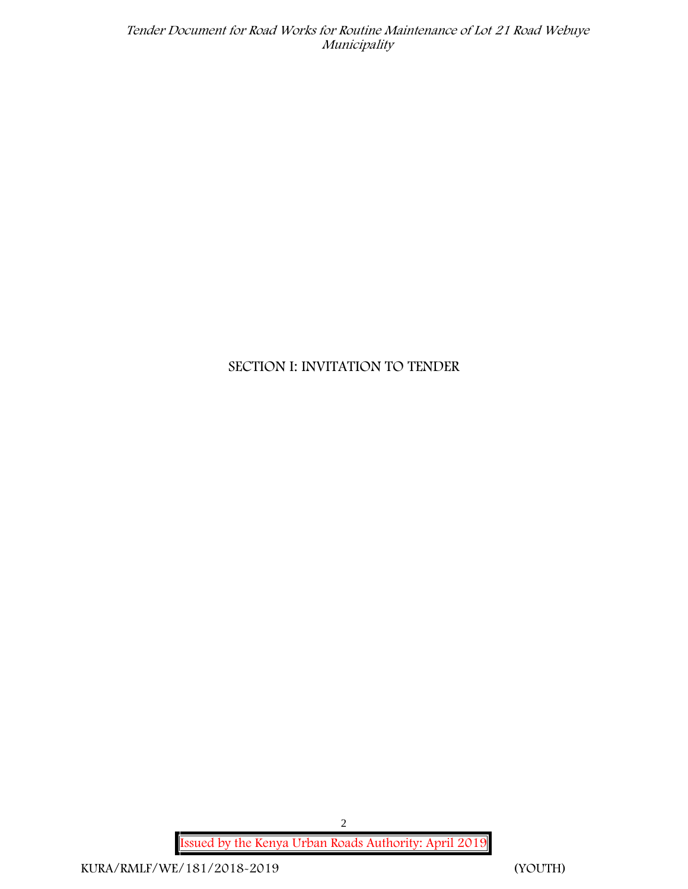# SECTION I: INVITATION TO TENDER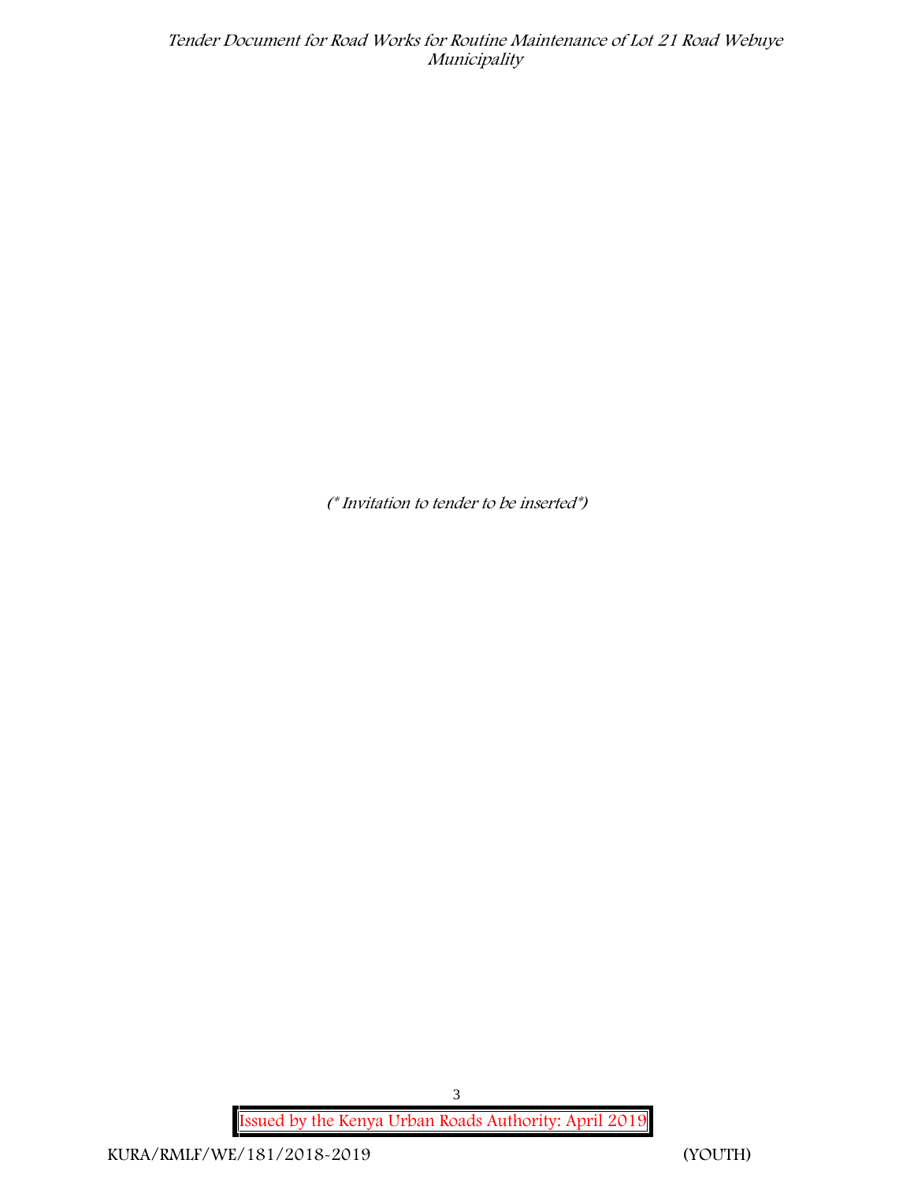*(\* Invitation to tender to be inserted\*)*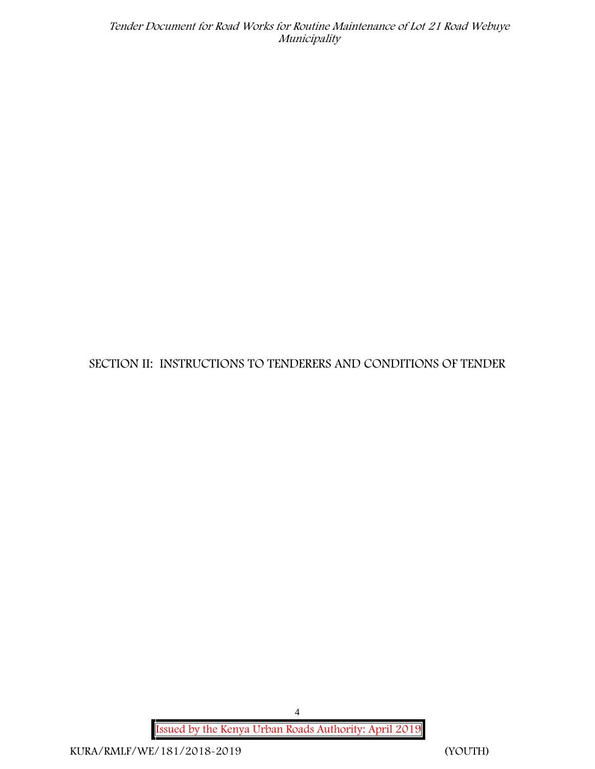# SECTION II: INSTRUCTIONS TO TENDERERS AND CONDITIONS OF TENDER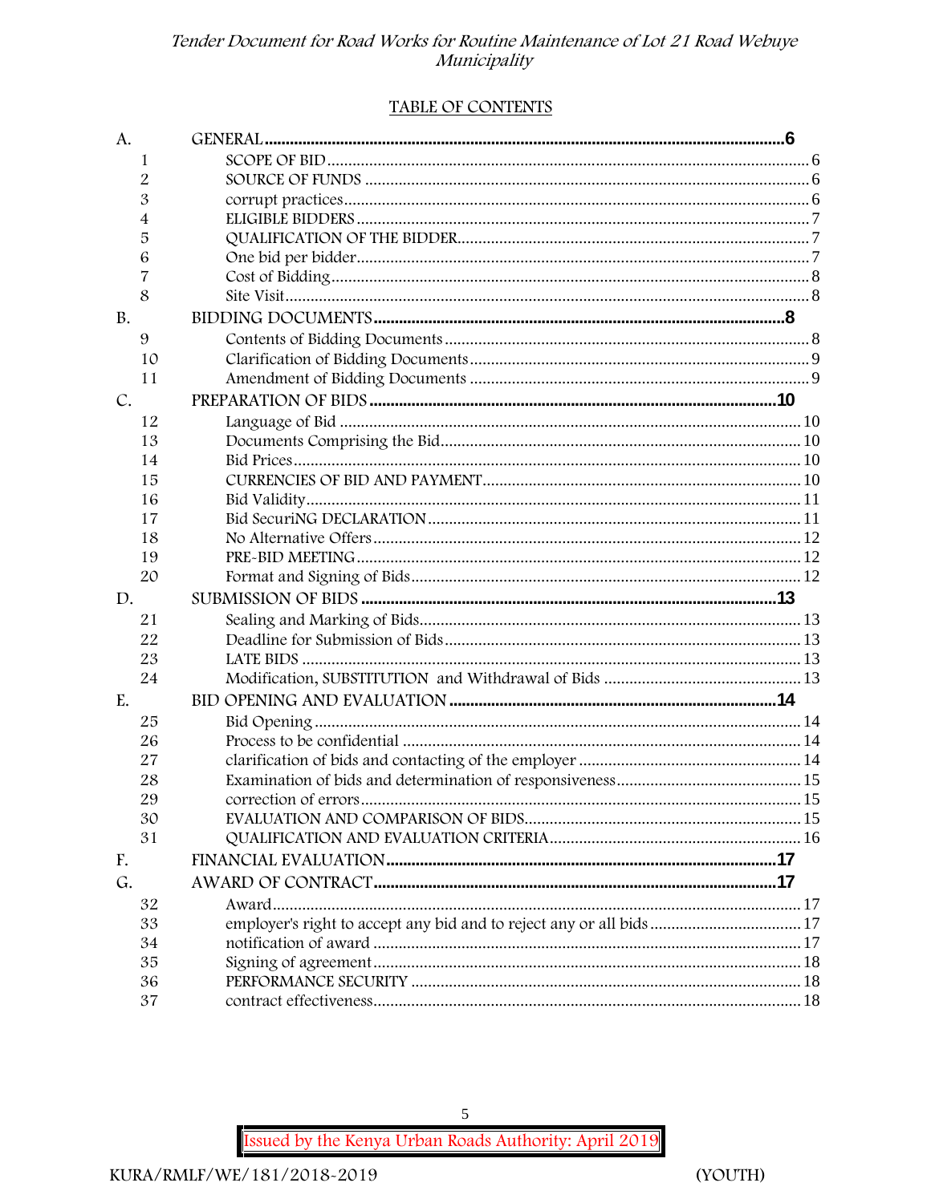## TABLE OF CONTENTS

| | | |
|---|---|---|
| A. | GENERAL | 6 |
| 1 | SCOPE OF BID | 6 |
| 2 | SOURCE OF FUNDS | 6 |
| 3 | corrupt practices | 6 |
| 4 | ELIGIBLE BIDDERS | 7 |
| 5 | QUALIFICATION OF THE BIDDER | 7 |
| 6 | One bid per bidder | 7 |
| 7 | Cost of Bidding | 8 |
| 8 | Site Visit | 8 |
| B. | BIDDING DOCUMENTS | 8 |
| 9 | Contents of Bidding Documents | 8 |
| 10 | Clarification of Bidding Documents | 9 |
| 11 | Amendment of Bidding Documents | 9 |
| C. | PREPARATION OF BIDS | 10 |
| 12 | Language of Bid | 10 |
| 13 | Documents Comprising the Bid | 10 |
| 14 | Bid Prices | 10 |
| 15 | CURRENCIES OF BID AND PAYMENT | 10 |
| 16 | Bid Validity | 11 |
| 17 | Bid SecuriNG DECLARATION | 11 |
| 18 | No Alternative Offers | 12 |
| 19 | PRE-BID MEETING | 12 |
| 20 | Format and Signing of Bids | 12 |
| D. | SUBMISSION OF BIDS | 13 |
| 21 | Sealing and Marking of Bids | 13 |
| 22 | Deadline for Submission of Bids | 13 |
| 23 | LATE BIDS | 13 |
| 24 | Modification, SUBSTITUTION and Withdrawal of Bids | 13 |
| E. | BID OPENING AND EVALUATION | 14 |
| 25 | Bid Opening | 14 |
| 26 | Process to be confidential | 14 |
| 27 | clarification of bids and contacting of the employer | 14 |
| 28 | Examination of bids and determination of responsiveness | 15 |
| 29 | correction of errors | 15 |
| 30 | EVALUATION AND COMPARISON OF BIDS | 15 |
| 31 | QUALIFICATION AND EVALUATION CRITERIA | 16 |
| F. | FINANCIAL EVALUATION | 17 |
| G. | AWARD OF CONTRACT | 17 |
| 32 | Award | 17 |
| 33 | employer's right to accept any bid and to reject any or all bids | 17 |
| 34 | notification of award | 17 |
| 35 | Signing of agreement | 18 |
| 36 | PERFORMANCE SECURITY | 18 |
| 37 | contract effectiveness | 18 |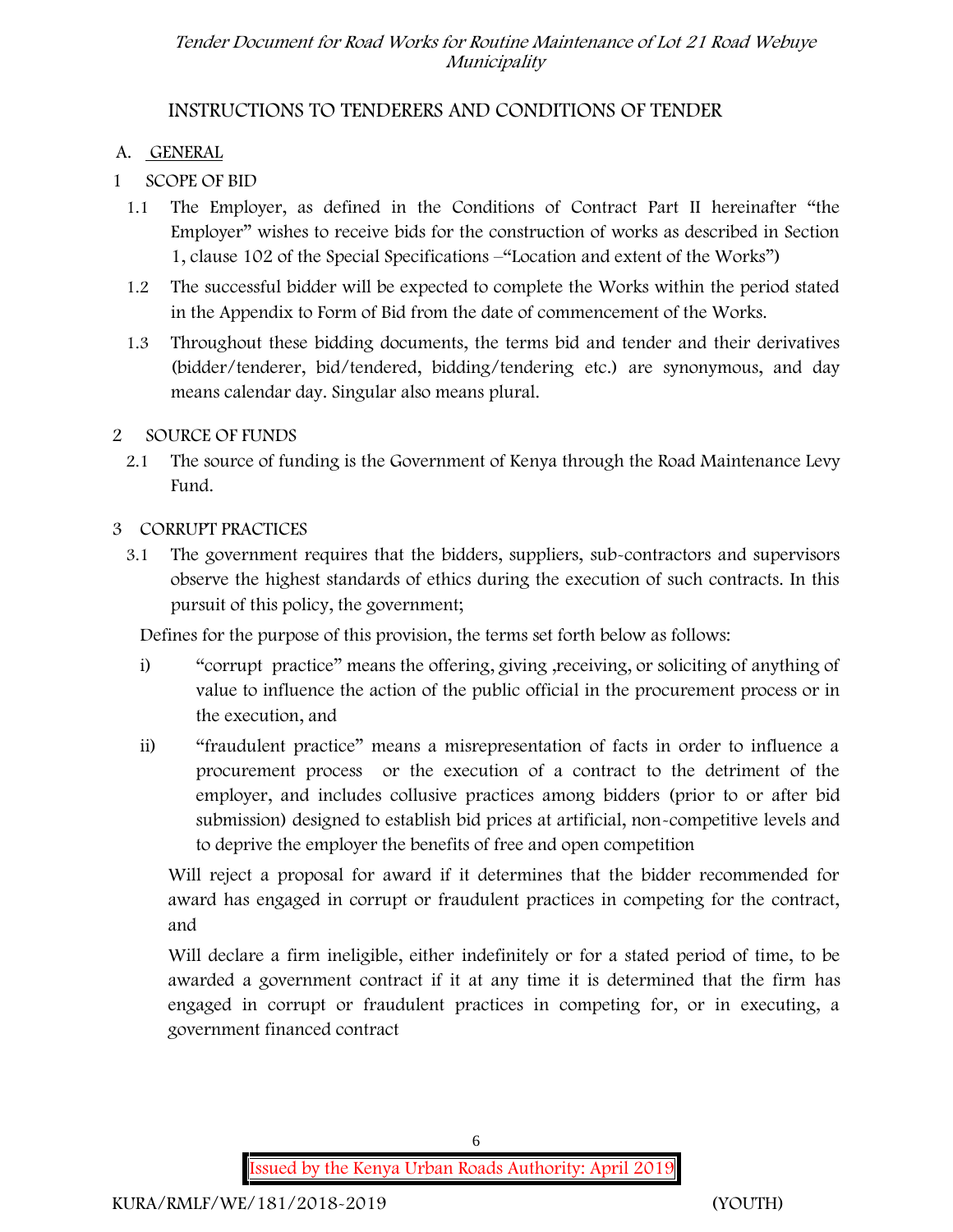# INSTRUCTIONS TO TENDERERS AND CONDITIONS OF TENDER

## A. GENERAL

### 1 SCOPE OF BID

1.1 The Employer, as defined in the Conditions of Contract Part II hereinafter "the Employer" wishes to receive bids for the construction of works as described in Section 1, clause 102 of the Special Specifications –"Location and extent of the Works")

1.2 The successful bidder will be expected to complete the Works within the period stated in the Appendix to Form of Bid from the date of commencement of the Works.

1.3 Throughout these bidding documents, the terms bid and tender and their derivatives (bidder/tenderer, bid/tendered, bidding/tendering etc.) are synonymous, and day means calendar day. Singular also means plural.

### 2 SOURCE OF FUNDS

2.1 The source of funding is the Government of Kenya through the Road Maintenance Levy Fund.

### 3 CORRUPT PRACTICES

3.1 The government requires that the bidders, suppliers, sub-contractors and supervisors observe the highest standards of ethics during the execution of such contracts. In this pursuit of this policy, the government;

Defines for the purpose of this provision, the terms set forth below as follows:

i) "corrupt practice" means the offering, giving ,receiving, or soliciting of anything of value to influence the action of the public official in the procurement process or in the execution, and

ii) "fraudulent practice" means a misrepresentation of facts in order to influence a procurement process or the execution of a contract to the detriment of the employer, and includes collusive practices among bidders (prior to or after bid submission) designed to establish bid prices at artificial, non-competitive levels and to deprive the employer the benefits of free and open competition

Will reject a proposal for award if it determines that the bidder recommended for award has engaged in corrupt or fraudulent practices in competing for the contract, and

Will declare a firm ineligible, either indefinitely or for a stated period of time, to be awarded a government contract if it at any time it is determined that the firm has engaged in corrupt or fraudulent practices in competing for, or in executing, a government financed contract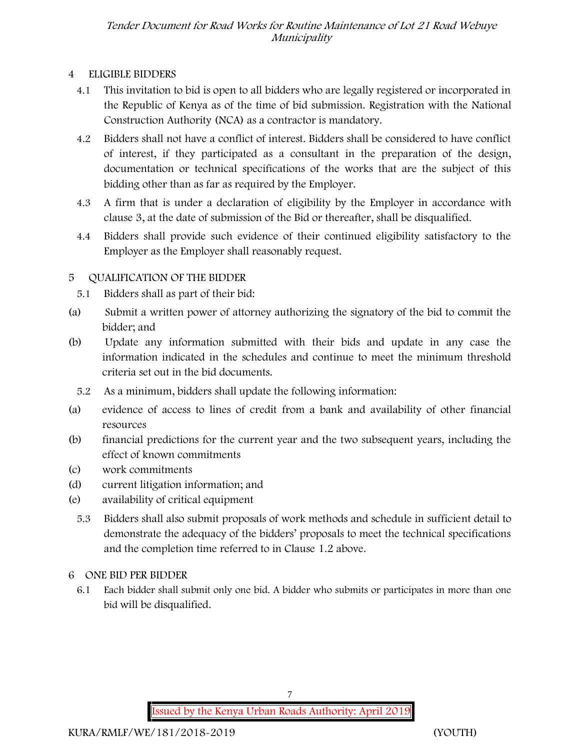## 4 ELIGIBLE BIDDERS

4.1 This invitation to bid is open to all bidders who are legally registered or incorporated in the Republic of Kenya as of the time of bid submission. Registration with the National Construction Authority (NCA) as a contractor is mandatory.

4.2 Bidders shall not have a conflict of interest. Bidders shall be considered to have conflict of interest, if they participated as a consultant in the preparation of the design, documentation or technical specifications of the works that are the subject of this bidding other than as far as required by the Employer.

4.3 A firm that is under a declaration of eligibility by the Employer in accordance with clause 3, at the date of submission of the Bid or thereafter, shall be disqualified.

4.4 Bidders shall provide such evidence of their continued eligibility satisfactory to the Employer as the Employer shall reasonably request.

## 5 QUALIFICATION OF THE BIDDER

5.1 Bidders shall as part of their bid:

(a) Submit a written power of attorney authorizing the signatory of the bid to commit the bidder; and

(b) Update any information submitted with their bids and update in any case the information indicated in the schedules and continue to meet the minimum threshold criteria set out in the bid documents.

5.2 As a minimum, bidders shall update the following information:

(a) evidence of access to lines of credit from a bank and availability of other financial resources

(b) financial predictions for the current year and the two subsequent years, including the effect of known commitments

(c) work commitments

(d) current litigation information; and

(e) availability of critical equipment

5.3 Bidders shall also submit proposals of work methods and schedule in sufficient detail to demonstrate the adequacy of the bidders' proposals to meet the technical specifications and the completion time referred to in Clause 1.2 above.

## 6 ONE BID PER BIDDER

6.1 Each bidder shall submit only one bid. A bidder who submits or participates in more than one bid will be disqualified.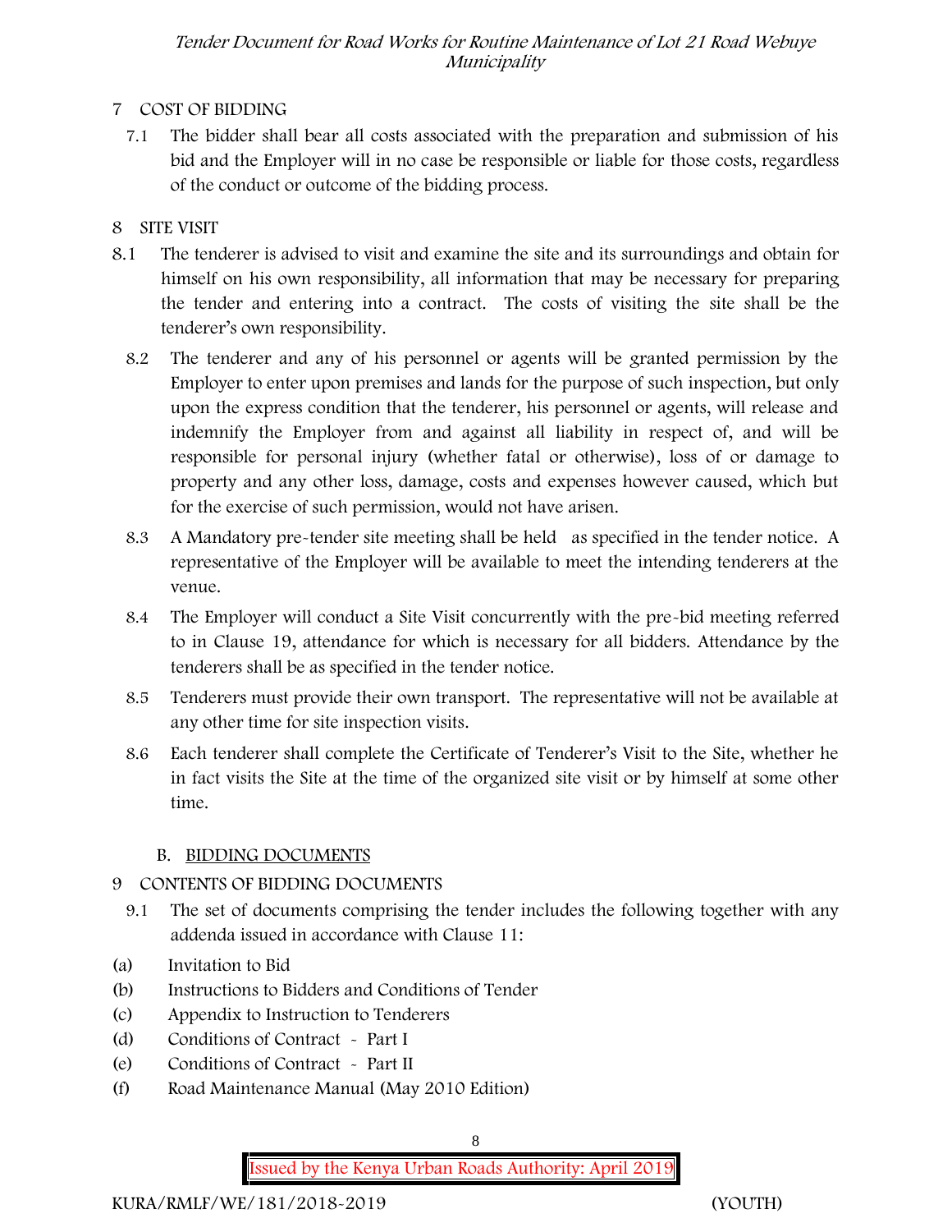## 7 COST OF BIDDING

7.1 The bidder shall bear all costs associated with the preparation and submission of his bid and the Employer will in no case be responsible or liable for those costs, regardless of the conduct or outcome of the bidding process.

## 8 SITE VISIT

8.1 The tenderer is advised to visit and examine the site and its surroundings and obtain for himself on his own responsibility, all information that may be necessary for preparing the tender and entering into a contract. The costs of visiting the site shall be the tenderer's own responsibility.

8.2 The tenderer and any of his personnel or agents will be granted permission by the Employer to enter upon premises and lands for the purpose of such inspection, but only upon the express condition that the tenderer, his personnel or agents, will release and indemnify the Employer from and against all liability in respect of, and will be responsible for personal injury (whether fatal or otherwise), loss of or damage to property and any other loss, damage, costs and expenses however caused, which but for the exercise of such permission, would not have arisen.

8.3 A Mandatory pre-tender site meeting shall be held as specified in the tender notice. A representative of the Employer will be available to meet the intending tenderers at the venue.

8.4 The Employer will conduct a Site Visit concurrently with the pre-bid meeting referred to in Clause 19, attendance for which is necessary for all bidders. Attendance by the tenderers shall be as specified in the tender notice.

8.5 Tenderers must provide their own transport. The representative will not be available at any other time for site inspection visits.

8.6 Each tenderer shall complete the Certificate of Tenderer's Visit to the Site, whether he in fact visits the Site at the time of the organized site visit or by himself at some other time.

### B. BIDDING DOCUMENTS

## 9 CONTENTS OF BIDDING DOCUMENTS

9.1 The set of documents comprising the tender includes the following together with any addenda issued in accordance with Clause 11:

(a) Invitation to Bid
(b) Instructions to Bidders and Conditions of Tender
(c) Appendix to Instruction to Tenderers
(d) Conditions of Contract - Part I
(e) Conditions of Contract - Part II
(f) Road Maintenance Manual (May 2010 Edition)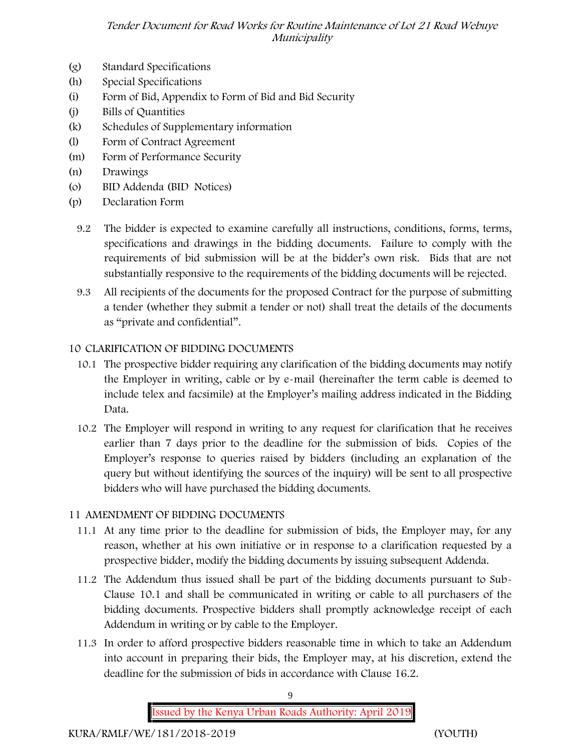(g) Standard Specifications
(h) Special Specifications
(i) Form of Bid, Appendix to Form of Bid and Bid Security
(j) Bills of Quantities
(k) Schedules of Supplementary information
(l) Form of Contract Agreement
(m) Form of Performance Security
(n) Drawings
(o) BID Addenda (BID Notices)
(p) Declaration Form

9.2 The bidder is expected to examine carefully all instructions, conditions, forms, terms, specifications and drawings in the bidding documents. Failure to comply with the requirements of bid submission will be at the bidder's own risk. Bids that are not substantially responsive to the requirements of the bidding documents will be rejected.

9.3 All recipients of the documents for the proposed Contract for the purpose of submitting a tender (whether they submit a tender or not) shall treat the details of the documents as "private and confidential".

## 10 CLARIFICATION OF BIDDING DOCUMENTS

10.1 The prospective bidder requiring any clarification of the bidding documents may notify the Employer in writing, cable or by e-mail (hereinafter the term cable is deemed to include telex and facsimile) at the Employer's mailing address indicated in the Bidding Data.

10.2 The Employer will respond in writing to any request for clarification that he receives earlier than 7 days prior to the deadline for the submission of bids. Copies of the Employer's response to queries raised by bidders (including an explanation of the query but without identifying the sources of the inquiry) will be sent to all prospective bidders who will have purchased the bidding documents.

## 11 AMENDMENT OF BIDDING DOCUMENTS

11.1 At any time prior to the deadline for submission of bids, the Employer may, for any reason, whether at his own initiative or in response to a clarification requested by a prospective bidder, modify the bidding documents by issuing subsequent Addenda.

11.2 The Addendum thus issued shall be part of the bidding documents pursuant to Sub-Clause 10.1 and shall be communicated in writing or cable to all purchasers of the bidding documents. Prospective bidders shall promptly acknowledge receipt of each Addendum in writing or by cable to the Employer.

11.3 In order to afford prospective bidders reasonable time in which to take an Addendum into account in preparing their bids, the Employer may, at his discretion, extend the deadline for the submission of bids in accordance with Clause 16.2.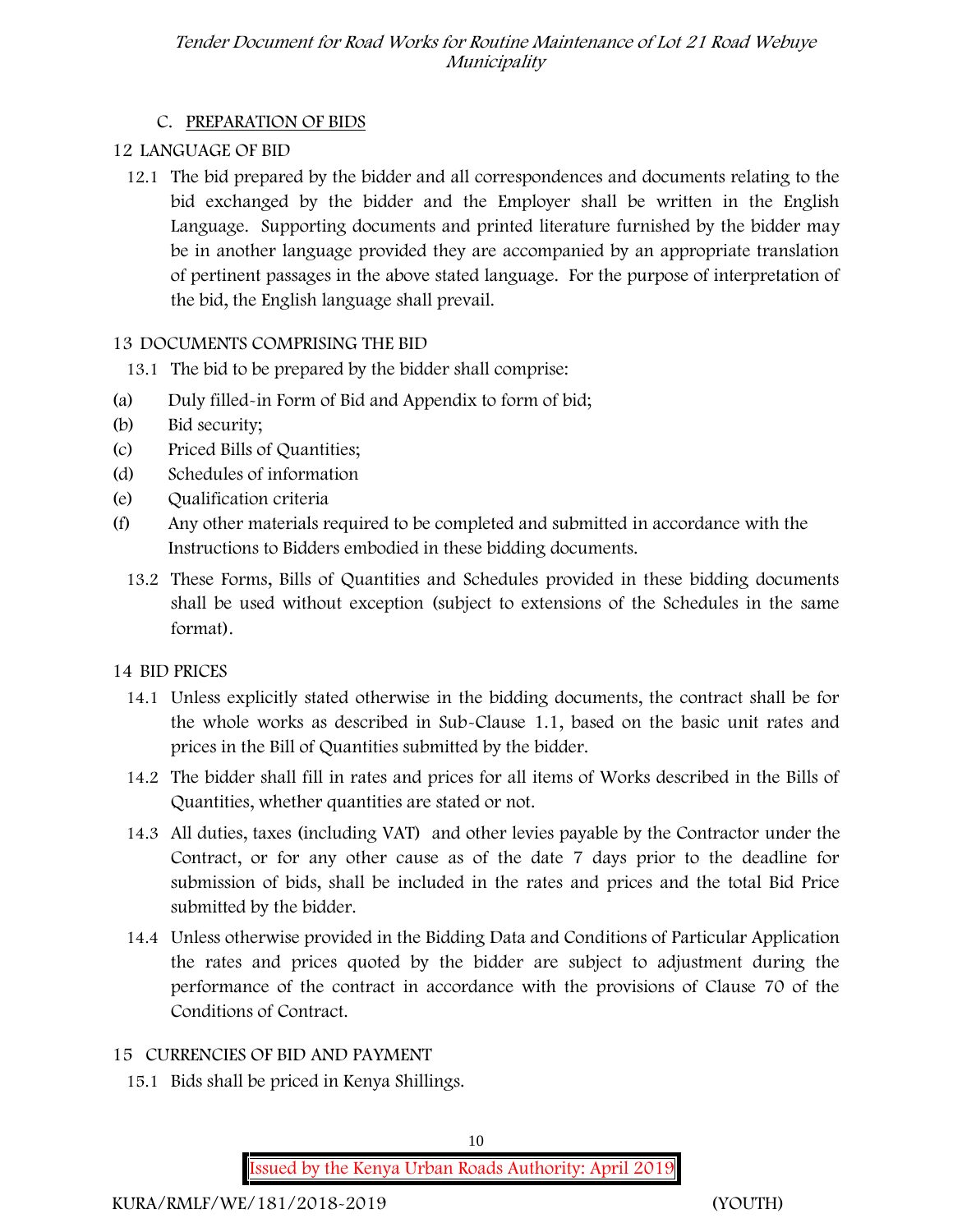## C. PREPARATION OF BIDS

### 12 LANGUAGE OF BID

12.1 The bid prepared by the bidder and all correspondences and documents relating to the bid exchanged by the bidder and the Employer shall be written in the English Language. Supporting documents and printed literature furnished by the bidder may be in another language provided they are accompanied by an appropriate translation of pertinent passages in the above stated language. For the purpose of interpretation of the bid, the English language shall prevail.

### 13 DOCUMENTS COMPRISING THE BID

13.1 The bid to be prepared by the bidder shall comprise:

(a) Duly filled-in Form of Bid and Appendix to form of bid;
(b) Bid security;
(c) Priced Bills of Quantities;
(d) Schedules of information
(e) Qualification criteria
(f) Any other materials required to be completed and submitted in accordance with the Instructions to Bidders embodied in these bidding documents.

13.2 These Forms, Bills of Quantities and Schedules provided in these bidding documents shall be used without exception (subject to extensions of the Schedules in the same format).

### 14 BID PRICES

14.1 Unless explicitly stated otherwise in the bidding documents, the contract shall be for the whole works as described in Sub-Clause 1.1, based on the basic unit rates and prices in the Bill of Quantities submitted by the bidder.

14.2 The bidder shall fill in rates and prices for all items of Works described in the Bills of Quantities, whether quantities are stated or not.

14.3 All duties, taxes (including VAT) and other levies payable by the Contractor under the Contract, or for any other cause as of the date 7 days prior to the deadline for submission of bids, shall be included in the rates and prices and the total Bid Price submitted by the bidder.

14.4 Unless otherwise provided in the Bidding Data and Conditions of Particular Application the rates and prices quoted by the bidder are subject to adjustment during the performance of the contract in accordance with the provisions of Clause 70 of the Conditions of Contract.

### 15 CURRENCIES OF BID AND PAYMENT

15.1 Bids shall be priced in Kenya Shillings.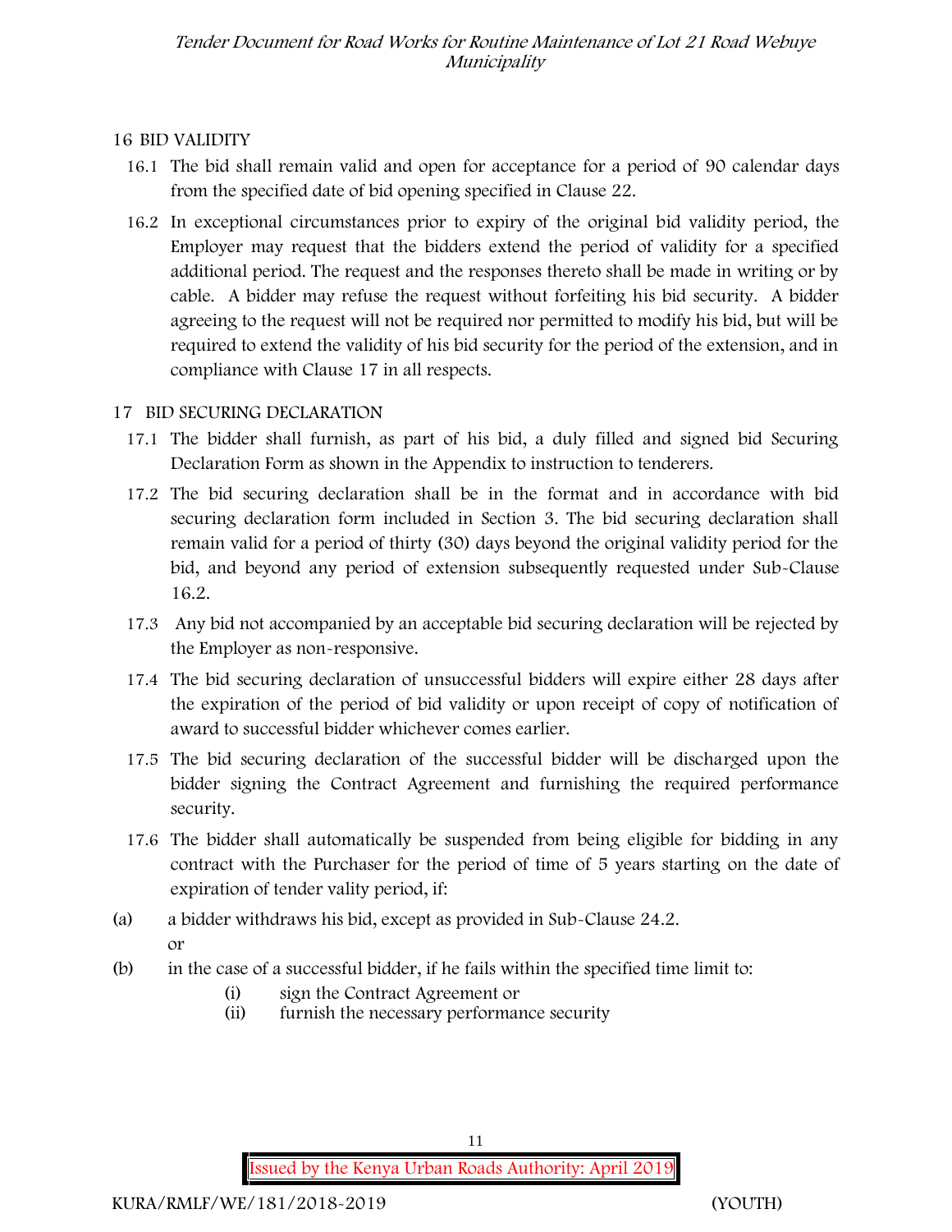## 16 BID VALIDITY

16.1 The bid shall remain valid and open for acceptance for a period of 90 calendar days from the specified date of bid opening specified in Clause 22.

16.2 In exceptional circumstances prior to expiry of the original bid validity period, the Employer may request that the bidders extend the period of validity for a specified additional period. The request and the responses thereto shall be made in writing or by cable. A bidder may refuse the request without forfeiting his bid security. A bidder agreeing to the request will not be required nor permitted to modify his bid, but will be required to extend the validity of his bid security for the period of the extension, and in compliance with Clause 17 in all respects.

## 17 BID SECURING DECLARATION

17.1 The bidder shall furnish, as part of his bid, a duly filled and signed bid Securing Declaration Form as shown in the Appendix to instruction to tenderers.

17.2 The bid securing declaration shall be in the format and in accordance with bid securing declaration form included in Section 3. The bid securing declaration shall remain valid for a period of thirty (30) days beyond the original validity period for the bid, and beyond any period of extension subsequently requested under Sub-Clause 16.2.

17.3 Any bid not accompanied by an acceptable bid securing declaration will be rejected by the Employer as non-responsive.

17.4 The bid securing declaration of unsuccessful bidders will expire either 28 days after the expiration of the period of bid validity or upon receipt of copy of notification of award to successful bidder whichever comes earlier.

17.5 The bid securing declaration of the successful bidder will be discharged upon the bidder signing the Contract Agreement and furnishing the required performance security.

17.6 The bidder shall automatically be suspended from being eligible for bidding in any contract with the Purchaser for the period of time of 5 years starting on the date of expiration of tender vality period, if:

(a) a bidder withdraws his bid, except as provided in Sub-Clause 24.2.
or

(b) in the case of a successful bidder, if he fails within the specified time limit to:

- (i) sign the Contract Agreement or
- (ii) furnish the necessary performance security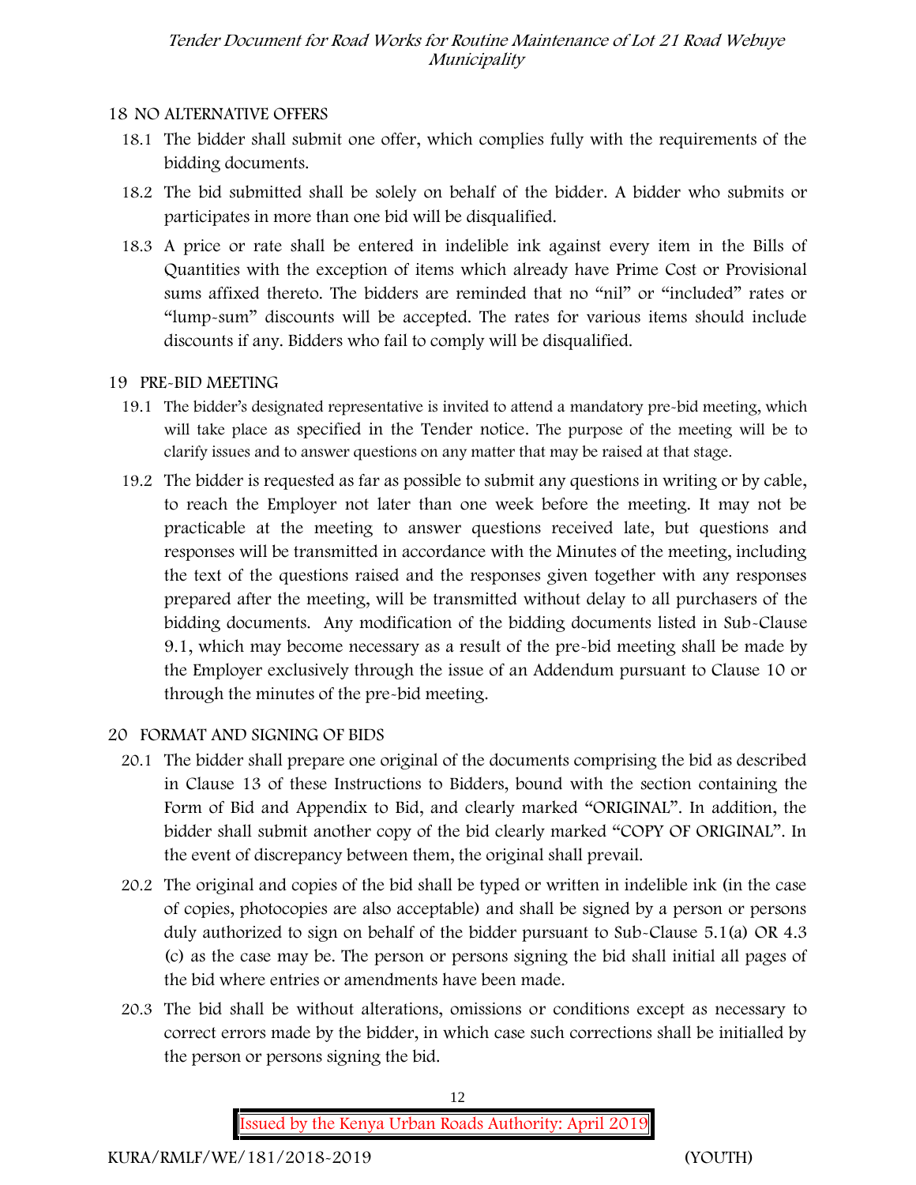## 18 NO ALTERNATIVE OFFERS

18.1 The bidder shall submit one offer, which complies fully with the requirements of the bidding documents.

18.2 The bid submitted shall be solely on behalf of the bidder. A bidder who submits or participates in more than one bid will be disqualified.

18.3 A price or rate shall be entered in indelible ink against every item in the Bills of Quantities with the exception of items which already have Prime Cost or Provisional sums affixed thereto. The bidders are reminded that no "nil" or "included" rates or "lump-sum" discounts will be accepted. The rates for various items should include discounts if any. Bidders who fail to comply will be disqualified.

## 19 PRE-BID MEETING

19.1 The bidder's designated representative is invited to attend a mandatory pre-bid meeting, which will take place as specified in the Tender notice. The purpose of the meeting will be to clarify issues and to answer questions on any matter that may be raised at that stage.

19.2 The bidder is requested as far as possible to submit any questions in writing or by cable, to reach the Employer not later than one week before the meeting. It may not be practicable at the meeting to answer questions received late, but questions and responses will be transmitted in accordance with the Minutes of the meeting, including the text of the questions raised and the responses given together with any responses prepared after the meeting, will be transmitted without delay to all purchasers of the bidding documents. Any modification of the bidding documents listed in Sub-Clause 9.1, which may become necessary as a result of the pre-bid meeting shall be made by the Employer exclusively through the issue of an Addendum pursuant to Clause 10 or through the minutes of the pre-bid meeting.

## 20 FORMAT AND SIGNING OF BIDS

20.1 The bidder shall prepare one original of the documents comprising the bid as described in Clause 13 of these Instructions to Bidders, bound with the section containing the Form of Bid and Appendix to Bid, and clearly marked "ORIGINAL". In addition, the bidder shall submit another copy of the bid clearly marked "COPY OF ORIGINAL". In the event of discrepancy between them, the original shall prevail.

20.2 The original and copies of the bid shall be typed or written in indelible ink (in the case of copies, photocopies are also acceptable) and shall be signed by a person or persons duly authorized to sign on behalf of the bidder pursuant to Sub-Clause 5.1(a) OR 4.3 (c) as the case may be. The person or persons signing the bid shall initial all pages of the bid where entries or amendments have been made.

20.3 The bid shall be without alterations, omissions or conditions except as necessary to correct errors made by the bidder, in which case such corrections shall be initialled by the person or persons signing the bid.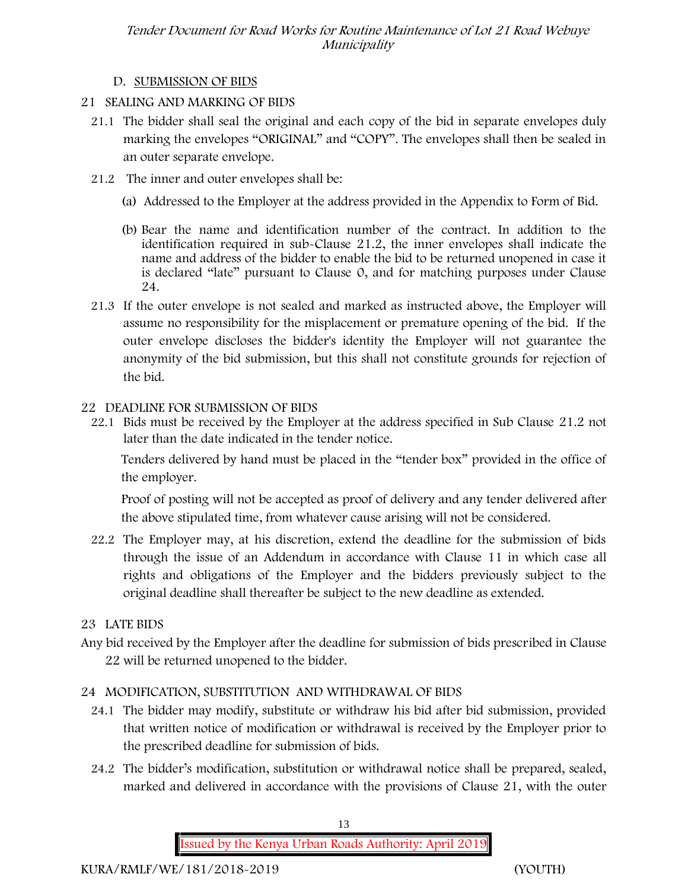## D. SUBMISSION OF BIDS

### 21 SEALING AND MARKING OF BIDS

21.1 The bidder shall seal the original and each copy of the bid in separate envelopes duly marking the envelopes "ORIGINAL" and "COPY". The envelopes shall then be sealed in an outer separate envelope.

21.2 The inner and outer envelopes shall be:

(a) Addressed to the Employer at the address provided in the Appendix to Form of Bid.

(b) Bear the name and identification number of the contract. In addition to the identification required in sub-Clause 21.2, the inner envelopes shall indicate the name and address of the bidder to enable the bid to be returned unopened in case it is declared "late" pursuant to Clause 0, and for matching purposes under Clause 24.

21.3 If the outer envelope is not sealed and marked as instructed above, the Employer will assume no responsibility for the misplacement or premature opening of the bid. If the outer envelope discloses the bidder's identity the Employer will not guarantee the anonymity of the bid submission, but this shall not constitute grounds for rejection of the bid.

### 22 DEADLINE FOR SUBMISSION OF BIDS

22.1 Bids must be received by the Employer at the address specified in Sub Clause 21.2 not later than the date indicated in the tender notice.

Tenders delivered by hand must be placed in the "tender box" provided in the office of the employer.

Proof of posting will not be accepted as proof of delivery and any tender delivered after the above stipulated time, from whatever cause arising will not be considered.

22.2 The Employer may, at his discretion, extend the deadline for the submission of bids through the issue of an Addendum in accordance with Clause 11 in which case all rights and obligations of the Employer and the bidders previously subject to the original deadline shall thereafter be subject to the new deadline as extended.

### 23 LATE BIDS

Any bid received by the Employer after the deadline for submission of bids prescribed in Clause 22 will be returned unopened to the bidder.

### 24 MODIFICATION, SUBSTITUTION AND WITHDRAWAL OF BIDS

24.1 The bidder may modify, substitute or withdraw his bid after bid submission, provided that written notice of modification or withdrawal is received by the Employer prior to the prescribed deadline for submission of bids.

24.2 The bidder's modification, substitution or withdrawal notice shall be prepared, sealed, marked and delivered in accordance with the provisions of Clause 21, with the outer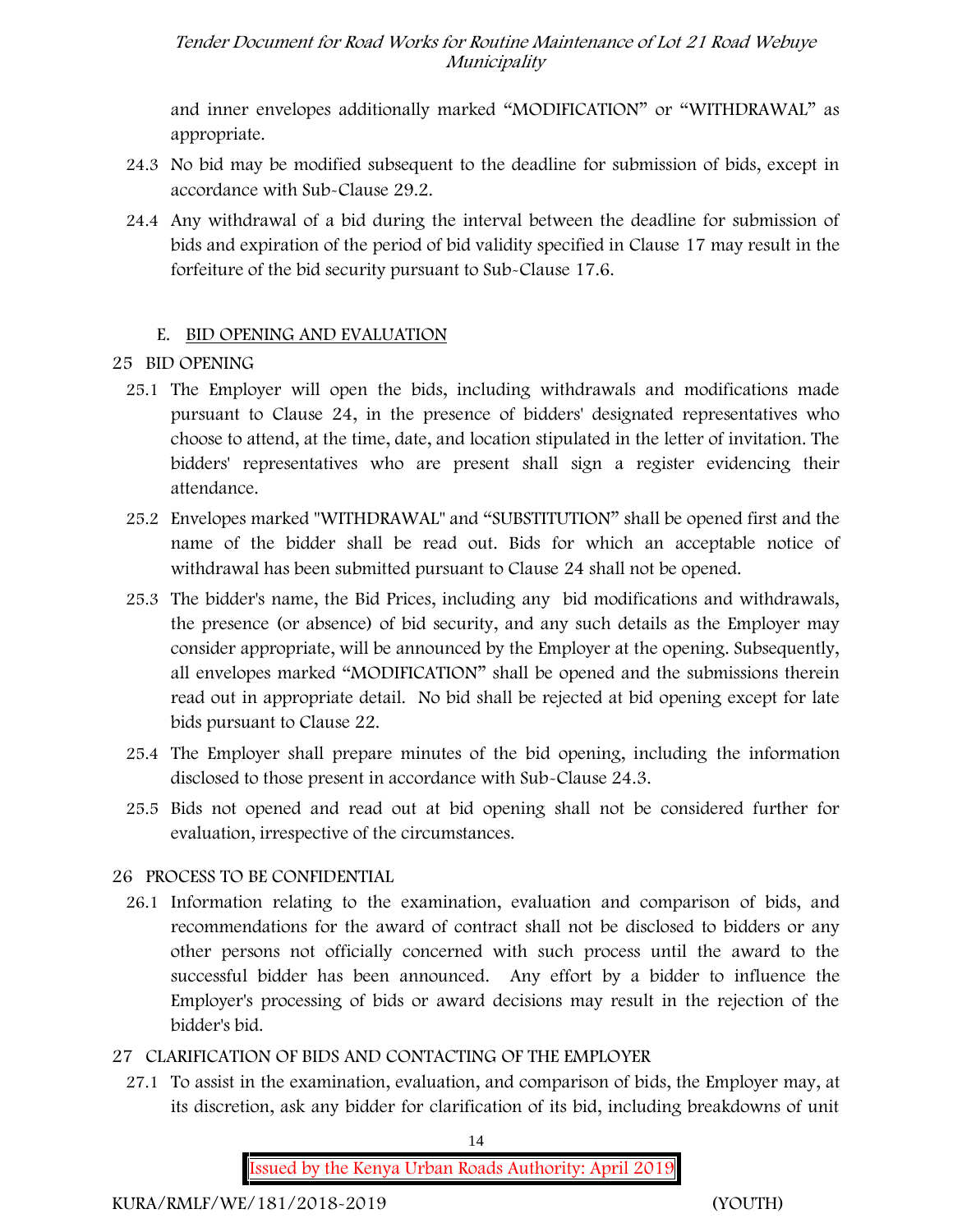and inner envelopes additionally marked "MODIFICATION" or "WITHDRAWAL" as appropriate.

24.3 No bid may be modified subsequent to the deadline for submission of bids, except in accordance with Sub-Clause 29.2.

24.4 Any withdrawal of a bid during the interval between the deadline for submission of bids and expiration of the period of bid validity specified in Clause 17 may result in the forfeiture of the bid security pursuant to Sub-Clause 17.6.

## E. BID OPENING AND EVALUATION

### 25 BID OPENING

25.1 The Employer will open the bids, including withdrawals and modifications made pursuant to Clause 24, in the presence of bidders' designated representatives who choose to attend, at the time, date, and location stipulated in the letter of invitation. The bidders' representatives who are present shall sign a register evidencing their attendance.

25.2 Envelopes marked "WITHDRAWAL" and "SUBSTITUTION" shall be opened first and the name of the bidder shall be read out. Bids for which an acceptable notice of withdrawal has been submitted pursuant to Clause 24 shall not be opened.

25.3 The bidder's name, the Bid Prices, including any bid modifications and withdrawals, the presence (or absence) of bid security, and any such details as the Employer may consider appropriate, will be announced by the Employer at the opening. Subsequently, all envelopes marked "MODIFICATION" shall be opened and the submissions therein read out in appropriate detail. No bid shall be rejected at bid opening except for late bids pursuant to Clause 22.

25.4 The Employer shall prepare minutes of the bid opening, including the information disclosed to those present in accordance with Sub-Clause 24.3.

25.5 Bids not opened and read out at bid opening shall not be considered further for evaluation, irrespective of the circumstances.

### 26 PROCESS TO BE CONFIDENTIAL

26.1 Information relating to the examination, evaluation and comparison of bids, and recommendations for the award of contract shall not be disclosed to bidders or any other persons not officially concerned with such process until the award to the successful bidder has been announced. Any effort by a bidder to influence the Employer's processing of bids or award decisions may result in the rejection of the bidder's bid.

### 27 CLARIFICATION OF BIDS AND CONTACTING OF THE EMPLOYER

27.1 To assist in the examination, evaluation, and comparison of bids, the Employer may, at its discretion, ask any bidder for clarification of its bid, including breakdowns of unit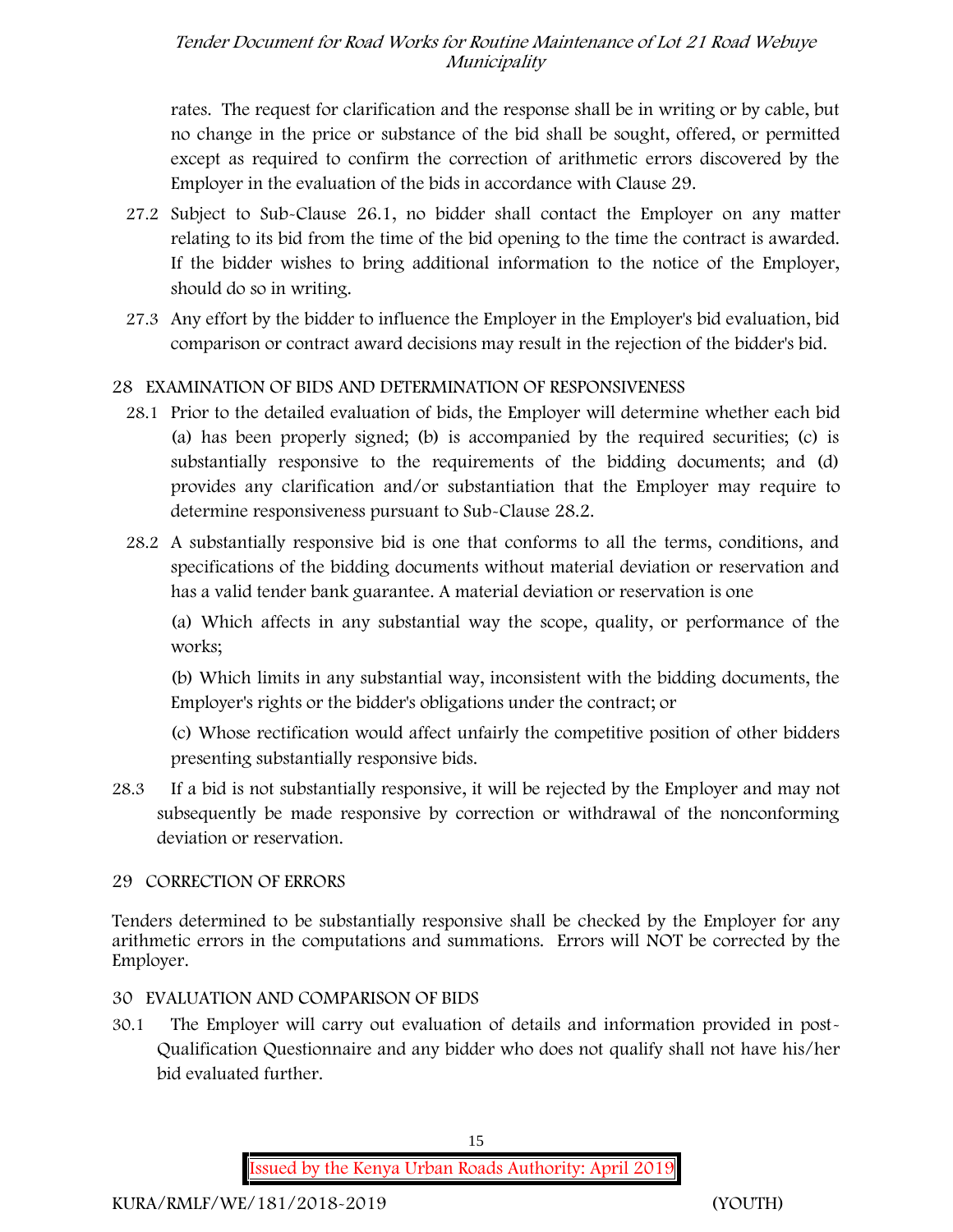rates. The request for clarification and the response shall be in writing or by cable, but no change in the price or substance of the bid shall be sought, offered, or permitted except as required to confirm the correction of arithmetic errors discovered by the Employer in the evaluation of the bids in accordance with Clause 29.

27.2 Subject to Sub-Clause 26.1, no bidder shall contact the Employer on any matter relating to its bid from the time of the bid opening to the time the contract is awarded. If the bidder wishes to bring additional information to the notice of the Employer, should do so in writing.

27.3 Any effort by the bidder to influence the Employer in the Employer's bid evaluation, bid comparison or contract award decisions may result in the rejection of the bidder's bid.

## 28 EXAMINATION OF BIDS AND DETERMINATION OF RESPONSIVENESS

28.1 Prior to the detailed evaluation of bids, the Employer will determine whether each bid (a) has been properly signed; (b) is accompanied by the required securities; (c) is substantially responsive to the requirements of the bidding documents; and (d) provides any clarification and/or substantiation that the Employer may require to determine responsiveness pursuant to Sub-Clause 28.2.

28.2 A substantially responsive bid is one that conforms to all the terms, conditions, and specifications of the bidding documents without material deviation or reservation and has a valid tender bank guarantee. A material deviation or reservation is one

(a) Which affects in any substantial way the scope, quality, or performance of the works;

(b) Which limits in any substantial way, inconsistent with the bidding documents, the Employer's rights or the bidder's obligations under the contract; or

(c) Whose rectification would affect unfairly the competitive position of other bidders presenting substantially responsive bids.

28.3 If a bid is not substantially responsive, it will be rejected by the Employer and may not subsequently be made responsive by correction or withdrawal of the nonconforming deviation or reservation.

## 29 CORRECTION OF ERRORS

Tenders determined to be substantially responsive shall be checked by the Employer for any arithmetic errors in the computations and summations. Errors will NOT be corrected by the Employer.

## 30 EVALUATION AND COMPARISON OF BIDS

30.1 The Employer will carry out evaluation of details and information provided in post-Qualification Questionnaire and any bidder who does not qualify shall not have his/her bid evaluated further.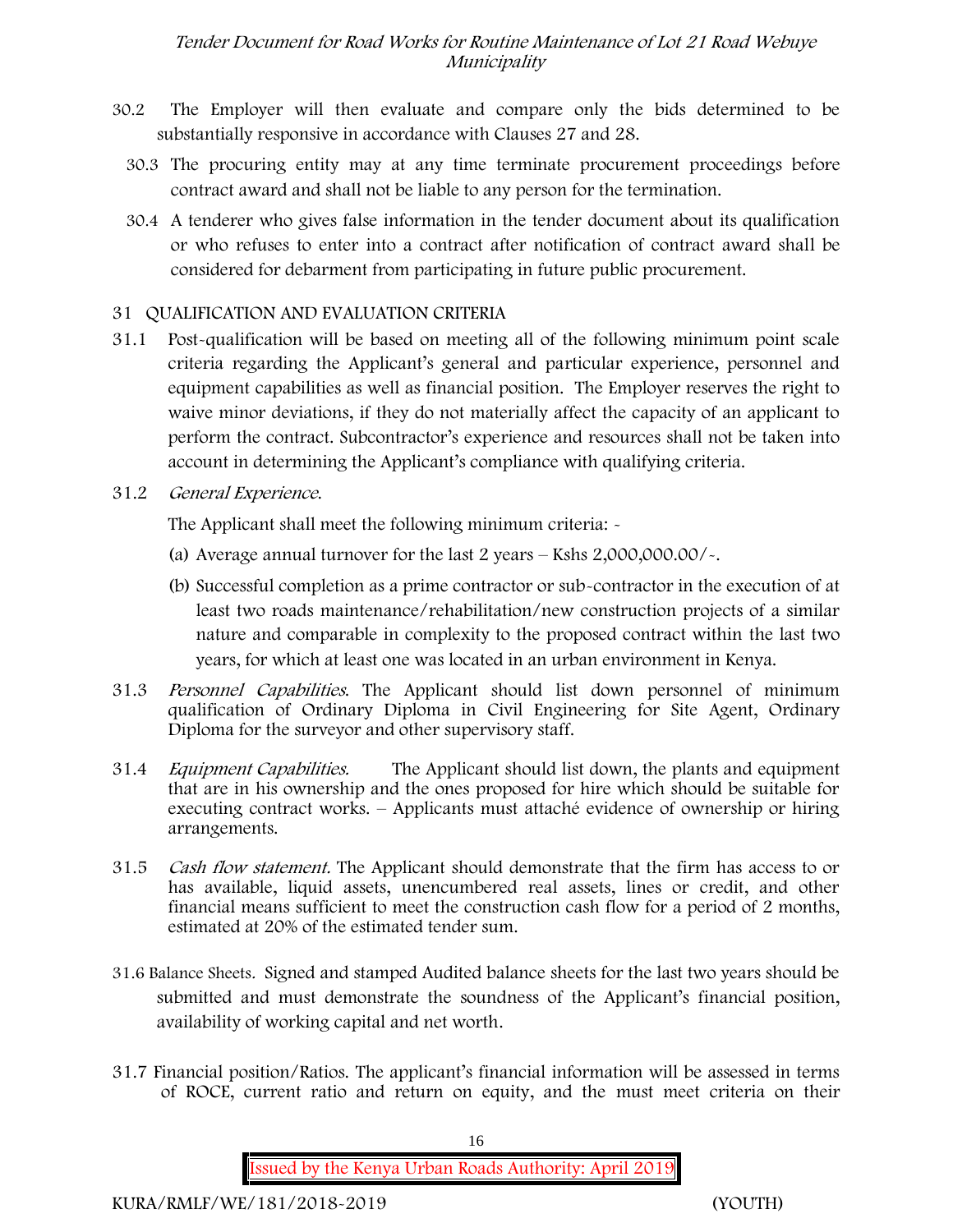30.2 The Employer will then evaluate and compare only the bids determined to be substantially responsive in accordance with Clauses 27 and 28.

30.3 The procuring entity may at any time terminate procurement proceedings before contract award and shall not be liable to any person for the termination.

30.4 A tenderer who gives false information in the tender document about its qualification or who refuses to enter into a contract after notification of contract award shall be considered for debarment from participating in future public procurement.

## 31 QUALIFICATION AND EVALUATION CRITERIA

31.1 Post-qualification will be based on meeting all of the following minimum point scale criteria regarding the Applicant's general and particular experience, personnel and equipment capabilities as well as financial position. The Employer reserves the right to waive minor deviations, if they do not materially affect the capacity of an applicant to perform the contract. Subcontractor's experience and resources shall not be taken into account in determining the Applicant's compliance with qualifying criteria.

31.2 *General Experience.*

The Applicant shall meet the following minimum criteria: -

(a) Average annual turnover for the last 2 years – Kshs 2,000,000.00/-.

(b) Successful completion as a prime contractor or sub-contractor in the execution of at least two roads maintenance/rehabilitation/new construction projects of a similar nature and comparable in complexity to the proposed contract within the last two years, for which at least one was located in an urban environment in Kenya.

31.3 *Personnel Capabilities.* The Applicant should list down personnel of minimum qualification of Ordinary Diploma in Civil Engineering for Site Agent, Ordinary Diploma for the surveyor and other supervisory staff.

31.4 *Equipment Capabilities.* The Applicant should list down, the plants and equipment that are in his ownership and the ones proposed for hire which should be suitable for executing contract works. – Applicants must attaché evidence of ownership or hiring arrangements.

31.5 *Cash flow statement.* The Applicant should demonstrate that the firm has access to or has available, liquid assets, unencumbered real assets, lines or credit, and other financial means sufficient to meet the construction cash flow for a period of 2 months, estimated at 20% of the estimated tender sum.

31.6 Balance Sheets. Signed and stamped Audited balance sheets for the last two years should be submitted and must demonstrate the soundness of the Applicant's financial position, availability of working capital and net worth.

31.7 Financial position/Ratios. The applicant's financial information will be assessed in terms of ROCE, current ratio and return on equity, and the must meet criteria on their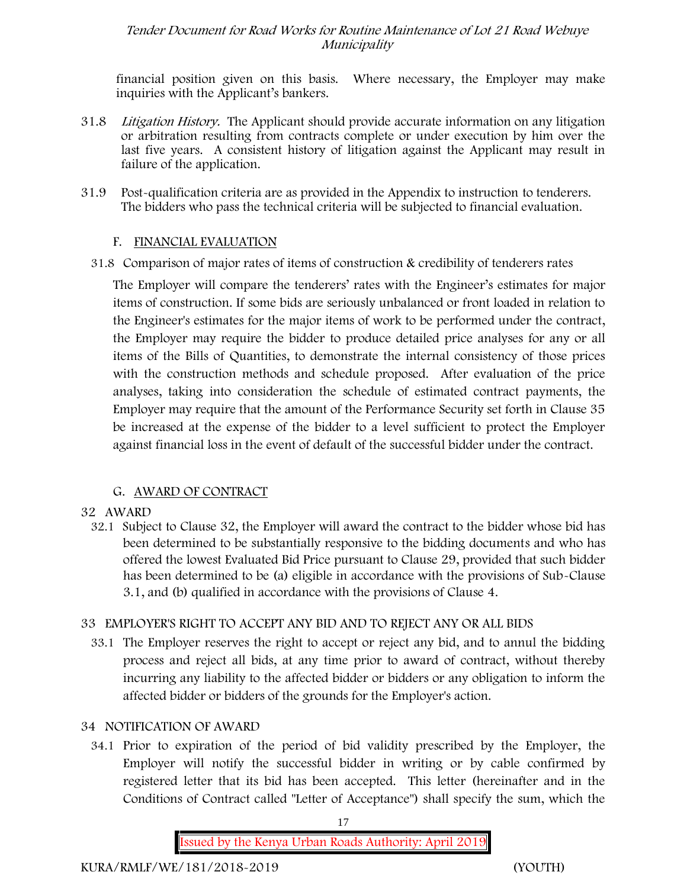financial position given on this basis. Where necessary, the Employer may make inquiries with the Applicant's bankers.

31.8 *Litigation History.* The Applicant should provide accurate information on any litigation or arbitration resulting from contracts complete or under execution by him over the last five years. A consistent history of litigation against the Applicant may result in failure of the application.

31.9 Post-qualification criteria are as provided in the Appendix to instruction to tenderers. The bidders who pass the technical criteria will be subjected to financial evaluation.

## F. FINANCIAL EVALUATION

31.8 Comparison of major rates of items of construction & credibility of tenderers rates

The Employer will compare the tenderers' rates with the Engineer's estimates for major items of construction. If some bids are seriously unbalanced or front loaded in relation to the Engineer's estimates for the major items of work to be performed under the contract, the Employer may require the bidder to produce detailed price analyses for any or all items of the Bills of Quantities, to demonstrate the internal consistency of those prices with the construction methods and schedule proposed. After evaluation of the price analyses, taking into consideration the schedule of estimated contract payments, the Employer may require that the amount of the Performance Security set forth in Clause 35 be increased at the expense of the bidder to a level sufficient to protect the Employer against financial loss in the event of default of the successful bidder under the contract.

## G. AWARD OF CONTRACT

### 32 AWARD

32.1 Subject to Clause 32, the Employer will award the contract to the bidder whose bid has been determined to be substantially responsive to the bidding documents and who has offered the lowest Evaluated Bid Price pursuant to Clause 29, provided that such bidder has been determined to be (a) eligible in accordance with the provisions of Sub-Clause 3.1, and (b) qualified in accordance with the provisions of Clause 4.

### 33 EMPLOYER'S RIGHT TO ACCEPT ANY BID AND TO REJECT ANY OR ALL BIDS

33.1 The Employer reserves the right to accept or reject any bid, and to annul the bidding process and reject all bids, at any time prior to award of contract, without thereby incurring any liability to the affected bidder or bidders or any obligation to inform the affected bidder or bidders of the grounds for the Employer's action.

### 34 NOTIFICATION OF AWARD

34.1 Prior to expiration of the period of bid validity prescribed by the Employer, the Employer will notify the successful bidder in writing or by cable confirmed by registered letter that its bid has been accepted. This letter (hereinafter and in the Conditions of Contract called "Letter of Acceptance") shall specify the sum, which the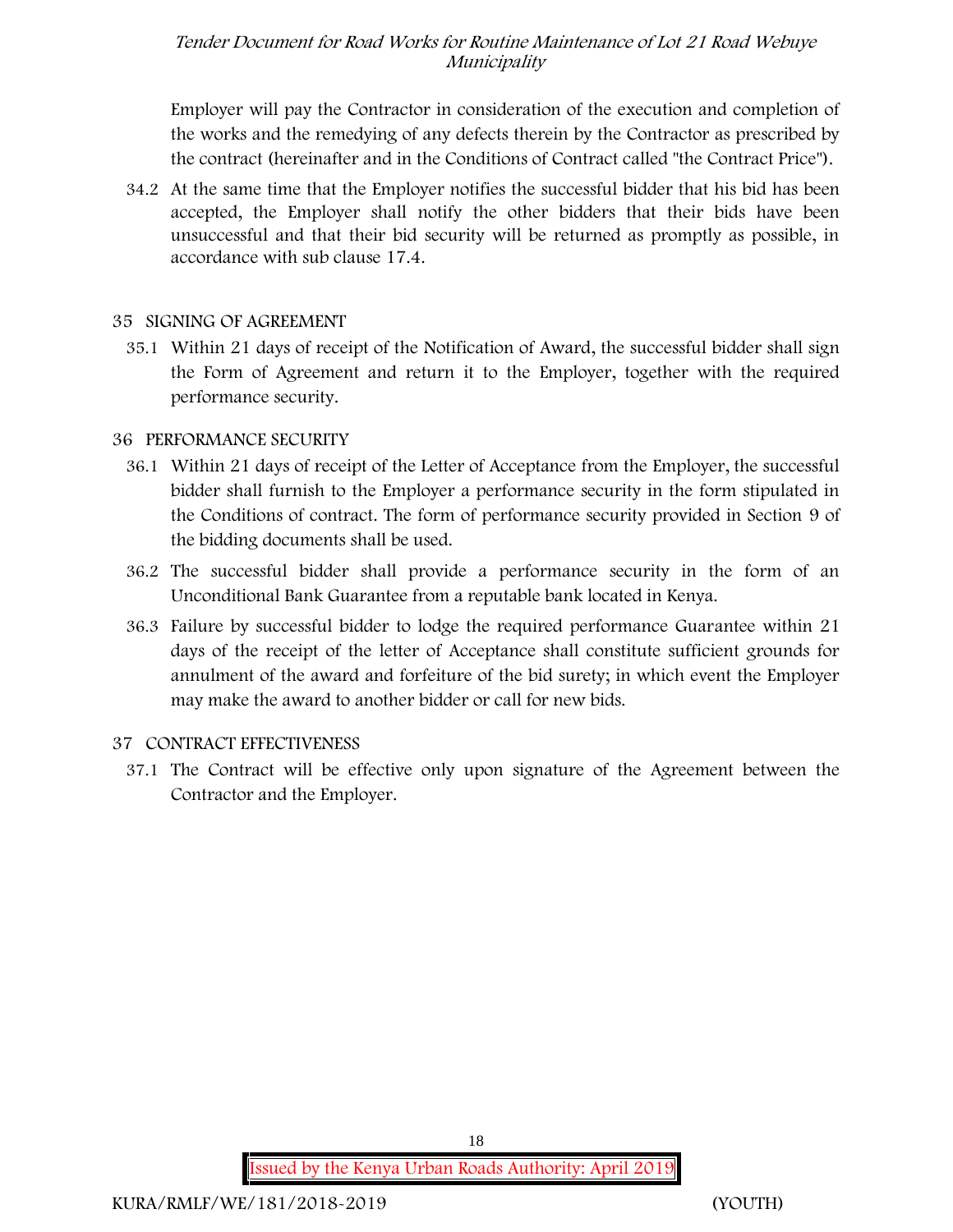Employer will pay the Contractor in consideration of the execution and completion of the works and the remedying of any defects therein by the Contractor as prescribed by the contract (hereinafter and in the Conditions of Contract called "the Contract Price").

34.2 At the same time that the Employer notifies the successful bidder that his bid has been accepted, the Employer shall notify the other bidders that their bids have been unsuccessful and that their bid security will be returned as promptly as possible, in accordance with sub clause 17.4.

## 35 SIGNING OF AGREEMENT

35.1 Within 21 days of receipt of the Notification of Award, the successful bidder shall sign the Form of Agreement and return it to the Employer, together with the required performance security.

## 36 PERFORMANCE SECURITY

36.1 Within 21 days of receipt of the Letter of Acceptance from the Employer, the successful bidder shall furnish to the Employer a performance security in the form stipulated in the Conditions of contract. The form of performance security provided in Section 9 of the bidding documents shall be used.

36.2 The successful bidder shall provide a performance security in the form of an Unconditional Bank Guarantee from a reputable bank located in Kenya.

36.3 Failure by successful bidder to lodge the required performance Guarantee within 21 days of the receipt of the letter of Acceptance shall constitute sufficient grounds for annulment of the award and forfeiture of the bid surety; in which event the Employer may make the award to another bidder or call for new bids.

## 37 CONTRACT EFFECTIVENESS

37.1 The Contract will be effective only upon signature of the Agreement between the Contractor and the Employer.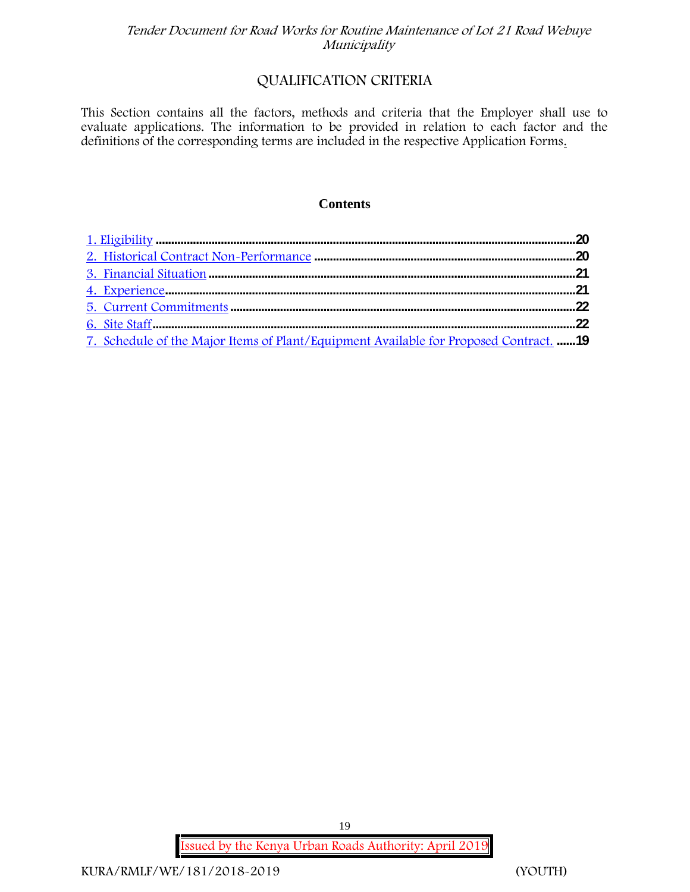# QUALIFICATION CRITERIA

This Section contains all the factors, methods and criteria that the Employer shall use to evaluate applications. The information to be provided in relation to each factor and the definitions of the corresponding terms are included in the respective Application Forms.

**Contents**

1. Eligibility .......... 20
2. Historical Contract Non-Performance .......... 20
3. Financial Situation .......... 21
4. Experience .......... 21
5. Current Commitments .......... 22
6. Site Staff .......... 22
7. Schedule of the Major Items of Plant/Equipment Available for Proposed Contract. .......... 19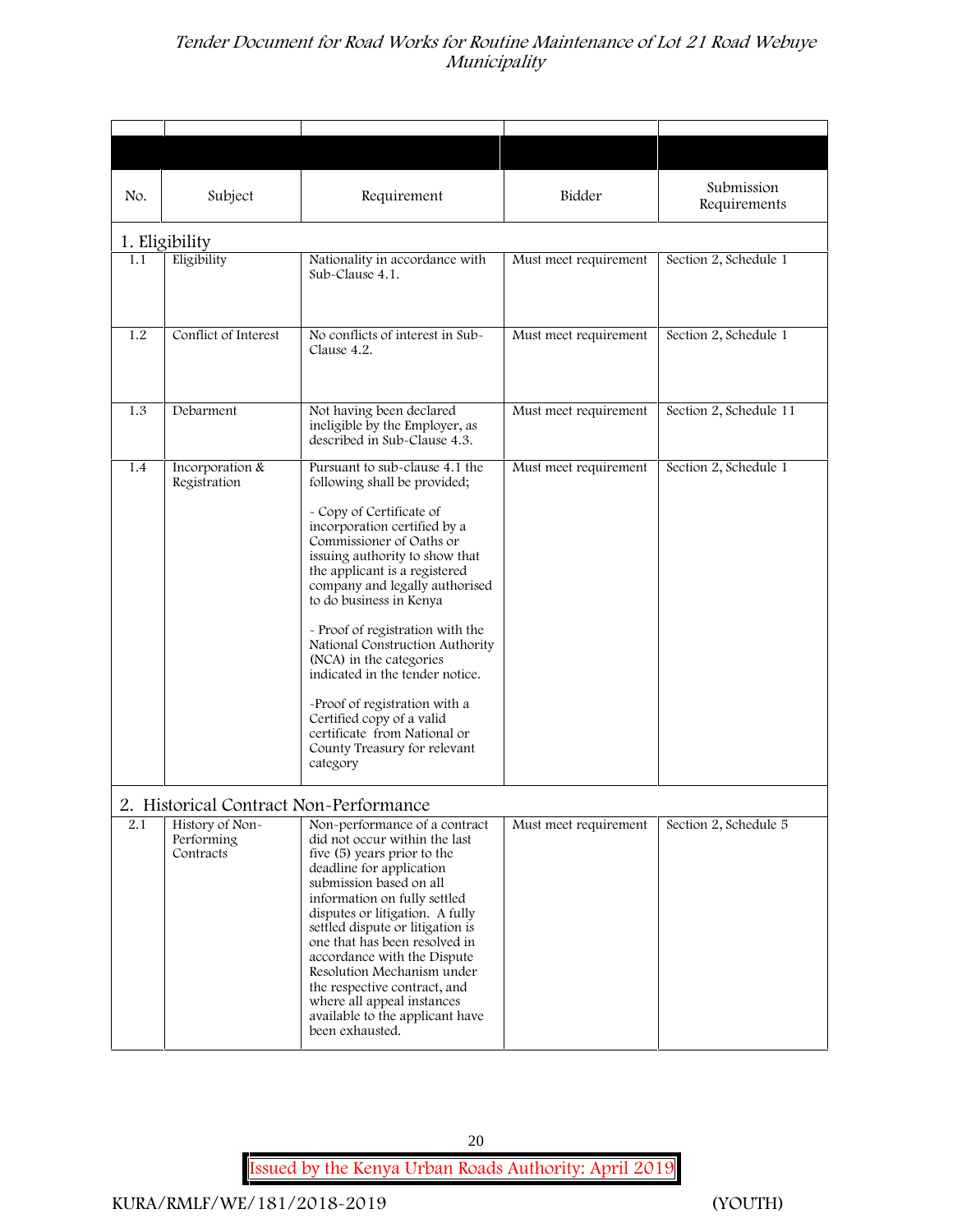| No. | Subject | Requirement | Bidder | Submission Requirements |
|---|---|---|---|---|
| **1. Eligibility** | | | | |
| 1.1 | Eligibility | Nationality in accordance with Sub-Clause 4.1. | Must meet requirement | Section 2, Schedule 1 |
| 1.2 | Conflict of Interest | No conflicts of interest in Sub-Clause 4.2. | Must meet requirement | Section 2, Schedule 1 |
| 1.3 | Debarment | Not having been declared ineligible by the Employer, as described in Sub-Clause 4.3. | Must meet requirement | Section 2, Schedule 11 |
| 1.4 | Incorporation & Registration | Pursuant to sub-clause 4.1 the following shall be provided;<br><br>- Copy of Certificate of incorporation certified by a Commissioner of Oaths or issuing authority to show that the applicant is a registered company and legally authorised to do business in Kenya<br><br>- Proof of registration with the National Construction Authority (NCA) in the categories indicated in the tender notice.<br><br>-Proof of registration with a Certified copy of a valid certificate from National or County Treasury for relevant category | Must meet requirement | Section 2, Schedule 1 |
| **2. Historical Contract Non-Performance** | | | | |
| 2.1 | History of Non-Performing Contracts | Non-performance of a contract did not occur within the last five (5) years prior to the deadline for application submission based on all information on fully settled disputes or litigation. A fully settled dispute or litigation is one that has been resolved in accordance with the Dispute Resolution Mechanism under the respective contract, and where all appeal instances available to the applicant have been exhausted. | Must meet requirement | Section 2, Schedule 5 |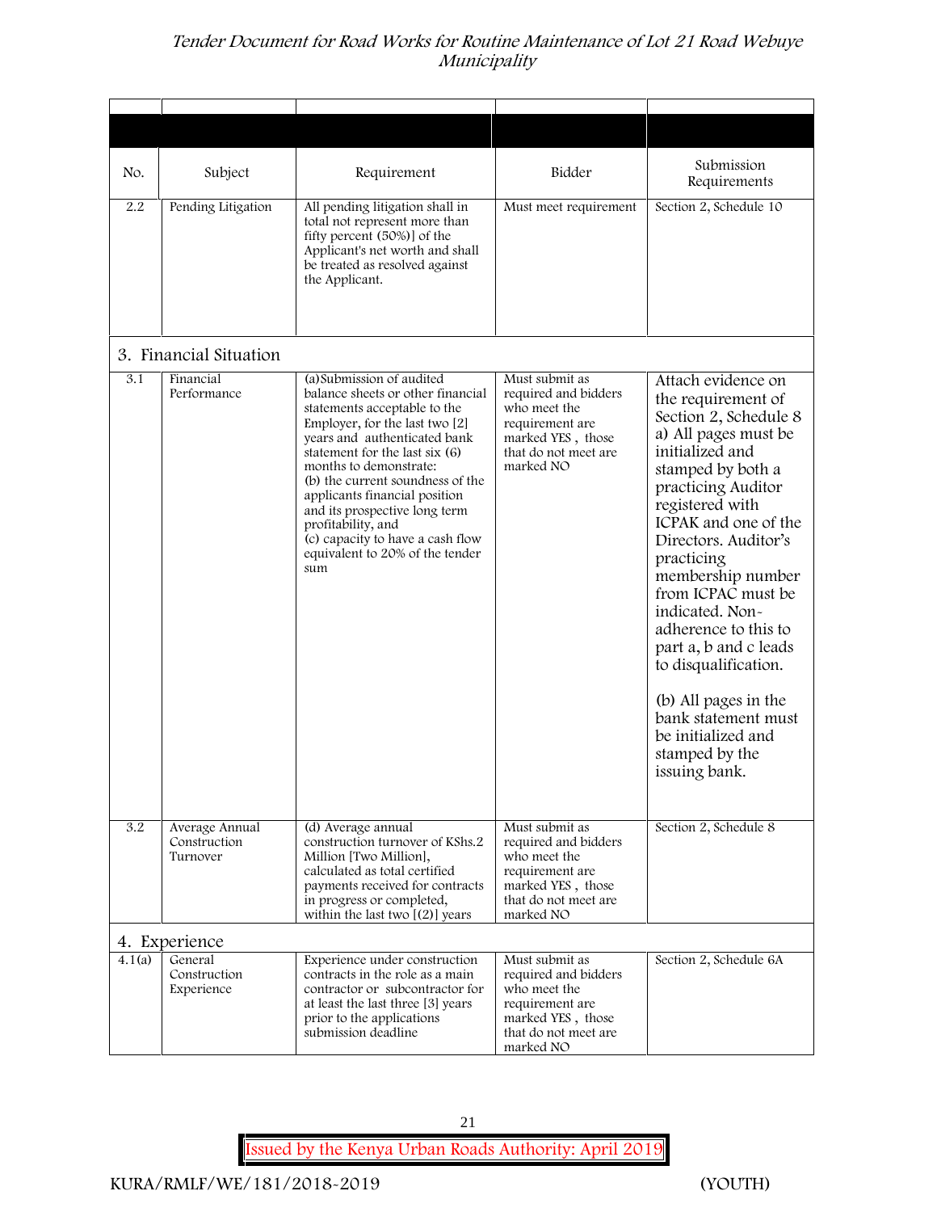| No. | Subject | Requirement | Bidder | Submission Requirements |
|---|---|---|---|---|
| 2.2 | Pending Litigation | All pending litigation shall in total not represent more than fifty percent (50%)] of the Applicant's net worth and shall be treated as resolved against the Applicant. | Must meet requirement | Section 2, Schedule 10 |
| **3. Financial Situation** | | | | |
| 3.1 | Financial Performance | (a)Submission of audited balance sheets or other financial statements acceptable to the Employer, for the last two [2] years and authenticated bank statement for the last six (6) months to demonstrate: (b) the current soundness of the applicants financial position and its prospective long term profitability, and (c) capacity to have a cash flow equivalent to 20% of the tender sum | Must submit as required and bidders who meet the requirement are marked YES , those that do not meet are marked NO | Attach evidence on the requirement of Section 2, Schedule 8 a) All pages must be initialized and stamped by both a practicing Auditor registered with ICPAK and one of the Directors. Auditor's practicing membership number from ICPAC must be indicated. Non-adherence to this to part a, b and c leads to disqualification. (b) All pages in the bank statement must be initialized and stamped by the issuing bank. |
| 3.2 | Average Annual Construction Turnover | (d) Average annual construction turnover of KShs.2 Million [Two Million], calculated as total certified payments received for contracts in progress or completed, within the last two [(2)] years | Must submit as required and bidders who meet the requirement are marked YES , those that do not meet are marked NO | Section 2, Schedule 8 |
| **4. Experience** | | | | |
| 4.1(a) | General Construction Experience | Experience under construction contracts in the role as a main contractor or subcontractor for at least the last three [3] years prior to the applications submission deadline | Must submit as required and bidders who meet the requirement are marked YES , those that do not meet are marked NO | Section 2, Schedule 6A |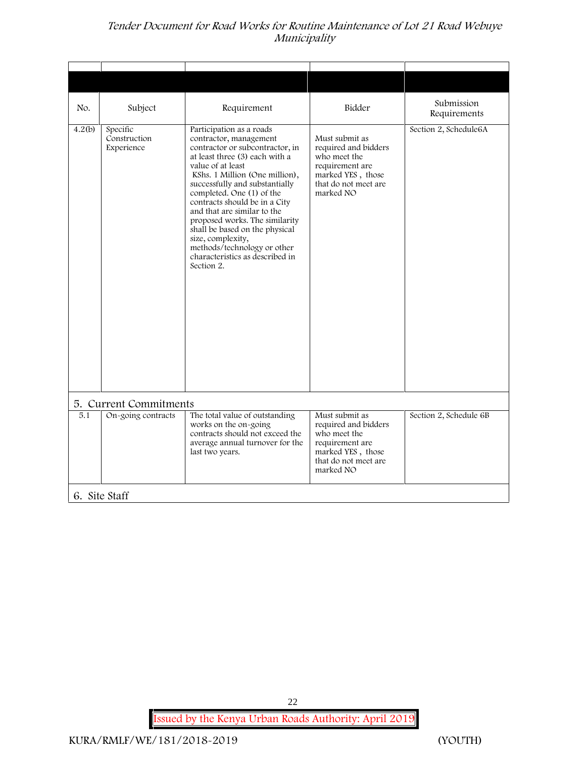| No. | Subject | Requirement | Bidder | Submission Requirements |
|---|---|---|---|---|
| 4.2(b) | Specific Construction Experience | Participation as a roads contractor, management contractor or subcontractor, in at least three (3) each with a value of at least KShs. 1 Million (One million), successfully and substantially completed. One (1) of the contracts should be in a City and that are similar to the proposed works. The similarity shall be based on the physical size, complexity, methods/technology or other characteristics as described in Section 2. | Must submit as required and bidders who meet the requirement are marked YES , those that do not meet are marked NO | Section 2, Schedule6A |
| **5. Current Commitments** | | | | |
| 5.1 | On-going contracts | The total value of outstanding works on the on-going contracts should not exceed the average annual turnover for the last two years. | Must submit as required and bidders who meet the requirement are marked YES , those that do not meet are marked NO | Section 2, Schedule 6B |
| **6. Site Staff** | | | | |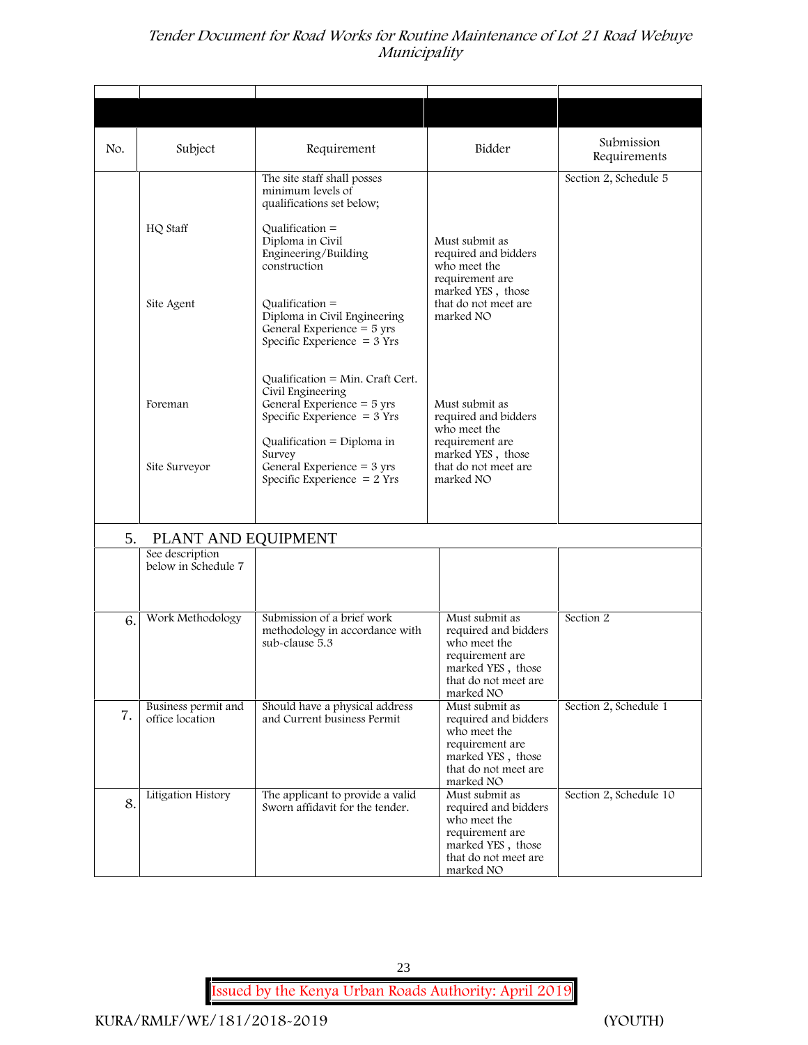| No. | Subject | Requirement | Bidder | Submission Requirements |
|---|---|---|---|---|
| | | The site staff shall posses minimum levels of qualifications set below; | | Section 2, Schedule 5 |
| | HQ Staff | Qualification = Diploma in Civil Engineering/Building construction | Must submit as required and bidders who meet the requirement are marked YES , those that do not meet are marked NO | |
| | Site Agent | Qualification = Diploma in Civil Engineering<br>General Experience = 5 yrs<br>Specific Experience = 3 Yrs | | |
| | Foreman | Qualification = Min. Craft Cert. Civil Engineering<br>General Experience = 5 yrs<br>Specific Experience = 3 Yrs | Must submit as required and bidders who meet the requirement are marked YES , those that do not meet are marked NO | |
| | Site Surveyor | Qualification = Diploma in Survey<br>General Experience = 3 yrs<br>Specific Experience = 2 Yrs | | |
| 5. | PLANT AND EQUIPMENT | | | |
| | See description below in Schedule 7 | | | |
| 6. | Work Methodology | Submission of a brief work methodology in accordance with sub-clause 5.3 | Must submit as required and bidders who meet the requirement are marked YES , those that do not meet are marked NO | Section 2 |
| 7. | Business permit and office location | Should have a physical address and Current business Permit | Must submit as required and bidders who meet the requirement are marked YES , those that do not meet are marked NO | Section 2, Schedule 1 |
| 8. | Litigation History | The applicant to provide a valid Sworn affidavit for the tender. | Must submit as required and bidders who meet the requirement are marked YES , those that do not meet are marked NO | Section 2, Schedule 10 |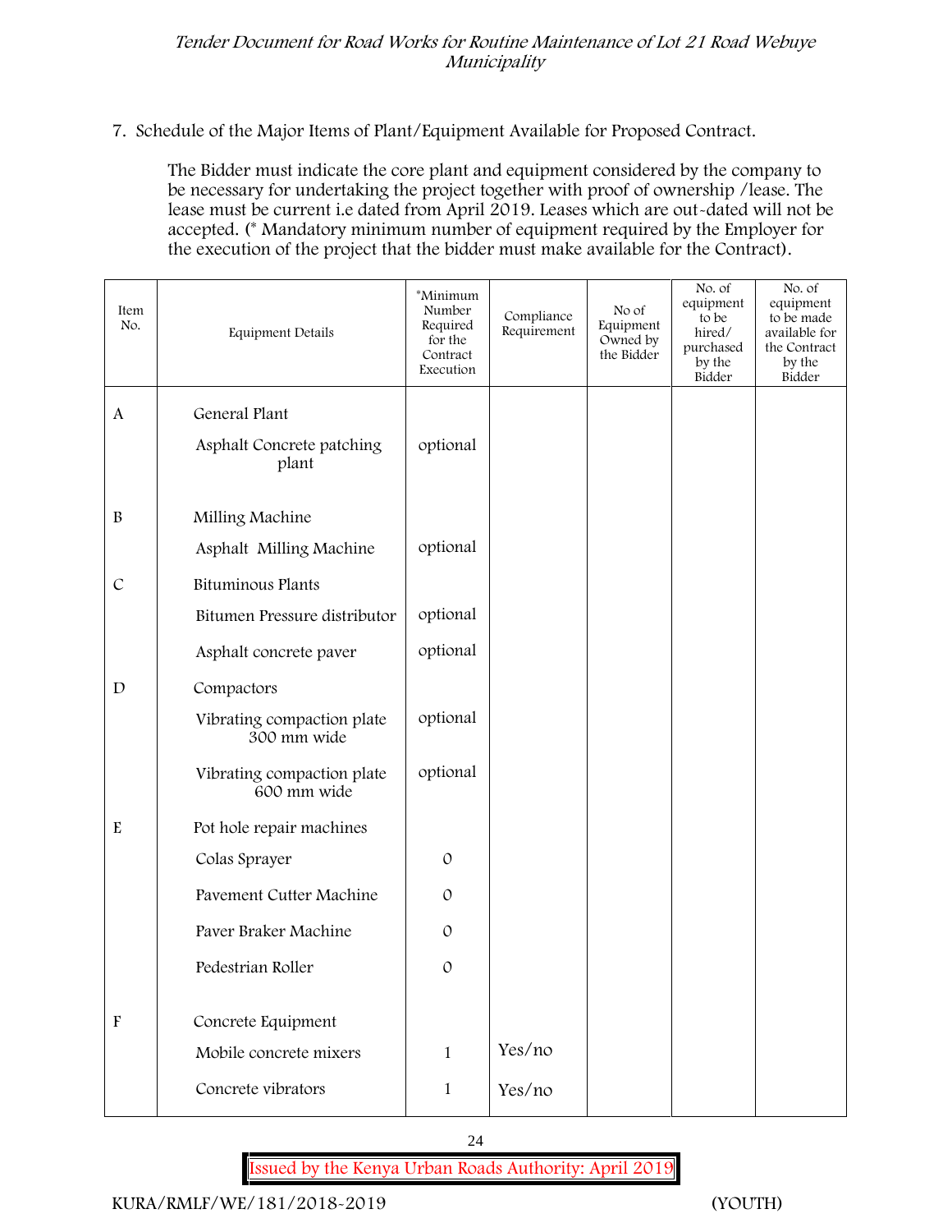7. Schedule of the Major Items of Plant/Equipment Available for Proposed Contract.

The Bidder must indicate the core plant and equipment considered by the company to be necessary for undertaking the project together with proof of ownership /lease. The lease must be current i.e dated from April 2019. Leases which are out-dated will not be accepted. (* Mandatory minimum number of equipment required by the Employer for the execution of the project that the bidder must make available for the Contract).

| Item No. | Equipment Details | *Minimum Number Required for the Contract Execution | Compliance Requirement | No of Equipment Owned by the Bidder | No. of equipment to be hired/ purchased by the Bidder | No. of equipment to be made available for the Contract by the Bidder |
|---|---|---|---|---|---|---|
| A | General Plant | | | | | |
| | Asphalt Concrete patching plant | optional | | | | |
| B | Milling Machine | | | | | |
| | Asphalt Milling Machine | optional | | | | |
| C | Bituminous Plants | | | | | |
| | Bitumen Pressure distributor | optional | | | | |
| | Asphalt concrete paver | optional | | | | |
| D | Compactors | | | | | |
| | Vibrating compaction plate 300 mm wide | optional | | | | |
| | Vibrating compaction plate 600 mm wide | optional | | | | |
| E | Pot hole repair machines | | | | | |
| | Colas Sprayer | 0 | | | | |
| | Pavement Cutter Machine | 0 | | | | |
| | Paver Braker Machine | 0 | | | | |
| | Pedestrian Roller | 0 | | | | |
| F | Concrete Equipment | | | | | |
| | Mobile concrete mixers | 1 | Yes/no | | | |
| | Concrete vibrators | 1 | Yes/no | | | |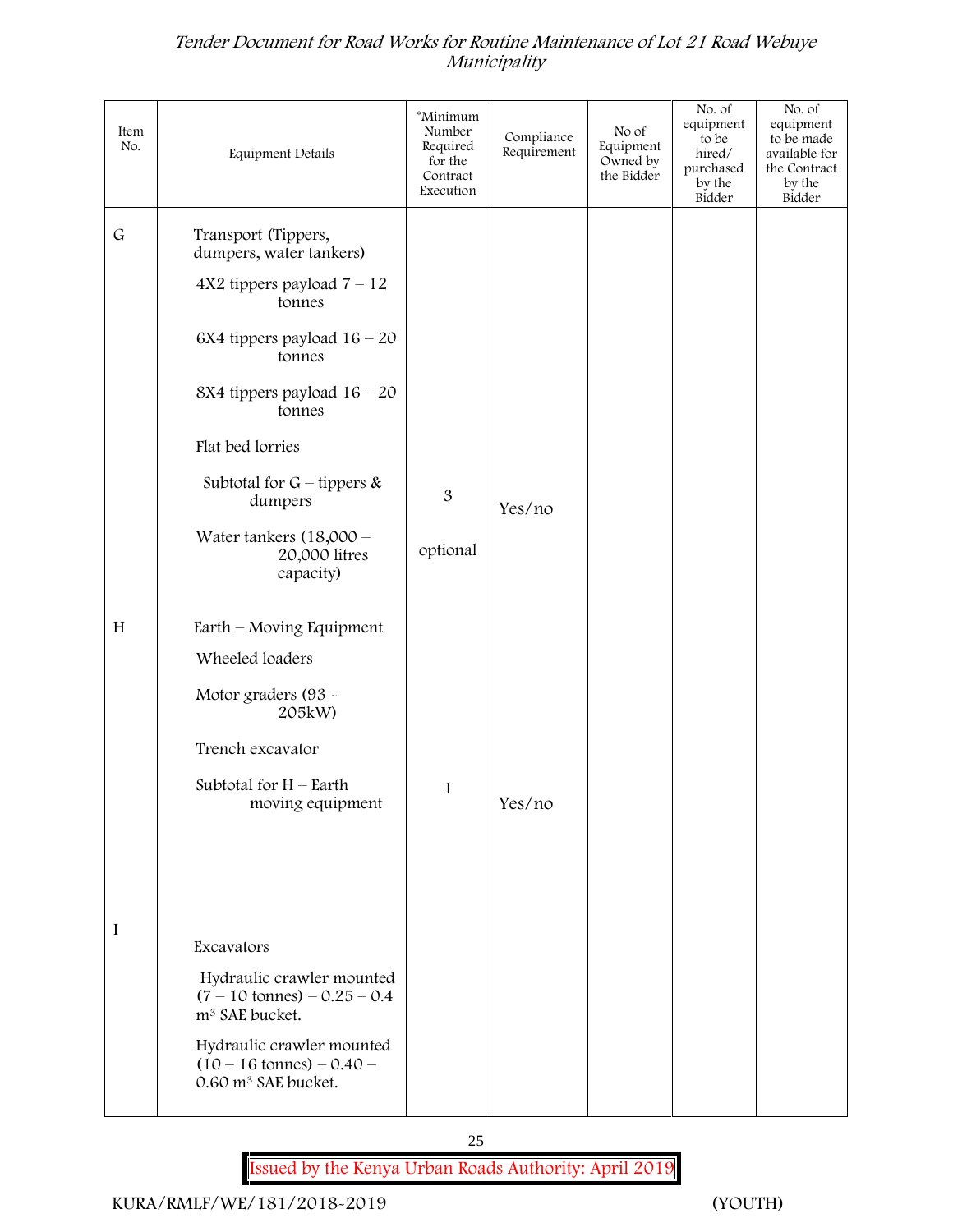| Item No. | Equipment Details | *Minimum Number Required for the Contract Execution | Compliance Requirement | No of Equipment Owned by the Bidder | No. of equipment to be hired/ purchased by the Bidder | No. of equipment to be made available for the Contract by the Bidder |
|---|---|---|---|---|---|---|
| G | Transport (Tippers, dumpers, water tankers) | | | | | |
| | 4X2 tippers payload 7 – 12 tonnes | | | | | |
| | 6X4 tippers payload 16 – 20 tonnes | | | | | |
| | 8X4 tippers payload 16 – 20 tonnes | | | | | |
| | Flat bed lorries | | | | | |
| | Subtotal for G – tippers & dumpers | 3 | Yes/no | | | |
| | Water tankers (18,000 – 20,000 litres capacity) | optional | | | | |
| H | Earth – Moving Equipment | | | | | |
| | Wheeled loaders | | | | | |
| | Motor graders (93 - 205kW) | | | | | |
| | Trench excavator | | | | | |
| | Subtotal for H – Earth moving equipment | 1 | Yes/no | | | |
| I | Excavators | | | | | |
| | Hydraulic crawler mounted (7 – 10 tonnes) – 0.25 – 0.4 $m^3$ SAE bucket. | | | | | |
| | Hydraulic crawler mounted (10 – 16 tonnes) – 0.40 – 0.60 $m^3$ SAE bucket. | | | | | |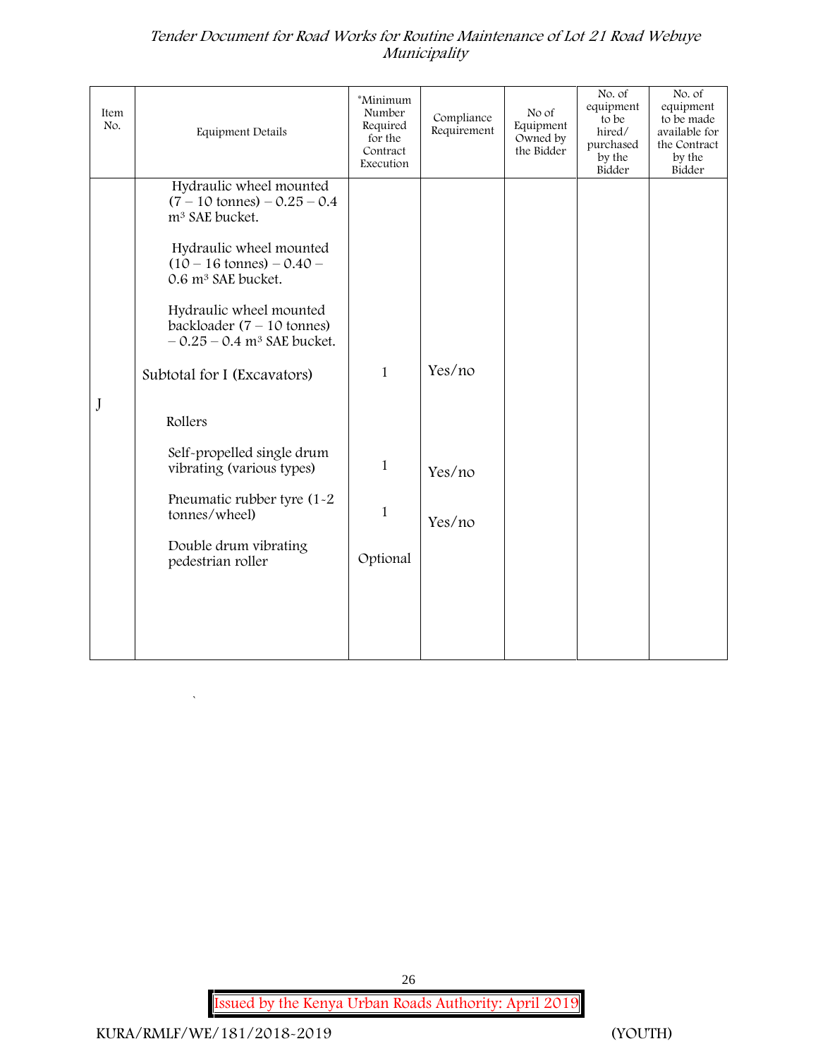| Item No. | Equipment Details | *Minimum Number Required for the Contract Execution | Compliance Requirement | No of Equipment Owned by the Bidder | No. of equipment to be hired/ purchased by the Bidder | No. of equipment to be made available for the Contract by the Bidder |
|---|---|---|---|---|---|---|
| | Hydraulic wheel mounted (7 – 10 tonnes) – 0.25 – 0.4 $m^3$ SAE bucket. | | | | | |
| | Hydraulic wheel mounted (10 – 16 tonnes) – 0.40 – 0.6 $m^3$ SAE bucket. | | | | | |
| | Hydraulic wheel mounted backloader (7 – 10 tonnes) – 0.25 – 0.4 $m^3$ SAE bucket. | | | | | |
| | Subtotal for I (Excavators) | 1 | Yes/no | | | |
| J | Rollers | | | | | |
| | Self-propelled single drum vibrating (various types) | 1 | Yes/no | | | |
| | Pneumatic rubber tyre (1-2 tonnes/wheel) | 1 | Yes/no | | | |
| | Double drum vibrating pedestrian roller | Optional | | | | |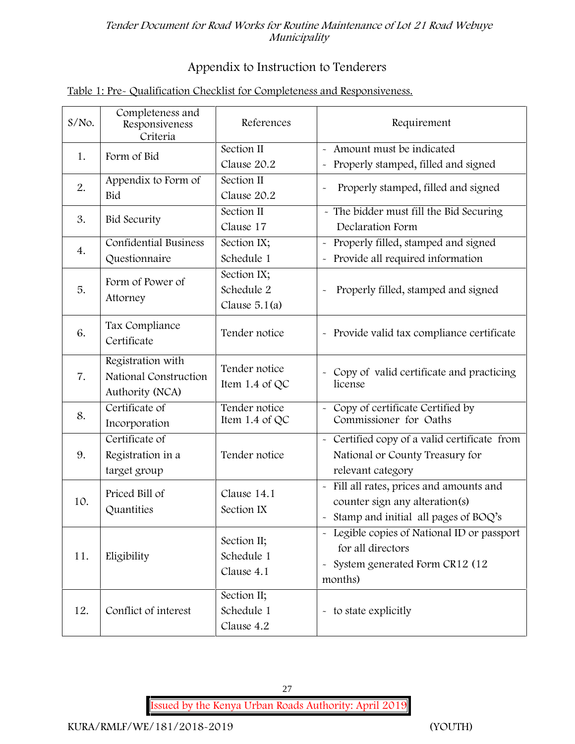## Appendix to Instruction to Tenderers

Table 1: Pre- Qualification Checklist for Completeness and Responsiveness.

| S/No. | Completeness and Responsiveness Criteria | References | Requirement |
|---|---|---|---|
| 1. | Form of Bid | Section II Clause 20.2 | - Amount must be indicated<br>- Properly stamped, filled and signed |
| 2. | Appendix to Form of Bid | Section II Clause 20.2 | - Properly stamped, filled and signed |
| 3. | Bid Security | Section II Clause 17 | - The bidder must fill the Bid Securing Declaration Form |
| 4. | Confidential Business Questionnaire | Section IX; Schedule 1 | - Properly filled, stamped and signed<br>- Provide all required information |
| 5. | Form of Power of Attorney | Section IX; Schedule 2 Clause 5.1(a) | - Properly filled, stamped and signed |
| 6. | Tax Compliance Certificate | Tender notice | - Provide valid tax compliance certificate |
| 7. | Registration with National Construction Authority (NCA) | Tender notice Item 1.4 of QC | - Copy of valid certificate and practicing license |
| 8. | Certificate of Incorporation | Tender notice Item 1.4 of QC | - Copy of certificate Certified by Commissioner for Oaths |
| 9. | Certificate of Registration in a target group | Tender notice | - Certified copy of a valid certificate from National or County Treasury for relevant category |
| 10. | Priced Bill of Quantities | Clause 14.1 Section IX | - Fill all rates, prices and amounts and counter sign any alteration(s)<br>- Stamp and initial all pages of BOQ's |
| 11. | Eligibility | Section II; Schedule 1 Clause 4.1 | - Legible copies of National ID or passport for all directors<br>- System generated Form CR12 (12 months) |
| 12. | Conflict of interest | Section II; Schedule 1 Clause 4.2 | - to state explicitly |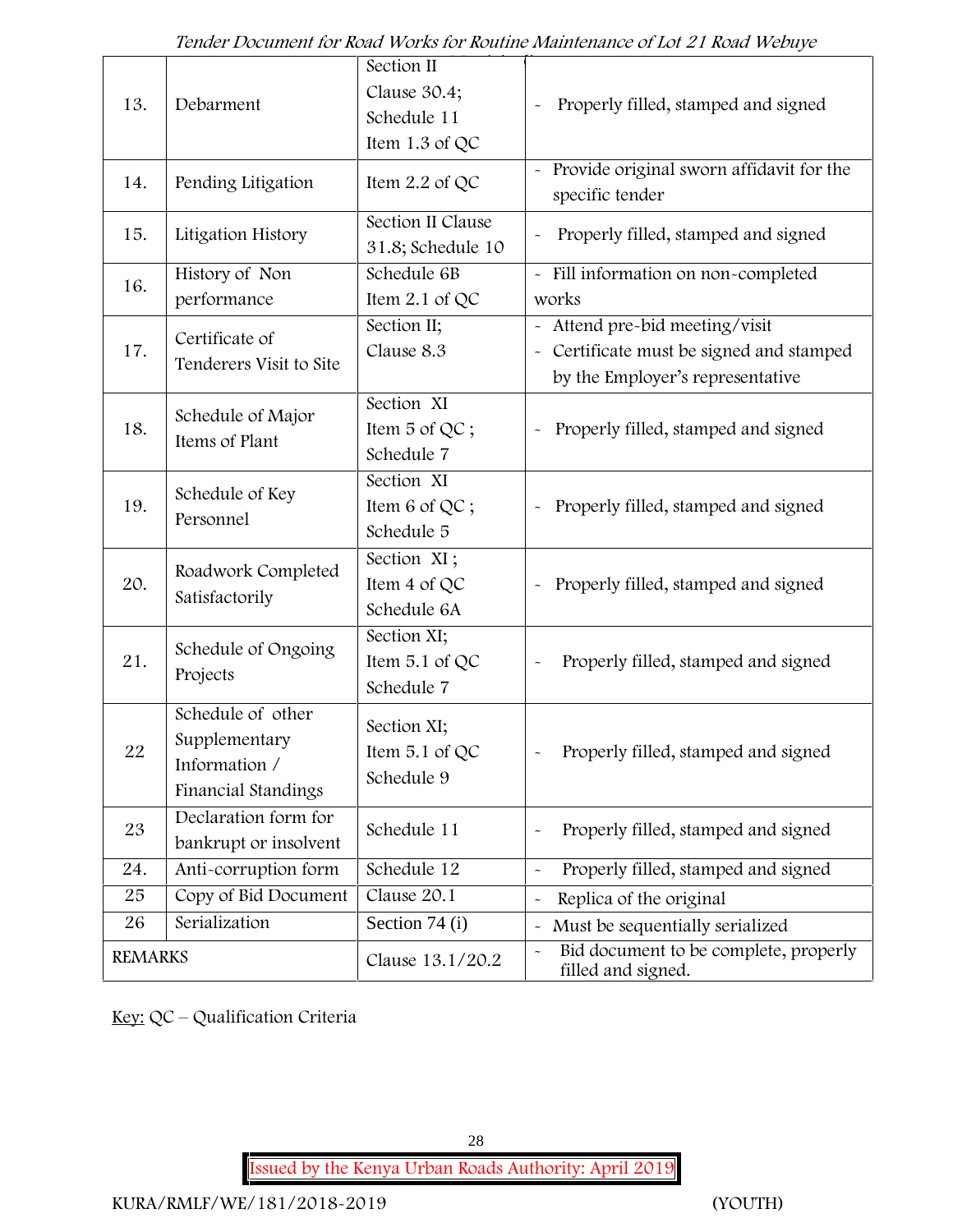| 13. | Debarment | Section II Clause 30.4; Schedule 11 Item 1.3 of QC | - Properly filled, stamped and signed |
|---|---|---|---|
| 14. | Pending Litigation | Item 2.2 of QC | - Provide original sworn affidavit for the specific tender |
| 15. | Litigation History | Section II Clause 31.8; Schedule 10 | - Properly filled, stamped and signed |
| 16. | History of Non performance | Schedule 6B Item 2.1 of QC | - Fill information on non-completed works |
| 17. | Certificate of Tenderers Visit to Site | Section II; Clause 8.3 | - Attend pre-bid meeting/visit<br>- Certificate must be signed and stamped by the Employer's representative |
| 18. | Schedule of Major Items of Plant | Section XI Item 5 of QC ; Schedule 7 | - Properly filled, stamped and signed |
| 19. | Schedule of Key Personnel | Section XI Item 6 of QC ; Schedule 5 | - Properly filled, stamped and signed |
| 20. | Roadwork Completed Satisfactorily | Section XI ; Item 4 of QC Schedule 6A | - Properly filled, stamped and signed |
| 21. | Schedule of Ongoing Projects | Section XI; Item 5.1 of QC Schedule 7 | - Properly filled, stamped and signed |
| 22 | Schedule of other Supplementary Information / Financial Standings | Section XI; Item 5.1 of QC Schedule 9 | - Properly filled, stamped and signed |
| 23 | Declaration form for bankrupt or insolvent | Schedule 11 | - Properly filled, stamped and signed |
| 24. | Anti-corruption form | Schedule 12 | - Properly filled, stamped and signed |
| 25 | Copy of Bid Document | Clause 20.1 | - Replica of the original |
| 26 | Serialization | Section 74 (i) | - Must be sequentially serialized |
| REMARKS | | Clause 13.1/20.2 | - Bid document to be complete, properly filled and signed. |

Key: QC – Qualification Criteria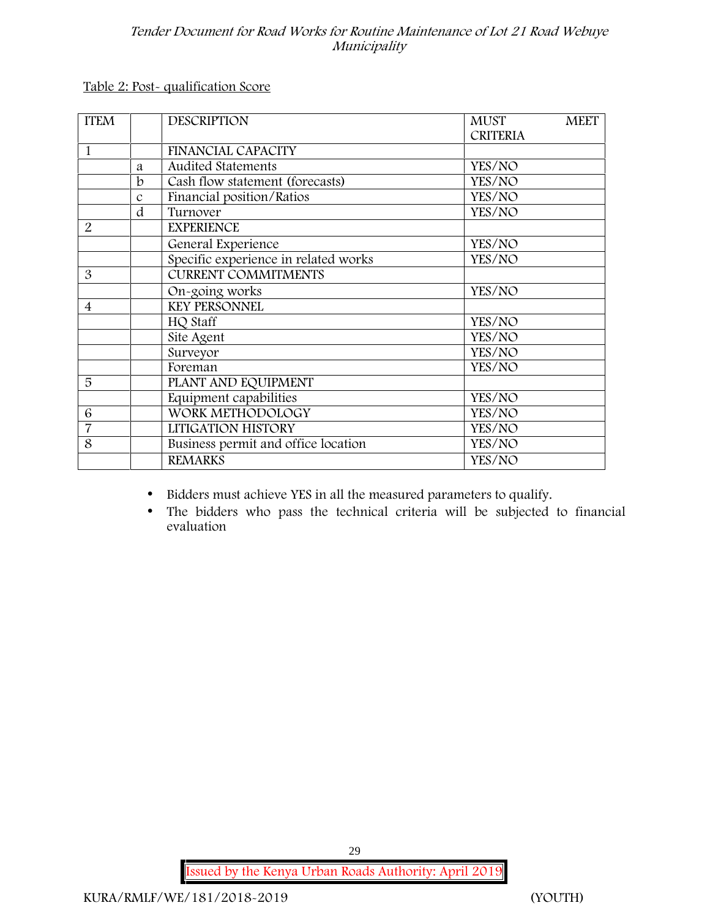Table 2: Post- qualification Score

| ITEM | | DESCRIPTION | MUST MEET CRITERIA |
|---|---|---|---|
| 1 | | FINANCIAL CAPACITY | |
| | a | Audited Statements | YES/NO |
| | b | Cash flow statement (forecasts) | YES/NO |
| | c | Financial position/Ratios | YES/NO |
| | d | Turnover | YES/NO |
| 2 | | EXPERIENCE | |
| | | General Experience | YES/NO |
| | | Specific experience in related works | YES/NO |
| 3 | | CURRENT COMMITMENTS | |
| | | On-going works | YES/NO |
| 4 | | KEY PERSONNEL | |
| | | HQ Staff | YES/NO |
| | | Site Agent | YES/NO |
| | | Surveyor | YES/NO |
| | | Foreman | YES/NO |
| 5 | | PLANT AND EQUIPMENT | |
| | | Equipment capabilities | YES/NO |
| 6 | | WORK METHODOLOGY | YES/NO |
| 7 | | LITIGATION HISTORY | YES/NO |
| 8 | | Business permit and office location | YES/NO |
| | | REMARKS | YES/NO |

- Bidders must achieve YES in all the measured parameters to qualify.
- The bidders who pass the technical criteria will be subjected to financial evaluation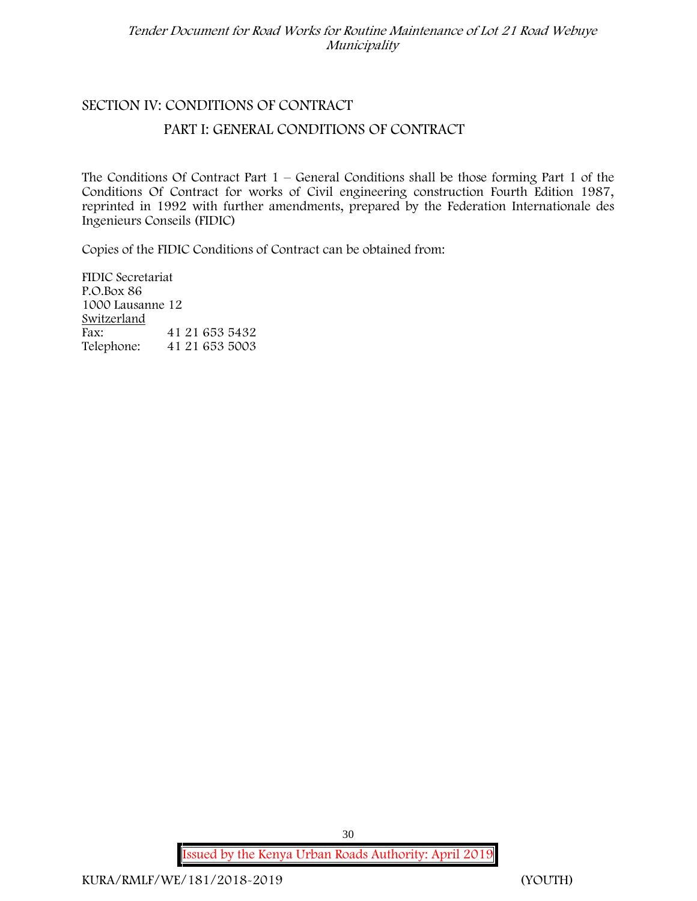## SECTION IV: CONDITIONS OF CONTRACT

### PART I: GENERAL CONDITIONS OF CONTRACT

The Conditions Of Contract Part 1 – General Conditions shall be those forming Part 1 of the Conditions Of Contract for works of Civil engineering construction Fourth Edition 1987, reprinted in 1992 with further amendments, prepared by the Federation Internationale des Ingenieurs Conseils (FIDIC)

Copies of the FIDIC Conditions of Contract can be obtained from:

FIDIC Secretariat
P.O.Box 86
1000 Lausanne 12
Switzerland
Fax: 41 21 653 5432
Telephone: 41 21 653 5003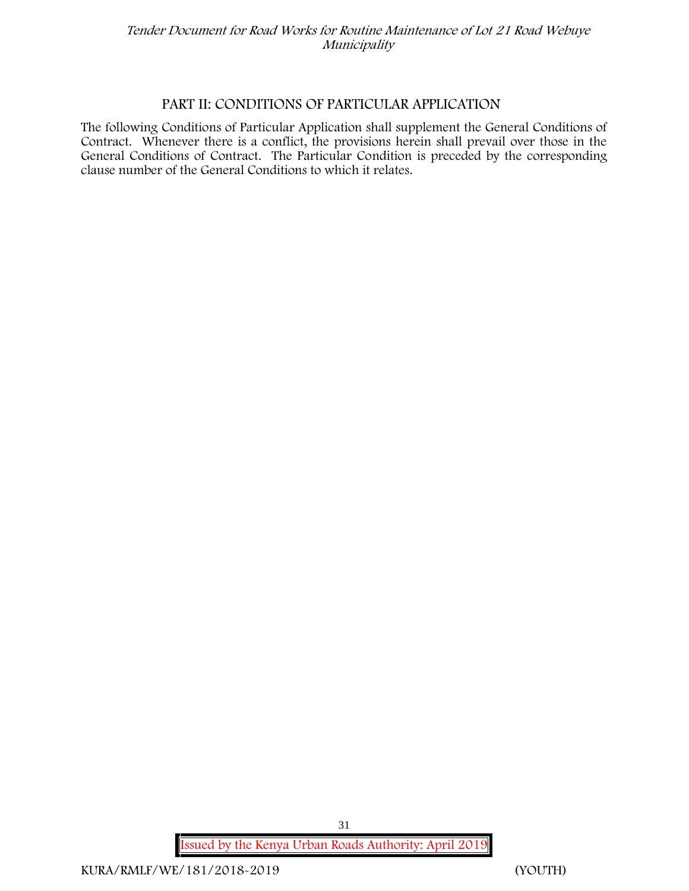# PART II: CONDITIONS OF PARTICULAR APPLICATION

The following Conditions of Particular Application shall supplement the General Conditions of Contract. Whenever there is a conflict, the provisions herein shall prevail over those in the General Conditions of Contract. The Particular Condition is preceded by the corresponding clause number of the General Conditions to which it relates.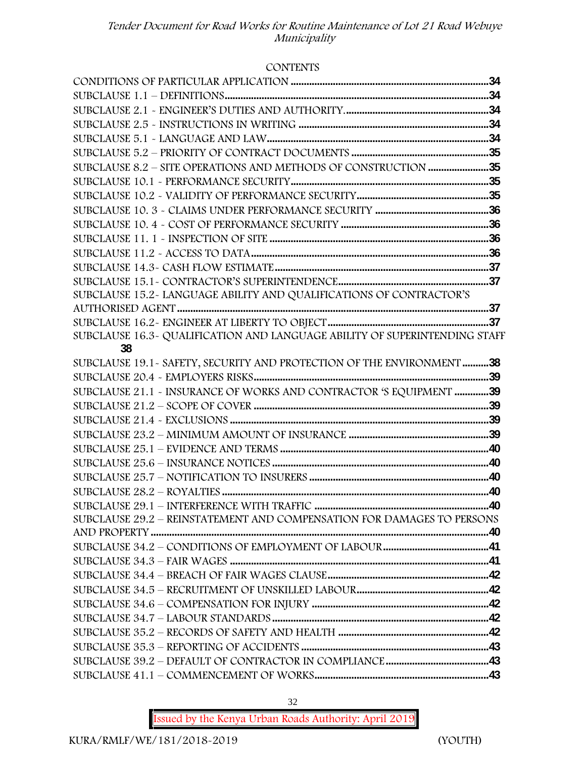CONTENTS

CONDITIONS OF PARTICULAR APPLICATION ........................................................................34
SUBCLAUSE 1.1 – DEFINITIONS........................................................................................34
SUBCLAUSE 2.1 - ENGINEER'S DUTIES AND AUTHORITY.....................................................34
SUBCLAUSE 2.5 - INSTRUCTIONS IN WRITING .....................................................................34
SUBCLAUSE 5.1 - LANGUAGE AND LAW................................................................................34
SUBCLAUSE 5.2 – PRIORITY OF CONTRACT DOCUMENTS ....................................................35
SUBCLAUSE 8.2 – SITE OPERATIONS AND METHODS OF CONSTRUCTION .......................35
SUBCLAUSE 10.1 - PERFORMANCE SECURITY.........................................................................35
SUBCLAUSE 10.2 - VALIDITY OF PERFORMANCE SECURITY..................................................35
SUBCLAUSE 10. 3 - CLAIMS UNDER PERFORMANCE SECURITY ...........................................36
SUBCLAUSE 10. 4 - COST OF PERFORMANCE SECURITY .......................................................36
SUBCLAUSE 11. 1 - INSPECTION OF SITE ..................................................................................36
SUBCLAUSE 11.2 - ACCESS TO DATA.........................................................................................36
SUBCLAUSE 14.3- CASH FLOW ESTIMATE.................................................................................37
SUBCLAUSE 15.1- CONTRACTOR'S SUPERINTENDENCE.........................................................37
SUBCLAUSE 15.2- LANGUAGE ABILITY AND QUALIFICATIONS OF CONTRACTOR'S AUTHORISED AGENT .......................................................................................................................37
SUBCLAUSE 16.2- ENGINEER AT LIBERTY TO OBJECT.............................................................37
SUBCLAUSE 16.3- QUALIFICATION AND LANGUAGE ABILITY OF SUPERINTENDING STAFF 38
SUBCLAUSE 19.1- SAFETY, SECURITY AND PROTECTION OF THE ENVIRONMENT..........38
SUBCLAUSE 20.4 - EMPLOYERS RISKS........................................................................................39
SUBCLAUSE 21.1 - INSURANCE OF WORKS AND CONTRACTOR 'S EQUIPMENT .............39
SUBCLAUSE 21.2 – SCOPE OF COVER ........................................................................................39
SUBCLAUSE 21.4 - EXCLUSIONS .................................................................................................39
SUBCLAUSE 23.2 – MINIMUM AMOUNT OF INSURANCE ....................................................39
SUBCLAUSE 25.1 – EVIDENCE AND TERMS ..............................................................................40
SUBCLAUSE 25.6 – INSURANCE NOTICES ..................................................................................40
SUBCLAUSE 25.7 – NOTIFICATION TO INSURERS ....................................................................40
SUBCLAUSE 28.2 – ROYALTIES .....................................................................................................40
SUBCLAUSE 29.1 – INTERFERENCE WITH TRAFFIC .................................................................40
SUBCLAUSE 29.2 – REINSTATEMENT AND COMPENSATION FOR DAMAGES TO PERSONS AND PROPERTY ...............................................................................................................................40
SUBCLAUSE 34.2 – CONDITIONS OF EMPLOYMENT OF LABOUR........................................41
SUBCLAUSE 34.3 – FAIR WAGES .................................................................................................41
SUBCLAUSE 34.4 – BREACH OF FAIR WAGES CLAUSE............................................................42
SUBCLAUSE 34.5 – RECRUITMENT OF UNSKILLED LABOUR..................................................42
SUBCLAUSE 34.6 – COMPENSATION FOR INJURY ..................................................................42
SUBCLAUSE 34.7 – LABOUR STANDARDS .................................................................................42
SUBCLAUSE 35.2 – RECORDS OF SAFETY AND HEALTH .........................................................42
SUBCLAUSE 35.3 – REPORTING OF ACCIDENTS .......................................................................43
SUBCLAUSE 39.2 – DEFAULT OF CONTRACTOR IN COMPLIANCE.......................................43
SUBCLAUSE 41.1 – COMMENCEMENT OF WORKS.................................................................43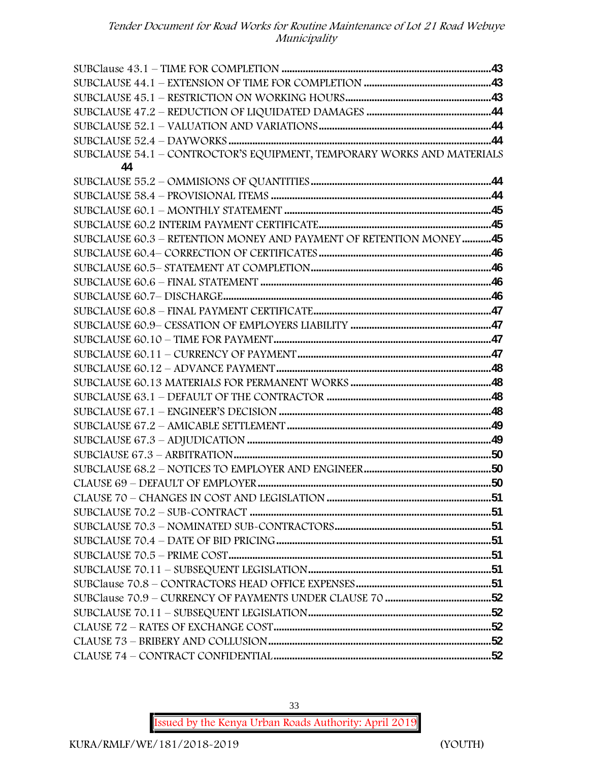SUBClause 43.1 – TIME FOR COMPLETION ....................................................................43
SUBCLAUSE 44.1 – EXTENSION OF TIME FOR COMPLETION ..............................................43
SUBCLAUSE 45.1 – RESTRICTION ON WORKING HOURS......................................................43
SUBCLAUSE 47.2 – REDUCTION OF LIQUIDATED DAMAGES ..............................................44
SUBCLAUSE 52.1 – VALUATION AND VARIATIONS................................................................44
SUBCLAUSE 52.4 – DAYWORKS .................................................................................................44
SUBCLAUSE 54.1 – CONTRACTOR'S EQUIPMENT, TEMPORARY WORKS AND MATERIALS 44
SUBCLAUSE 55.2 – OMMISIONS OF QUANTITIES ...................................................................44
SUBCLAUSE 58.4 – PROVISIONAL ITEMS ..................................................................................44
SUBCLAUSE 60.1 – MONTHLY STATEMENT ..............................................................................45
SUBCLAUSE 60.2 INTERIM PAYMENT CERTIFICATE................................................................45
SUBCLAUSE 60.3 – RETENTION MONEY AND PAYMENT OF RETENTION MONEY...........45
SUBCLAUSE 60.4– CORRECTION OF CERTIFICATES ................................................................46
SUBCLAUSE 60.5– STATEMENT AT COMPLETION....................................................................46
SUBCLAUSE 60.6 – FINAL STATEMENT .......................................................................................46
SUBCLAUSE 60.7– DISCHARGE.....................................................................................................46
SUBCLAUSE 60.8 – FINAL PAYMENT CERTIFICATE...................................................................47
SUBCLAUSE 60.9– CESSATION OF EMPLOYERS LIABILITY .....................................................47
SUBCLAUSE 60.10 – TIME FOR PAYMENT.................................................................................47
SUBCLAUSE 60.11 – CURRENCY OF PAYMENT.........................................................................47
SUBCLAUSE 60.12 – ADVANCE PAYMENT.................................................................................48
SUBCLAUSE 60.13 MATERIALS FOR PERMANENT WORKS .....................................................48
SUBCLAUSE 63.1 – DEFAULT OF THE CONTRACTOR ..............................................................48
SUBCLAUSE 67.1 – ENGINEER'S DECISION ...............................................................................48
SUBCLAUSE 67.2 – AMICABLE SETTLEMENT.............................................................................49
SUBCLAUSE 67.3 – ADJUDICATION ............................................................................................49
SUBClAUSE 67.3 – ARBITRATION.................................................................................................50
SUBCLAUSE 68.2 – NOTICES TO EMPLOYER AND ENGINEER................................................50
CLAUSE 69 – DEFAULT OF EMPLOYER........................................................................................50
CLAUSE 70 – CHANGES IN COST AND LEGISLATION ..............................................................51
SUBCLAUSE 70.2 – SUB-CONTRACT ...........................................................................................51
SUBCLAUSE 70.3 – NOMINATED SUB-CONTRACTORS............................................................51
SUBCLAUSE 70.4 – DATE OF BID PRICING.................................................................................51
SUBCLAUSE 70.5 – PRIME COST...................................................................................................51
SUBCLAUSE 70.11 – SUBSEQUENT LEGISLATION.....................................................................51
SUBClause 70.8 – CONTRACTORS HEAD OFFICE EXPENSES...................................................51
SUBClause 70.9 – CURRENCY OF PAYMENTS UNDER CLAUSE 70 .........................................52
SUBCLAUSE 70.11 – SUBSEQUENT LEGISLATION.....................................................................52
CLAUSE 72 – RATES OF EXCHANGE COST..................................................................................52
CLAUSE 73 – BRIBERY AND COLLUSION....................................................................................52
CLAUSE 74 – CONTRACT CONFIDENTIAL..................................................................................52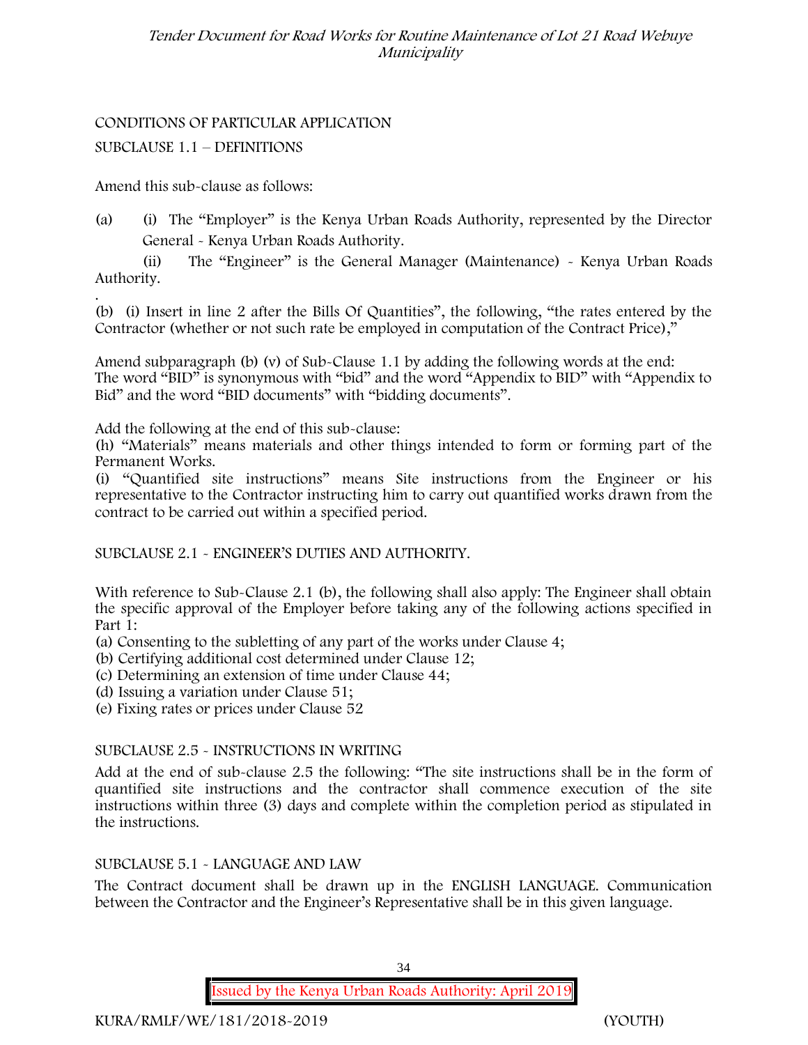CONDITIONS OF PARTICULAR APPLICATION

SUBCLAUSE 1.1 – DEFINITIONS

Amend this sub-clause as follows:

(a) (i) The "Employer" is the Kenya Urban Roads Authority, represented by the Director General - Kenya Urban Roads Authority.

(ii) The "Engineer" is the General Manager (Maintenance) - Kenya Urban Roads Authority.

.

(b) (i) Insert in line 2 after the Bills Of Quantities", the following, "the rates entered by the Contractor (whether or not such rate be employed in computation of the Contract Price),"

Amend subparagraph (b) (v) of Sub-Clause 1.1 by adding the following words at the end: The word "BID" is synonymous with "bid" and the word "Appendix to BID" with "Appendix to Bid" and the word "BID documents" with "bidding documents".

Add the following at the end of this sub-clause:

(h) "Materials" means materials and other things intended to form or forming part of the Permanent Works.

(i) "Quantified site instructions" means Site instructions from the Engineer or his representative to the Contractor instructing him to carry out quantified works drawn from the contract to be carried out within a specified period.

SUBCLAUSE 2.1 - ENGINEER'S DUTIES AND AUTHORITY.

With reference to Sub-Clause 2.1 (b), the following shall also apply: The Engineer shall obtain the specific approval of the Employer before taking any of the following actions specified in Part 1:

(a) Consenting to the subletting of any part of the works under Clause 4;
(b) Certifying additional cost determined under Clause 12;
(c) Determining an extension of time under Clause 44;
(d) Issuing a variation under Clause 51;
(e) Fixing rates or prices under Clause 52

SUBCLAUSE 2.5 - INSTRUCTIONS IN WRITING

Add at the end of sub-clause 2.5 the following: "The site instructions shall be in the form of quantified site instructions and the contractor shall commence execution of the site instructions within three (3) days and complete within the completion period as stipulated in the instructions.

SUBCLAUSE 5.1 - LANGUAGE AND LAW

The Contract document shall be drawn up in the ENGLISH LANGUAGE. Communication between the Contractor and the Engineer's Representative shall be in this given language.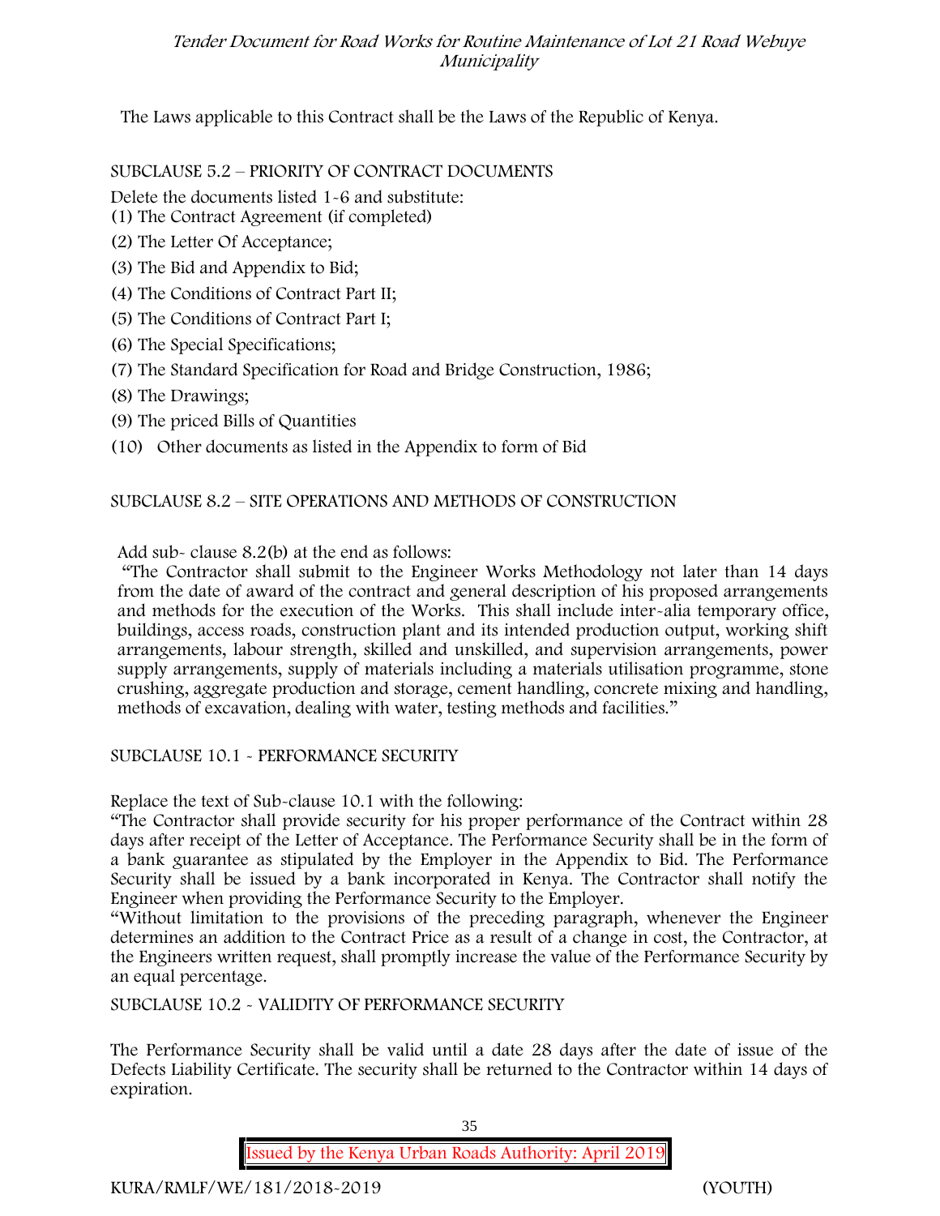The Laws applicable to this Contract shall be the Laws of the Republic of Kenya.

SUBCLAUSE 5.2 – PRIORITY OF CONTRACT DOCUMENTS

Delete the documents listed 1-6 and substitute:

(1) The Contract Agreement (if completed)

(2) The Letter Of Acceptance;

(3) The Bid and Appendix to Bid;

(4) The Conditions of Contract Part II;

(5) The Conditions of Contract Part I;

(6) The Special Specifications;

(7) The Standard Specification for Road and Bridge Construction, 1986;

(8) The Drawings;

(9) The priced Bills of Quantities

(10) Other documents as listed in the Appendix to form of Bid

SUBCLAUSE 8.2 – SITE OPERATIONS AND METHODS OF CONSTRUCTION

Add sub- clause 8.2(b) at the end as follows:

"The Contractor shall submit to the Engineer Works Methodology not later than 14 days from the date of award of the contract and general description of his proposed arrangements and methods for the execution of the Works. This shall include inter-alia temporary office, buildings, access roads, construction plant and its intended production output, working shift arrangements, labour strength, skilled and unskilled, and supervision arrangements, power supply arrangements, supply of materials including a materials utilisation programme, stone crushing, aggregate production and storage, cement handling, concrete mixing and handling, methods of excavation, dealing with water, testing methods and facilities."

SUBCLAUSE 10.1 - PERFORMANCE SECURITY

Replace the text of Sub-clause 10.1 with the following:

"The Contractor shall provide security for his proper performance of the Contract within 28 days after receipt of the Letter of Acceptance. The Performance Security shall be in the form of a bank guarantee as stipulated by the Employer in the Appendix to Bid. The Performance Security shall be issued by a bank incorporated in Kenya. The Contractor shall notify the Engineer when providing the Performance Security to the Employer.

"Without limitation to the provisions of the preceding paragraph, whenever the Engineer determines an addition to the Contract Price as a result of a change in cost, the Contractor, at the Engineers written request, shall promptly increase the value of the Performance Security by an equal percentage.

SUBCLAUSE 10.2 - VALIDITY OF PERFORMANCE SECURITY

The Performance Security shall be valid until a date 28 days after the date of issue of the Defects Liability Certificate. The security shall be returned to the Contractor within 14 days of expiration.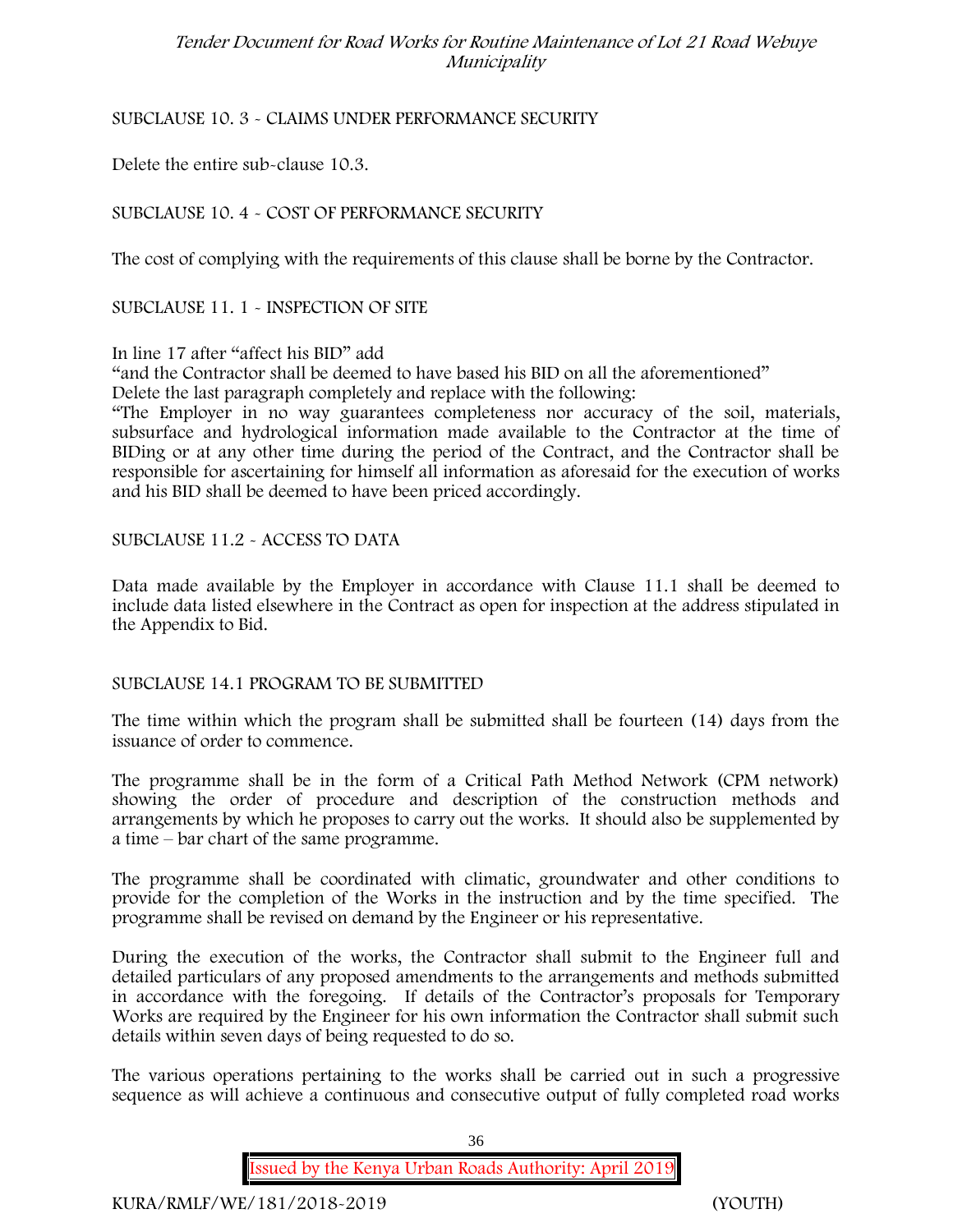SUBCLAUSE 10. 3 - CLAIMS UNDER PERFORMANCE SECURITY

Delete the entire sub-clause 10.3.

SUBCLAUSE 10. 4 - COST OF PERFORMANCE SECURITY

The cost of complying with the requirements of this clause shall be borne by the Contractor.

SUBCLAUSE 11. 1 - INSPECTION OF SITE

In line 17 after "affect his BID" add
"and the Contractor shall be deemed to have based his BID on all the aforementioned"
Delete the last paragraph completely and replace with the following:
"The Employer in no way guarantees completeness nor accuracy of the soil, materials, subsurface and hydrological information made available to the Contractor at the time of BIDing or at any other time during the period of the Contract, and the Contractor shall be responsible for ascertaining for himself all information as aforesaid for the execution of works and his BID shall be deemed to have been priced accordingly.

SUBCLAUSE 11.2 - ACCESS TO DATA

Data made available by the Employer in accordance with Clause 11.1 shall be deemed to include data listed elsewhere in the Contract as open for inspection at the address stipulated in the Appendix to Bid.

SUBCLAUSE 14.1 PROGRAM TO BE SUBMITTED

The time within which the program shall be submitted shall be fourteen (14) days from the issuance of order to commence.

The programme shall be in the form of a Critical Path Method Network (CPM network) showing the order of procedure and description of the construction methods and arrangements by which he proposes to carry out the works. It should also be supplemented by a time – bar chart of the same programme.

The programme shall be coordinated with climatic, groundwater and other conditions to provide for the completion of the Works in the instruction and by the time specified. The programme shall be revised on demand by the Engineer or his representative.

During the execution of the works, the Contractor shall submit to the Engineer full and detailed particulars of any proposed amendments to the arrangements and methods submitted in accordance with the foregoing. If details of the Contractor's proposals for Temporary Works are required by the Engineer for his own information the Contractor shall submit such details within seven days of being requested to do so.

The various operations pertaining to the works shall be carried out in such a progressive sequence as will achieve a continuous and consecutive output of fully completed road works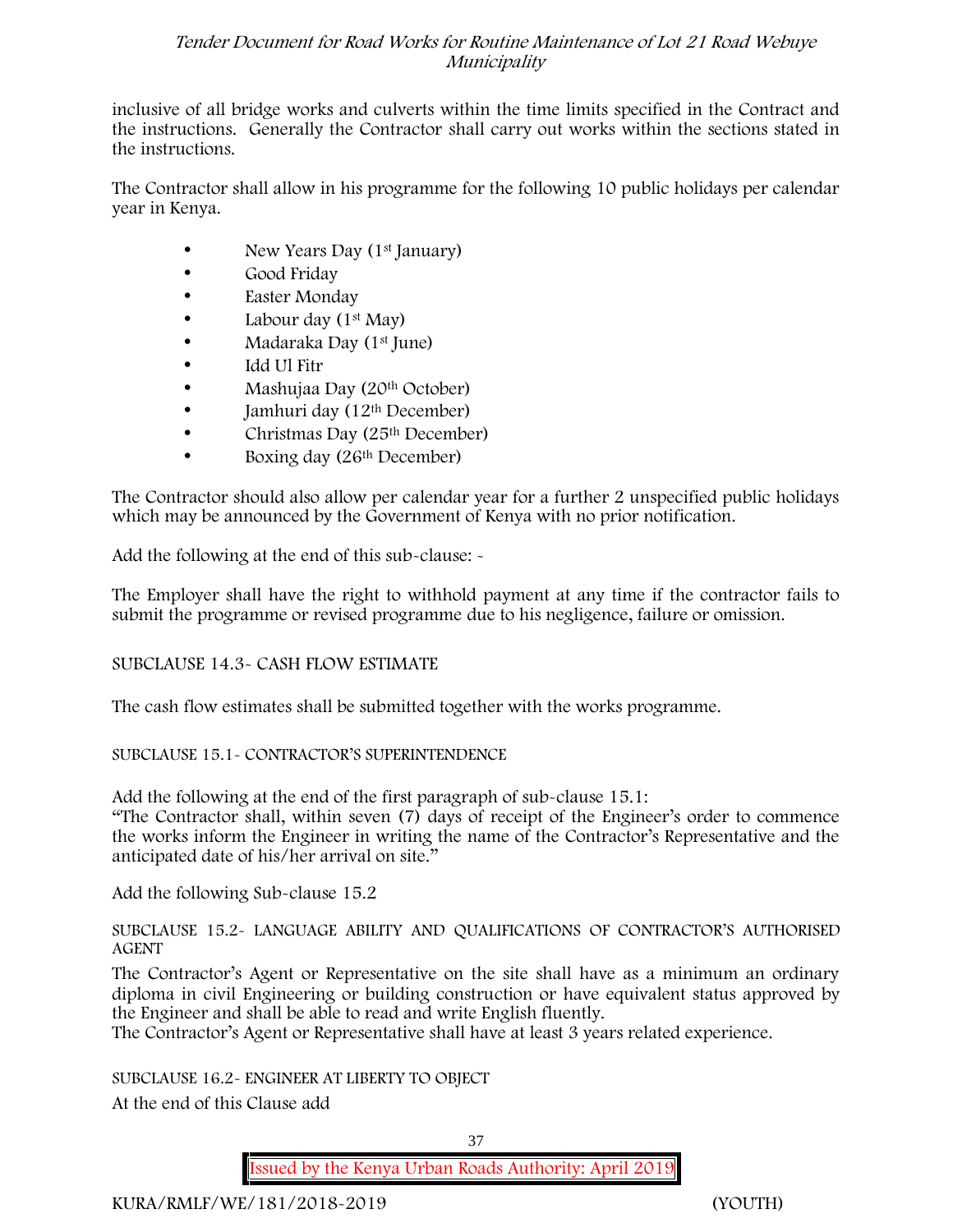inclusive of all bridge works and culverts within the time limits specified in the Contract and the instructions. Generally the Contractor shall carry out works within the sections stated in the instructions.

The Contractor shall allow in his programme for the following 10 public holidays per calendar year in Kenya.

- New Years Day (1st January)
- Good Friday
- Easter Monday
- Labour day (1st May)
- Madaraka Day (1st June)
- Idd Ul Fitr
- Mashujaa Day (20th October)
- Jamhuri day (12th December)
- Christmas Day (25th December)
- Boxing day (26th December)

The Contractor should also allow per calendar year for a further 2 unspecified public holidays which may be announced by the Government of Kenya with no prior notification.

Add the following at the end of this sub-clause: -

The Employer shall have the right to withhold payment at any time if the contractor fails to submit the programme or revised programme due to his negligence, failure or omission.

SUBCLAUSE 14.3- CASH FLOW ESTIMATE

The cash flow estimates shall be submitted together with the works programme.

SUBCLAUSE 15.1- CONTRACTOR'S SUPERINTENDENCE

Add the following at the end of the first paragraph of sub-clause 15.1:
"The Contractor shall, within seven (7) days of receipt of the Engineer's order to commence the works inform the Engineer in writing the name of the Contractor's Representative and the anticipated date of his/her arrival on site."

Add the following Sub-clause 15.2

SUBCLAUSE 15.2- LANGUAGE ABILITY AND QUALIFICATIONS OF CONTRACTOR'S AUTHORISED AGENT

The Contractor's Agent or Representative on the site shall have as a minimum an ordinary diploma in civil Engineering or building construction or have equivalent status approved by the Engineer and shall be able to read and write English fluently.
The Contractor's Agent or Representative shall have at least 3 years related experience.

SUBCLAUSE 16.2- ENGINEER AT LIBERTY TO OBJECT

At the end of this Clause add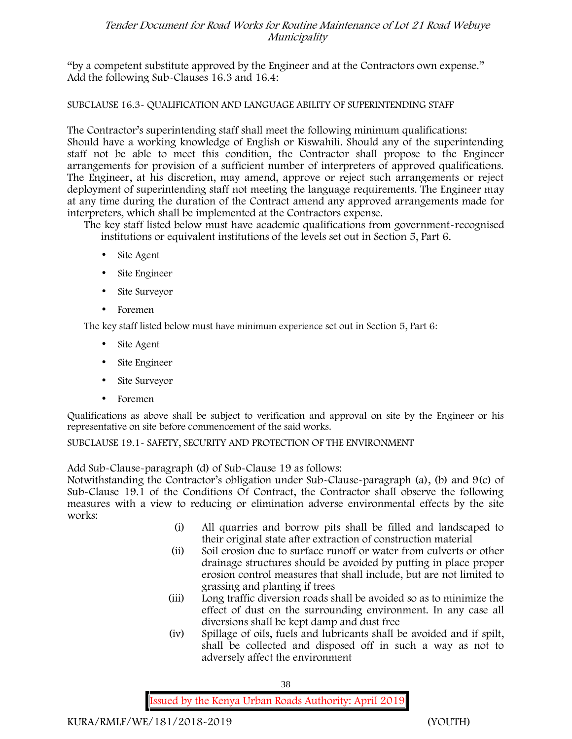"by a competent substitute approved by the Engineer and at the Contractors own expense."
Add the following Sub-Clauses 16.3 and 16.4:

SUBCLAUSE 16.3- QUALIFICATION AND LANGUAGE ABILITY OF SUPERINTENDING STAFF

The Contractor's superintending staff shall meet the following minimum qualifications:
Should have a working knowledge of English or Kiswahili. Should any of the superintending staff not be able to meet this condition, the Contractor shall propose to the Engineer arrangements for provision of a sufficient number of interpreters of approved qualifications. The Engineer, at his discretion, may amend, approve or reject such arrangements or reject deployment of superintending staff not meeting the language requirements. The Engineer may at any time during the duration of the Contract amend any approved arrangements made for interpreters, which shall be implemented at the Contractors expense.

The key staff listed below must have academic qualifications from government-recognised institutions or equivalent institutions of the levels set out in Section 5, Part 6.

- Site Agent
- Site Engineer
- Site Surveyor
- Foremen

The key staff listed below must have minimum experience set out in Section 5, Part 6:

- Site Agent
- Site Engineer
- Site Surveyor
- Foremen

Qualifications as above shall be subject to verification and approval on site by the Engineer or his representative on site before commencement of the said works.

SUBCLAUSE 19.1- SAFETY, SECURITY AND PROTECTION OF THE ENVIRONMENT

Add Sub-Clause-paragraph (d) of Sub-Clause 19 as follows:
Notwithstanding the Contractor's obligation under Sub-Clause-paragraph (a), (b) and 9(c) of Sub-Clause 19.1 of the Conditions Of Contract, the Contractor shall observe the following measures with a view to reducing or elimination adverse environmental effects by the site works:

(i) All quarries and borrow pits shall be filled and landscaped to their original state after extraction of construction material

(ii) Soil erosion due to surface runoff or water from culverts or other drainage structures should be avoided by putting in place proper erosion control measures that shall include, but are not limited to grassing and planting if trees

(iii) Long traffic diversion roads shall be avoided so as to minimize the effect of dust on the surrounding environment. In any case all diversions shall be kept damp and dust free

(iv) Spillage of oils, fuels and lubricants shall be avoided and if spilt, shall be collected and disposed off in such a way as not to adversely affect the environment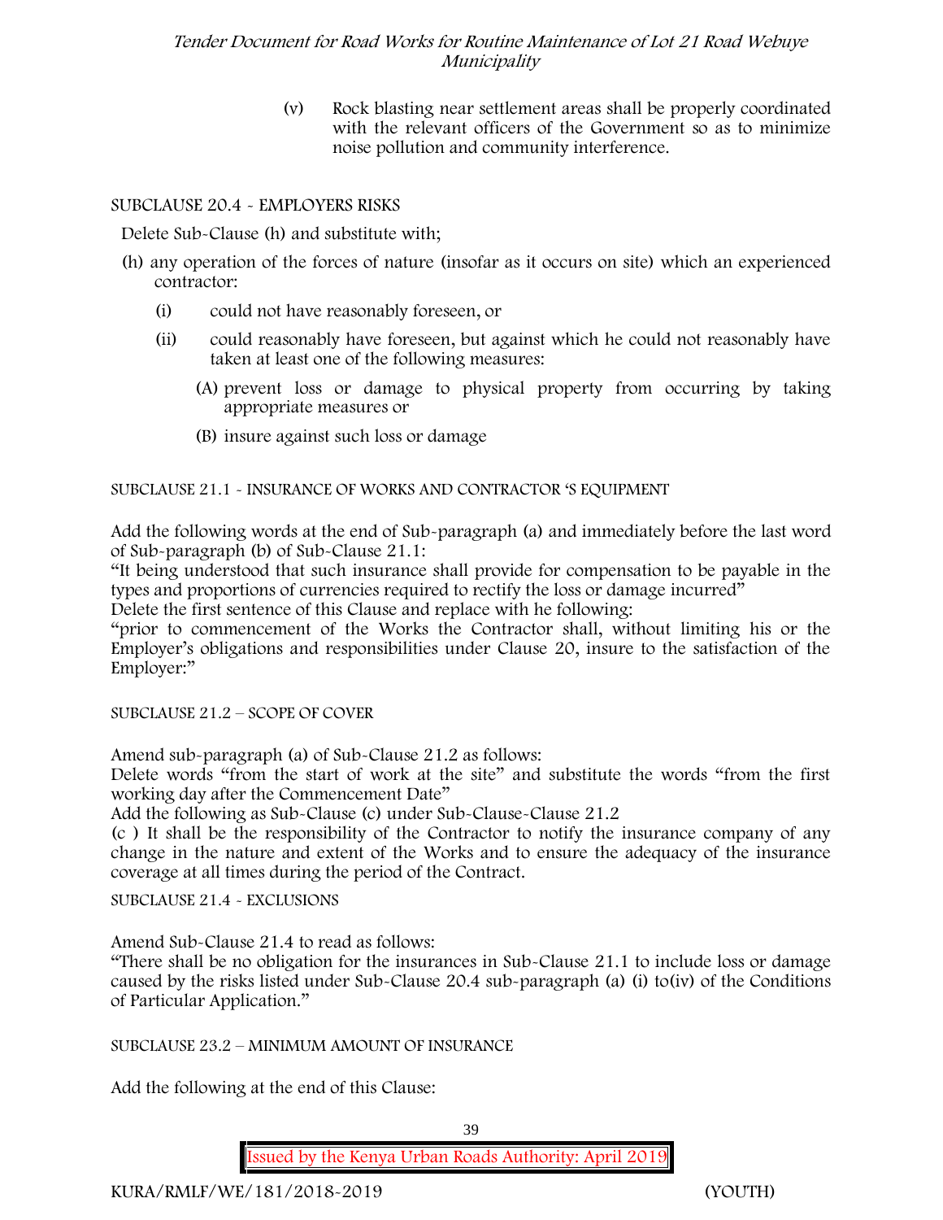(v) Rock blasting near settlement areas shall be properly coordinated with the relevant officers of the Government so as to minimize noise pollution and community interference.

SUBCLAUSE 20.4 - EMPLOYERS RISKS

Delete Sub-Clause (h) and substitute with;

(h) any operation of the forces of nature (insofar as it occurs on site) which an experienced contractor:

- (i) could not have reasonably foreseen, or
- (ii) could reasonably have foreseen, but against which he could not reasonably have taken at least one of the following measures:
  - (A) prevent loss or damage to physical property from occurring by taking appropriate measures or
  - (B) insure against such loss or damage

SUBCLAUSE 21.1 - INSURANCE OF WORKS AND CONTRACTOR 'S EQUIPMENT

Add the following words at the end of Sub-paragraph (a) and immediately before the last word of Sub-paragraph (b) of Sub-Clause 21.1:

"It being understood that such insurance shall provide for compensation to be payable in the types and proportions of currencies required to rectify the loss or damage incurred"

Delete the first sentence of this Clause and replace with he following:

"prior to commencement of the Works the Contractor shall, without limiting his or the Employer's obligations and responsibilities under Clause 20, insure to the satisfaction of the Employer:"

SUBCLAUSE 21.2 – SCOPE OF COVER

Amend sub-paragraph (a) of Sub-Clause 21.2 as follows:

Delete words "from the start of work at the site" and substitute the words "from the first working day after the Commencement Date"

Add the following as Sub-Clause (c) under Sub-Clause-Clause 21.2

(c ) It shall be the responsibility of the Contractor to notify the insurance company of any change in the nature and extent of the Works and to ensure the adequacy of the insurance coverage at all times during the period of the Contract.

SUBCLAUSE 21.4 - EXCLUSIONS

Amend Sub-Clause 21.4 to read as follows:

"There shall be no obligation for the insurances in Sub-Clause 21.1 to include loss or damage caused by the risks listed under Sub-Clause 20.4 sub-paragraph (a) (i) to(iv) of the Conditions of Particular Application."

SUBCLAUSE 23.2 – MINIMUM AMOUNT OF INSURANCE

Add the following at the end of this Clause: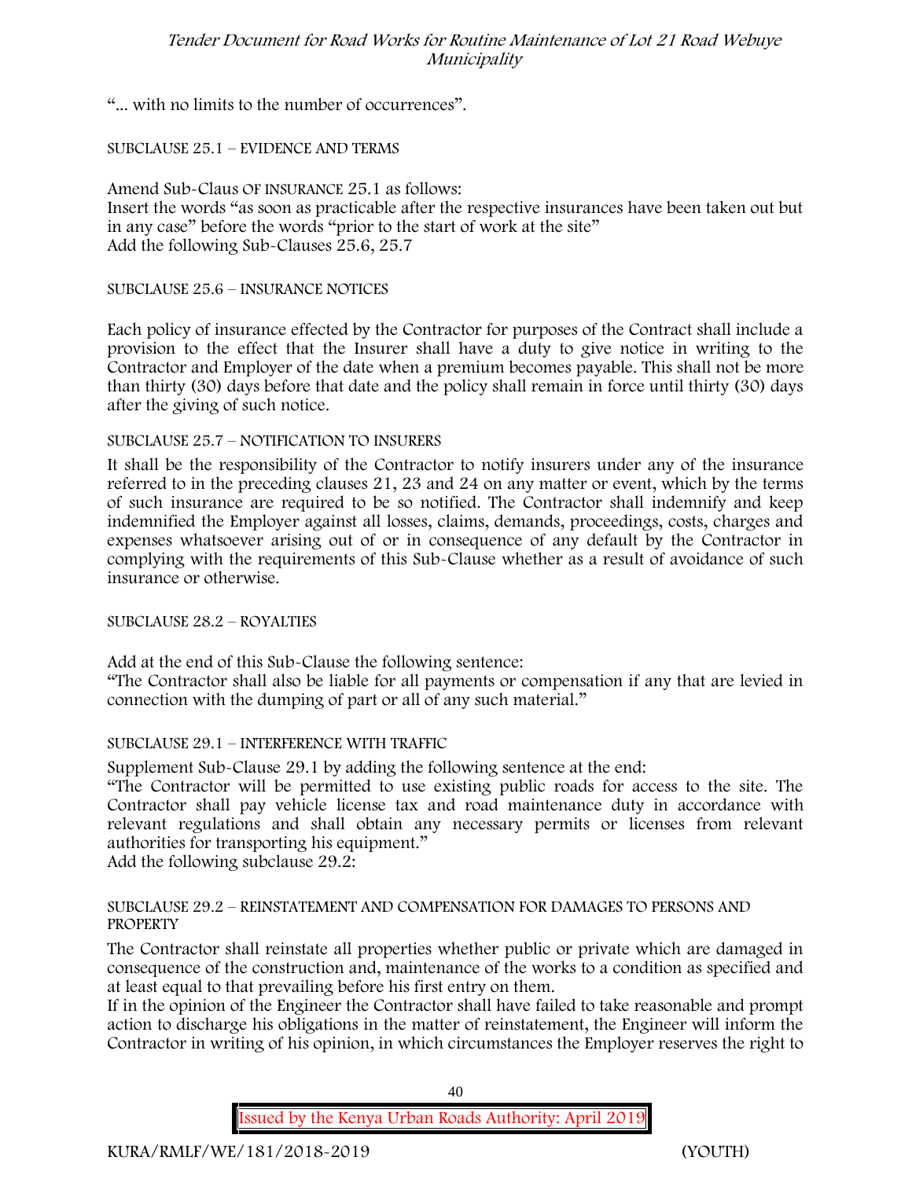"... with no limits to the number of occurrences".

SUBCLAUSE 25.1 – EVIDENCE AND TERMS

Amend Sub-Claus OF INSURANCE 25.1 as follows:
Insert the words "as soon as practicable after the respective insurances have been taken out but in any case" before the words "prior to the start of work at the site"
Add the following Sub-Clauses 25.6, 25.7

SUBCLAUSE 25.6 – INSURANCE NOTICES

Each policy of insurance effected by the Contractor for purposes of the Contract shall include a provision to the effect that the Insurer shall have a duty to give notice in writing to the Contractor and Employer of the date when a premium becomes payable. This shall not be more than thirty (30) days before that date and the policy shall remain in force until thirty (30) days after the giving of such notice.

SUBCLAUSE 25.7 – NOTIFICATION TO INSURERS

It shall be the responsibility of the Contractor to notify insurers under any of the insurance referred to in the preceding clauses 21, 23 and 24 on any matter or event, which by the terms of such insurance are required to be so notified. The Contractor shall indemnify and keep indemnified the Employer against all losses, claims, demands, proceedings, costs, charges and expenses whatsoever arising out of or in consequence of any default by the Contractor in complying with the requirements of this Sub-Clause whether as a result of avoidance of such insurance or otherwise.

SUBCLAUSE 28.2 – ROYALTIES

Add at the end of this Sub-Clause the following sentence:
"The Contractor shall also be liable for all payments or compensation if any that are levied in connection with the dumping of part or all of any such material."

SUBCLAUSE 29.1 – INTERFERENCE WITH TRAFFIC

Supplement Sub-Clause 29.1 by adding the following sentence at the end:
"The Contractor will be permitted to use existing public roads for access to the site. The Contractor shall pay vehicle license tax and road maintenance duty in accordance with relevant regulations and shall obtain any necessary permits or licenses from relevant authorities for transporting his equipment."
Add the following subclause 29.2:

SUBCLAUSE 29.2 – REINSTATEMENT AND COMPENSATION FOR DAMAGES TO PERSONS AND PROPERTY

The Contractor shall reinstate all properties whether public or private which are damaged in consequence of the construction and, maintenance of the works to a condition as specified and at least equal to that prevailing before his first entry on them.
If in the opinion of the Engineer the Contractor shall have failed to take reasonable and prompt action to discharge his obligations in the matter of reinstatement, the Engineer will inform the Contractor in writing of his opinion, in which circumstances the Employer reserves the right to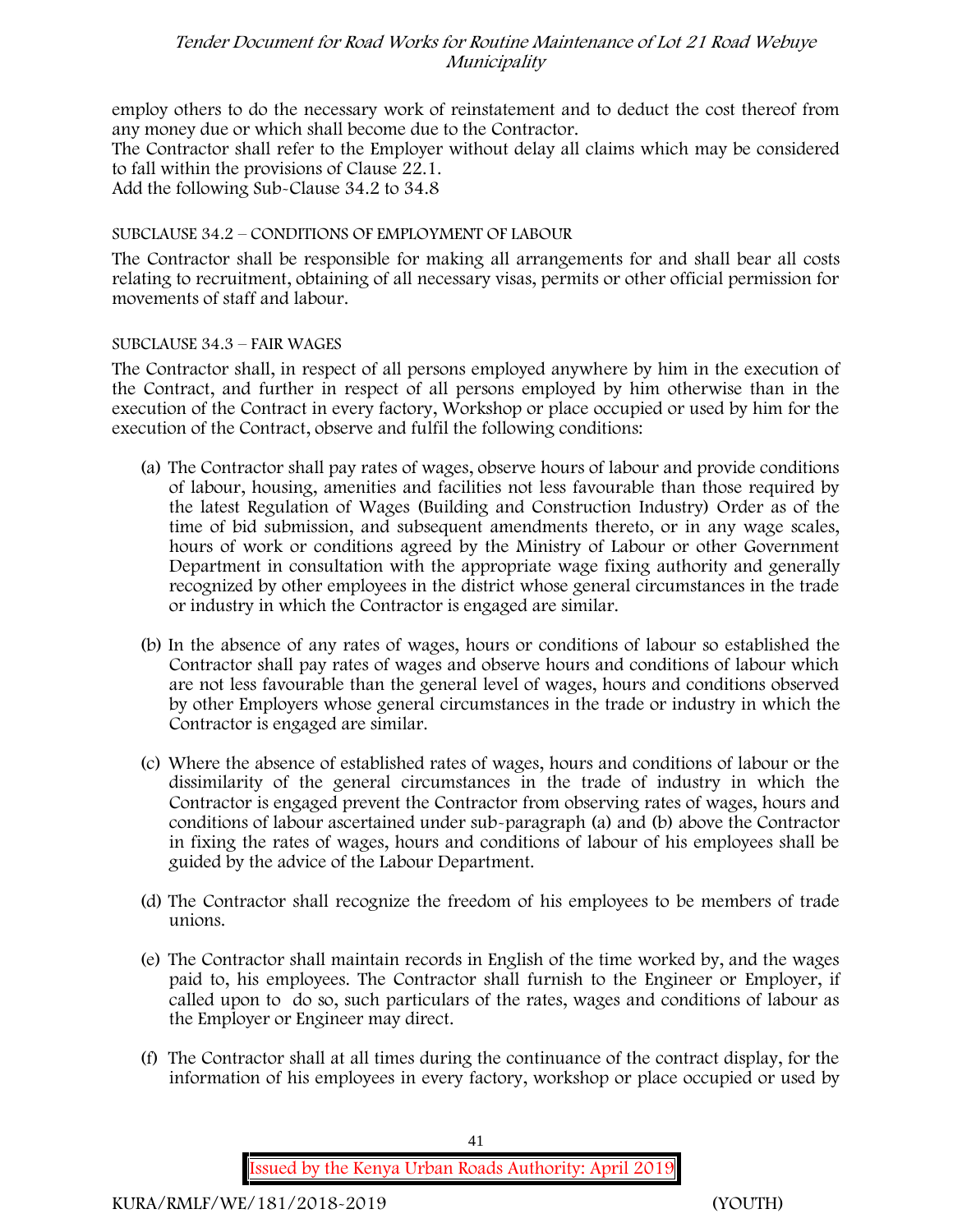employ others to do the necessary work of reinstatement and to deduct the cost thereof from any money due or which shall become due to the Contractor.
The Contractor shall refer to the Employer without delay all claims which may be considered to fall within the provisions of Clause 22.1.
Add the following Sub-Clause 34.2 to 34.8

SUBCLAUSE 34.2 – CONDITIONS OF EMPLOYMENT OF LABOUR

The Contractor shall be responsible for making all arrangements for and shall bear all costs relating to recruitment, obtaining of all necessary visas, permits or other official permission for movements of staff and labour.

SUBCLAUSE 34.3 – FAIR WAGES

The Contractor shall, in respect of all persons employed anywhere by him in the execution of the Contract, and further in respect of all persons employed by him otherwise than in the execution of the Contract in every factory, Workshop or place occupied or used by him for the execution of the Contract, observe and fulfil the following conditions:

(a) The Contractor shall pay rates of wages, observe hours of labour and provide conditions of labour, housing, amenities and facilities not less favourable than those required by the latest Regulation of Wages (Building and Construction Industry) Order as of the time of bid submission, and subsequent amendments thereto, or in any wage scales, hours of work or conditions agreed by the Ministry of Labour or other Government Department in consultation with the appropriate wage fixing authority and generally recognized by other employees in the district whose general circumstances in the trade or industry in which the Contractor is engaged are similar.

(b) In the absence of any rates of wages, hours or conditions of labour so established the Contractor shall pay rates of wages and observe hours and conditions of labour which are not less favourable than the general level of wages, hours and conditions observed by other Employers whose general circumstances in the trade or industry in which the Contractor is engaged are similar.

(c) Where the absence of established rates of wages, hours and conditions of labour or the dissimilarity of the general circumstances in the trade of industry in which the Contractor is engaged prevent the Contractor from observing rates of wages, hours and conditions of labour ascertained under sub-paragraph (a) and (b) above the Contractor in fixing the rates of wages, hours and conditions of labour of his employees shall be guided by the advice of the Labour Department.

(d) The Contractor shall recognize the freedom of his employees to be members of trade unions.

(e) The Contractor shall maintain records in English of the time worked by, and the wages paid to, his employees. The Contractor shall furnish to the Engineer or Employer, if called upon to do so, such particulars of the rates, wages and conditions of labour as the Employer or Engineer may direct.

(f) The Contractor shall at all times during the continuance of the contract display, for the information of his employees in every factory, workshop or place occupied or used by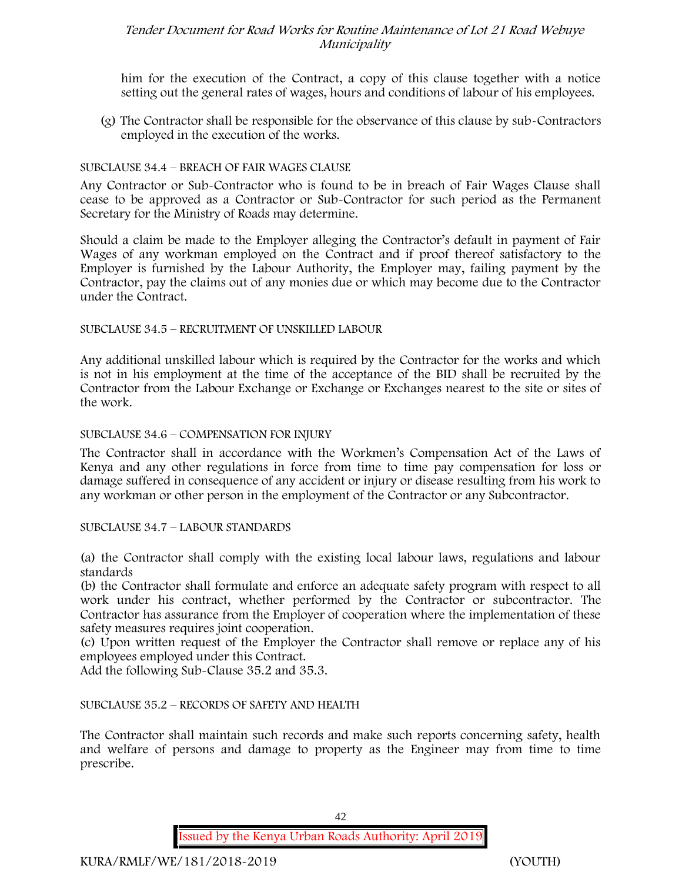him for the execution of the Contract, a copy of this clause together with a notice setting out the general rates of wages, hours and conditions of labour of his employees.

(g) The Contractor shall be responsible for the observance of this clause by sub-Contractors employed in the execution of the works.

SUBCLAUSE 34.4 – BREACH OF FAIR WAGES CLAUSE

Any Contractor or Sub-Contractor who is found to be in breach of Fair Wages Clause shall cease to be approved as a Contractor or Sub-Contractor for such period as the Permanent Secretary for the Ministry of Roads may determine.

Should a claim be made to the Employer alleging the Contractor's default in payment of Fair Wages of any workman employed on the Contract and if proof thereof satisfactory to the Employer is furnished by the Labour Authority, the Employer may, failing payment by the Contractor, pay the claims out of any monies due or which may become due to the Contractor under the Contract.

SUBCLAUSE 34.5 – RECRUITMENT OF UNSKILLED LABOUR

Any additional unskilled labour which is required by the Contractor for the works and which is not in his employment at the time of the acceptance of the BID shall be recruited by the Contractor from the Labour Exchange or Exchange or Exchanges nearest to the site or sites of the work.

SUBCLAUSE 34.6 – COMPENSATION FOR INJURY

The Contractor shall in accordance with the Workmen's Compensation Act of the Laws of Kenya and any other regulations in force from time to time pay compensation for loss or damage suffered in consequence of any accident or injury or disease resulting from his work to any workman or other person in the employment of the Contractor or any Subcontractor.

SUBCLAUSE 34.7 – LABOUR STANDARDS

(a) the Contractor shall comply with the existing local labour laws, regulations and labour standards

(b) the Contractor shall formulate and enforce an adequate safety program with respect to all work under his contract, whether performed by the Contractor or subcontractor. The Contractor has assurance from the Employer of cooperation where the implementation of these safety measures requires joint cooperation.

(c) Upon written request of the Employer the Contractor shall remove or replace any of his employees employed under this Contract.

Add the following Sub-Clause 35.2 and 35.3.

SUBCLAUSE 35.2 – RECORDS OF SAFETY AND HEALTH

The Contractor shall maintain such records and make such reports concerning safety, health and welfare of persons and damage to property as the Engineer may from time to time prescribe.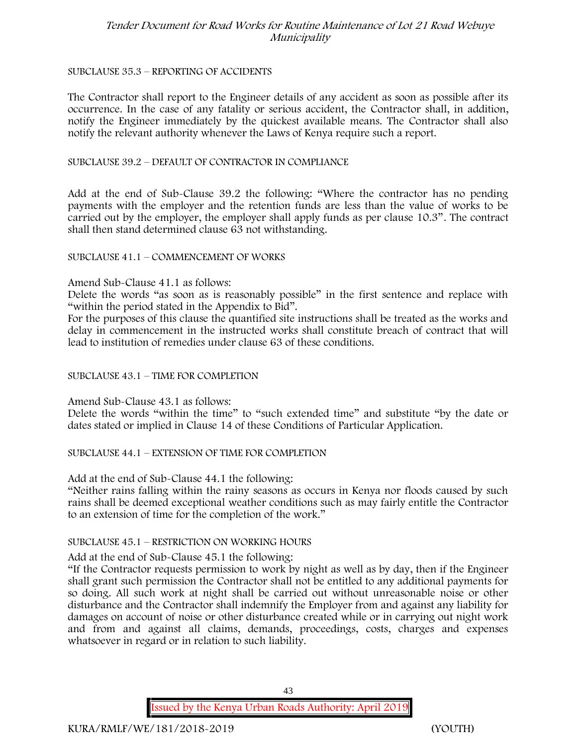SUBCLAUSE 35.3 – REPORTING OF ACCIDENTS

The Contractor shall report to the Engineer details of any accident as soon as possible after its occurrence. In the case of any fatality or serious accident, the Contractor shall, in addition, notify the Engineer immediately by the quickest available means. The Contractor shall also notify the relevant authority whenever the Laws of Kenya require such a report.

SUBCLAUSE 39.2 – DEFAULT OF CONTRACTOR IN COMPLIANCE

Add at the end of Sub-Clause 39.2 the following: "Where the contractor has no pending payments with the employer and the retention funds are less than the value of works to be carried out by the employer, the employer shall apply funds as per clause 10.3". The contract shall then stand determined clause 63 not withstanding.

SUBCLAUSE 41.1 – COMMENCEMENT OF WORKS

Amend Sub-Clause 41.1 as follows:
Delete the words "as soon as is reasonably possible" in the first sentence and replace with "within the period stated in the Appendix to Bid".
For the purposes of this clause the quantified site instructions shall be treated as the works and delay in commencement in the instructed works shall constitute breach of contract that will lead to institution of remedies under clause 63 of these conditions.

SUBCLAUSE 43.1 – TIME FOR COMPLETION

Amend Sub-Clause 43.1 as follows:
Delete the words "within the time" to "such extended time" and substitute "by the date or dates stated or implied in Clause 14 of these Conditions of Particular Application.

SUBCLAUSE 44.1 – EXTENSION OF TIME FOR COMPLETION

Add at the end of Sub-Clause 44.1 the following:
"Neither rains falling within the rainy seasons as occurs in Kenya nor floods caused by such rains shall be deemed exceptional weather conditions such as may fairly entitle the Contractor to an extension of time for the completion of the work."

SUBCLAUSE 45.1 – RESTRICTION ON WORKING HOURS

Add at the end of Sub-Clause 45.1 the following:
"If the Contractor requests permission to work by night as well as by day, then if the Engineer shall grant such permission the Contractor shall not be entitled to any additional payments for so doing. All such work at night shall be carried out without unreasonable noise or other disturbance and the Contractor shall indemnify the Employer from and against any liability for damages on account of noise or other disturbance created while or in carrying out night work and from and against all claims, demands, proceedings, costs, charges and expenses whatsoever in regard or in relation to such liability.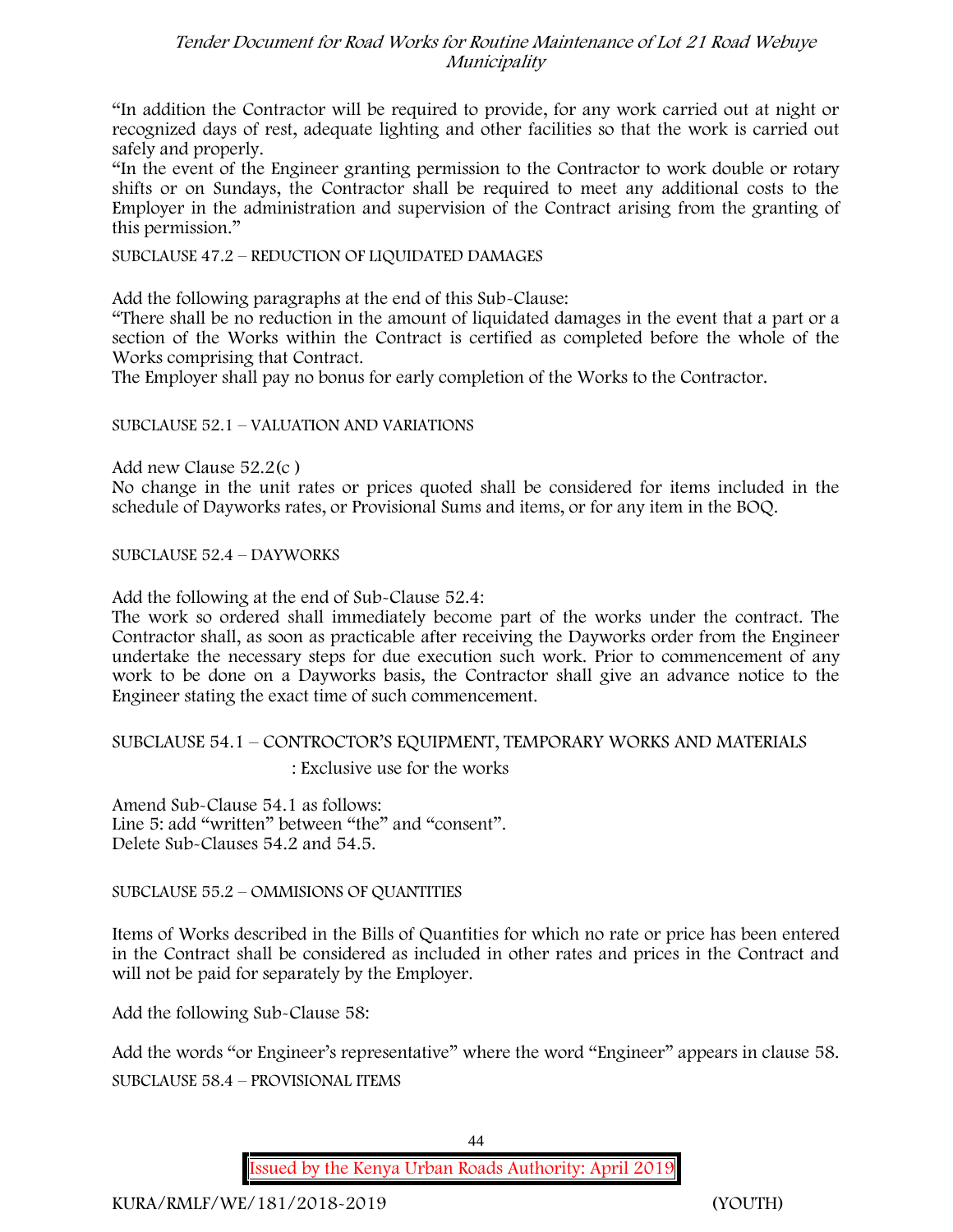"In addition the Contractor will be required to provide, for any work carried out at night or recognized days of rest, adequate lighting and other facilities so that the work is carried out safely and properly.

"In the event of the Engineer granting permission to the Contractor to work double or rotary shifts or on Sundays, the Contractor shall be required to meet any additional costs to the Employer in the administration and supervision of the Contract arising from the granting of this permission."

SUBCLAUSE 47.2 – REDUCTION OF LIQUIDATED DAMAGES

Add the following paragraphs at the end of this Sub-Clause:

"There shall be no reduction in the amount of liquidated damages in the event that a part or a section of the Works within the Contract is certified as completed before the whole of the Works comprising that Contract.

The Employer shall pay no bonus for early completion of the Works to the Contractor.

SUBCLAUSE 52.1 – VALUATION AND VARIATIONS

Add new Clause 52.2(c )

No change in the unit rates or prices quoted shall be considered for items included in the schedule of Dayworks rates, or Provisional Sums and items, or for any item in the BOQ.

SUBCLAUSE 52.4 – DAYWORKS

Add the following at the end of Sub-Clause 52.4:

The work so ordered shall immediately become part of the works under the contract. The Contractor shall, as soon as practicable after receiving the Dayworks order from the Engineer undertake the necessary steps for due execution such work. Prior to commencement of any work to be done on a Dayworks basis, the Contractor shall give an advance notice to the Engineer stating the exact time of such commencement.

SUBCLAUSE 54.1 – CONTROCTOR'S EQUIPMENT, TEMPORARY WORKS AND MATERIALS

: Exclusive use for the works

Amend Sub-Clause 54.1 as follows:

Line 5: add "written" between "the" and "consent".

Delete Sub-Clauses 54.2 and 54.5.

SUBCLAUSE 55.2 – OMMISIONS OF QUANTITIES

Items of Works described in the Bills of Quantities for which no rate or price has been entered in the Contract shall be considered as included in other rates and prices in the Contract and will not be paid for separately by the Employer.

Add the following Sub-Clause 58:

Add the words "or Engineer's representative" where the word "Engineer" appears in clause 58.

SUBCLAUSE 58.4 – PROVISIONAL ITEMS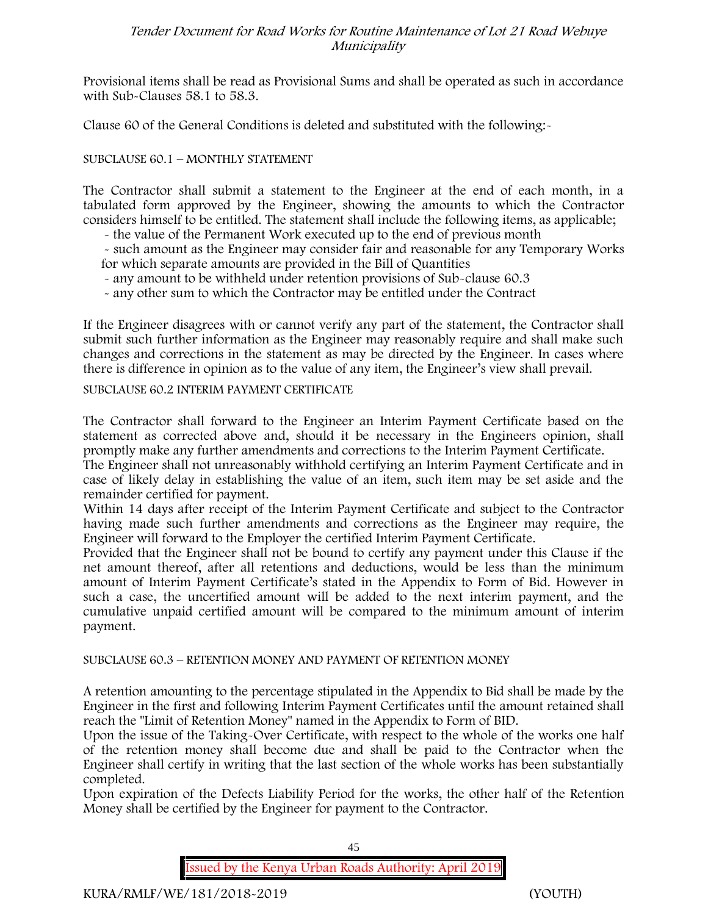Provisional items shall be read as Provisional Sums and shall be operated as such in accordance with Sub-Clauses 58.1 to 58.3.

Clause 60 of the General Conditions is deleted and substituted with the following:-

SUBCLAUSE 60.1 – MONTHLY STATEMENT

The Contractor shall submit a statement to the Engineer at the end of each month, in a tabulated form approved by the Engineer, showing the amounts to which the Contractor considers himself to be entitled. The statement shall include the following items, as applicable;

- the value of the Permanent Work executed up to the end of previous month
- such amount as the Engineer may consider fair and reasonable for any Temporary Works for which separate amounts are provided in the Bill of Quantities
- any amount to be withheld under retention provisions of Sub-clause 60.3
- any other sum to which the Contractor may be entitled under the Contract

If the Engineer disagrees with or cannot verify any part of the statement, the Contractor shall submit such further information as the Engineer may reasonably require and shall make such changes and corrections in the statement as may be directed by the Engineer. In cases where there is difference in opinion as to the value of any item, the Engineer's view shall prevail.

SUBCLAUSE 60.2 INTERIM PAYMENT CERTIFICATE

The Contractor shall forward to the Engineer an Interim Payment Certificate based on the statement as corrected above and, should it be necessary in the Engineers opinion, shall promptly make any further amendments and corrections to the Interim Payment Certificate.

The Engineer shall not unreasonably withhold certifying an Interim Payment Certificate and in case of likely delay in establishing the value of an item, such item may be set aside and the remainder certified for payment.

Within 14 days after receipt of the Interim Payment Certificate and subject to the Contractor having made such further amendments and corrections as the Engineer may require, the Engineer will forward to the Employer the certified Interim Payment Certificate.

Provided that the Engineer shall not be bound to certify any payment under this Clause if the net amount thereof, after all retentions and deductions, would be less than the minimum amount of Interim Payment Certificate's stated in the Appendix to Form of Bid. However in such a case, the uncertified amount will be added to the next interim payment, and the cumulative unpaid certified amount will be compared to the minimum amount of interim payment.

SUBCLAUSE 60.3 – RETENTION MONEY AND PAYMENT OF RETENTION MONEY

A retention amounting to the percentage stipulated in the Appendix to Bid shall be made by the Engineer in the first and following Interim Payment Certificates until the amount retained shall reach the "Limit of Retention Money" named in the Appendix to Form of BID.

Upon the issue of the Taking-Over Certificate, with respect to the whole of the works one half of the retention money shall become due and shall be paid to the Contractor when the Engineer shall certify in writing that the last section of the whole works has been substantially completed.

Upon expiration of the Defects Liability Period for the works, the other half of the Retention Money shall be certified by the Engineer for payment to the Contractor.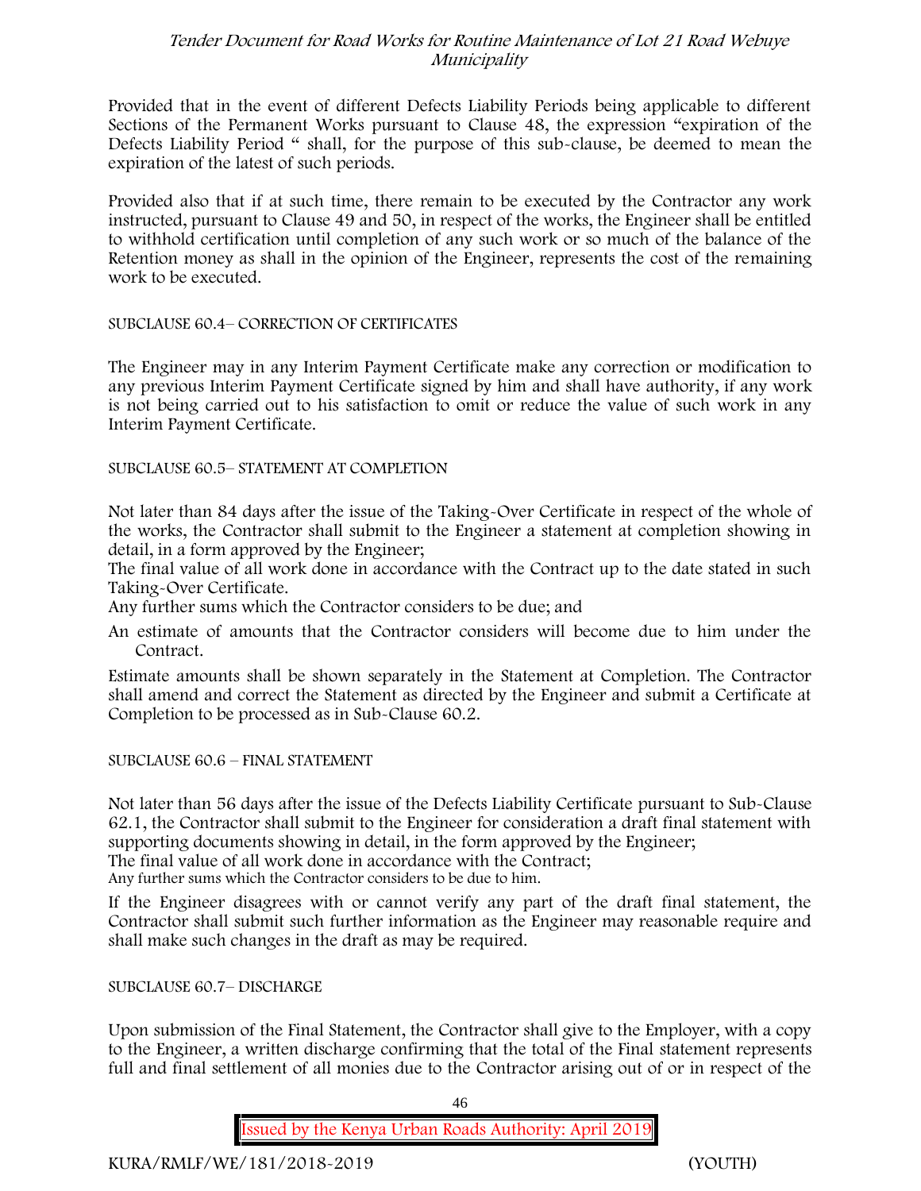Provided that in the event of different Defects Liability Periods being applicable to different Sections of the Permanent Works pursuant to Clause 48, the expression "expiration of the Defects Liability Period " shall, for the purpose of this sub-clause, be deemed to mean the expiration of the latest of such periods.

Provided also that if at such time, there remain to be executed by the Contractor any work instructed, pursuant to Clause 49 and 50, in respect of the works, the Engineer shall be entitled to withhold certification until completion of any such work or so much of the balance of the Retention money as shall in the opinion of the Engineer, represents the cost of the remaining work to be executed.

SUBCLAUSE 60.4– CORRECTION OF CERTIFICATES

The Engineer may in any Interim Payment Certificate make any correction or modification to any previous Interim Payment Certificate signed by him and shall have authority, if any work is not being carried out to his satisfaction to omit or reduce the value of such work in any Interim Payment Certificate.

SUBCLAUSE 60.5– STATEMENT AT COMPLETION

Not later than 84 days after the issue of the Taking-Over Certificate in respect of the whole of the works, the Contractor shall submit to the Engineer a statement at completion showing in detail, in a form approved by the Engineer;

The final value of all work done in accordance with the Contract up to the date stated in such Taking-Over Certificate.

Any further sums which the Contractor considers to be due; and

An estimate of amounts that the Contractor considers will become due to him under the Contract.

Estimate amounts shall be shown separately in the Statement at Completion. The Contractor shall amend and correct the Statement as directed by the Engineer and submit a Certificate at Completion to be processed as in Sub-Clause 60.2.

SUBCLAUSE 60.6 – FINAL STATEMENT

Not later than 56 days after the issue of the Defects Liability Certificate pursuant to Sub-Clause 62.1, the Contractor shall submit to the Engineer for consideration a draft final statement with supporting documents showing in detail, in the form approved by the Engineer;

The final value of all work done in accordance with the Contract;

Any further sums which the Contractor considers to be due to him.

If the Engineer disagrees with or cannot verify any part of the draft final statement, the Contractor shall submit such further information as the Engineer may reasonable require and shall make such changes in the draft as may be required.

SUBCLAUSE 60.7– DISCHARGE

Upon submission of the Final Statement, the Contractor shall give to the Employer, with a copy to the Engineer, a written discharge confirming that the total of the Final statement represents full and final settlement of all monies due to the Contractor arising out of or in respect of the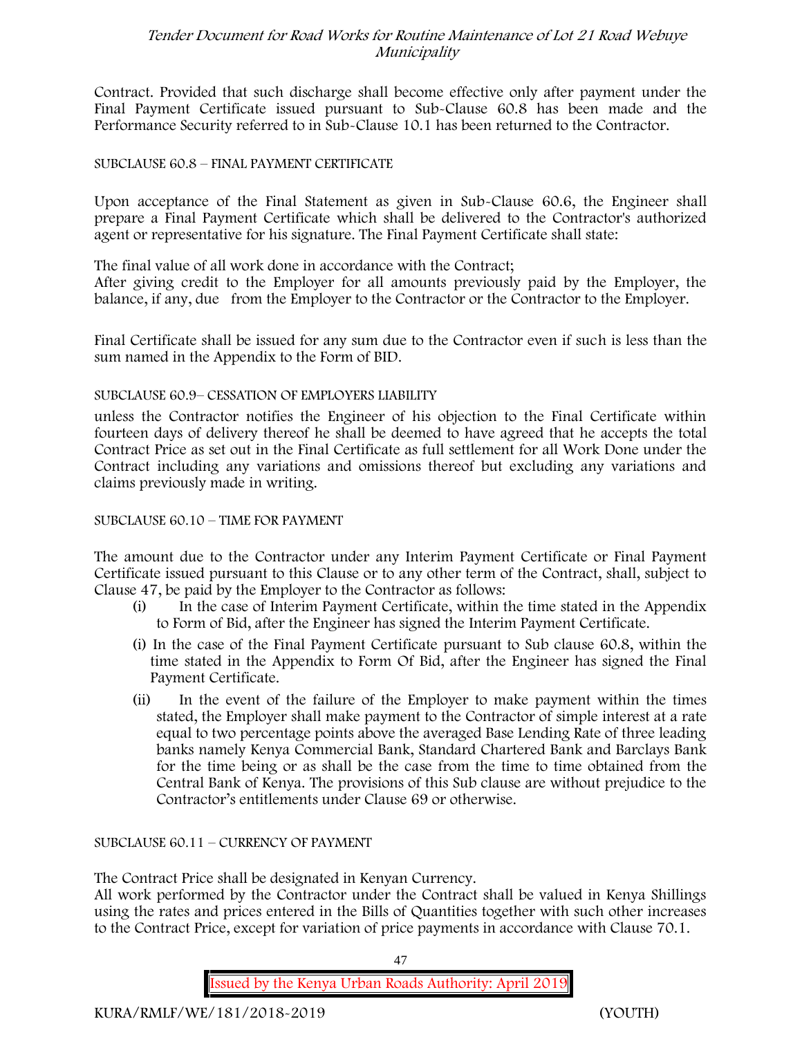Contract. Provided that such discharge shall become effective only after payment under the Final Payment Certificate issued pursuant to Sub-Clause 60.8 has been made and the Performance Security referred to in Sub-Clause 10.1 has been returned to the Contractor.

SUBCLAUSE 60.8 – FINAL PAYMENT CERTIFICATE

Upon acceptance of the Final Statement as given in Sub-Clause 60.6, the Engineer shall prepare a Final Payment Certificate which shall be delivered to the Contractor's authorized agent or representative for his signature. The Final Payment Certificate shall state:

The final value of all work done in accordance with the Contract;
After giving credit to the Employer for all amounts previously paid by the Employer, the balance, if any, due from the Employer to the Contractor or the Contractor to the Employer.

Final Certificate shall be issued for any sum due to the Contractor even if such is less than the sum named in the Appendix to the Form of BID.

SUBCLAUSE 60.9– CESSATION OF EMPLOYERS LIABILITY

unless the Contractor notifies the Engineer of his objection to the Final Certificate within fourteen days of delivery thereof he shall be deemed to have agreed that he accepts the total Contract Price as set out in the Final Certificate as full settlement for all Work Done under the Contract including any variations and omissions thereof but excluding any variations and claims previously made in writing.

SUBCLAUSE 60.10 – TIME FOR PAYMENT

The amount due to the Contractor under any Interim Payment Certificate or Final Payment Certificate issued pursuant to this Clause or to any other term of the Contract, shall, subject to Clause 47, be paid by the Employer to the Contractor as follows:

(i) In the case of Interim Payment Certificate, within the time stated in the Appendix to Form of Bid, after the Engineer has signed the Interim Payment Certificate.

(i) In the case of the Final Payment Certificate pursuant to Sub clause 60.8, within the time stated in the Appendix to Form Of Bid, after the Engineer has signed the Final Payment Certificate.

(ii) In the event of the failure of the Employer to make payment within the times stated, the Employer shall make payment to the Contractor of simple interest at a rate equal to two percentage points above the averaged Base Lending Rate of three leading banks namely Kenya Commercial Bank, Standard Chartered Bank and Barclays Bank for the time being or as shall be the case from the time to time obtained from the Central Bank of Kenya. The provisions of this Sub clause are without prejudice to the Contractor's entitlements under Clause 69 or otherwise.

SUBCLAUSE 60.11 – CURRENCY OF PAYMENT

The Contract Price shall be designated in Kenyan Currency.
All work performed by the Contractor under the Contract shall be valued in Kenya Shillings using the rates and prices entered in the Bills of Quantities together with such other increases to the Contract Price, except for variation of price payments in accordance with Clause 70.1.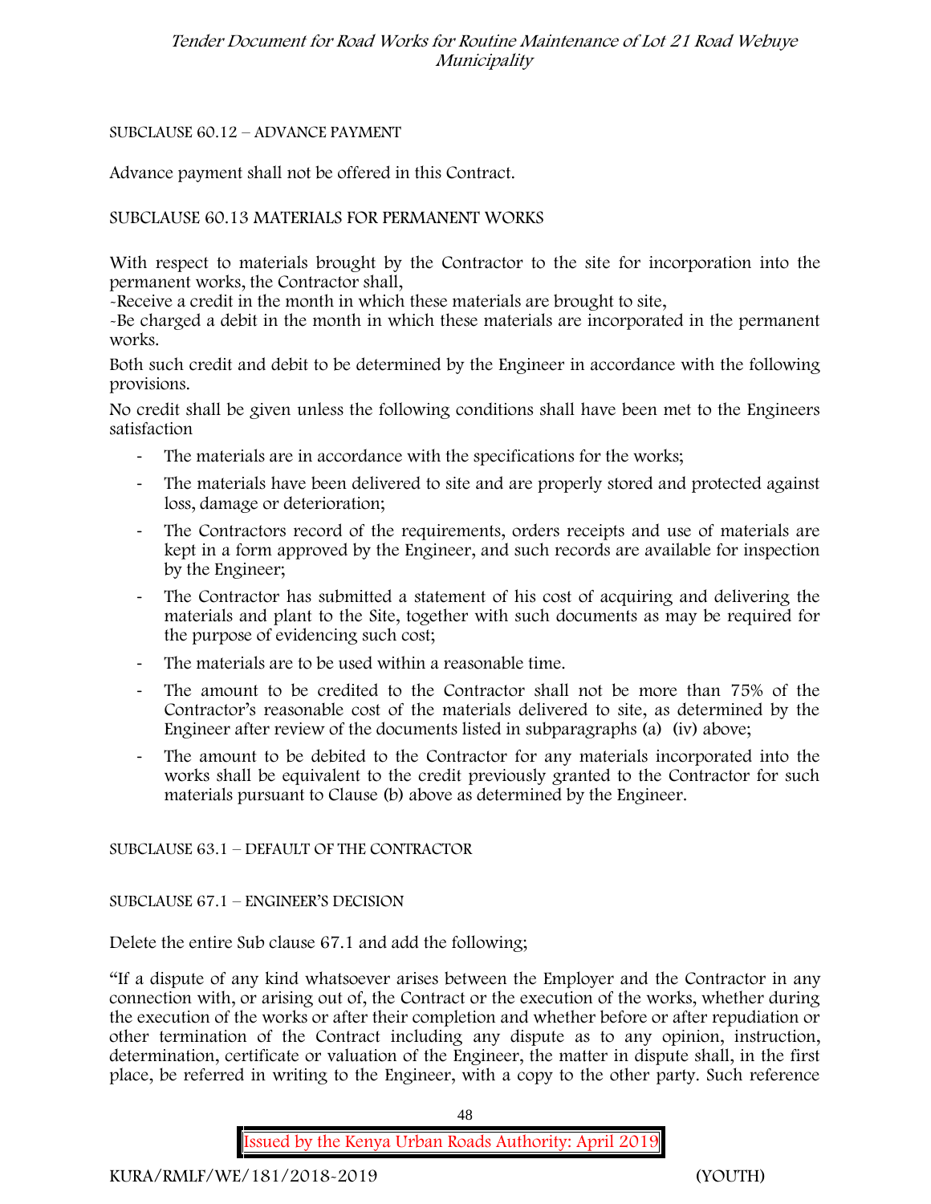SUBCLAUSE 60.12 – ADVANCE PAYMENT

Advance payment shall not be offered in this Contract.

SUBCLAUSE 60.13 MATERIALS FOR PERMANENT WORKS

With respect to materials brought by the Contractor to the site for incorporation into the permanent works, the Contractor shall,

-Receive a credit in the month in which these materials are brought to site,

-Be charged a debit in the month in which these materials are incorporated in the permanent works.

Both such credit and debit to be determined by the Engineer in accordance with the following provisions.

No credit shall be given unless the following conditions shall have been met to the Engineers satisfaction

- The materials are in accordance with the specifications for the works;
- The materials have been delivered to site and are properly stored and protected against loss, damage or deterioration;
- The Contractors record of the requirements, orders receipts and use of materials are kept in a form approved by the Engineer, and such records are available for inspection by the Engineer;
- The Contractor has submitted a statement of his cost of acquiring and delivering the materials and plant to the Site, together with such documents as may be required for the purpose of evidencing such cost;
- The materials are to be used within a reasonable time.
- The amount to be credited to the Contractor shall not be more than 75% of the Contractor's reasonable cost of the materials delivered to site, as determined by the Engineer after review of the documents listed in subparagraphs (a) (iv) above;
- The amount to be debited to the Contractor for any materials incorporated into the works shall be equivalent to the credit previously granted to the Contractor for such materials pursuant to Clause (b) above as determined by the Engineer.

SUBCLAUSE 63.1 – DEFAULT OF THE CONTRACTOR

SUBCLAUSE 67.1 – ENGINEER'S DECISION

Delete the entire Sub clause 67.1 and add the following;

"If a dispute of any kind whatsoever arises between the Employer and the Contractor in any connection with, or arising out of, the Contract or the execution of the works, whether during the execution of the works or after their completion and whether before or after repudiation or other termination of the Contract including any dispute as to any opinion, instruction, determination, certificate or valuation of the Engineer, the matter in dispute shall, in the first place, be referred in writing to the Engineer, with a copy to the other party. Such reference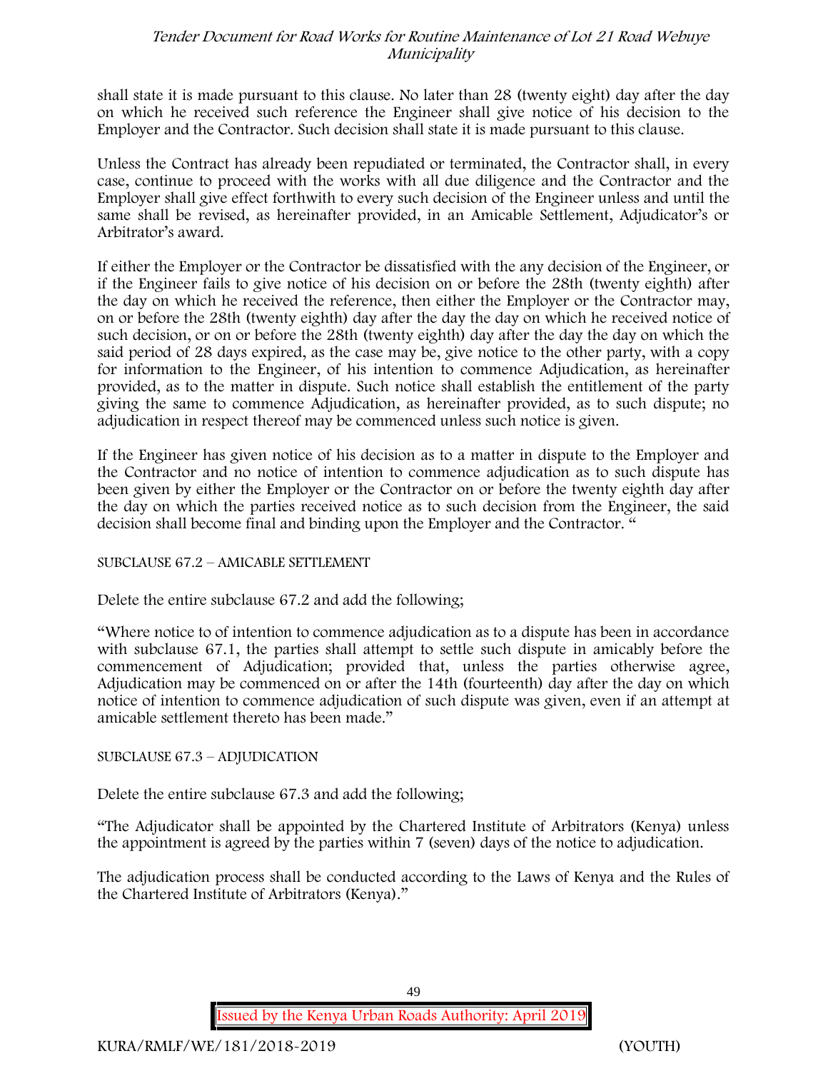shall state it is made pursuant to this clause. No later than 28 (twenty eight) day after the day on which he received such reference the Engineer shall give notice of his decision to the Employer and the Contractor. Such decision shall state it is made pursuant to this clause.

Unless the Contract has already been repudiated or terminated, the Contractor shall, in every case, continue to proceed with the works with all due diligence and the Contractor and the Employer shall give effect forthwith to every such decision of the Engineer unless and until the same shall be revised, as hereinafter provided, in an Amicable Settlement, Adjudicator's or Arbitrator's award.

If either the Employer or the Contractor be dissatisfied with the any decision of the Engineer, or if the Engineer fails to give notice of his decision on or before the 28th (twenty eighth) after the day on which he received the reference, then either the Employer or the Contractor may, on or before the 28th (twenty eighth) day after the day the day on which he received notice of such decision, or on or before the 28th (twenty eighth) day after the day the day on which the said period of 28 days expired, as the case may be, give notice to the other party, with a copy for information to the Engineer, of his intention to commence Adjudication, as hereinafter provided, as to the matter in dispute. Such notice shall establish the entitlement of the party giving the same to commence Adjudication, as hereinafter provided, as to such dispute; no adjudication in respect thereof may be commenced unless such notice is given.

If the Engineer has given notice of his decision as to a matter in dispute to the Employer and the Contractor and no notice of intention to commence adjudication as to such dispute has been given by either the Employer or the Contractor on or before the twenty eighth day after the day on which the parties received notice as to such decision from the Engineer, the said decision shall become final and binding upon the Employer and the Contractor. "

SUBCLAUSE 67.2 – AMICABLE SETTLEMENT

Delete the entire subclause 67.2 and add the following;

"Where notice to of intention to commence adjudication as to a dispute has been in accordance with subclause 67.1, the parties shall attempt to settle such dispute in amicably before the commencement of Adjudication; provided that, unless the parties otherwise agree, Adjudication may be commenced on or after the 14th (fourteenth) day after the day on which notice of intention to commence adjudication of such dispute was given, even if an attempt at amicable settlement thereto has been made."

SUBCLAUSE 67.3 – ADJUDICATION

Delete the entire subclause 67.3 and add the following;

"The Adjudicator shall be appointed by the Chartered Institute of Arbitrators (Kenya) unless the appointment is agreed by the parties within 7 (seven) days of the notice to adjudication.

The adjudication process shall be conducted according to the Laws of Kenya and the Rules of the Chartered Institute of Arbitrators (Kenya)."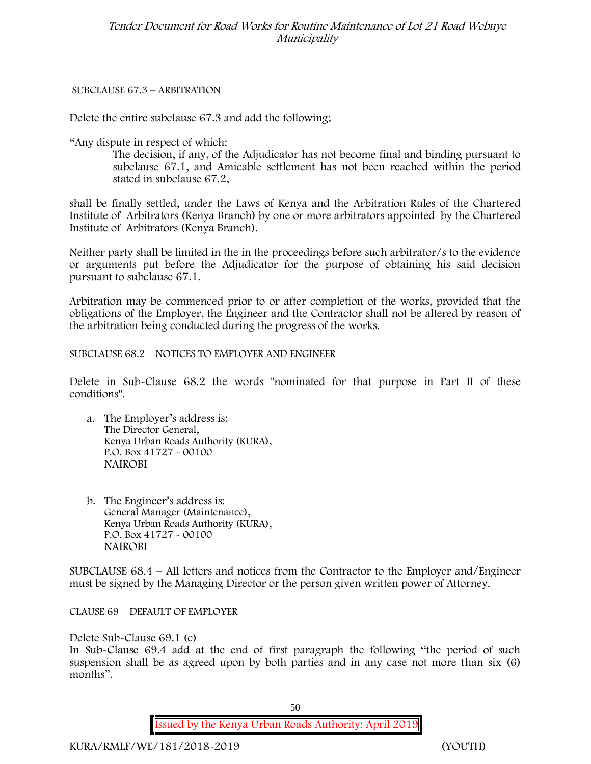SUBCLAUSE 67.3 – ARBITRATION

Delete the entire subclause 67.3 and add the following;

"Any dispute in respect of which:

> The decision, if any, of the Adjudicator has not become final and binding pursuant to subclause 67.1, and Amicable settlement has not been reached within the period stated in subclause 67.2,

shall be finally settled, under the Laws of Kenya and the Arbitration Rules of the Chartered Institute of Arbitrators (Kenya Branch) by one or more arbitrators appointed by the Chartered Institute of Arbitrators (Kenya Branch).

Neither party shall be limited in the in the proceedings before such arbitrator/s to the evidence or arguments put before the Adjudicator for the purpose of obtaining his said decision pursuant to subclause 67.1.

Arbitration may be commenced prior to or after completion of the works, provided that the obligations of the Employer, the Engineer and the Contractor shall not be altered by reason of the arbitration being conducted during the progress of the works.

SUBCLAUSE 68.2 – NOTICES TO EMPLOYER AND ENGINEER

Delete in Sub-Clause 68.2 the words "nominated for that purpose in Part II of these conditions".

a. The Employer's address is:
   The Director General,
   Kenya Urban Roads Authority (KURA),
   P.O. Box 41727 - 00100
   NAIROBI

b. The Engineer's address is:
   General Manager (Maintenance),
   Kenya Urban Roads Authority (KURA),
   P.O. Box 41727 - 00100
   NAIROBI

SUBCLAUSE 68.4 – All letters and notices from the Contractor to the Employer and/Engineer must be signed by the Managing Director or the person given written power of Attorney.

CLAUSE 69 – DEFAULT OF EMPLOYER

Delete Sub-Clause 69.1 (c)

In Sub-Clause 69.4 add at the end of first paragraph the following "the period of such suspension shall be as agreed upon by both parties and in any case not more than six (6) months".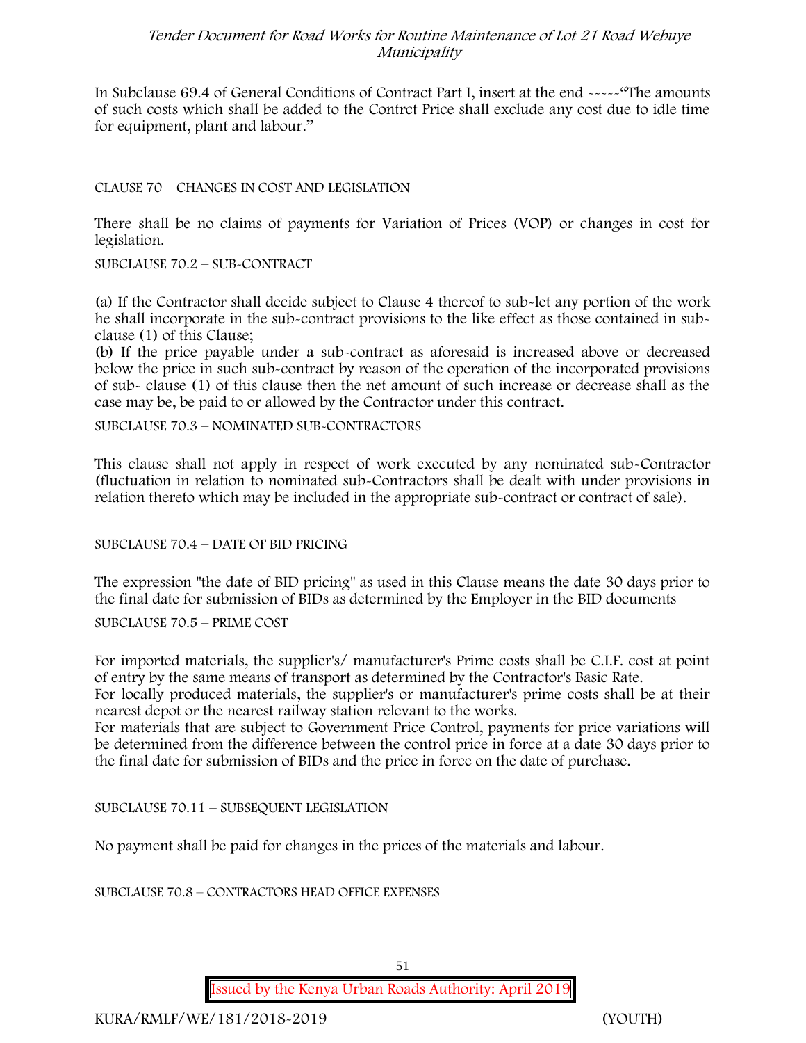In Subclause 69.4 of General Conditions of Contract Part I, insert at the end -----"The amounts of such costs which shall be added to the Contrct Price shall exclude any cost due to idle time for equipment, plant and labour."

CLAUSE 70 – CHANGES IN COST AND LEGISLATION

There shall be no claims of payments for Variation of Prices (VOP) or changes in cost for legislation.

SUBCLAUSE 70.2 – SUB-CONTRACT

(a) If the Contractor shall decide subject to Clause 4 thereof to sub-let any portion of the work he shall incorporate in the sub-contract provisions to the like effect as those contained in sub-clause (1) of this Clause;

(b) If the price payable under a sub-contract as aforesaid is increased above or decreased below the price in such sub-contract by reason of the operation of the incorporated provisions of sub- clause (1) of this clause then the net amount of such increase or decrease shall as the case may be, be paid to or allowed by the Contractor under this contract.

SUBCLAUSE 70.3 – NOMINATED SUB-CONTRACTORS

This clause shall not apply in respect of work executed by any nominated sub-Contractor (fluctuation in relation to nominated sub-Contractors shall be dealt with under provisions in relation thereto which may be included in the appropriate sub-contract or contract of sale).

SUBCLAUSE 70.4 – DATE OF BID PRICING

The expression "the date of BID pricing" as used in this Clause means the date 30 days prior to the final date for submission of BIDs as determined by the Employer in the BID documents

SUBCLAUSE 70.5 – PRIME COST

For imported materials, the supplier's/ manufacturer's Prime costs shall be C.I.F. cost at point of entry by the same means of transport as determined by the Contractor's Basic Rate.

For locally produced materials, the supplier's or manufacturer's prime costs shall be at their nearest depot or the nearest railway station relevant to the works.

For materials that are subject to Government Price Control, payments for price variations will be determined from the difference between the control price in force at a date 30 days prior to the final date for submission of BIDs and the price in force on the date of purchase.

SUBCLAUSE 70.11 – SUBSEQUENT LEGISLATION

No payment shall be paid for changes in the prices of the materials and labour.

SUBCLAUSE 70.8 – CONTRACTORS HEAD OFFICE EXPENSES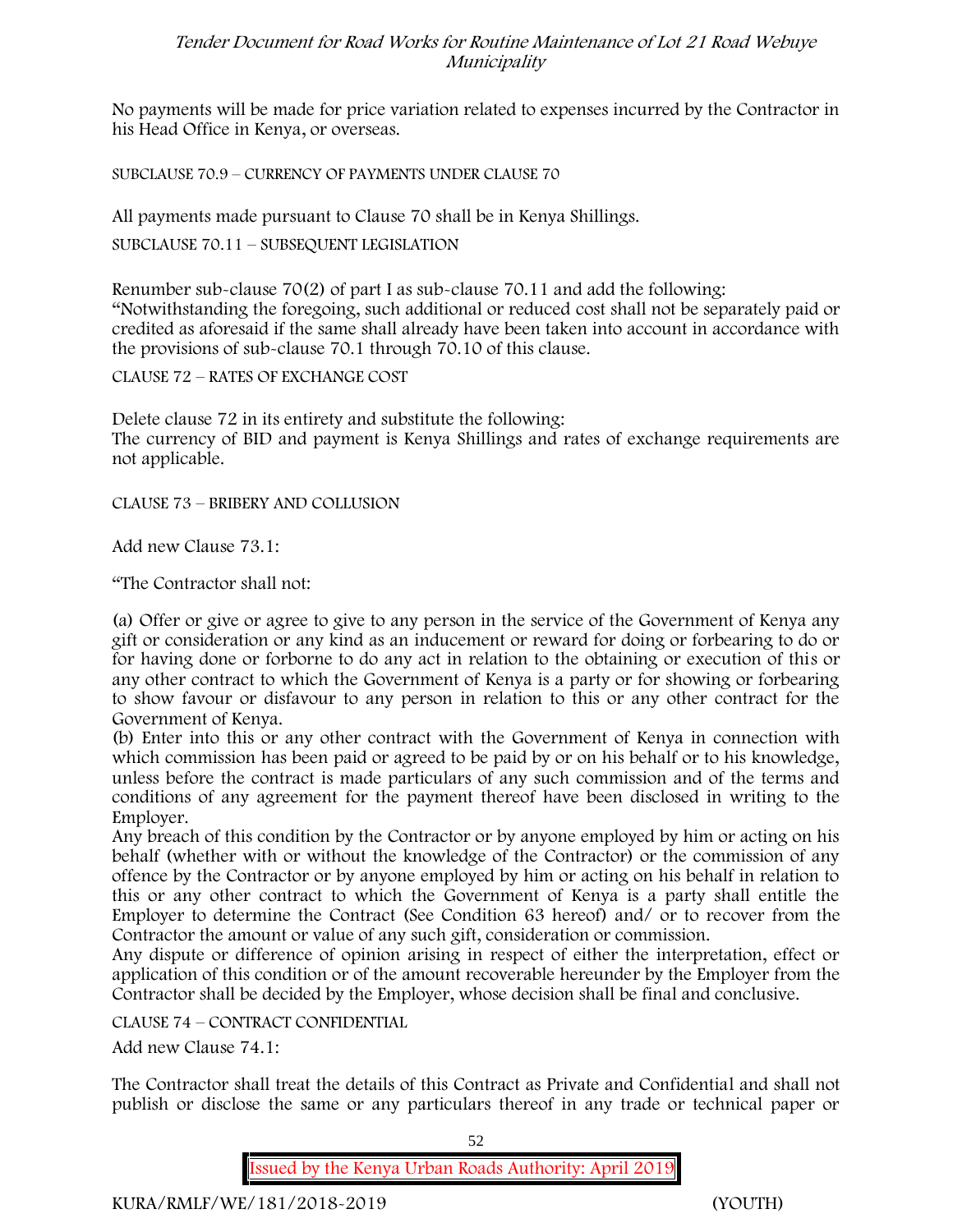No payments will be made for price variation related to expenses incurred by the Contractor in his Head Office in Kenya, or overseas.

SUBCLAUSE 70.9 – CURRENCY OF PAYMENTS UNDER CLAUSE 70

All payments made pursuant to Clause 70 shall be in Kenya Shillings.

SUBCLAUSE 70.11 – SUBSEQUENT LEGISLATION

Renumber sub-clause 70(2) of part I as sub-clause 70.11 and add the following:
"Notwithstanding the foregoing, such additional or reduced cost shall not be separately paid or credited as aforesaid if the same shall already have been taken into account in accordance with the provisions of sub-clause 70.1 through 70.10 of this clause.

CLAUSE 72 – RATES OF EXCHANGE COST

Delete clause 72 in its entirety and substitute the following:
The currency of BID and payment is Kenya Shillings and rates of exchange requirements are not applicable.

CLAUSE 73 – BRIBERY AND COLLUSION

Add new Clause 73.1:

"The Contractor shall not:

(a) Offer or give or agree to give to any person in the service of the Government of Kenya any gift or consideration or any kind as an inducement or reward for doing or forbearing to do or for having done or forborne to do any act in relation to the obtaining or execution of this or any other contract to which the Government of Kenya is a party or for showing or forbearing to show favour or disfavour to any person in relation to this or any other contract for the Government of Kenya.
(b) Enter into this or any other contract with the Government of Kenya in connection with which commission has been paid or agreed to be paid by or on his behalf or to his knowledge, unless before the contract is made particulars of any such commission and of the terms and conditions of any agreement for the payment thereof have been disclosed in writing to the Employer.
Any breach of this condition by the Contractor or by anyone employed by him or acting on his behalf (whether with or without the knowledge of the Contractor) or the commission of any offence by the Contractor or by anyone employed by him or acting on his behalf in relation to this or any other contract to which the Government of Kenya is a party shall entitle the Employer to determine the Contract (See Condition 63 hereof) and/ or to recover from the Contractor the amount or value of any such gift, consideration or commission.
Any dispute or difference of opinion arising in respect of either the interpretation, effect or application of this condition or of the amount recoverable hereunder by the Employer from the Contractor shall be decided by the Employer, whose decision shall be final and conclusive.

CLAUSE 74 – CONTRACT CONFIDENTIAL

Add new Clause 74.1:

The Contractor shall treat the details of this Contract as Private and Confidential and shall not publish or disclose the same or any particulars thereof in any trade or technical paper or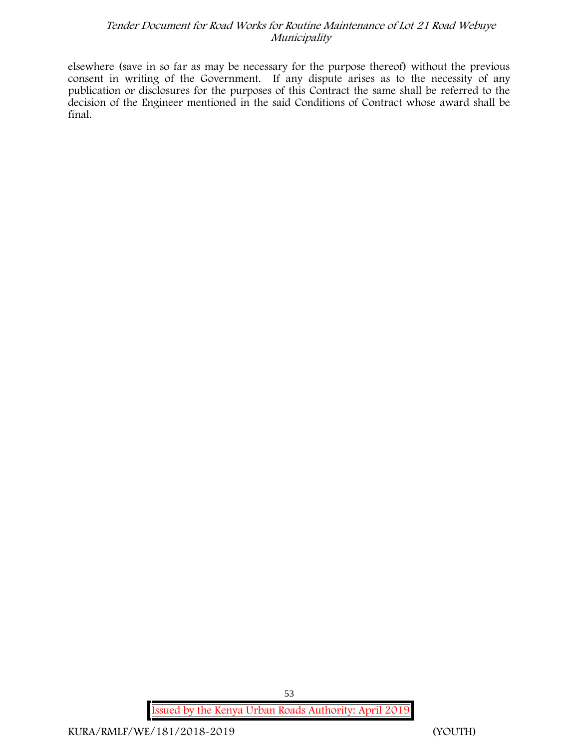elsewhere (save in so far as may be necessary for the purpose thereof) without the previous consent in writing of the Government. If any dispute arises as to the necessity of any publication or disclosures for the purposes of this Contract the same shall be referred to the decision of the Engineer mentioned in the said Conditions of Contract whose award shall be final.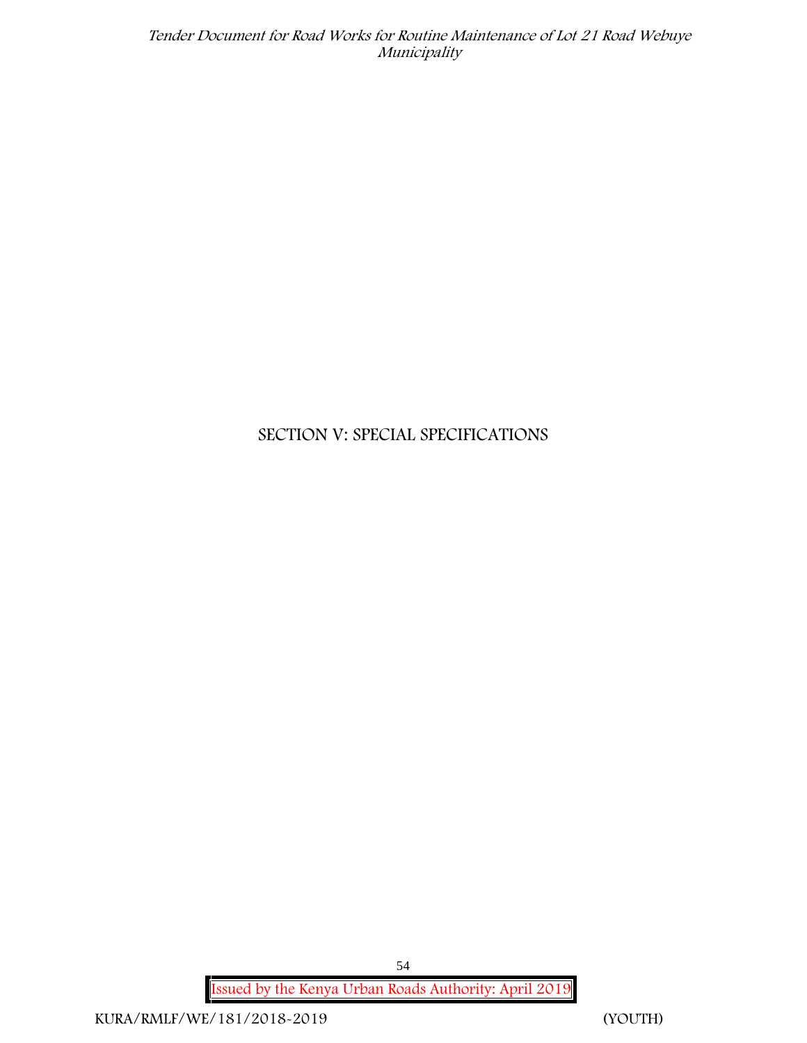# SECTION V: SPECIAL SPECIFICATIONS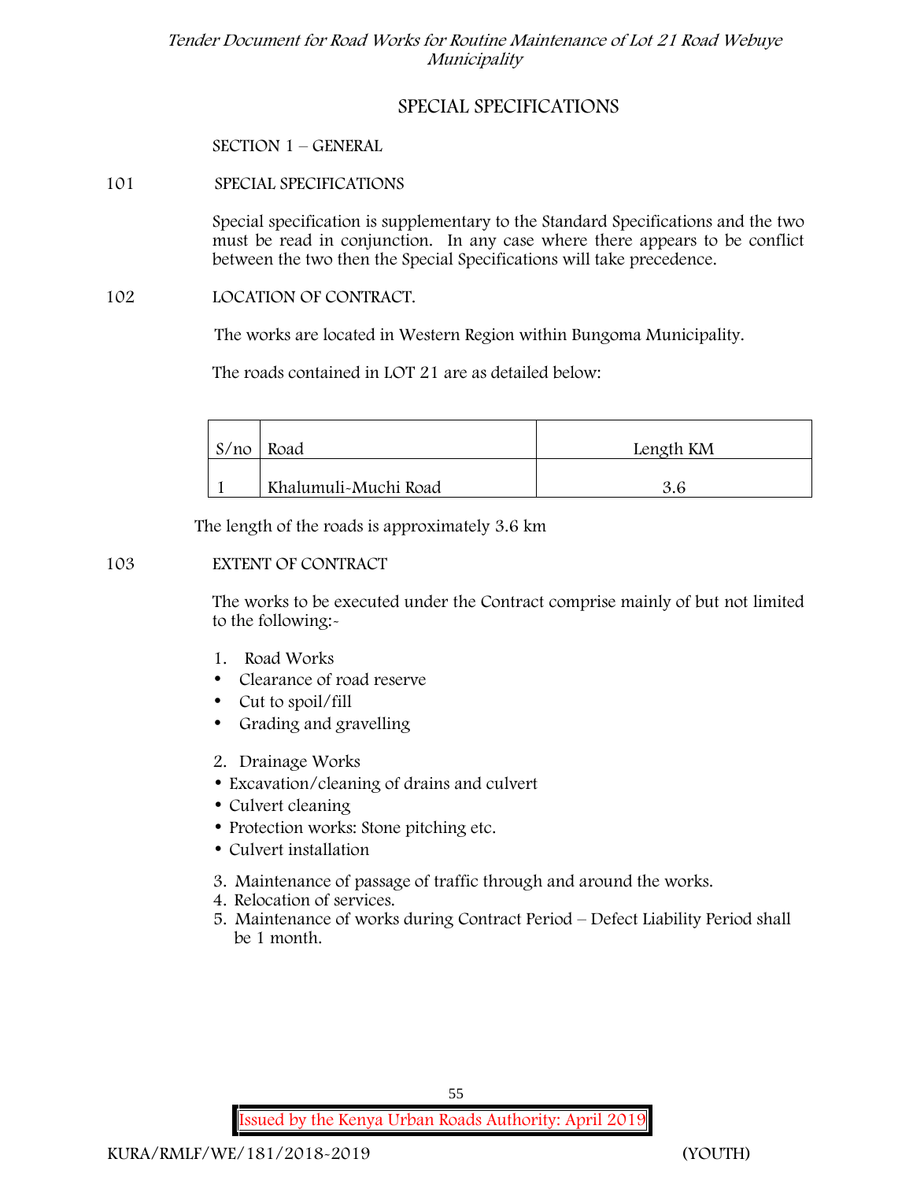# SPECIAL SPECIFICATIONS

## SECTION 1 – GENERAL

### 101 SPECIAL SPECIFICATIONS

Special specification is supplementary to the Standard Specifications and the two must be read in conjunction. In any case where there appears to be conflict between the two then the Special Specifications will take precedence.

### 102 LOCATION OF CONTRACT.

The works are located in Western Region within Bungoma Municipality.

The roads contained in LOT 21 are as detailed below:

| S/no | Road | Length KM |
|---|---|---|
| 1 | Khalumuli-Muchi Road | 3.6 |

The length of the roads is approximately 3.6 km

### 103 EXTENT OF CONTRACT

The works to be executed under the Contract comprise mainly of but not limited to the following:-

1. Road Works
   - Clearance of road reserve
   - Cut to spoil/fill
   - Grading and gravelling
2. Drainage Works
   - Excavation/cleaning of drains and culvert
   - Culvert cleaning
   - Protection works: Stone pitching etc.
   - Culvert installation
3. Maintenance of passage of traffic through and around the works.
4. Relocation of services.
5. Maintenance of works during Contract Period – Defect Liability Period shall be 1 month.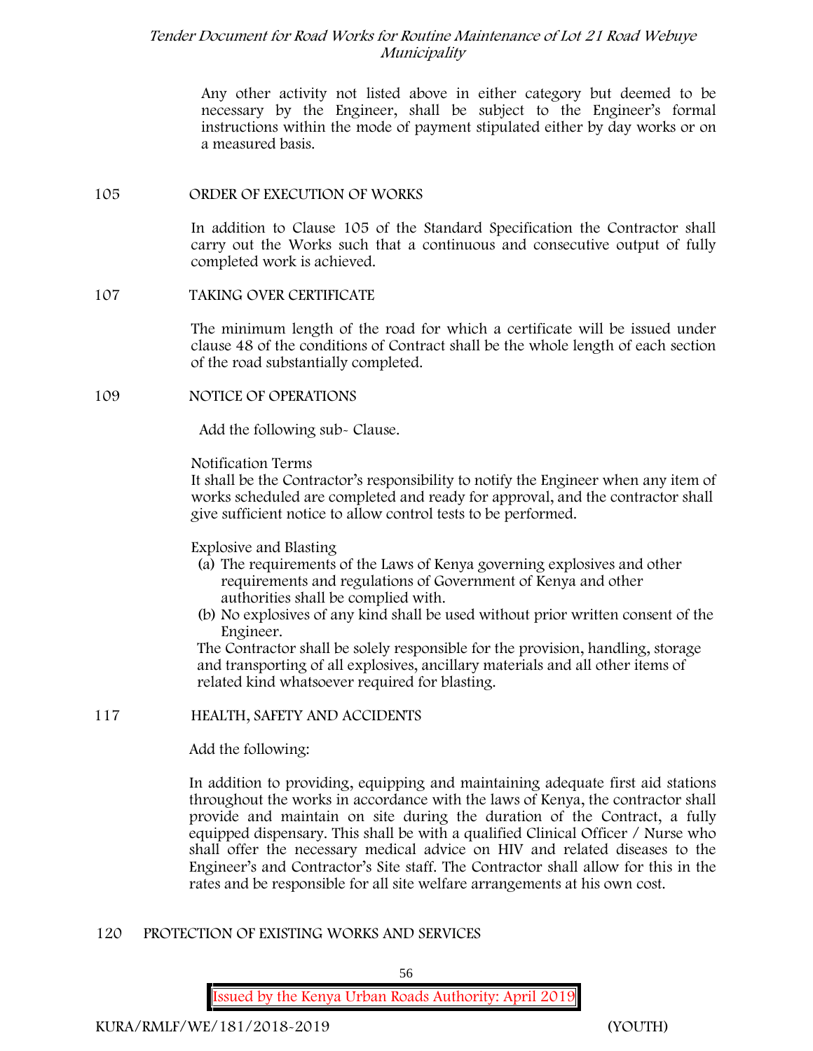Any other activity not listed above in either category but deemed to be necessary by the Engineer, shall be subject to the Engineer's formal instructions within the mode of payment stipulated either by day works or on a measured basis.

### 105 ORDER OF EXECUTION OF WORKS

In addition to Clause 105 of the Standard Specification the Contractor shall carry out the Works such that a continuous and consecutive output of fully completed work is achieved.

### 107 TAKING OVER CERTIFICATE

The minimum length of the road for which a certificate will be issued under clause 48 of the conditions of Contract shall be the whole length of each section of the road substantially completed.

### 109 NOTICE OF OPERATIONS

Add the following sub- Clause.

Notification Terms

It shall be the Contractor's responsibility to notify the Engineer when any item of works scheduled are completed and ready for approval, and the contractor shall give sufficient notice to allow control tests to be performed.

Explosive and Blasting

(a) The requirements of the Laws of Kenya governing explosives and other requirements and regulations of Government of Kenya and other authorities shall be complied with.
(b) No explosives of any kind shall be used without prior written consent of the Engineer.

The Contractor shall be solely responsible for the provision, handling, storage and transporting of all explosives, ancillary materials and all other items of related kind whatsoever required for blasting.

### 117 HEALTH, SAFETY AND ACCIDENTS

Add the following:

In addition to providing, equipping and maintaining adequate first aid stations throughout the works in accordance with the laws of Kenya, the contractor shall provide and maintain on site during the duration of the Contract, a fully equipped dispensary. This shall be with a qualified Clinical Officer / Nurse who shall offer the necessary medical advice on HIV and related diseases to the Engineer's and Contractor's Site staff. The Contractor shall allow for this in the rates and be responsible for all site welfare arrangements at his own cost.

### 120 PROTECTION OF EXISTING WORKS AND SERVICES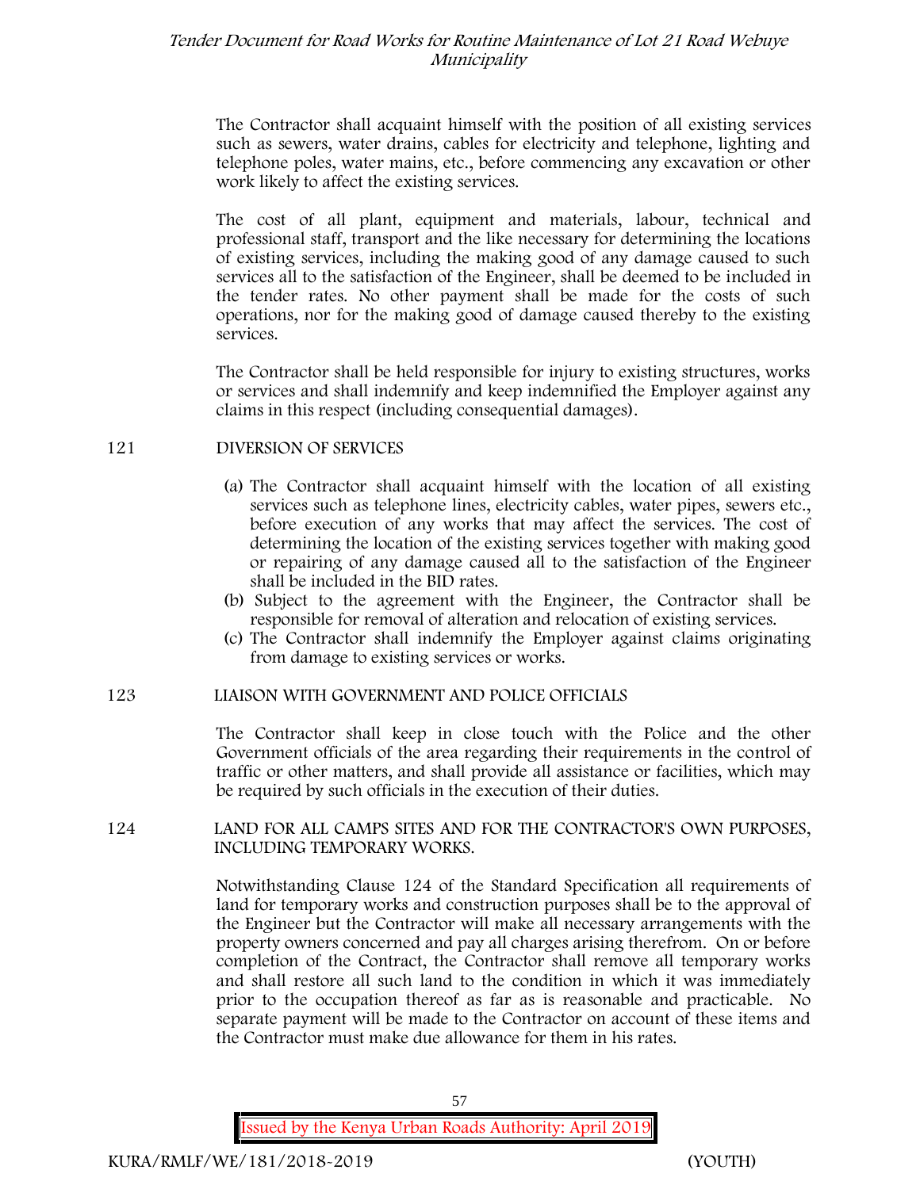The Contractor shall acquaint himself with the position of all existing services such as sewers, water drains, cables for electricity and telephone, lighting and telephone poles, water mains, etc., before commencing any excavation or other work likely to affect the existing services.

The cost of all plant, equipment and materials, labour, technical and professional staff, transport and the like necessary for determining the locations of existing services, including the making good of any damage caused to such services all to the satisfaction of the Engineer, shall be deemed to be included in the tender rates. No other payment shall be made for the costs of such operations, nor for the making good of damage caused thereby to the existing services.

The Contractor shall be held responsible for injury to existing structures, works or services and shall indemnify and keep indemnified the Employer against any claims in this respect (including consequential damages).

## 121 DIVERSION OF SERVICES

(a) The Contractor shall acquaint himself with the location of all existing services such as telephone lines, electricity cables, water pipes, sewers etc., before execution of any works that may affect the services. The cost of determining the location of the existing services together with making good or repairing of any damage caused all to the satisfaction of the Engineer shall be included in the BID rates.

(b) Subject to the agreement with the Engineer, the Contractor shall be responsible for removal of alteration and relocation of existing services.

(c) The Contractor shall indemnify the Employer against claims originating from damage to existing services or works.

## 123 LIAISON WITH GOVERNMENT AND POLICE OFFICIALS

The Contractor shall keep in close touch with the Police and the other Government officials of the area regarding their requirements in the control of traffic or other matters, and shall provide all assistance or facilities, which may be required by such officials in the execution of their duties.

## 124 LAND FOR ALL CAMPS SITES AND FOR THE CONTRACTOR'S OWN PURPOSES, INCLUDING TEMPORARY WORKS.

Notwithstanding Clause 124 of the Standard Specification all requirements of land for temporary works and construction purposes shall be to the approval of the Engineer but the Contractor will make all necessary arrangements with the property owners concerned and pay all charges arising therefrom. On or before completion of the Contract, the Contractor shall remove all temporary works and shall restore all such land to the condition in which it was immediately prior to the occupation thereof as far as is reasonable and practicable. No separate payment will be made to the Contractor on account of these items and the Contractor must make due allowance for them in his rates.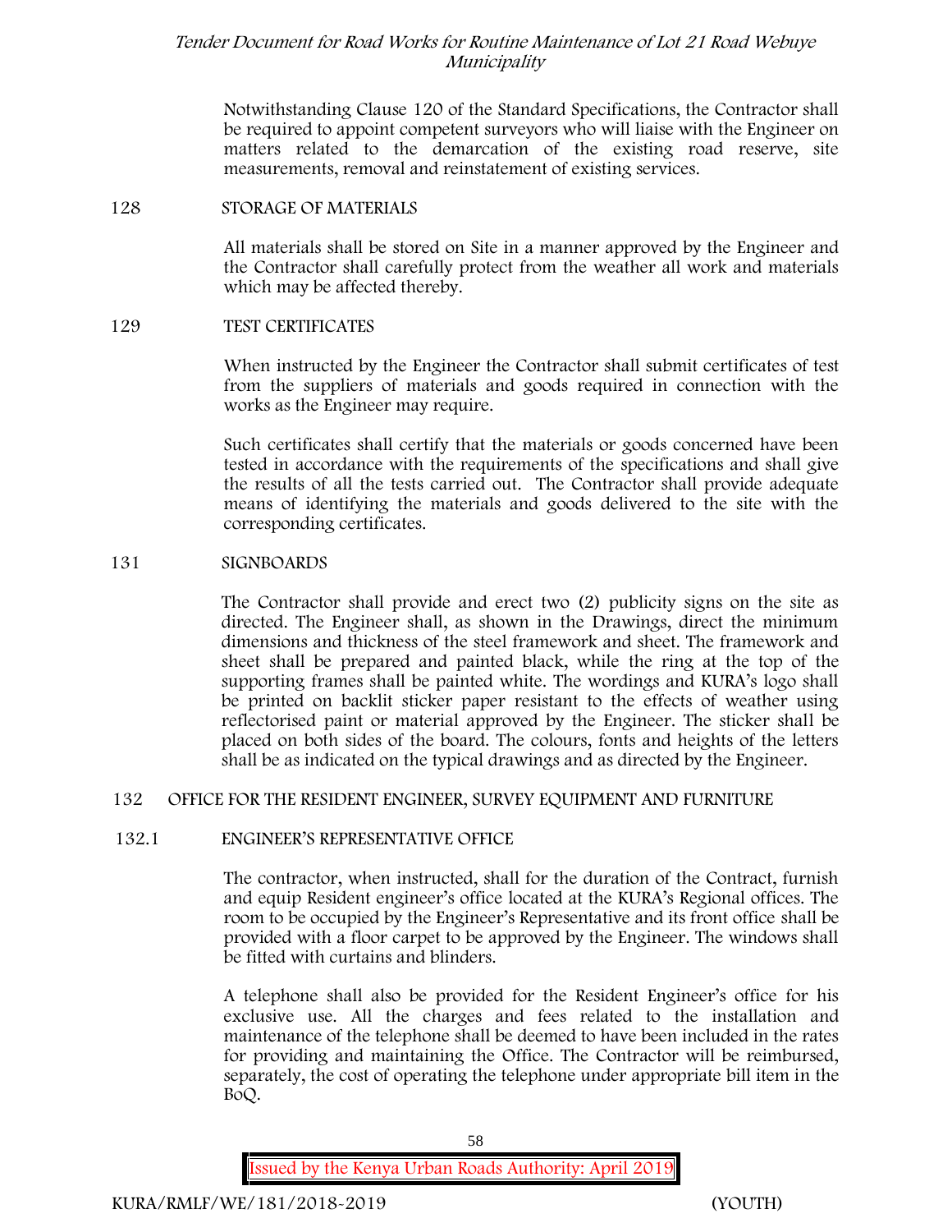Notwithstanding Clause 120 of the Standard Specifications, the Contractor shall be required to appoint competent surveyors who will liaise with the Engineer on matters related to the demarcation of the existing road reserve, site measurements, removal and reinstatement of existing services.

## 128 STORAGE OF MATERIALS

All materials shall be stored on Site in a manner approved by the Engineer and the Contractor shall carefully protect from the weather all work and materials which may be affected thereby.

## 129 TEST CERTIFICATES

When instructed by the Engineer the Contractor shall submit certificates of test from the suppliers of materials and goods required in connection with the works as the Engineer may require.

Such certificates shall certify that the materials or goods concerned have been tested in accordance with the requirements of the specifications and shall give the results of all the tests carried out. The Contractor shall provide adequate means of identifying the materials and goods delivered to the site with the corresponding certificates.

## 131 SIGNBOARDS

The Contractor shall provide and erect two (2) publicity signs on the site as directed. The Engineer shall, as shown in the Drawings, direct the minimum dimensions and thickness of the steel framework and sheet. The framework and sheet shall be prepared and painted black, while the ring at the top of the supporting frames shall be painted white. The wordings and KURA's logo shall be printed on backlit sticker paper resistant to the effects of weather using reflectorised paint or material approved by the Engineer. The sticker shall be placed on both sides of the board. The colours, fonts and heights of the letters shall be as indicated on the typical drawings and as directed by the Engineer.

## 132 OFFICE FOR THE RESIDENT ENGINEER, SURVEY EQUIPMENT AND FURNITURE

### 132.1 ENGINEER'S REPRESENTATIVE OFFICE

The contractor, when instructed, shall for the duration of the Contract, furnish and equip Resident engineer's office located at the KURA's Regional offices. The room to be occupied by the Engineer's Representative and its front office shall be provided with a floor carpet to be approved by the Engineer. The windows shall be fitted with curtains and blinders.

A telephone shall also be provided for the Resident Engineer's office for his exclusive use. All the charges and fees related to the installation and maintenance of the telephone shall be deemed to have been included in the rates for providing and maintaining the Office. The Contractor will be reimbursed, separately, the cost of operating the telephone under appropriate bill item in the BoQ.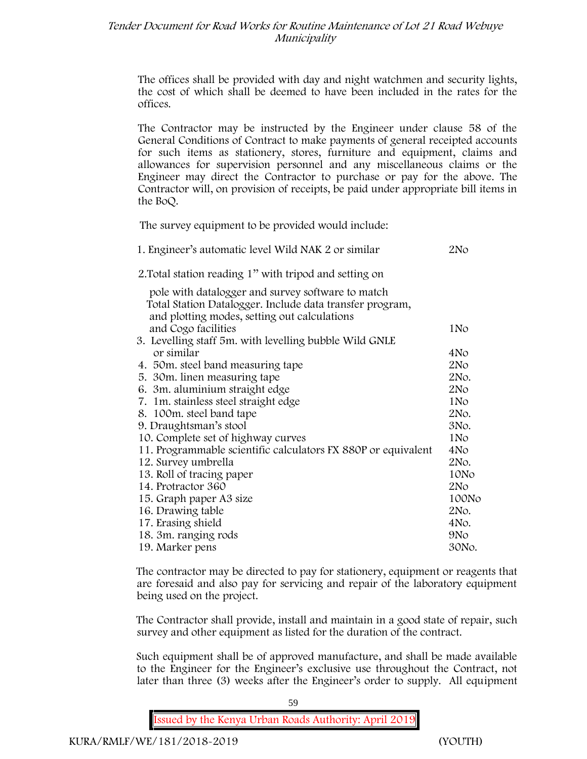The offices shall be provided with day and night watchmen and security lights, the cost of which shall be deemed to have been included in the rates for the offices.

The Contractor may be instructed by the Engineer under clause 58 of the General Conditions of Contract to make payments of general receipted accounts for such items as stationery, stores, furniture and equipment, claims and allowances for supervision personnel and any miscellaneous claims or the Engineer may direct the Contractor to purchase or pay for the above. The Contractor will, on provision of receipts, be paid under appropriate bill items in the BoQ.

The survey equipment to be provided would include:

| | |
|---|---|
| 1. Engineer's automatic level Wild NAK 2 or similar | 2No |
| 2. Total station reading 1" with tripod and setting on pole with datalogger and survey software to match Total Station Datalogger. Include data transfer program, and plotting modes, setting out calculations and Cogo facilities | 1No |
| 3. Levelling staff 5m. with levelling bubble Wild GNLE or similar | 4No |
| 4. 50m. steel band measuring tape | 2No |
| 5. 30m. linen measuring tape | 2No. |
| 6. 3m. aluminium straight edge | 2No |
| 7. 1m. stainless steel straight edge | 1No |
| 8. 100m. steel band tape | 2No. |
| 9. Draughtsman's stool | 3No. |
| 10. Complete set of highway curves | 1No |
| 11. Programmable scientific calculators FX 880P or equivalent | 4No |
| 12. Survey umbrella | 2No. |
| 13. Roll of tracing paper | 10No |
| 14. Protractor 360 | 2No |
| 15. Graph paper A3 size | 100No |
| 16. Drawing table | 2No. |
| 17. Erasing shield | 4No. |
| 18. 3m. ranging rods | 9No |
| 19. Marker pens | 30No. |

The contractor may be directed to pay for stationery, equipment or reagents that are foresaid and also pay for servicing and repair of the laboratory equipment being used on the project.

The Contractor shall provide, install and maintain in a good state of repair, such survey and other equipment as listed for the duration of the contract.

Such equipment shall be of approved manufacture, and shall be made available to the Engineer for the Engineer's exclusive use throughout the Contract, not later than three (3) weeks after the Engineer's order to supply. All equipment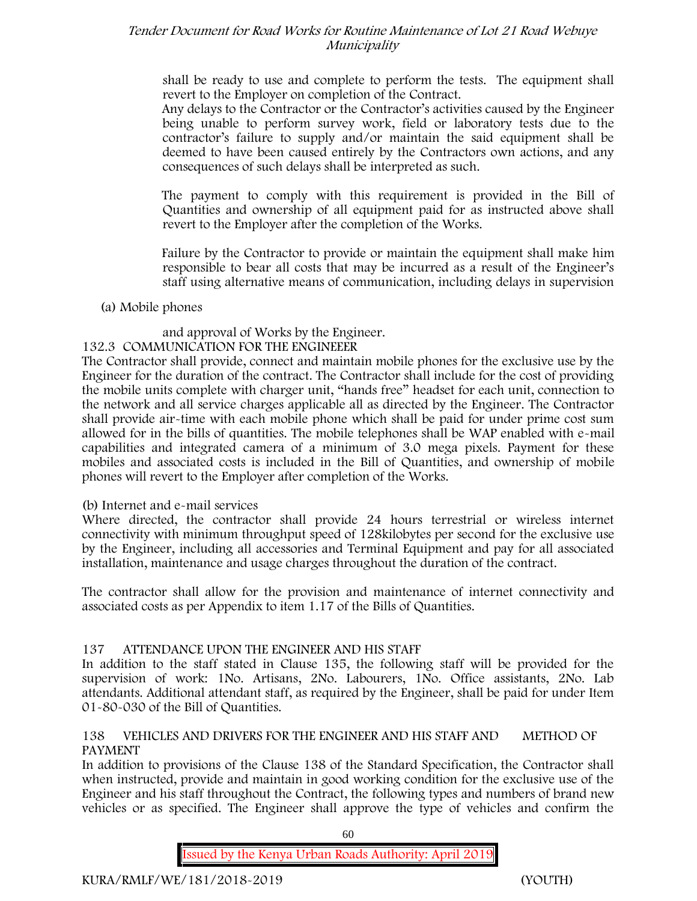shall be ready to use and complete to perform the tests. The equipment shall revert to the Employer on completion of the Contract.

Any delays to the Contractor or the Contractor's activities caused by the Engineer being unable to perform survey work, field or laboratory tests due to the contractor's failure to supply and/or maintain the said equipment shall be deemed to have been caused entirely by the Contractors own actions, and any consequences of such delays shall be interpreted as such.

The payment to comply with this requirement is provided in the Bill of Quantities and ownership of all equipment paid for as instructed above shall revert to the Employer after the completion of the Works.

Failure by the Contractor to provide or maintain the equipment shall make him responsible to bear all costs that may be incurred as a result of the Engineer's staff using alternative means of communication, including delays in supervision

(a) Mobile phones

and approval of Works by the Engineer.

132.3 COMMUNICATION FOR THE ENGINEEER

The Contractor shall provide, connect and maintain mobile phones for the exclusive use by the Engineer for the duration of the contract. The Contractor shall include for the cost of providing the mobile units complete with charger unit, "hands free" headset for each unit, connection to the network and all service charges applicable all as directed by the Engineer. The Contractor shall provide air-time with each mobile phone which shall be paid for under prime cost sum allowed for in the bills of quantities. The mobile telephones shall be WAP enabled with e-mail capabilities and integrated camera of a minimum of 3.0 mega pixels. Payment for these mobiles and associated costs is included in the Bill of Quantities, and ownership of mobile phones will revert to the Employer after completion of the Works.

(b) Internet and e-mail services

Where directed, the contractor shall provide 24 hours terrestrial or wireless internet connectivity with minimum throughput speed of 128kilobytes per second for the exclusive use by the Engineer, including all accessories and Terminal Equipment and pay for all associated installation, maintenance and usage charges throughout the duration of the contract.

The contractor shall allow for the provision and maintenance of internet connectivity and associated costs as per Appendix to item 1.17 of the Bills of Quantities.

## 137 ATTENDANCE UPON THE ENGINEER AND HIS STAFF

In addition to the staff stated in Clause 135, the following staff will be provided for the supervision of work: 1No. Artisans, 2No. Labourers, 1No. Office assistants, 2No. Lab attendants. Additional attendant staff, as required by the Engineer, shall be paid for under Item 01-80-030 of the Bill of Quantities.

## 138 VEHICLES AND DRIVERS FOR THE ENGINEER AND HIS STAFF AND METHOD OF PAYMENT

In addition to provisions of the Clause 138 of the Standard Specification, the Contractor shall when instructed, provide and maintain in good working condition for the exclusive use of the Engineer and his staff throughout the Contract, the following types and numbers of brand new vehicles or as specified. The Engineer shall approve the type of vehicles and confirm the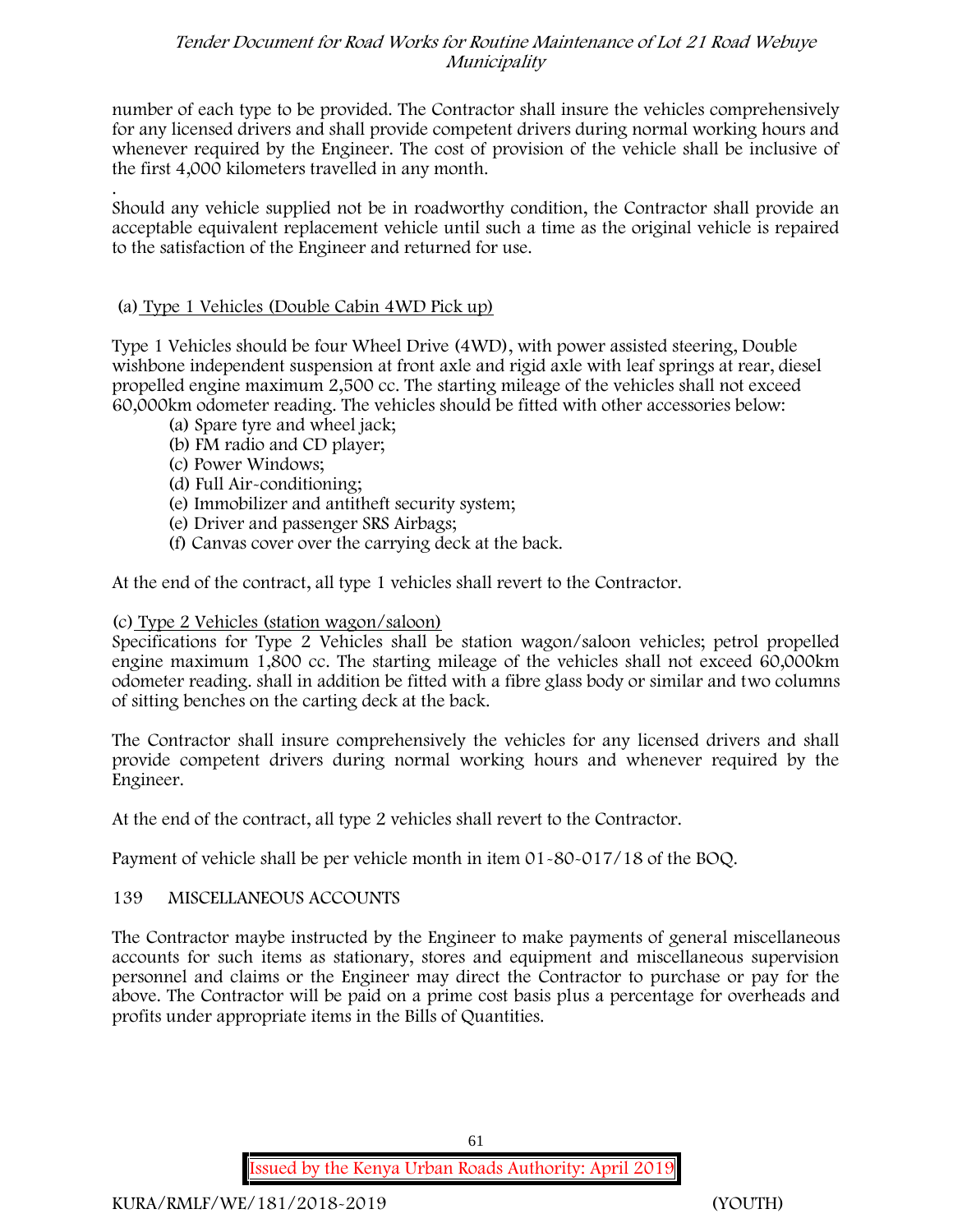number of each type to be provided. The Contractor shall insure the vehicles comprehensively for any licensed drivers and shall provide competent drivers during normal working hours and whenever required by the Engineer. The cost of provision of the vehicle shall be inclusive of the first 4,000 kilometers travelled in any month.

.
Should any vehicle supplied not be in roadworthy condition, the Contractor shall provide an acceptable equivalent replacement vehicle until such a time as the original vehicle is repaired to the satisfaction of the Engineer and returned for use.

(a) Type 1 Vehicles (Double Cabin 4WD Pick up)

Type 1 Vehicles should be four Wheel Drive (4WD), with power assisted steering, Double wishbone independent suspension at front axle and rigid axle with leaf springs at rear, diesel propelled engine maximum 2,500 cc. The starting mileage of the vehicles shall not exceed 60,000km odometer reading. The vehicles should be fitted with other accessories below:

- (a) Spare tyre and wheel jack;
- (b) FM radio and CD player;
- (c) Power Windows;
- (d) Full Air-conditioning;
- (e) Immobilizer and antitheft security system;
- (e) Driver and passenger SRS Airbags;
- (f) Canvas cover over the carrying deck at the back.

At the end of the contract, all type 1 vehicles shall revert to the Contractor.

(c) Type 2 Vehicles (station wagon/saloon)

Specifications for Type 2 Vehicles shall be station wagon/saloon vehicles; petrol propelled engine maximum 1,800 cc. The starting mileage of the vehicles shall not exceed 60,000km odometer reading. shall in addition be fitted with a fibre glass body or similar and two columns of sitting benches on the carting deck at the back.

The Contractor shall insure comprehensively the vehicles for any licensed drivers and shall provide competent drivers during normal working hours and whenever required by the Engineer.

At the end of the contract, all type 2 vehicles shall revert to the Contractor.

Payment of vehicle shall be per vehicle month in item 01-80-017/18 of the BOQ.

## 139 MISCELLANEOUS ACCOUNTS

The Contractor maybe instructed by the Engineer to make payments of general miscellaneous accounts for such items as stationary, stores and equipment and miscellaneous supervision personnel and claims or the Engineer may direct the Contractor to purchase or pay for the above. The Contractor will be paid on a prime cost basis plus a percentage for overheads and profits under appropriate items in the Bills of Quantities.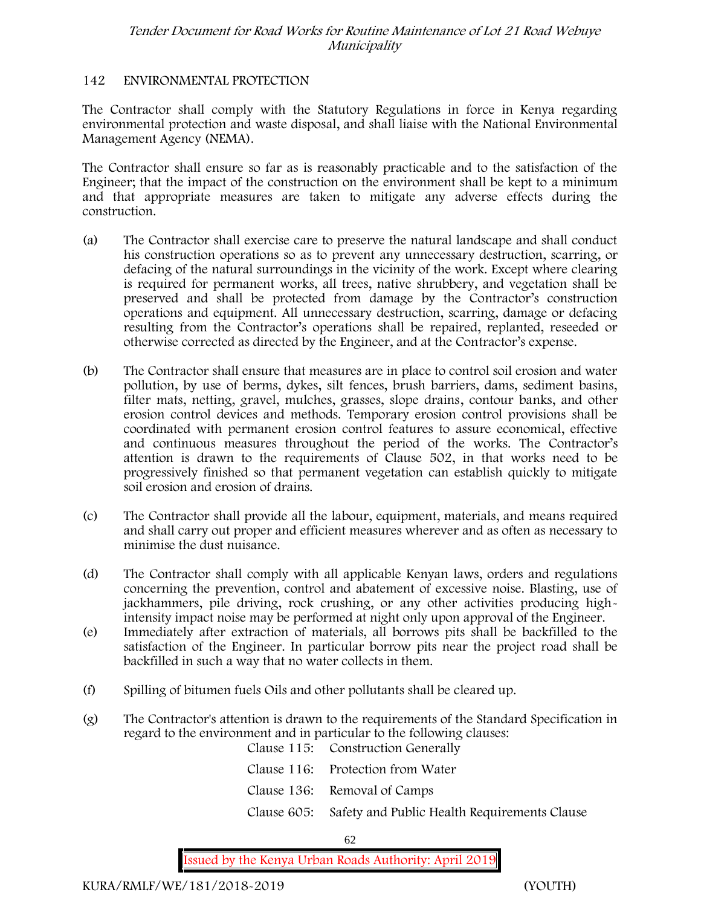## 142 ENVIRONMENTAL PROTECTION

The Contractor shall comply with the Statutory Regulations in force in Kenya regarding environmental protection and waste disposal, and shall liaise with the National Environmental Management Agency (NEMA).

The Contractor shall ensure so far as is reasonably practicable and to the satisfaction of the Engineer; that the impact of the construction on the environment shall be kept to a minimum and that appropriate measures are taken to mitigate any adverse effects during the construction.

(a) The Contractor shall exercise care to preserve the natural landscape and shall conduct his construction operations so as to prevent any unnecessary destruction, scarring, or defacing of the natural surroundings in the vicinity of the work. Except where clearing is required for permanent works, all trees, native shrubbery, and vegetation shall be preserved and shall be protected from damage by the Contractor's construction operations and equipment. All unnecessary destruction, scarring, damage or defacing resulting from the Contractor's operations shall be repaired, replanted, reseeded or otherwise corrected as directed by the Engineer, and at the Contractor's expense.

(b) The Contractor shall ensure that measures are in place to control soil erosion and water pollution, by use of berms, dykes, silt fences, brush barriers, dams, sediment basins, filter mats, netting, gravel, mulches, grasses, slope drains, contour banks, and other erosion control devices and methods. Temporary erosion control provisions shall be coordinated with permanent erosion control features to assure economical, effective and continuous measures throughout the period of the works. The Contractor's attention is drawn to the requirements of Clause 502, in that works need to be progressively finished so that permanent vegetation can establish quickly to mitigate soil erosion and erosion of drains.

(c) The Contractor shall provide all the labour, equipment, materials, and means required and shall carry out proper and efficient measures wherever and as often as necessary to minimise the dust nuisance.

(d) The Contractor shall comply with all applicable Kenyan laws, orders and regulations concerning the prevention, control and abatement of excessive noise. Blasting, use of jackhammers, pile driving, rock crushing, or any other activities producing high-intensity impact noise may be performed at night only upon approval of the Engineer.

(e) Immediately after extraction of materials, all borrows pits shall be backfilled to the satisfaction of the Engineer. In particular borrow pits near the project road shall be backfilled in such a way that no water collects in them.

(f) Spilling of bitumen fuels Oils and other pollutants shall be cleared up.

(g) The Contractor's attention is drawn to the requirements of the Standard Specification in regard to the environment and in particular to the following clauses:

| | |
|---|---|
| Clause 115: | Construction Generally |
| Clause 116: | Protection from Water |
| Clause 136: | Removal of Camps |
| Clause 605: | Safety and Public Health Requirements Clause |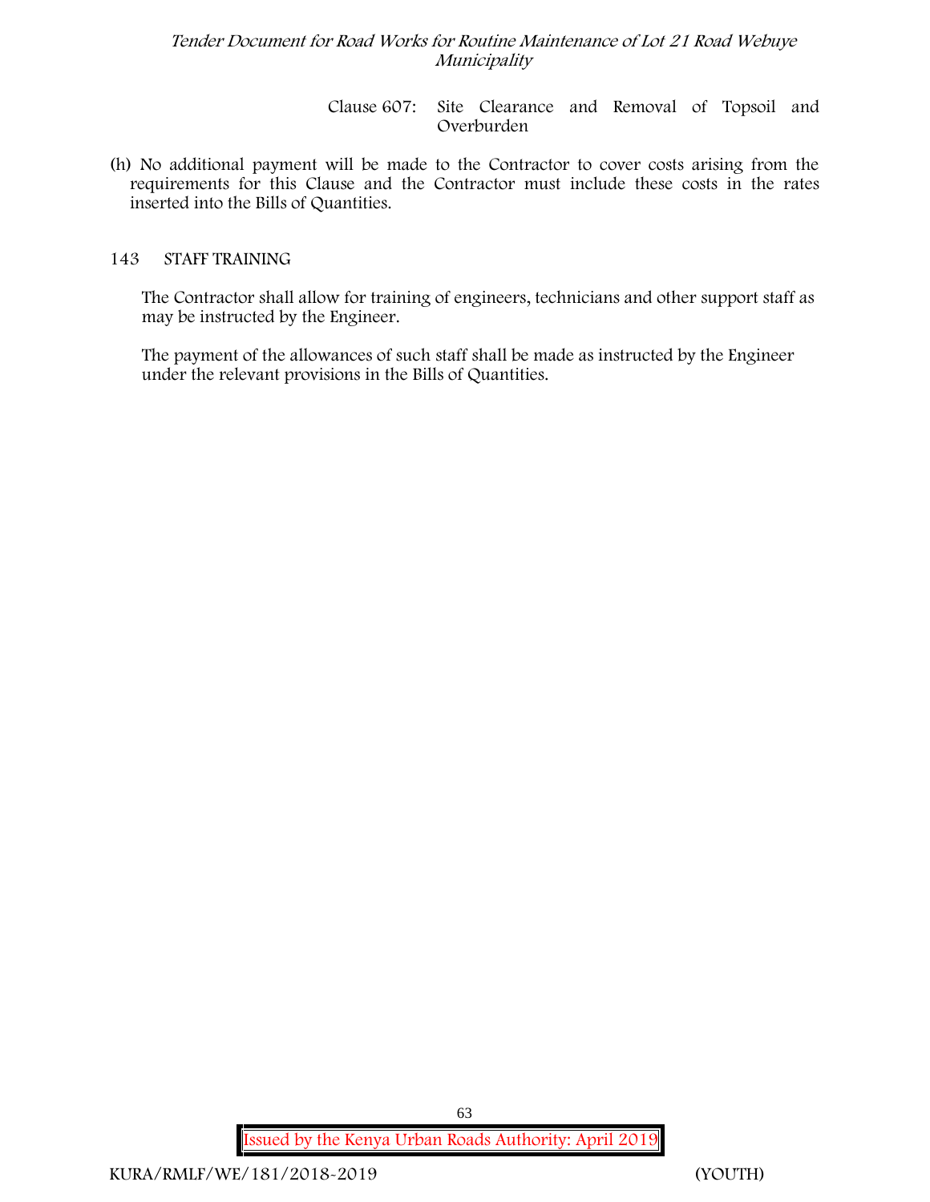Clause 607: Site Clearance and Removal of Topsoil and Overburden

(h) No additional payment will be made to the Contractor to cover costs arising from the requirements for this Clause and the Contractor must include these costs in the rates inserted into the Bills of Quantities.

## 143 STAFF TRAINING

The Contractor shall allow for training of engineers, technicians and other support staff as may be instructed by the Engineer.

The payment of the allowances of such staff shall be made as instructed by the Engineer under the relevant provisions in the Bills of Quantities.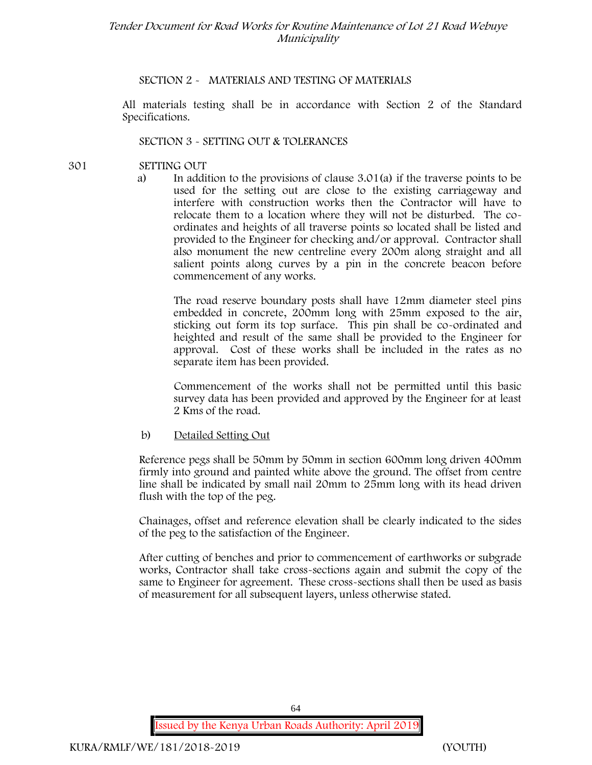## SECTION 2 - MATERIALS AND TESTING OF MATERIALS

All materials testing shall be in accordance with Section 2 of the Standard Specifications.

## SECTION 3 - SETTING OUT & TOLERANCES

### 301 SETTING OUT

a) In addition to the provisions of clause 3.01(a) if the traverse points to be used for the setting out are close to the existing carriageway and interfere with construction works then the Contractor will have to relocate them to a location where they will not be disturbed. The co-ordinates and heights of all traverse points so located shall be listed and provided to the Engineer for checking and/or approval. Contractor shall also monument the new centreline every 200m along straight and all salient points along curves by a pin in the concrete beacon before commencement of any works.

The road reserve boundary posts shall have 12mm diameter steel pins embedded in concrete, 200mm long with 25mm exposed to the air, sticking out form its top surface. This pin shall be co-ordinated and heighted and result of the same shall be provided to the Engineer for approval. Cost of these works shall be included in the rates as no separate item has been provided.

Commencement of the works shall not be permitted until this basic survey data has been provided and approved by the Engineer for at least 2 Kms of the road.

b) <u>Detailed Setting Out</u>

Reference pegs shall be 50mm by 50mm in section 600mm long driven 400mm firmly into ground and painted white above the ground. The offset from centre line shall be indicated by small nail 20mm to 25mm long with its head driven flush with the top of the peg.

Chainages, offset and reference elevation shall be clearly indicated to the sides of the peg to the satisfaction of the Engineer.

After cutting of benches and prior to commencement of earthworks or subgrade works, Contractor shall take cross-sections again and submit the copy of the same to Engineer for agreement. These cross-sections shall then be used as basis of measurement for all subsequent layers, unless otherwise stated.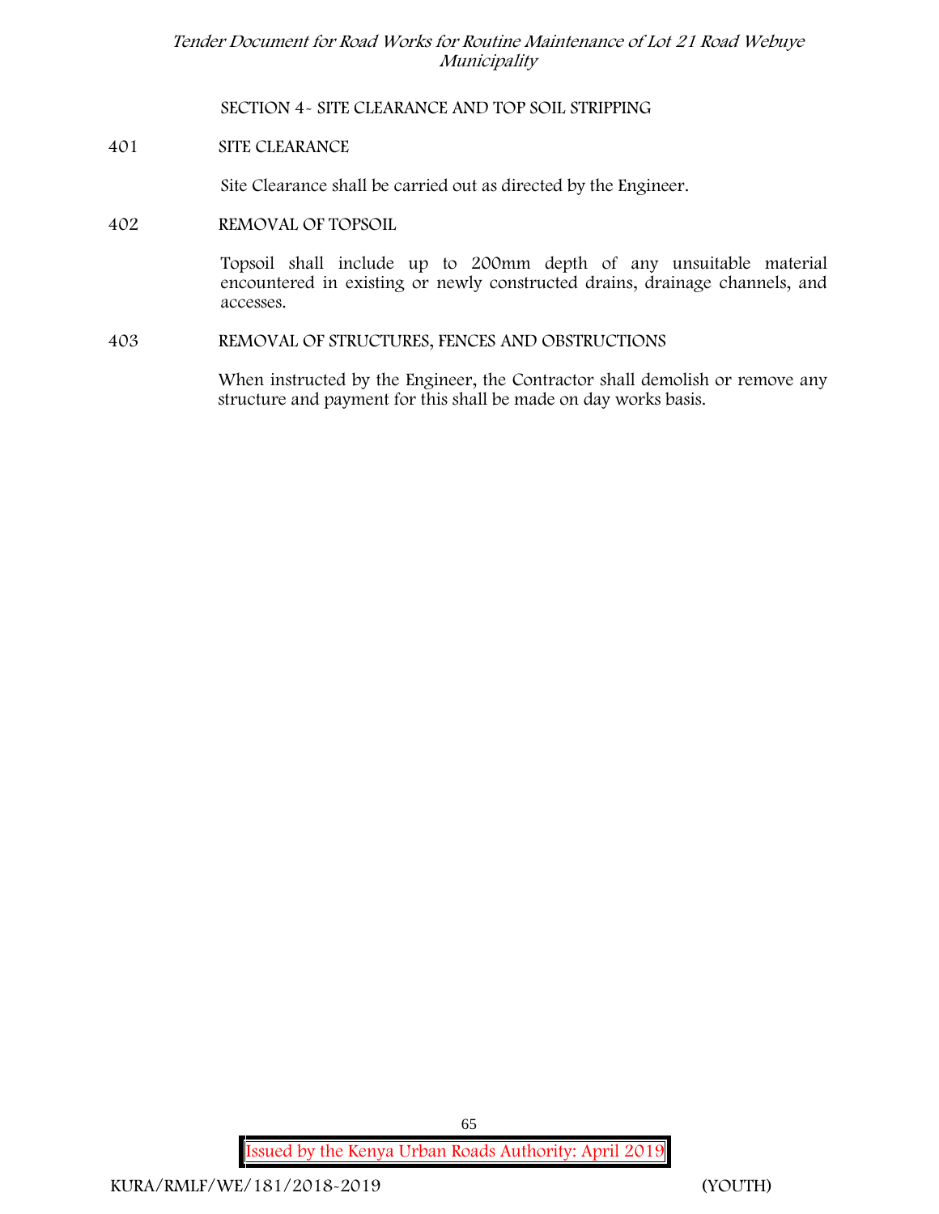## SECTION 4- SITE CLEARANCE AND TOP SOIL STRIPPING

### 401 SITE CLEARANCE

Site Clearance shall be carried out as directed by the Engineer.

### 402 REMOVAL OF TOPSOIL

Topsoil shall include up to 200mm depth of any unsuitable material encountered in existing or newly constructed drains, drainage channels, and accesses.

### 403 REMOVAL OF STRUCTURES, FENCES AND OBSTRUCTIONS

When instructed by the Engineer, the Contractor shall demolish or remove any structure and payment for this shall be made on day works basis.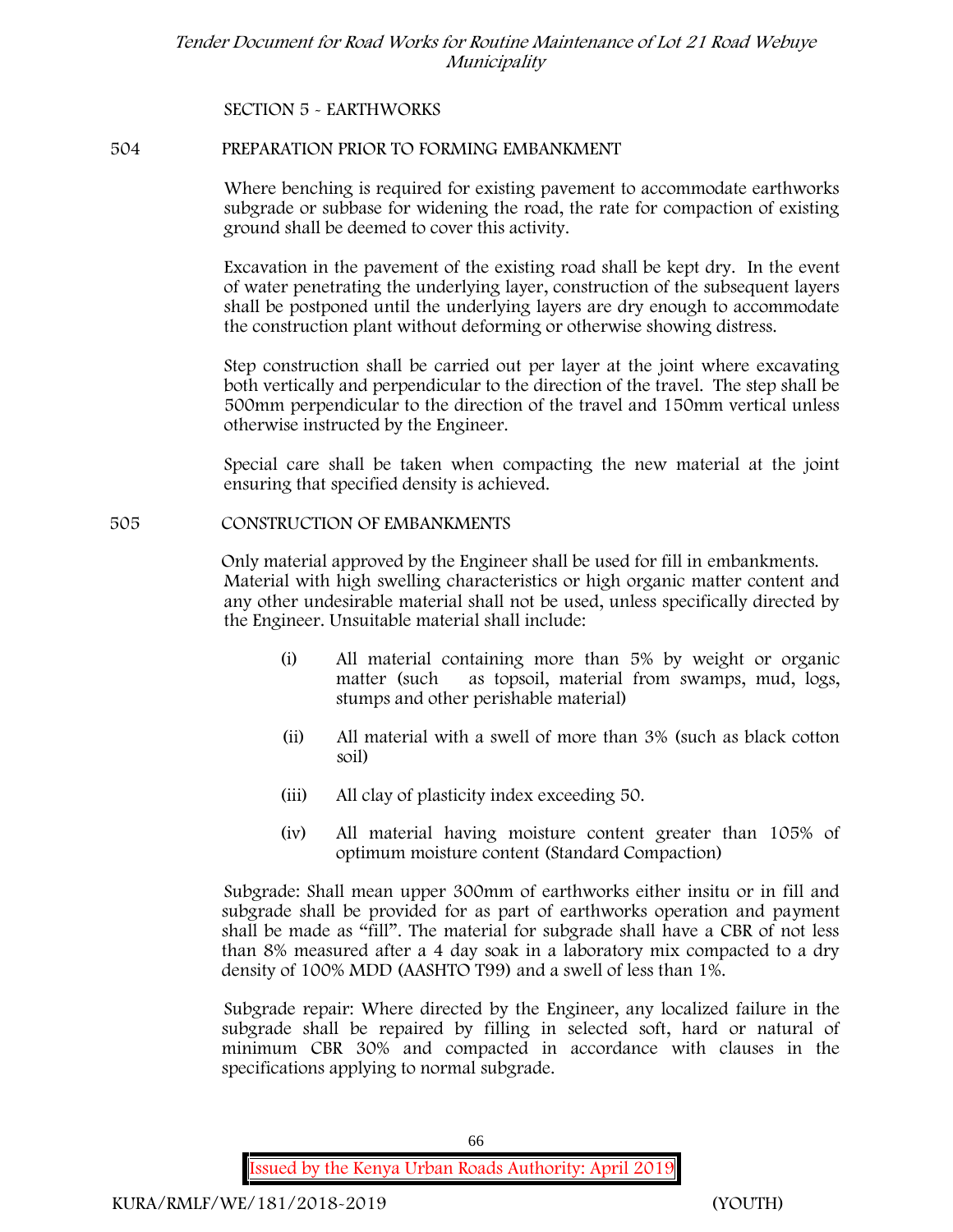SECTION 5 - EARTHWORKS

## 504 PREPARATION PRIOR TO FORMING EMBANKMENT

Where benching is required for existing pavement to accommodate earthworks subgrade or subbase for widening the road, the rate for compaction of existing ground shall be deemed to cover this activity.

Excavation in the pavement of the existing road shall be kept dry. In the event of water penetrating the underlying layer, construction of the subsequent layers shall be postponed until the underlying layers are dry enough to accommodate the construction plant without deforming or otherwise showing distress.

Step construction shall be carried out per layer at the joint where excavating both vertically and perpendicular to the direction of the travel. The step shall be 500mm perpendicular to the direction of the travel and 150mm vertical unless otherwise instructed by the Engineer.

Special care shall be taken when compacting the new material at the joint ensuring that specified density is achieved.

## 505 CONSTRUCTION OF EMBANKMENTS

Only material approved by the Engineer shall be used for fill in embankments. Material with high swelling characteristics or high organic matter content and any other undesirable material shall not be used, unless specifically directed by the Engineer. Unsuitable material shall include:

(i) All material containing more than 5% by weight or organic matter (such as topsoil, material from swamps, mud, logs, stumps and other perishable material)

(ii) All material with a swell of more than 3% (such as black cotton soil)

(iii) All clay of plasticity index exceeding 50.

(iv) All material having moisture content greater than 105% of optimum moisture content (Standard Compaction)

Subgrade: Shall mean upper 300mm of earthworks either insitu or in fill and subgrade shall be provided for as part of earthworks operation and payment shall be made as "fill". The material for subgrade shall have a CBR of not less than 8% measured after a 4 day soak in a laboratory mix compacted to a dry density of 100% MDD (AASHTO T99) and a swell of less than 1%.

Subgrade repair: Where directed by the Engineer, any localized failure in the subgrade shall be repaired by filling in selected soft, hard or natural of minimum CBR 30% and compacted in accordance with clauses in the specifications applying to normal subgrade.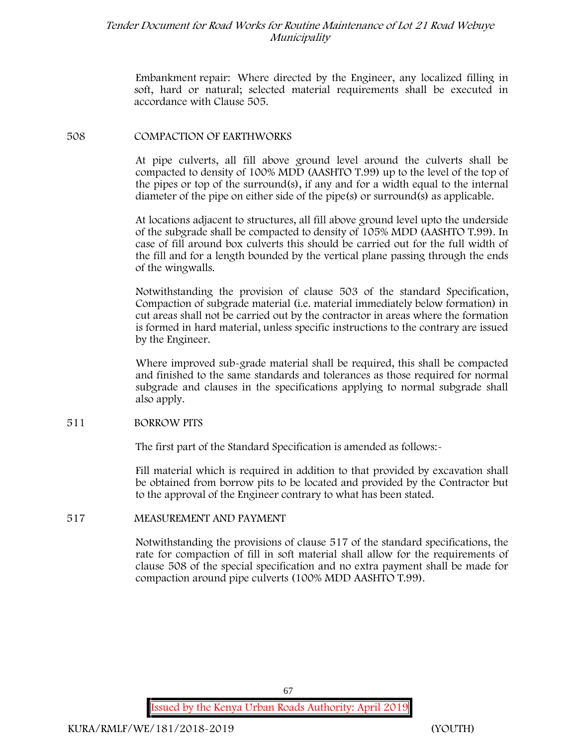Embankment repair: Where directed by the Engineer, any localized filling in soft, hard or natural; selected material requirements shall be executed in accordance with Clause 505.

## 508 COMPACTION OF EARTHWORKS

At pipe culverts, all fill above ground level around the culverts shall be compacted to density of 100% MDD (AASHTO T.99) up to the level of the top of the pipes or top of the surround(s), if any and for a width equal to the internal diameter of the pipe on either side of the pipe(s) or surround(s) as applicable.

At locations adjacent to structures, all fill above ground level upto the underside of the subgrade shall be compacted to density of 105% MDD (AASHTO T.99). In case of fill around box culverts this should be carried out for the full width of the fill and for a length bounded by the vertical plane passing through the ends of the wingwalls.

Notwithstanding the provision of clause 503 of the standard Specification, Compaction of subgrade material (i.e. material immediately below formation) in cut areas shall not be carried out by the contractor in areas where the formation is formed in hard material, unless specific instructions to the contrary are issued by the Engineer.

Where improved sub-grade material shall be required, this shall be compacted and finished to the same standards and tolerances as those required for normal subgrade and clauses in the specifications applying to normal subgrade shall also apply.

## 511 BORROW PITS

The first part of the Standard Specification is amended as follows:-

Fill material which is required in addition to that provided by excavation shall be obtained from borrow pits to be located and provided by the Contractor but to the approval of the Engineer contrary to what has been stated.

## 517 MEASUREMENT AND PAYMENT

Notwithstanding the provisions of clause 517 of the standard specifications, the rate for compaction of fill in soft material shall allow for the requirements of clause 508 of the special specification and no extra payment shall be made for compaction around pipe culverts (100% MDD AASHTO T.99).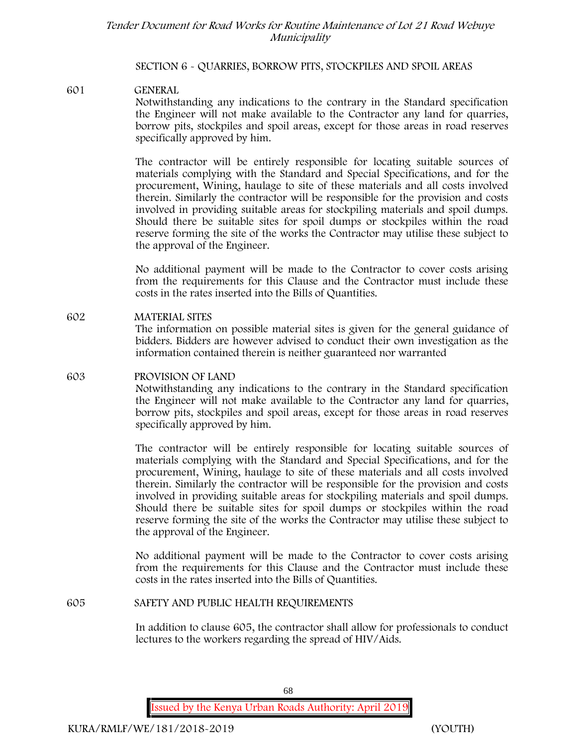## SECTION 6 - QUARRIES, BORROW PITS, STOCKPILES AND SPOIL AREAS

### 601 GENERAL

Notwithstanding any indications to the contrary in the Standard specification the Engineer will not make available to the Contractor any land for quarries, borrow pits, stockpiles and spoil areas, except for those areas in road reserves specifically approved by him.

The contractor will be entirely responsible for locating suitable sources of materials complying with the Standard and Special Specifications, and for the procurement, Wining, haulage to site of these materials and all costs involved therein. Similarly the contractor will be responsible for the provision and costs involved in providing suitable areas for stockpiling materials and spoil dumps. Should there be suitable sites for spoil dumps or stockpiles within the road reserve forming the site of the works the Contractor may utilise these subject to the approval of the Engineer.

No additional payment will be made to the Contractor to cover costs arising from the requirements for this Clause and the Contractor must include these costs in the rates inserted into the Bills of Quantities.

### 602 MATERIAL SITES

The information on possible material sites is given for the general guidance of bidders. Bidders are however advised to conduct their own investigation as the information contained therein is neither guaranteed nor warranted

### 603 PROVISION OF LAND

Notwithstanding any indications to the contrary in the Standard specification the Engineer will not make available to the Contractor any land for quarries, borrow pits, stockpiles and spoil areas, except for those areas in road reserves specifically approved by him.

The contractor will be entirely responsible for locating suitable sources of materials complying with the Standard and Special Specifications, and for the procurement, Wining, haulage to site of these materials and all costs involved therein. Similarly the contractor will be responsible for the provision and costs involved in providing suitable areas for stockpiling materials and spoil dumps. Should there be suitable sites for spoil dumps or stockpiles within the road reserve forming the site of the works the Contractor may utilise these subject to the approval of the Engineer.

No additional payment will be made to the Contractor to cover costs arising from the requirements for this Clause and the Contractor must include these costs in the rates inserted into the Bills of Quantities.

### 605 SAFETY AND PUBLIC HEALTH REQUIREMENTS

In addition to clause 605, the contractor shall allow for professionals to conduct lectures to the workers regarding the spread of HIV/Aids.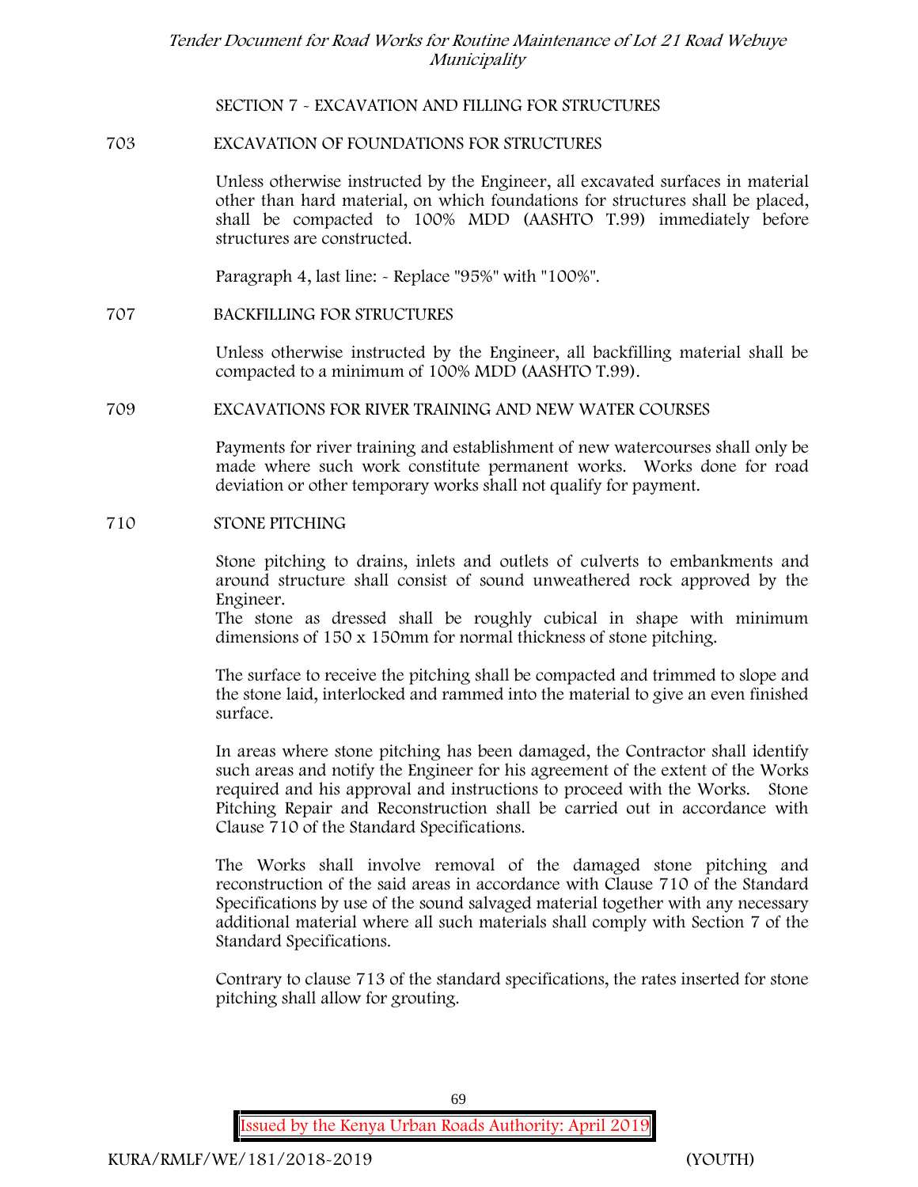## SECTION 7 - EXCAVATION AND FILLING FOR STRUCTURES

### 703 EXCAVATION OF FOUNDATIONS FOR STRUCTURES

Unless otherwise instructed by the Engineer, all excavated surfaces in material other than hard material, on which foundations for structures shall be placed, shall be compacted to 100% MDD (AASHTO T.99) immediately before structures are constructed.

Paragraph 4, last line: - Replace "95%" with "100%".

### 707 BACKFILLING FOR STRUCTURES

Unless otherwise instructed by the Engineer, all backfilling material shall be compacted to a minimum of 100% MDD (AASHTO T.99).

### 709 EXCAVATIONS FOR RIVER TRAINING AND NEW WATER COURSES

Payments for river training and establishment of new watercourses shall only be made where such work constitute permanent works. Works done for road deviation or other temporary works shall not qualify for payment.

### 710 STONE PITCHING

Stone pitching to drains, inlets and outlets of culverts to embankments and around structure shall consist of sound unweathered rock approved by the Engineer.
The stone as dressed shall be roughly cubical in shape with minimum dimensions of 150 x 150mm for normal thickness of stone pitching.

The surface to receive the pitching shall be compacted and trimmed to slope and the stone laid, interlocked and rammed into the material to give an even finished surface.

In areas where stone pitching has been damaged, the Contractor shall identify such areas and notify the Engineer for his agreement of the extent of the Works required and his approval and instructions to proceed with the Works. Stone Pitching Repair and Reconstruction shall be carried out in accordance with Clause 710 of the Standard Specifications.

The Works shall involve removal of the damaged stone pitching and reconstruction of the said areas in accordance with Clause 710 of the Standard Specifications by use of the sound salvaged material together with any necessary additional material where all such materials shall comply with Section 7 of the Standard Specifications.

Contrary to clause 713 of the standard specifications, the rates inserted for stone pitching shall allow for grouting.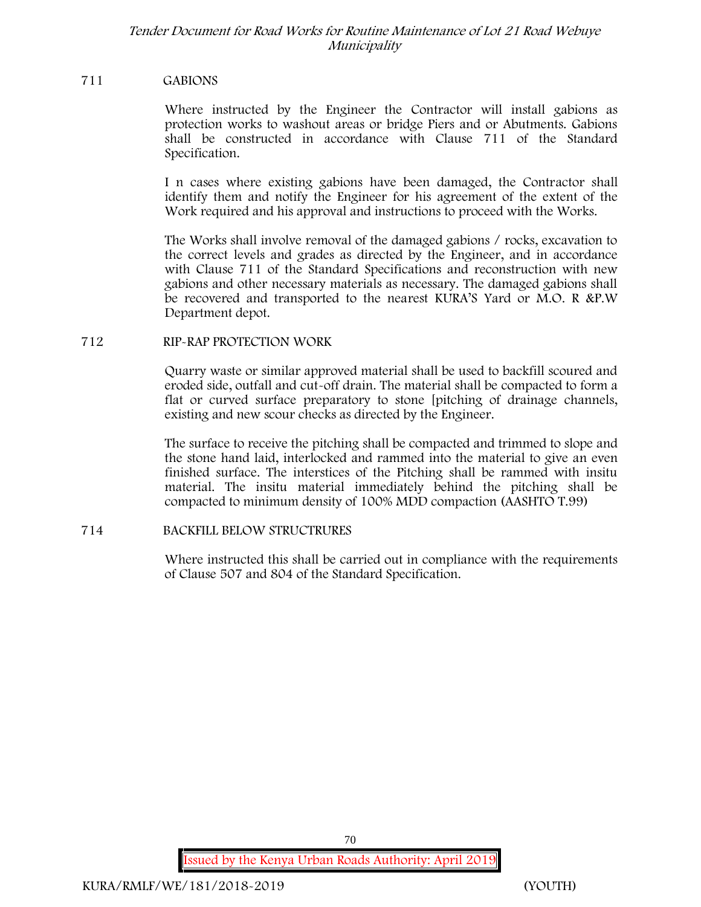## 711 GABIONS

Where instructed by the Engineer the Contractor will install gabions as protection works to washout areas or bridge Piers and or Abutments. Gabions shall be constructed in accordance with Clause 711 of the Standard Specification.

I n cases where existing gabions have been damaged, the Contractor shall identify them and notify the Engineer for his agreement of the extent of the Work required and his approval and instructions to proceed with the Works.

The Works shall involve removal of the damaged gabions / rocks, excavation to the correct levels and grades as directed by the Engineer, and in accordance with Clause 711 of the Standard Specifications and reconstruction with new gabions and other necessary materials as necessary. The damaged gabions shall be recovered and transported to the nearest KURA'S Yard or M.O. R &P.W Department depot.

## 712 RIP-RAP PROTECTION WORK

Quarry waste or similar approved material shall be used to backfill scoured and eroded side, outfall and cut-off drain. The material shall be compacted to form a flat or curved surface preparatory to stone [pitching of drainage channels, existing and new scour checks as directed by the Engineer.

The surface to receive the pitching shall be compacted and trimmed to slope and the stone hand laid, interlocked and rammed into the material to give an even finished surface. The interstices of the Pitching shall be rammed with insitu material. The insitu material immediately behind the pitching shall be compacted to minimum density of 100% MDD compaction (AASHTO T.99)

## 714 BACKFILL BELOW STRUCTRURES

Where instructed this shall be carried out in compliance with the requirements of Clause 507 and 804 of the Standard Specification.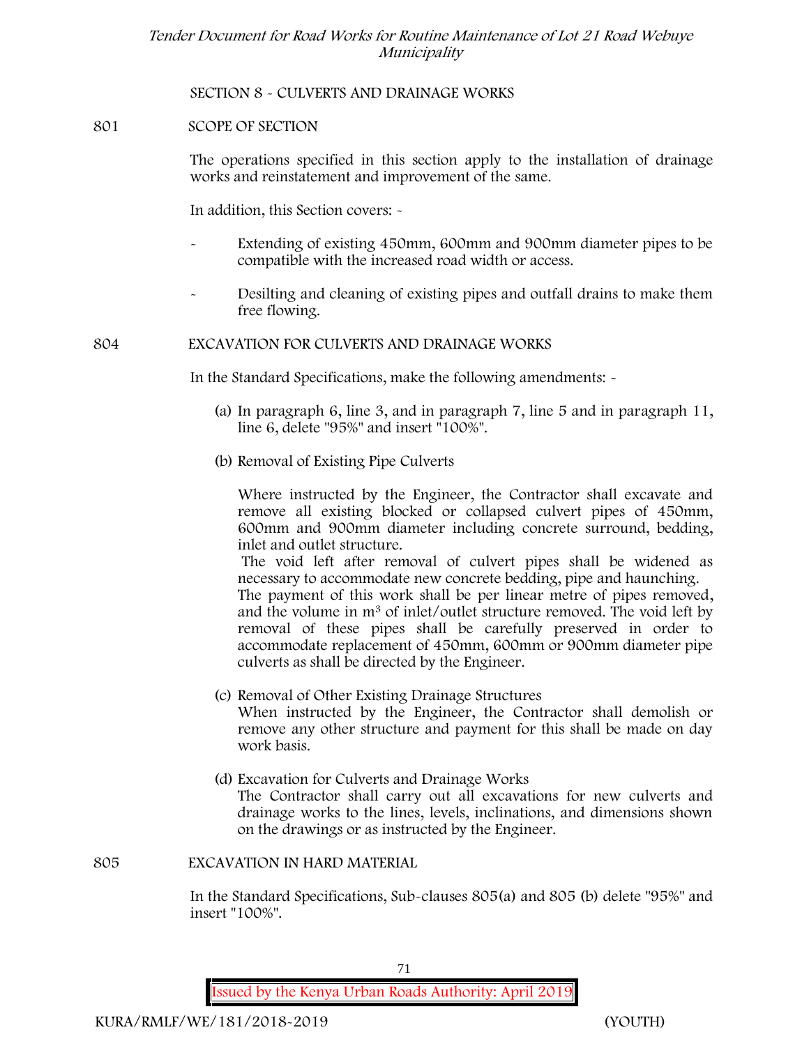## SECTION 8 - CULVERTS AND DRAINAGE WORKS

### 801 SCOPE OF SECTION

The operations specified in this section apply to the installation of drainage works and reinstatement and improvement of the same.

In addition, this Section covers: -

- Extending of existing 450mm, 600mm and 900mm diameter pipes to be compatible with the increased road width or access.
- Desilting and cleaning of existing pipes and outfall drains to make them free flowing.

### 804 EXCAVATION FOR CULVERTS AND DRAINAGE WORKS

In the Standard Specifications, make the following amendments: -

(a) In paragraph 6, line 3, and in paragraph 7, line 5 and in paragraph 11, line 6, delete "95%" and insert "100%".

(b) Removal of Existing Pipe Culverts

Where instructed by the Engineer, the Contractor shall excavate and remove all existing blocked or collapsed culvert pipes of 450mm, 600mm and 900mm diameter including concrete surround, bedding, inlet and outlet structure.
The void left after removal of culvert pipes shall be widened as necessary to accommodate new concrete bedding, pipe and haunching.
The payment of this work shall be per linear metre of pipes removed, and the volume in $m^3$ of inlet/outlet structure removed. The void left by removal of these pipes shall be carefully preserved in order to accommodate replacement of 450mm, 600mm or 900mm diameter pipe culverts as shall be directed by the Engineer.

(c) Removal of Other Existing Drainage Structures
When instructed by the Engineer, the Contractor shall demolish or remove any other structure and payment for this shall be made on day work basis.

(d) Excavation for Culverts and Drainage Works
The Contractor shall carry out all excavations for new culverts and drainage works to the lines, levels, inclinations, and dimensions shown on the drawings or as instructed by the Engineer.

### 805 EXCAVATION IN HARD MATERIAL

In the Standard Specifications, Sub-clauses 805(a) and 805 (b) delete "95%" and insert "100%".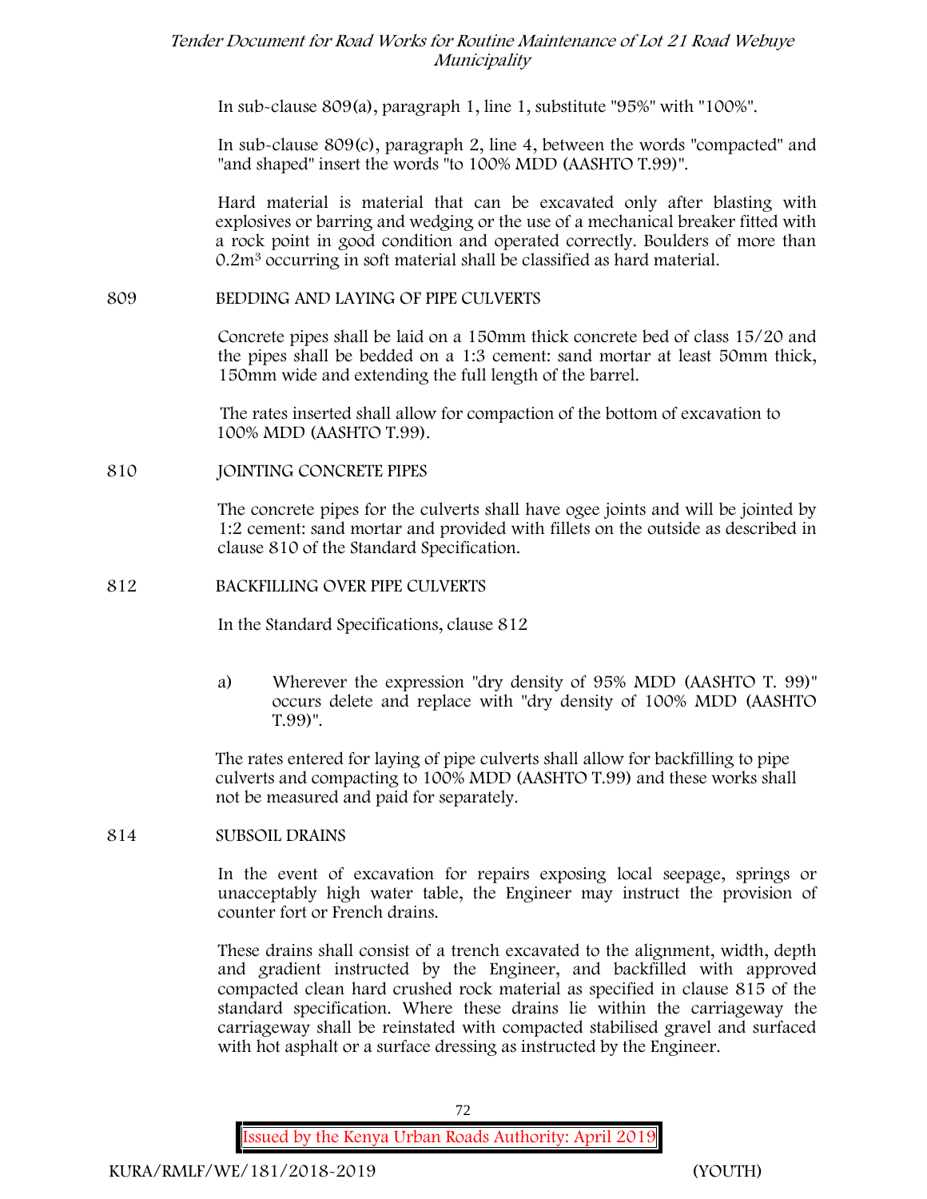In sub-clause 809(a), paragraph 1, line 1, substitute "95%" with "100%".

In sub-clause 809(c), paragraph 2, line 4, between the words "compacted" and "and shaped" insert the words "to 100% MDD (AASHTO T.99)".

Hard material is material that can be excavated only after blasting with explosives or barring and wedging or the use of a mechanical breaker fitted with a rock point in good condition and operated correctly. Boulders of more than $0.2m^3$ occurring in soft material shall be classified as hard material.

## 809 BEDDING AND LAYING OF PIPE CULVERTS

Concrete pipes shall be laid on a 150mm thick concrete bed of class 15/20 and the pipes shall be bedded on a 1:3 cement: sand mortar at least 50mm thick, 150mm wide and extending the full length of the barrel.

The rates inserted shall allow for compaction of the bottom of excavation to 100% MDD (AASHTO T.99).

## 810 JOINTING CONCRETE PIPES

The concrete pipes for the culverts shall have ogee joints and will be jointed by 1:2 cement: sand mortar and provided with fillets on the outside as described in clause 810 of the Standard Specification.

## 812 BACKFILLING OVER PIPE CULVERTS

In the Standard Specifications, clause 812

a) Wherever the expression "dry density of 95% MDD (AASHTO T. 99)" occurs delete and replace with "dry density of 100% MDD (AASHTO T.99)".

The rates entered for laying of pipe culverts shall allow for backfilling to pipe culverts and compacting to 100% MDD (AASHTO T.99) and these works shall not be measured and paid for separately.

## 814 SUBSOIL DRAINS

In the event of excavation for repairs exposing local seepage, springs or unacceptably high water table, the Engineer may instruct the provision of counter fort or French drains.

These drains shall consist of a trench excavated to the alignment, width, depth and gradient instructed by the Engineer, and backfilled with approved compacted clean hard crushed rock material as specified in clause 815 of the standard specification. Where these drains lie within the carriageway the carriageway shall be reinstated with compacted stabilised gravel and surfaced with hot asphalt or a surface dressing as instructed by the Engineer.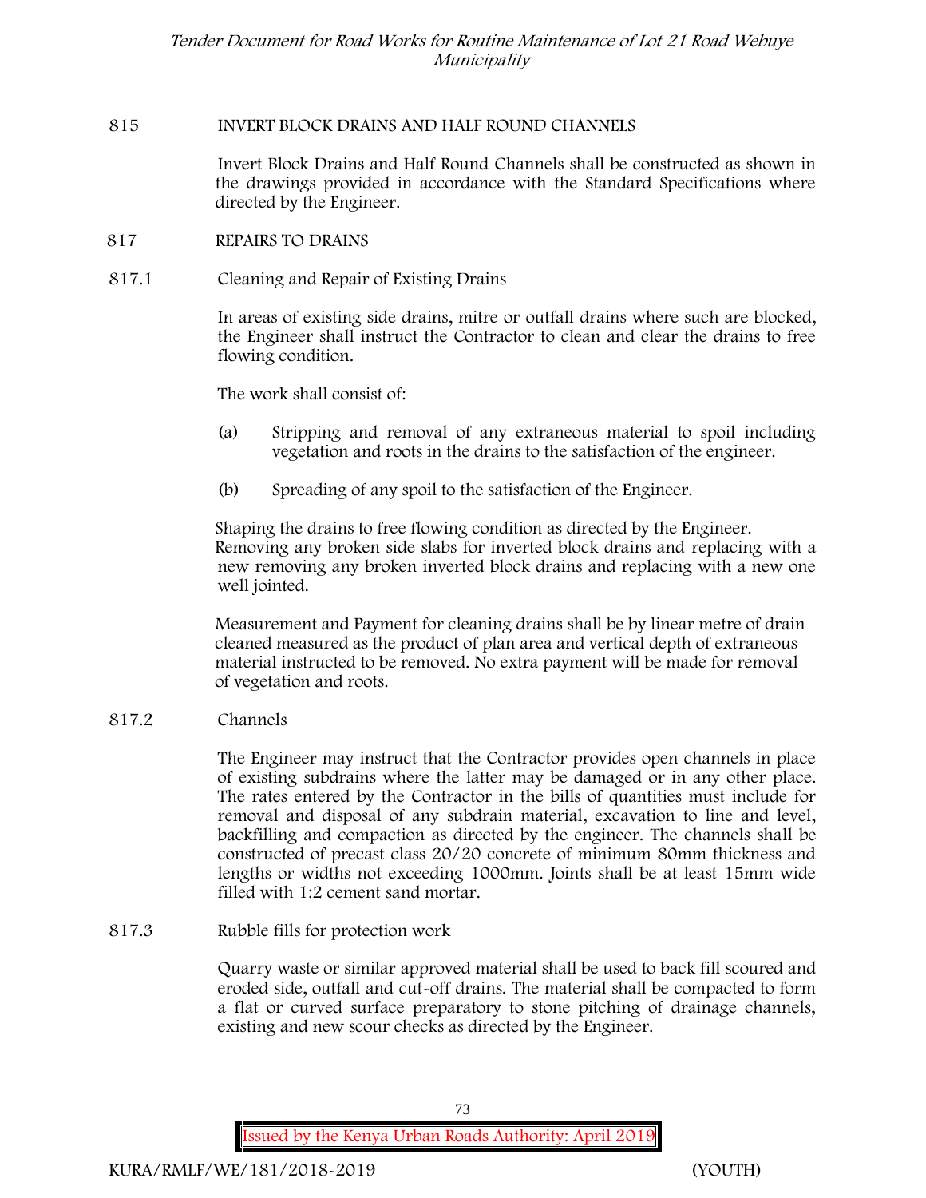## 815 INVERT BLOCK DRAINS AND HALF ROUND CHANNELS

Invert Block Drains and Half Round Channels shall be constructed as shown in the drawings provided in accordance with the Standard Specifications where directed by the Engineer.

## 817 REPAIRS TO DRAINS

### 817.1 Cleaning and Repair of Existing Drains

In areas of existing side drains, mitre or outfall drains where such are blocked, the Engineer shall instruct the Contractor to clean and clear the drains to free flowing condition.

The work shall consist of:

(a) Stripping and removal of any extraneous material to spoil including vegetation and roots in the drains to the satisfaction of the engineer.

(b) Spreading of any spoil to the satisfaction of the Engineer.

Shaping the drains to free flowing condition as directed by the Engineer. Removing any broken side slabs for inverted block drains and replacing with a new removing any broken inverted block drains and replacing with a new one well jointed.

Measurement and Payment for cleaning drains shall be by linear metre of drain cleaned measured as the product of plan area and vertical depth of extraneous material instructed to be removed. No extra payment will be made for removal of vegetation and roots.

### 817.2 Channels

The Engineer may instruct that the Contractor provides open channels in place of existing subdrains where the latter may be damaged or in any other place. The rates entered by the Contractor in the bills of quantities must include for removal and disposal of any subdrain material, excavation to line and level, backfilling and compaction as directed by the engineer. The channels shall be constructed of precast class 20/20 concrete of minimum 80mm thickness and lengths or widths not exceeding 1000mm. Joints shall be at least 15mm wide filled with 1:2 cement sand mortar.

### 817.3 Rubble fills for protection work

Quarry waste or similar approved material shall be used to back fill scoured and eroded side, outfall and cut-off drains. The material shall be compacted to form a flat or curved surface preparatory to stone pitching of drainage channels, existing and new scour checks as directed by the Engineer.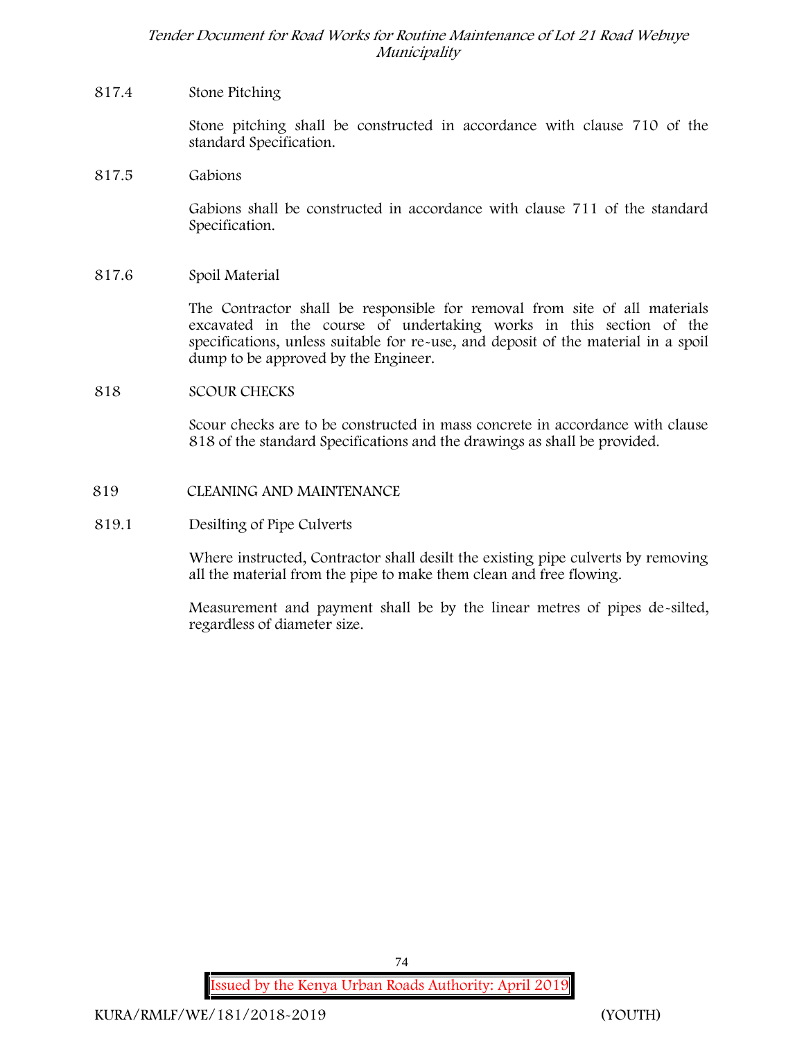817.4 Stone Pitching

Stone pitching shall be constructed in accordance with clause 710 of the standard Specification.

817.5 Gabions

Gabions shall be constructed in accordance with clause 711 of the standard Specification.

817.6 Spoil Material

The Contractor shall be responsible for removal from site of all materials excavated in the course of undertaking works in this section of the specifications, unless suitable for re-use, and deposit of the material in a spoil dump to be approved by the Engineer.

818 SCOUR CHECKS

Scour checks are to be constructed in mass concrete in accordance with clause 818 of the standard Specifications and the drawings as shall be provided.

819 CLEANING AND MAINTENANCE

819.1 Desilting of Pipe Culverts

Where instructed, Contractor shall desilt the existing pipe culverts by removing all the material from the pipe to make them clean and free flowing.

Measurement and payment shall be by the linear metres of pipes de-silted, regardless of diameter size.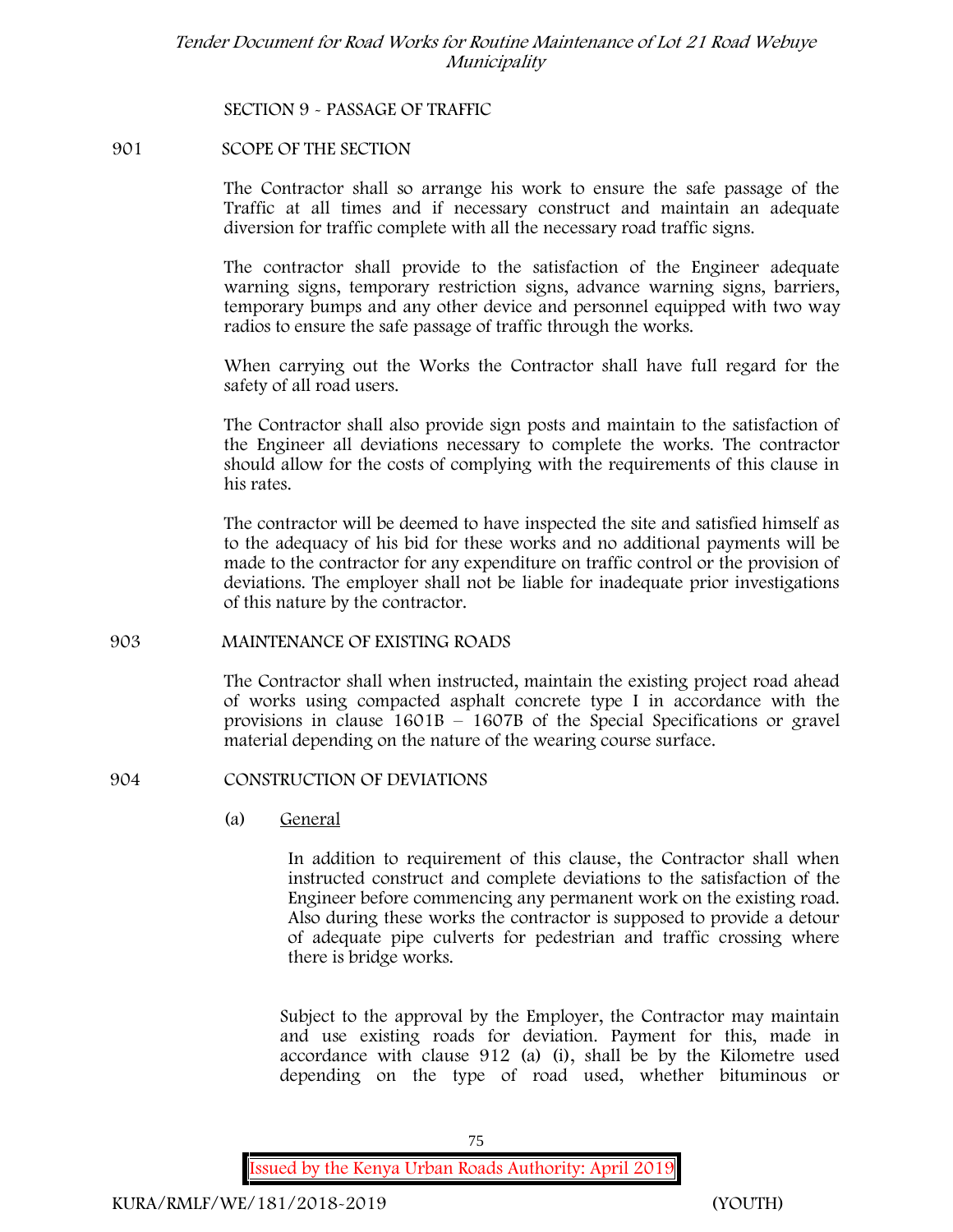## SECTION 9 - PASSAGE OF TRAFFIC

### 901 SCOPE OF THE SECTION

The Contractor shall so arrange his work to ensure the safe passage of the Traffic at all times and if necessary construct and maintain an adequate diversion for traffic complete with all the necessary road traffic signs.

The contractor shall provide to the satisfaction of the Engineer adequate warning signs, temporary restriction signs, advance warning signs, barriers, temporary bumps and any other device and personnel equipped with two way radios to ensure the safe passage of traffic through the works.

When carrying out the Works the Contractor shall have full regard for the safety of all road users.

The Contractor shall also provide sign posts and maintain to the satisfaction of the Engineer all deviations necessary to complete the works. The contractor should allow for the costs of complying with the requirements of this clause in his rates.

The contractor will be deemed to have inspected the site and satisfied himself as to the adequacy of his bid for these works and no additional payments will be made to the contractor for any expenditure on traffic control or the provision of deviations. The employer shall not be liable for inadequate prior investigations of this nature by the contractor.

### 903 MAINTENANCE OF EXISTING ROADS

The Contractor shall when instructed, maintain the existing project road ahead of works using compacted asphalt concrete type I in accordance with the provisions in clause 1601B – 1607B of the Special Specifications or gravel material depending on the nature of the wearing course surface.

### 904 CONSTRUCTION OF DEVIATIONS

(a) General

In addition to requirement of this clause, the Contractor shall when instructed construct and complete deviations to the satisfaction of the Engineer before commencing any permanent work on the existing road. Also during these works the contractor is supposed to provide a detour of adequate pipe culverts for pedestrian and traffic crossing where there is bridge works.

Subject to the approval by the Employer, the Contractor may maintain and use existing roads for deviation. Payment for this, made in accordance with clause 912 (a) (i), shall be by the Kilometre used depending on the type of road used, whether bituminous or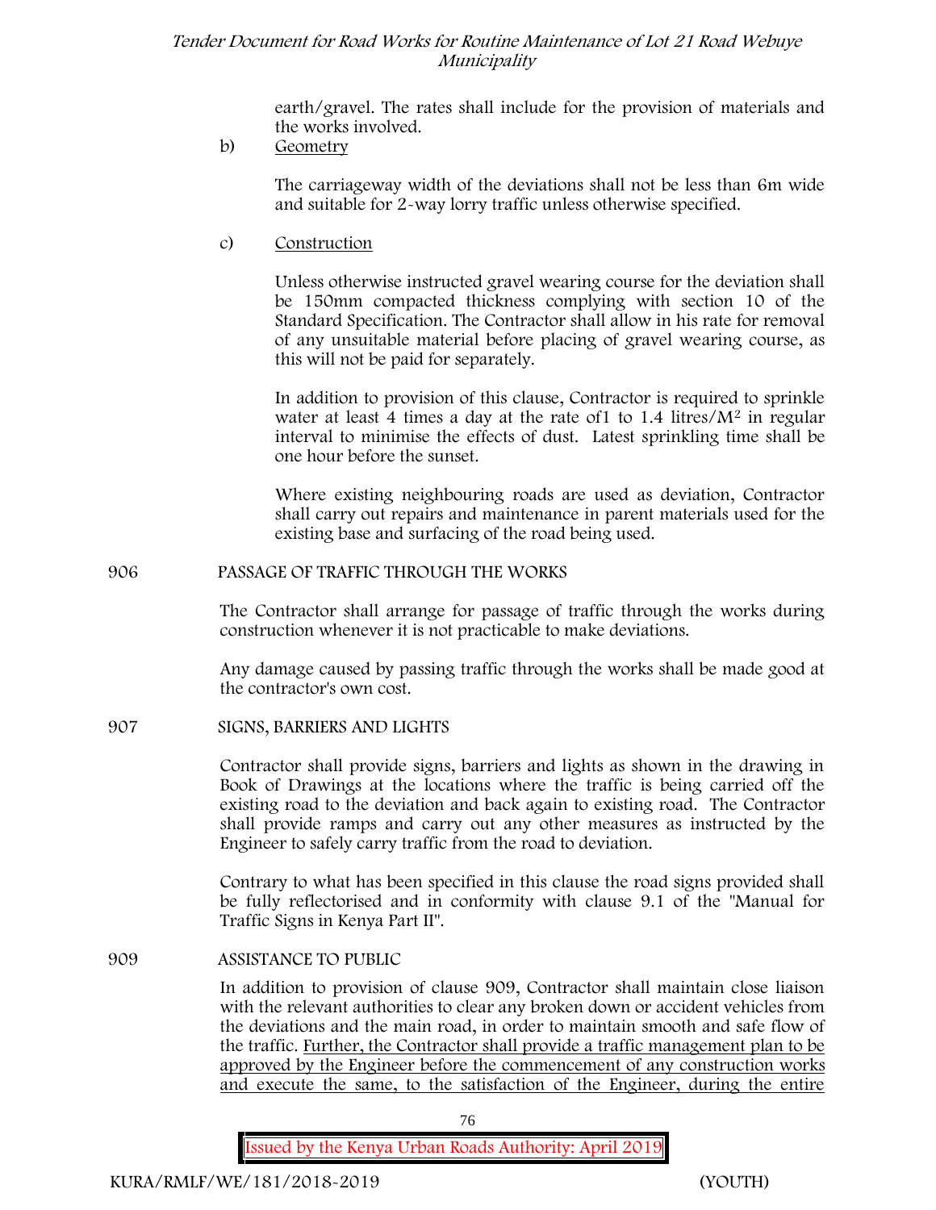earth/gravel. The rates shall include for the provision of materials and the works involved.

b) Geometry

The carriageway width of the deviations shall not be less than 6m wide and suitable for 2-way lorry traffic unless otherwise specified.

c) Construction

Unless otherwise instructed gravel wearing course for the deviation shall be 150mm compacted thickness complying with section 10 of the Standard Specification. The Contractor shall allow in his rate for removal of any unsuitable material before placing of gravel wearing course, as this will not be paid for separately.

In addition to provision of this clause, Contractor is required to sprinkle water at least 4 times a day at the rate of1 to 1.4 litres/$M^2$ in regular interval to minimise the effects of dust. Latest sprinkling time shall be one hour before the sunset.

Where existing neighbouring roads are used as deviation, Contractor shall carry out repairs and maintenance in parent materials used for the existing base and surfacing of the road being used.

906 PASSAGE OF TRAFFIC THROUGH THE WORKS

The Contractor shall arrange for passage of traffic through the works during construction whenever it is not practicable to make deviations.

Any damage caused by passing traffic through the works shall be made good at the contractor's own cost.

907 SIGNS, BARRIERS AND LIGHTS

Contractor shall provide signs, barriers and lights as shown in the drawing in Book of Drawings at the locations where the traffic is being carried off the existing road to the deviation and back again to existing road. The Contractor shall provide ramps and carry out any other measures as instructed by the Engineer to safely carry traffic from the road to deviation.

Contrary to what has been specified in this clause the road signs provided shall be fully reflectorised and in conformity with clause 9.1 of the "Manual for Traffic Signs in Kenya Part II".

909 ASSISTANCE TO PUBLIC

In addition to provision of clause 909, Contractor shall maintain close liaison with the relevant authorities to clear any broken down or accident vehicles from the deviations and the main road, in order to maintain smooth and safe flow of the traffic. Further, the Contractor shall provide a traffic management plan to be approved by the Engineer before the commencement of any construction works and execute the same, to the satisfaction of the Engineer, during the entire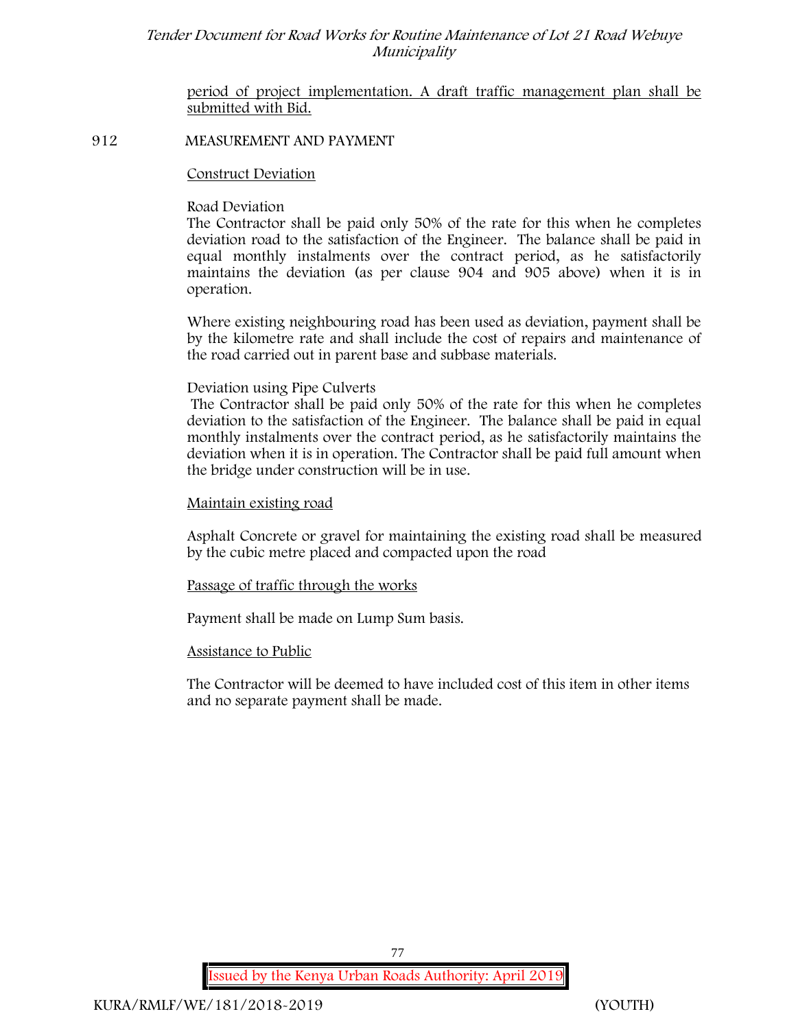period of project implementation. A draft traffic management plan shall be submitted with Bid.

## 912 MEASUREMENT AND PAYMENT

Construct Deviation

Road Deviation

The Contractor shall be paid only 50% of the rate for this when he completes deviation road to the satisfaction of the Engineer. The balance shall be paid in equal monthly instalments over the contract period, as he satisfactorily maintains the deviation (as per clause 904 and 905 above) when it is in operation.

Where existing neighbouring road has been used as deviation, payment shall be by the kilometre rate and shall include the cost of repairs and maintenance of the road carried out in parent base and subbase materials.

Deviation using Pipe Culverts

The Contractor shall be paid only 50% of the rate for this when he completes deviation to the satisfaction of the Engineer. The balance shall be paid in equal monthly instalments over the contract period, as he satisfactorily maintains the deviation when it is in operation. The Contractor shall be paid full amount when the bridge under construction will be in use.

Maintain existing road

Asphalt Concrete or gravel for maintaining the existing road shall be measured by the cubic metre placed and compacted upon the road

Passage of traffic through the works

Payment shall be made on Lump Sum basis.

Assistance to Public

The Contractor will be deemed to have included cost of this item in other items and no separate payment shall be made.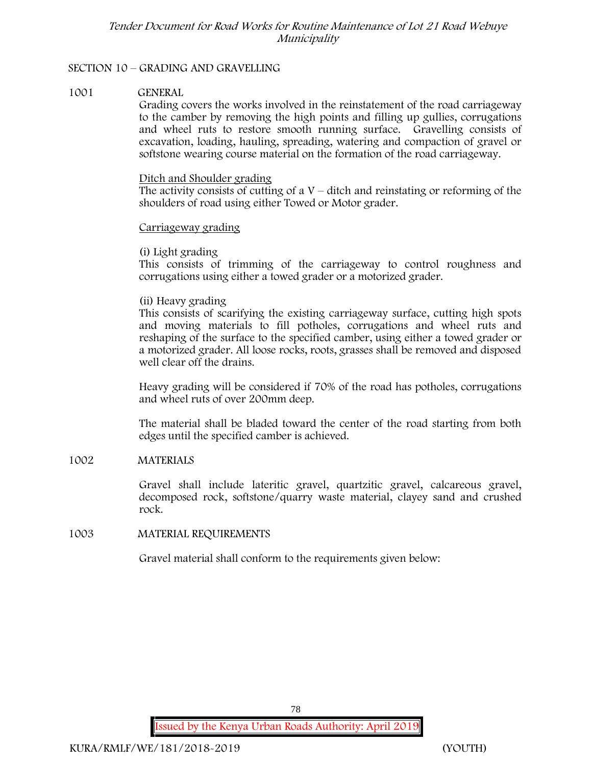## SECTION 10 – GRADING AND GRAVELLING

### 1001 GENERAL

Grading covers the works involved in the reinstatement of the road carriageway to the camber by removing the high points and filling up gullies, corrugations and wheel ruts to restore smooth running surface. Gravelling consists of excavation, loading, hauling, spreading, watering and compaction of gravel or softstone wearing course material on the formation of the road carriageway.

Ditch and Shoulder grading

The activity consists of cutting of a V – ditch and reinstating or reforming of the shoulders of road using either Towed or Motor grader.

Carriageway grading

(i) Light grading

This consists of trimming of the carriageway to control roughness and corrugations using either a towed grader or a motorized grader.

(ii) Heavy grading

This consists of scarifying the existing carriageway surface, cutting high spots and moving materials to fill potholes, corrugations and wheel ruts and reshaping of the surface to the specified camber, using either a towed grader or a motorized grader. All loose rocks, roots, grasses shall be removed and disposed well clear off the drains.

Heavy grading will be considered if 70% of the road has potholes, corrugations and wheel ruts of over 200mm deep.

The material shall be bladed toward the center of the road starting from both edges until the specified camber is achieved.

### 1002 MATERIALS

Gravel shall include lateritic gravel, quartzitic gravel, calcareous gravel, decomposed rock, softstone/quarry waste material, clayey sand and crushed rock.

### 1003 MATERIAL REQUIREMENTS

Gravel material shall conform to the requirements given below: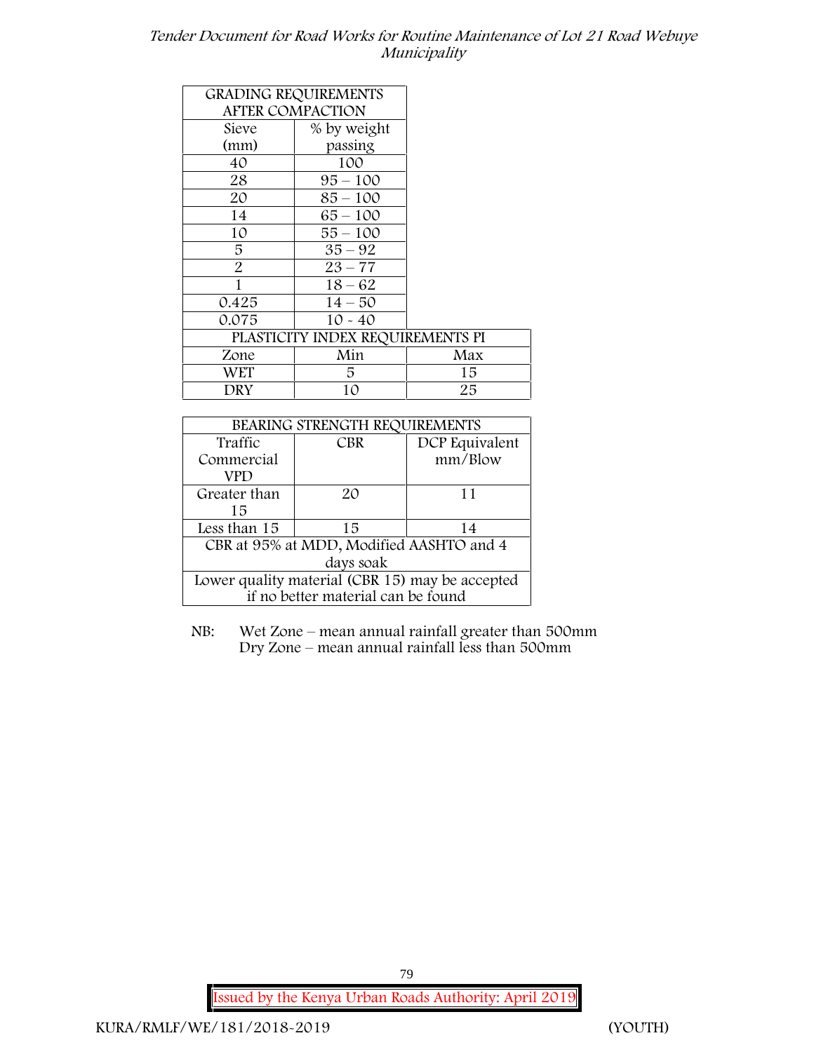| GRADING REQUIREMENTS AFTER COMPACTION | | |
|---|---|---|
| Sieve (mm) | % by weight passing | |
| 40 | 100 | |
| 28 | 95 – 100 | |
| 20 | 85 – 100 | |
| 14 | 65 – 100 | |
| 10 | 55 – 100 | |
| 5 | 35 – 92 | |
| 2 | 23 – 77 | |
| 1 | 18 – 62 | |
| 0.425 | 14 – 50 | |
| 0.075 | 10 - 40 | |
| PLASTICITY INDEX REQUIREMENTS PI | | |
| Zone | Min | Max |
| WET | 5 | 15 |
| DRY | 10 | 25 |

| BEARING STRENGTH REQUIREMENTS | | |
|---|---|---|
| Traffic Commercial VPD | CBR | DCP Equivalent mm/Blow |
| Greater than 15 | 20 | 11 |
| Less than 15 | 15 | 14 |
| CBR at 95% at MDD, Modified AASHTO and 4 days soak | | |
| Lower quality material (CBR 15) may be accepted if no better material can be found | | |

NB: Wet Zone – mean annual rainfall greater than 500mm
Dry Zone – mean annual rainfall less than 500mm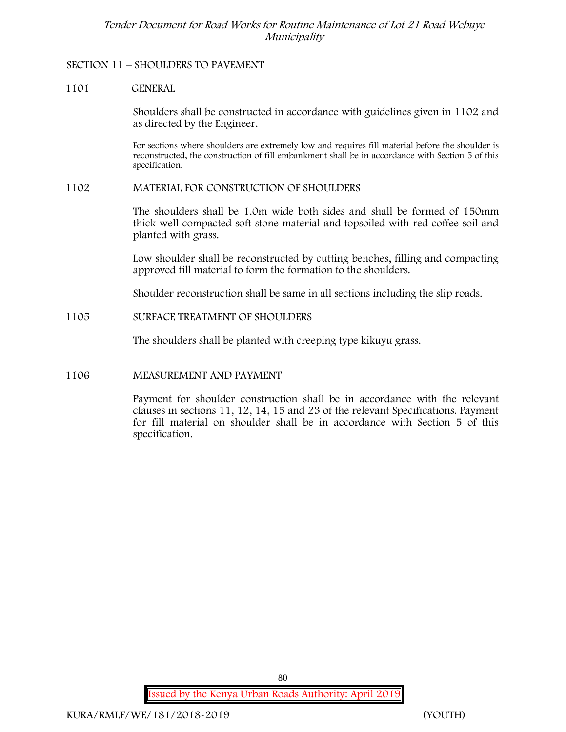## SECTION 11 – SHOULDERS TO PAVEMENT

### 1101 GENERAL

Shoulders shall be constructed in accordance with guidelines given in 1102 and as directed by the Engineer.

For sections where shoulders are extremely low and requires fill material before the shoulder is reconstructed, the construction of fill embankment shall be in accordance with Section 5 of this specification.

### 1102 MATERIAL FOR CONSTRUCTION OF SHOULDERS

The shoulders shall be 1.0m wide both sides and shall be formed of 150mm thick well compacted soft stone material and topsoiled with red coffee soil and planted with grass.

Low shoulder shall be reconstructed by cutting benches, filling and compacting approved fill material to form the formation to the shoulders.

Shoulder reconstruction shall be same in all sections including the slip roads.

### 1105 SURFACE TREATMENT OF SHOULDERS

The shoulders shall be planted with creeping type kikuyu grass.

### 1106 MEASUREMENT AND PAYMENT

Payment for shoulder construction shall be in accordance with the relevant clauses in sections 11, 12, 14, 15 and 23 of the relevant Specifications. Payment for fill material on shoulder shall be in accordance with Section 5 of this specification.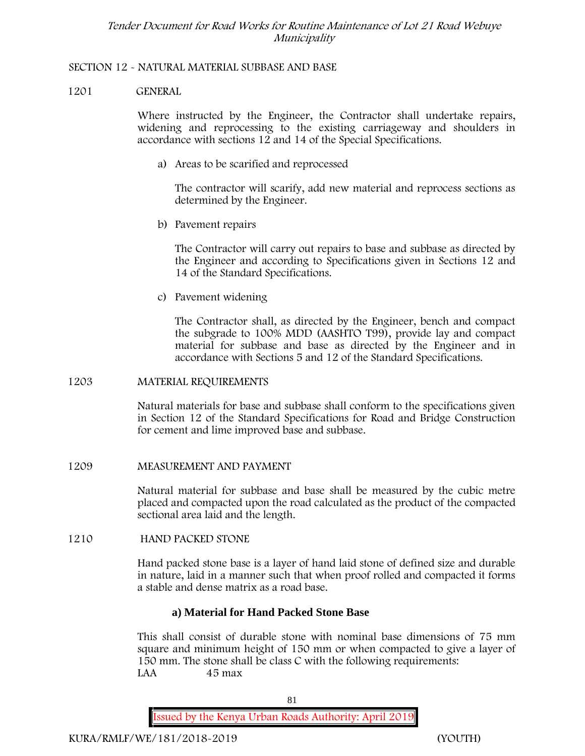## SECTION 12 - NATURAL MATERIAL SUBBASE AND BASE

### 1201 GENERAL

Where instructed by the Engineer, the Contractor shall undertake repairs, widening and reprocessing to the existing carriageway and shoulders in accordance with sections 12 and 14 of the Special Specifications.

a) Areas to be scarified and reprocessed

The contractor will scarify, add new material and reprocess sections as determined by the Engineer.

b) Pavement repairs

The Contractor will carry out repairs to base and subbase as directed by the Engineer and according to Specifications given in Sections 12 and 14 of the Standard Specifications.

c) Pavement widening

The Contractor shall, as directed by the Engineer, bench and compact the subgrade to 100% MDD (AASHTO T99), provide lay and compact material for subbase and base as directed by the Engineer and in accordance with Sections 5 and 12 of the Standard Specifications.

### 1203 MATERIAL REQUIREMENTS

Natural materials for base and subbase shall conform to the specifications given in Section 12 of the Standard Specifications for Road and Bridge Construction for cement and lime improved base and subbase.

### 1209 MEASUREMENT AND PAYMENT

Natural material for subbase and base shall be measured by the cubic metre placed and compacted upon the road calculated as the product of the compacted sectional area laid and the length.

### 1210 HAND PACKED STONE

Hand packed stone base is a layer of hand laid stone of defined size and durable in nature, laid in a manner such that when proof rolled and compacted it forms a stable and dense matrix as a road base.

**a) Material for Hand Packed Stone Base**

This shall consist of durable stone with nominal base dimensions of 75 mm square and minimum height of 150 mm or when compacted to give a layer of 150 mm. The stone shall be class C with the following requirements:

LAA 45 max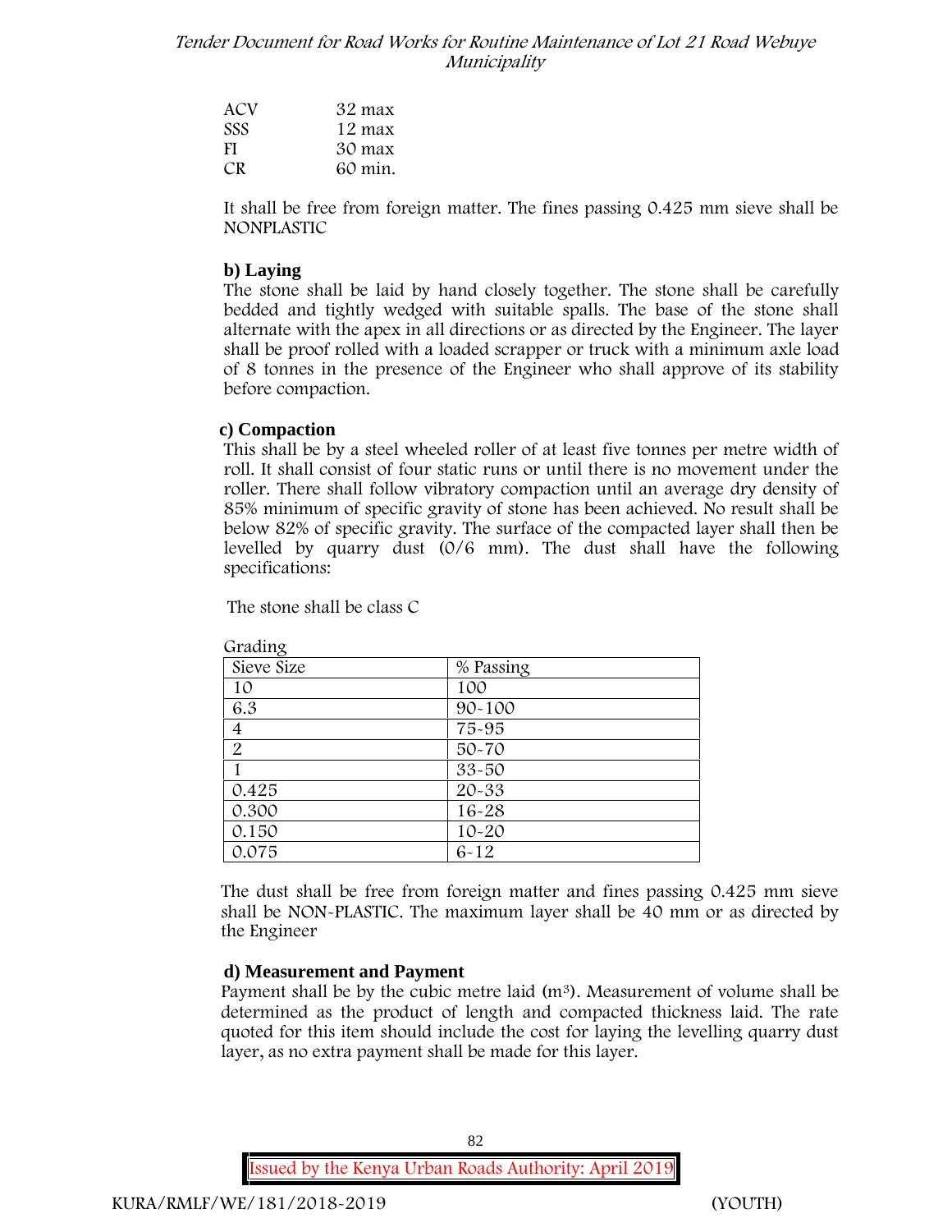| | |
|---|---|
| ACV | 32 max |
| SSS | 12 max |
| FI | 30 max |
| CR | 60 min. |

It shall be free from foreign matter. The fines passing 0.425 mm sieve shall be NONPLASTIC

**b) Laying**

The stone shall be laid by hand closely together. The stone shall be carefully bedded and tightly wedged with suitable spalls. The base of the stone shall alternate with the apex in all directions or as directed by the Engineer. The layer shall be proof rolled with a loaded scrapper or truck with a minimum axle load of 8 tonnes in the presence of the Engineer who shall approve of its stability before compaction.

**c) Compaction**

This shall be by a steel wheeled roller of at least five tonnes per metre width of roll. It shall consist of four static runs or until there is no movement under the roller. There shall follow vibratory compaction until an average dry density of 85% minimum of specific gravity of stone has been achieved. No result shall be below 82% of specific gravity. The surface of the compacted layer shall then be levelled by quarry dust (0/6 mm). The dust shall have the following specifications:

The stone shall be class C

Grading

| Sieve Size | % Passing |
|---|---|
| 10 | 100 |
| 6.3 | 90-100 |
| 4 | 75-95 |
| 2 | 50-70 |
| 1 | 33-50 |
| 0.425 | 20-33 |
| 0.300 | 16-28 |
| 0.150 | 10-20 |
| 0.075 | 6-12 |

The dust shall be free from foreign matter and fines passing 0.425 mm sieve shall be NON-PLASTIC. The maximum layer shall be 40 mm or as directed by the Engineer

**d) Measurement and Payment**

Payment shall be by the cubic metre laid ($m^3$). Measurement of volume shall be determined as the product of length and compacted thickness laid. The rate quoted for this item should include the cost for laying the levelling quarry dust layer, as no extra payment shall be made for this layer.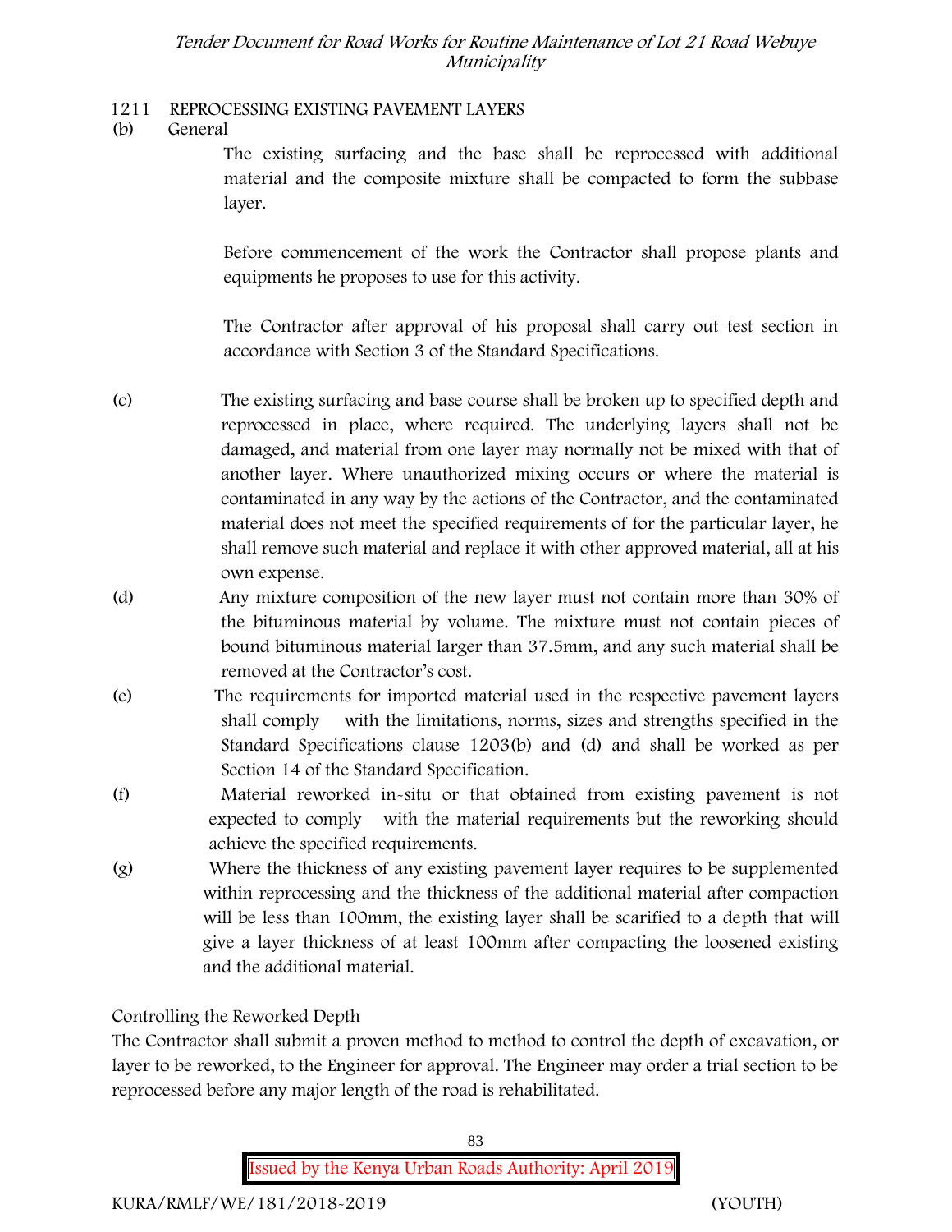## 1211 REPROCESSING EXISTING PAVEMENT LAYERS

(b) General

The existing surfacing and the base shall be reprocessed with additional material and the composite mixture shall be compacted to form the subbase layer.

Before commencement of the work the Contractor shall propose plants and equipments he proposes to use for this activity.

The Contractor after approval of his proposal shall carry out test section in accordance with Section 3 of the Standard Specifications.

(c) The existing surfacing and base course shall be broken up to specified depth and reprocessed in place, where required. The underlying layers shall not be damaged, and material from one layer may normally not be mixed with that of another layer. Where unauthorized mixing occurs or where the material is contaminated in any way by the actions of the Contractor, and the contaminated material does not meet the specified requirements of for the particular layer, he shall remove such material and replace it with other approved material, all at his own expense.

(d) Any mixture composition of the new layer must not contain more than 30% of the bituminous material by volume. The mixture must not contain pieces of bound bituminous material larger than 37.5mm, and any such material shall be removed at the Contractor's cost.

(e) The requirements for imported material used in the respective pavement layers shall comply with the limitations, norms, sizes and strengths specified in the Standard Specifications clause 1203(b) and (d) and shall be worked as per Section 14 of the Standard Specification.

(f) Material reworked in-situ or that obtained from existing pavement is not expected to comply with the material requirements but the reworking should achieve the specified requirements.

(g) Where the thickness of any existing pavement layer requires to be supplemented within reprocessing and the thickness of the additional material after compaction will be less than 100mm, the existing layer shall be scarified to a depth that will give a layer thickness of at least 100mm after compacting the loosened existing and the additional material.

Controlling the Reworked Depth

The Contractor shall submit a proven method to method to control the depth of excavation, or layer to be reworked, to the Engineer for approval. The Engineer may order a trial section to be reprocessed before any major length of the road is rehabilitated.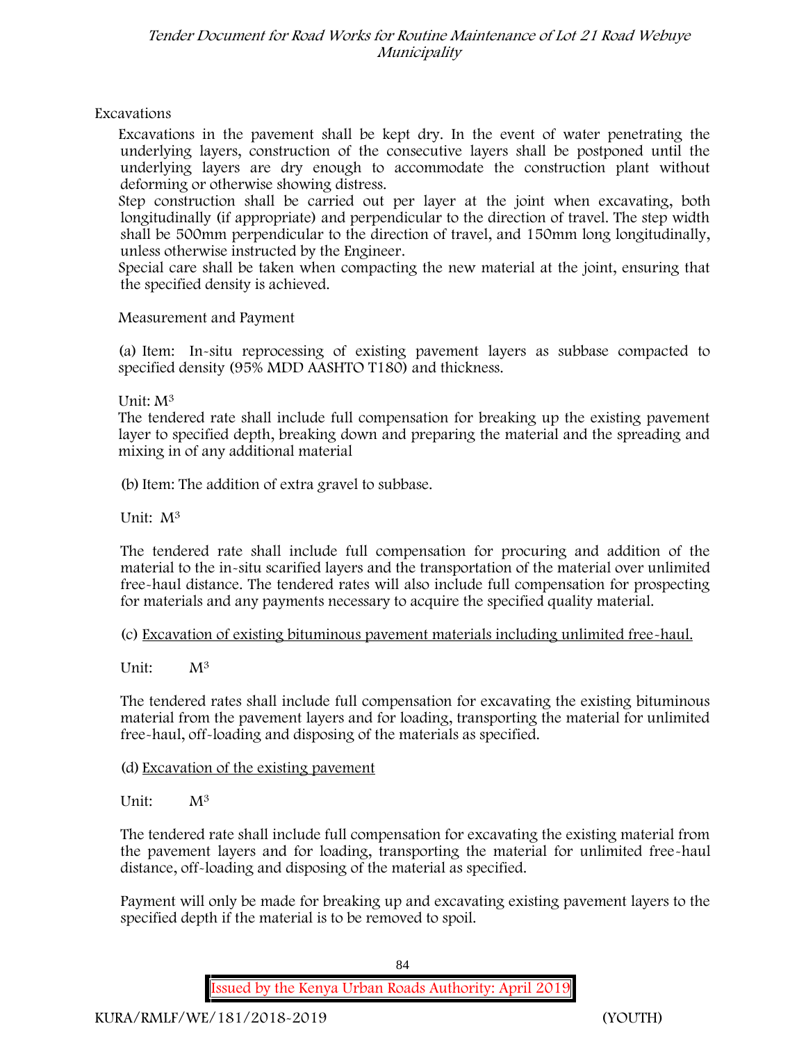Excavations

Excavations in the pavement shall be kept dry. In the event of water penetrating the underlying layers, construction of the consecutive layers shall be postponed until the underlying layers are dry enough to accommodate the construction plant without deforming or otherwise showing distress.

Step construction shall be carried out per layer at the joint when excavating, both longitudinally (if appropriate) and perpendicular to the direction of travel. The step width shall be 500mm perpendicular to the direction of travel, and 150mm long longitudinally, unless otherwise instructed by the Engineer.

Special care shall be taken when compacting the new material at the joint, ensuring that the specified density is achieved.

Measurement and Payment

(a) Item: In-situ reprocessing of existing pavement layers as subbase compacted to specified density (95% MDD AASHTO T180) and thickness.

Unit: $M^3$

The tendered rate shall include full compensation for breaking up the existing pavement layer to specified depth, breaking down and preparing the material and the spreading and mixing in of any additional material

(b) Item: The addition of extra gravel to subbase.

Unit: $M^3$

The tendered rate shall include full compensation for procuring and addition of the material to the in-situ scarified layers and the transportation of the material over unlimited free-haul distance. The tendered rates will also include full compensation for prospecting for materials and any payments necessary to acquire the specified quality material.

(c) Excavation of existing bituminous pavement materials including unlimited free-haul.

Unit: $M^3$

The tendered rates shall include full compensation for excavating the existing bituminous material from the pavement layers and for loading, transporting the material for unlimited free-haul, off-loading and disposing of the materials as specified.

(d) Excavation of the existing pavement

Unit: $M^3$

The tendered rate shall include full compensation for excavating the existing material from the pavement layers and for loading, transporting the material for unlimited free-haul distance, off-loading and disposing of the material as specified.

Payment will only be made for breaking up and excavating existing pavement layers to the specified depth if the material is to be removed to spoil.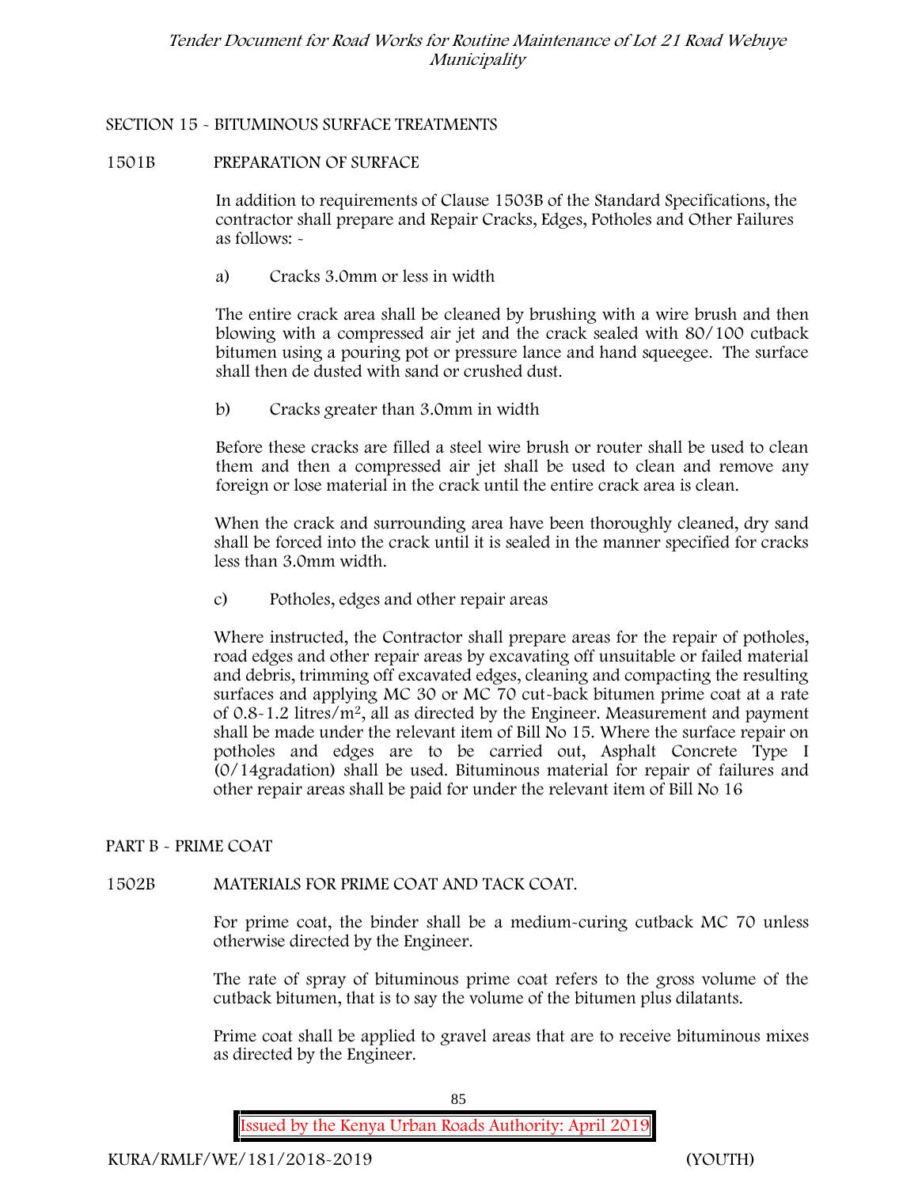## SECTION 15 - BITUMINOUS SURFACE TREATMENTS

### 1501B PREPARATION OF SURFACE

In addition to requirements of Clause 1503B of the Standard Specifications, the contractor shall prepare and Repair Cracks, Edges, Potholes and Other Failures as follows: -

a) Cracks 3.0mm or less in width

The entire crack area shall be cleaned by brushing with a wire brush and then blowing with a compressed air jet and the crack sealed with 80/100 cutback bitumen using a pouring pot or pressure lance and hand squeegee. The surface shall then de dusted with sand or crushed dust.

b) Cracks greater than 3.0mm in width

Before these cracks are filled a steel wire brush or router shall be used to clean them and then a compressed air jet shall be used to clean and remove any foreign or lose material in the crack until the entire crack area is clean.

When the crack and surrounding area have been thoroughly cleaned, dry sand shall be forced into the crack until it is sealed in the manner specified for cracks less than 3.0mm width.

c) Potholes, edges and other repair areas

Where instructed, the Contractor shall prepare areas for the repair of potholes, road edges and other repair areas by excavating off unsuitable or failed material and debris, trimming off excavated edges, cleaning and compacting the resulting surfaces and applying MC 30 or MC 70 cut-back bitumen prime coat at a rate of 0.8-1.2 litres/m$^2$, all as directed by the Engineer. Measurement and payment shall be made under the relevant item of Bill No 15. Where the surface repair on potholes and edges are to be carried out, Asphalt Concrete Type I (0/14gradation) shall be used. Bituminous material for repair of failures and other repair areas shall be paid for under the relevant item of Bill No 16

## PART B - PRIME COAT

### 1502B MATERIALS FOR PRIME COAT AND TACK COAT.

For prime coat, the binder shall be a medium-curing cutback MC 70 unless otherwise directed by the Engineer.

The rate of spray of bituminous prime coat refers to the gross volume of the cutback bitumen, that is to say the volume of the bitumen plus dilatants.

Prime coat shall be applied to gravel areas that are to receive bituminous mixes as directed by the Engineer.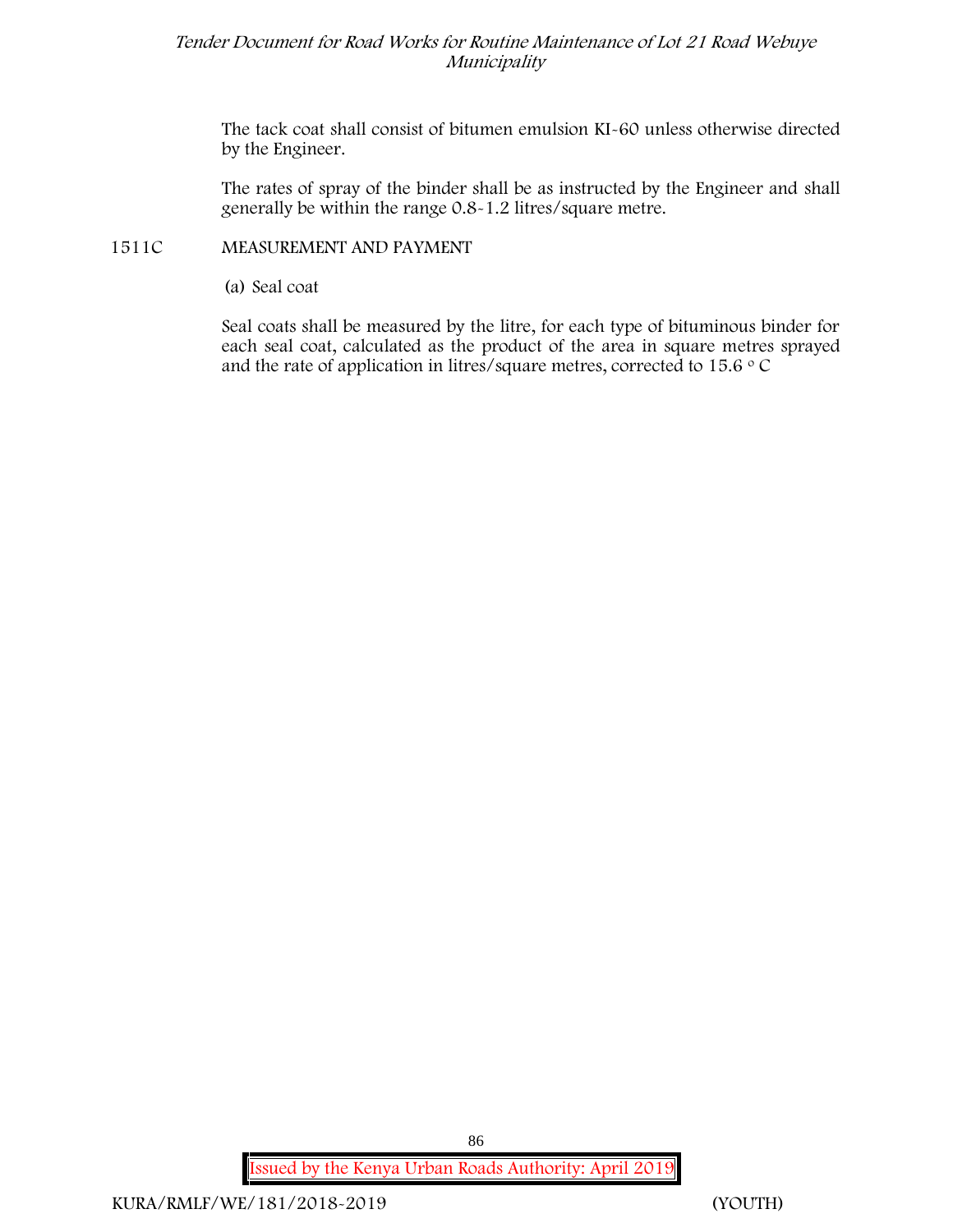The tack coat shall consist of bitumen emulsion KI-60 unless otherwise directed by the Engineer.

The rates of spray of the binder shall be as instructed by the Engineer and shall generally be within the range 0.8-1.2 litres/square metre.

## 1511C MEASUREMENT AND PAYMENT

(a) Seal coat

Seal coats shall be measured by the litre, for each type of bituminous binder for each seal coat, calculated as the product of the area in square metres sprayed and the rate of application in litres/square metres, corrected to 15.6 °C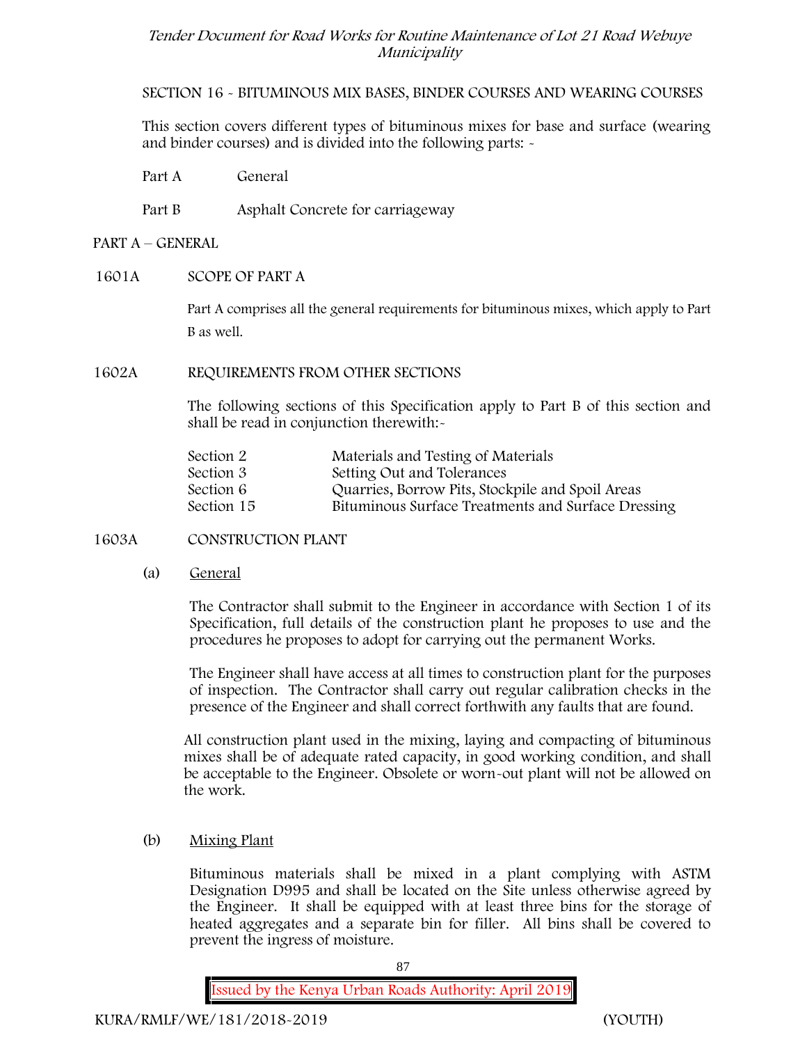SECTION 16 - BITUMINOUS MIX BASES, BINDER COURSES AND WEARING COURSES

This section covers different types of bituminous mixes for base and surface (wearing and binder courses) and is divided into the following parts: -

Part A General

Part B Asphalt Concrete for carriageway

## PART A – GENERAL

### 1601A SCOPE OF PART A

Part A comprises all the general requirements for bituminous mixes, which apply to Part B as well.

### 1602A REQUIREMENTS FROM OTHER SECTIONS

The following sections of this Specification apply to Part B of this section and shall be read in conjunction therewith:-

| | |
|---|---|
| Section 2 | Materials and Testing of Materials |
| Section 3 | Setting Out and Tolerances |
| Section 6 | Quarries, Borrow Pits, Stockpile and Spoil Areas |
| Section 15 | Bituminous Surface Treatments and Surface Dressing |

### 1603A CONSTRUCTION PLANT

(a) General

The Contractor shall submit to the Engineer in accordance with Section 1 of its Specification, full details of the construction plant he proposes to use and the procedures he proposes to adopt for carrying out the permanent Works.

The Engineer shall have access at all times to construction plant for the purposes of inspection. The Contractor shall carry out regular calibration checks in the presence of the Engineer and shall correct forthwith any faults that are found.

All construction plant used in the mixing, laying and compacting of bituminous mixes shall be of adequate rated capacity, in good working condition, and shall be acceptable to the Engineer. Obsolete or worn-out plant will not be allowed on the work.

(b) Mixing Plant

Bituminous materials shall be mixed in a plant complying with ASTM Designation D995 and shall be located on the Site unless otherwise agreed by the Engineer. It shall be equipped with at least three bins for the storage of heated aggregates and a separate bin for filler. All bins shall be covered to prevent the ingress of moisture.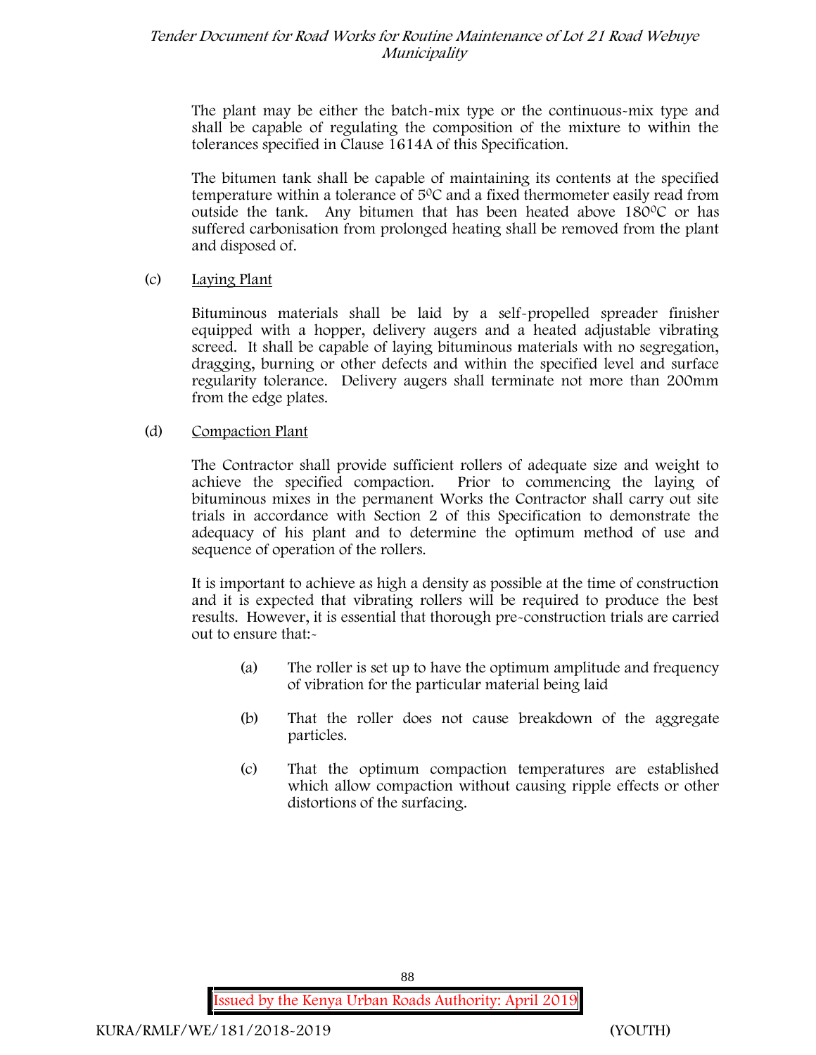The plant may be either the batch-mix type or the continuous-mix type and shall be capable of regulating the composition of the mixture to within the tolerances specified in Clause 1614A of this Specification.

The bitumen tank shall be capable of maintaining its contents at the specified temperature within a tolerance of $5^0C$ and a fixed thermometer easily read from outside the tank. Any bitumen that has been heated above $180^0C$ or has suffered carbonisation from prolonged heating shall be removed from the plant and disposed of.

(c) Laying Plant

Bituminous materials shall be laid by a self-propelled spreader finisher equipped with a hopper, delivery augers and a heated adjustable vibrating screed. It shall be capable of laying bituminous materials with no segregation, dragging, burning or other defects and within the specified level and surface regularity tolerance. Delivery augers shall terminate not more than 200mm from the edge plates.

(d) Compaction Plant

The Contractor shall provide sufficient rollers of adequate size and weight to achieve the specified compaction. Prior to commencing the laying of bituminous mixes in the permanent Works the Contractor shall carry out site trials in accordance with Section 2 of this Specification to demonstrate the adequacy of his plant and to determine the optimum method of use and sequence of operation of the rollers.

It is important to achieve as high a density as possible at the time of construction and it is expected that vibrating rollers will be required to produce the best results. However, it is essential that thorough pre-construction trials are carried out to ensure that:-

(a) The roller is set up to have the optimum amplitude and frequency of vibration for the particular material being laid

(b) That the roller does not cause breakdown of the aggregate particles.

(c) That the optimum compaction temperatures are established which allow compaction without causing ripple effects or other distortions of the surfacing.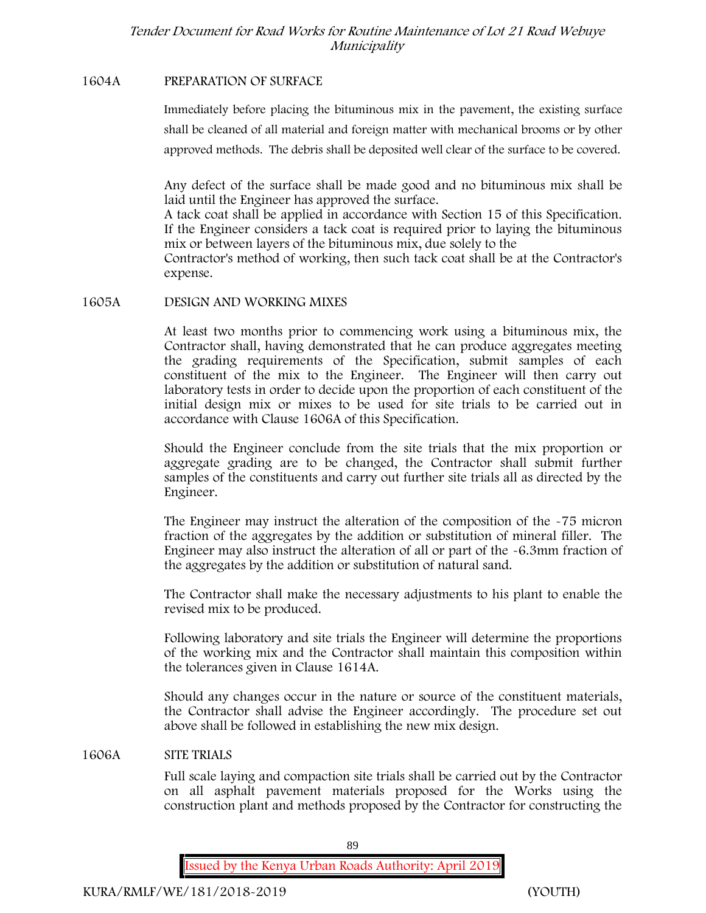## 1604A PREPARATION OF SURFACE

Immediately before placing the bituminous mix in the pavement, the existing surface shall be cleaned of all material and foreign matter with mechanical brooms or by other approved methods. The debris shall be deposited well clear of the surface to be covered.

Any defect of the surface shall be made good and no bituminous mix shall be laid until the Engineer has approved the surface.
A tack coat shall be applied in accordance with Section 15 of this Specification. If the Engineer considers a tack coat is required prior to laying the bituminous mix or between layers of the bituminous mix, due solely to the
Contractor's method of working, then such tack coat shall be at the Contractor's expense.

## 1605A DESIGN AND WORKING MIXES

At least two months prior to commencing work using a bituminous mix, the Contractor shall, having demonstrated that he can produce aggregates meeting the grading requirements of the Specification, submit samples of each constituent of the mix to the Engineer. The Engineer will then carry out laboratory tests in order to decide upon the proportion of each constituent of the initial design mix or mixes to be used for site trials to be carried out in accordance with Clause 1606A of this Specification.

Should the Engineer conclude from the site trials that the mix proportion or aggregate grading are to be changed, the Contractor shall submit further samples of the constituents and carry out further site trials all as directed by the Engineer.

The Engineer may instruct the alteration of the composition of the -75 micron fraction of the aggregates by the addition or substitution of mineral filler. The Engineer may also instruct the alteration of all or part of the -6.3mm fraction of the aggregates by the addition or substitution of natural sand.

The Contractor shall make the necessary adjustments to his plant to enable the revised mix to be produced.

Following laboratory and site trials the Engineer will determine the proportions of the working mix and the Contractor shall maintain this composition within the tolerances given in Clause 1614A.

Should any changes occur in the nature or source of the constituent materials, the Contractor shall advise the Engineer accordingly. The procedure set out above shall be followed in establishing the new mix design.

## 1606A SITE TRIALS

Full scale laying and compaction site trials shall be carried out by the Contractor on all asphalt pavement materials proposed for the Works using the construction plant and methods proposed by the Contractor for constructing the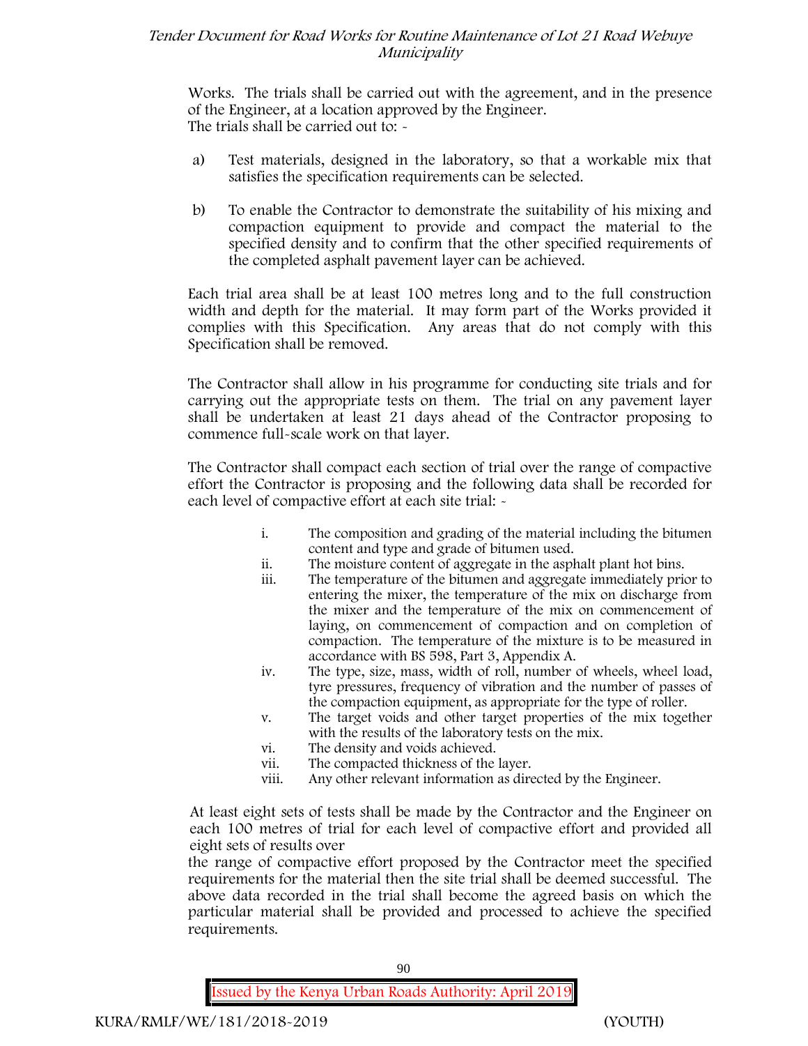Works. The trials shall be carried out with the agreement, and in the presence of the Engineer, at a location approved by the Engineer.
The trials shall be carried out to: -

a) Test materials, designed in the laboratory, so that a workable mix that satisfies the specification requirements can be selected.

b) To enable the Contractor to demonstrate the suitability of his mixing and compaction equipment to provide and compact the material to the specified density and to confirm that the other specified requirements of the completed asphalt pavement layer can be achieved.

Each trial area shall be at least 100 metres long and to the full construction width and depth for the material. It may form part of the Works provided it complies with this Specification. Any areas that do not comply with this Specification shall be removed.

The Contractor shall allow in his programme for conducting site trials and for carrying out the appropriate tests on them. The trial on any pavement layer shall be undertaken at least 21 days ahead of the Contractor proposing to commence full-scale work on that layer.

The Contractor shall compact each section of trial over the range of compactive effort the Contractor is proposing and the following data shall be recorded for each level of compactive effort at each site trial: -

i. The composition and grading of the material including the bitumen content and type and grade of bitumen used.
ii. The moisture content of aggregate in the asphalt plant hot bins.
iii. The temperature of the bitumen and aggregate immediately prior to entering the mixer, the temperature of the mix on discharge from the mixer and the temperature of the mix on commencement of laying, on commencement of compaction and on completion of compaction. The temperature of the mixture is to be measured in accordance with BS 598, Part 3, Appendix A.
iv. The type, size, mass, width of roll, number of wheels, wheel load, tyre pressures, frequency of vibration and the number of passes of the compaction equipment, as appropriate for the type of roller.
v. The target voids and other target properties of the mix together with the results of the laboratory tests on the mix.
vi. The density and voids achieved.
vii. The compacted thickness of the layer.
viii. Any other relevant information as directed by the Engineer.

At least eight sets of tests shall be made by the Contractor and the Engineer on each 100 metres of trial for each level of compactive effort and provided all eight sets of results over the range of compactive effort proposed by the Contractor meet the specified requirements for the material then the site trial shall be deemed successful. The above data recorded in the trial shall become the agreed basis on which the particular material shall be provided and processed to achieve the specified requirements.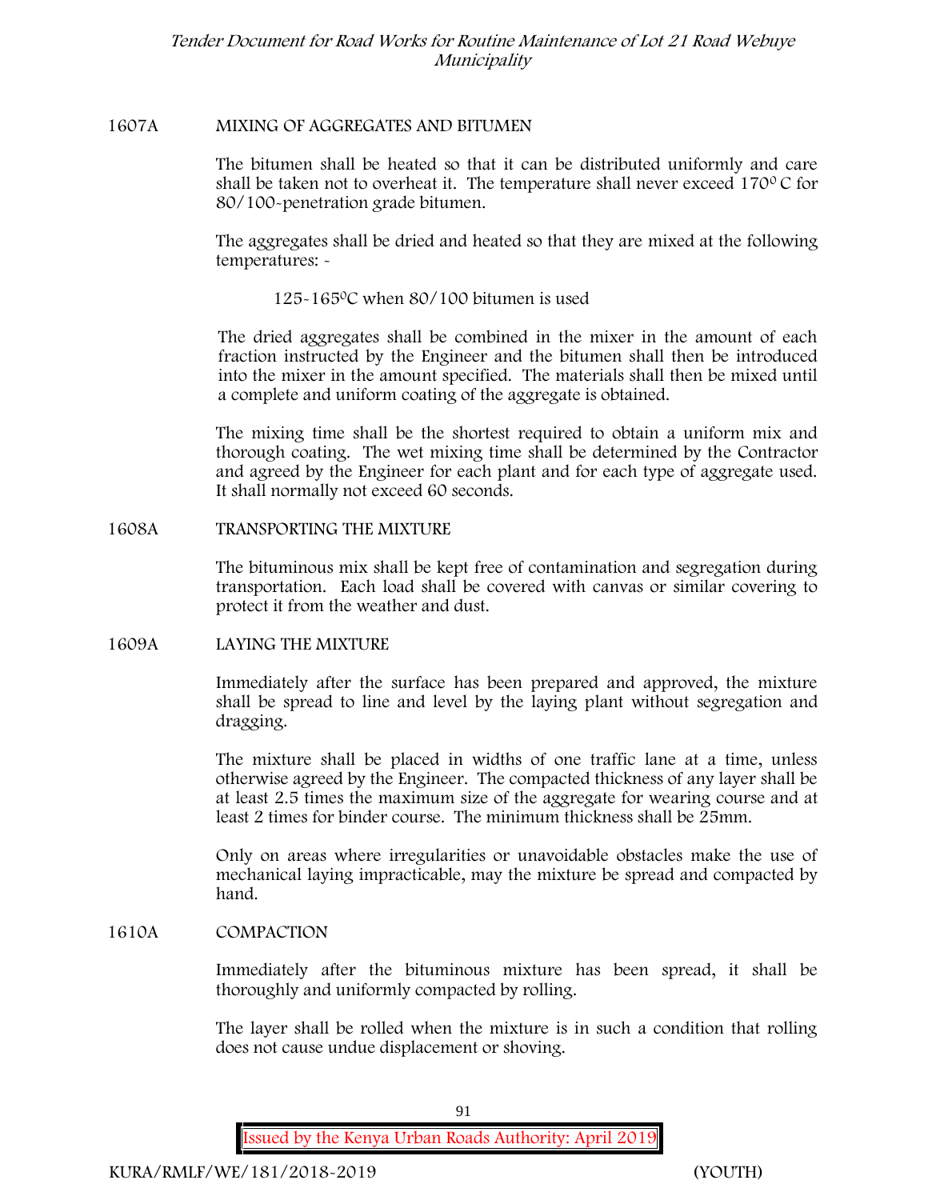## 1607A MIXING OF AGGREGATES AND BITUMEN

The bitumen shall be heated so that it can be distributed uniformly and care shall be taken not to overheat it. The temperature shall never exceed 170$^{0}$ C for 80/100-penetration grade bitumen.

The aggregates shall be dried and heated so that they are mixed at the following temperatures: -

125-165$^{0}$C when 80/100 bitumen is used

The dried aggregates shall be combined in the mixer in the amount of each fraction instructed by the Engineer and the bitumen shall then be introduced into the mixer in the amount specified. The materials shall then be mixed until a complete and uniform coating of the aggregate is obtained.

The mixing time shall be the shortest required to obtain a uniform mix and thorough coating. The wet mixing time shall be determined by the Contractor and agreed by the Engineer for each plant and for each type of aggregate used. It shall normally not exceed 60 seconds.

## 1608A TRANSPORTING THE MIXTURE

The bituminous mix shall be kept free of contamination and segregation during transportation. Each load shall be covered with canvas or similar covering to protect it from the weather and dust.

## 1609A LAYING THE MIXTURE

Immediately after the surface has been prepared and approved, the mixture shall be spread to line and level by the laying plant without segregation and dragging.

The mixture shall be placed in widths of one traffic lane at a time, unless otherwise agreed by the Engineer. The compacted thickness of any layer shall be at least 2.5 times the maximum size of the aggregate for wearing course and at least 2 times for binder course. The minimum thickness shall be 25mm.

Only on areas where irregularities or unavoidable obstacles make the use of mechanical laying impracticable, may the mixture be spread and compacted by hand.

## 1610A COMPACTION

Immediately after the bituminous mixture has been spread, it shall be thoroughly and uniformly compacted by rolling.

The layer shall be rolled when the mixture is in such a condition that rolling does not cause undue displacement or shoving.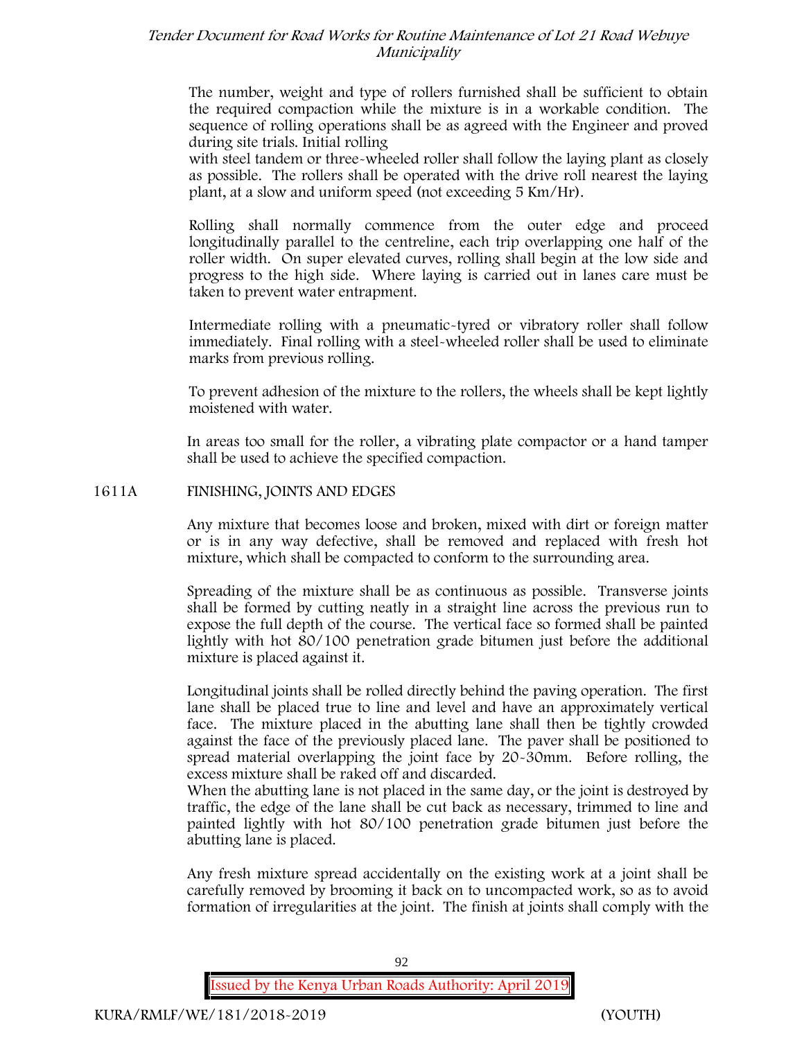The number, weight and type of rollers furnished shall be sufficient to obtain the required compaction while the mixture is in a workable condition. The sequence of rolling operations shall be as agreed with the Engineer and proved during site trials. Initial rolling with steel tandem or three-wheeled roller shall follow the laying plant as closely as possible. The rollers shall be operated with the drive roll nearest the laying plant, at a slow and uniform speed (not exceeding 5 Km/Hr).

Rolling shall normally commence from the outer edge and proceed longitudinally parallel to the centreline, each trip overlapping one half of the roller width. On super elevated curves, rolling shall begin at the low side and progress to the high side. Where laying is carried out in lanes care must be taken to prevent water entrapment.

Intermediate rolling with a pneumatic-tyred or vibratory roller shall follow immediately. Final rolling with a steel-wheeled roller shall be used to eliminate marks from previous rolling.

To prevent adhesion of the mixture to the rollers, the wheels shall be kept lightly moistened with water.

In areas too small for the roller, a vibrating plate compactor or a hand tamper shall be used to achieve the specified compaction.

## 1611A FINISHING, JOINTS AND EDGES

Any mixture that becomes loose and broken, mixed with dirt or foreign matter or is in any way defective, shall be removed and replaced with fresh hot mixture, which shall be compacted to conform to the surrounding area.

Spreading of the mixture shall be as continuous as possible. Transverse joints shall be formed by cutting neatly in a straight line across the previous run to expose the full depth of the course. The vertical face so formed shall be painted lightly with hot 80/100 penetration grade bitumen just before the additional mixture is placed against it.

Longitudinal joints shall be rolled directly behind the paving operation. The first lane shall be placed true to line and level and have an approximately vertical face. The mixture placed in the abutting lane shall then be tightly crowded against the face of the previously placed lane. The paver shall be positioned to spread material overlapping the joint face by 20-30mm. Before rolling, the excess mixture shall be raked off and discarded.

When the abutting lane is not placed in the same day, or the joint is destroyed by traffic, the edge of the lane shall be cut back as necessary, trimmed to line and painted lightly with hot 80/100 penetration grade bitumen just before the abutting lane is placed.

Any fresh mixture spread accidentally on the existing work at a joint shall be carefully removed by brooming it back on to uncompacted work, so as to avoid formation of irregularities at the joint. The finish at joints shall comply with the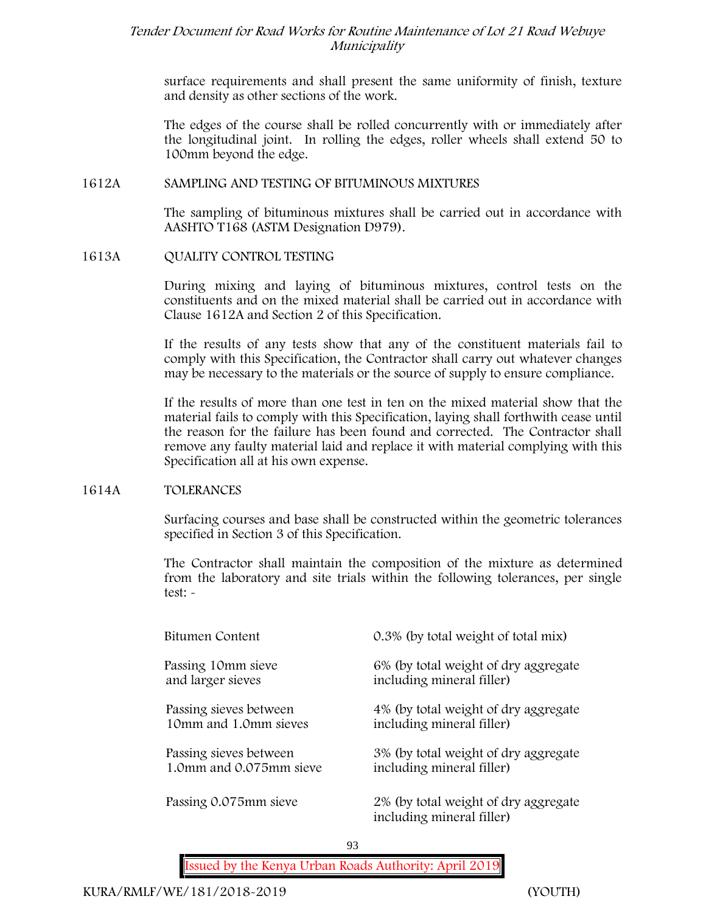surface requirements and shall present the same uniformity of finish, texture and density as other sections of the work.

The edges of the course shall be rolled concurrently with or immediately after the longitudinal joint. In rolling the edges, roller wheels shall extend 50 to 100mm beyond the edge.

## 1612A SAMPLING AND TESTING OF BITUMINOUS MIXTURES

The sampling of bituminous mixtures shall be carried out in accordance with AASHTO T168 (ASTM Designation D979).

## 1613A QUALITY CONTROL TESTING

During mixing and laying of bituminous mixtures, control tests on the constituents and on the mixed material shall be carried out in accordance with Clause 1612A and Section 2 of this Specification.

If the results of any tests show that any of the constituent materials fail to comply with this Specification, the Contractor shall carry out whatever changes may be necessary to the materials or the source of supply to ensure compliance.

If the results of more than one test in ten on the mixed material show that the material fails to comply with this Specification, laying shall forthwith cease until the reason for the failure has been found and corrected. The Contractor shall remove any faulty material laid and replace it with material complying with this Specification all at his own expense.

## 1614A TOLERANCES

Surfacing courses and base shall be constructed within the geometric tolerances specified in Section 3 of this Specification.

The Contractor shall maintain the composition of the mixture as determined from the laboratory and site trials within the following tolerances, per single test: -

| | |
|---|---|
| Bitumen Content | 0.3% (by total weight of total mix) |
| Passing 10mm sieve and larger sieves | 6% (by total weight of dry aggregate including mineral filler) |
| Passing sieves between 10mm and 1.0mm sieves | 4% (by total weight of dry aggregate including mineral filler) |
| Passing sieves between 1.0mm and 0.075mm sieve | 3% (by total weight of dry aggregate including mineral filler) |
| Passing 0.075mm sieve | 2% (by total weight of dry aggregate including mineral filler) |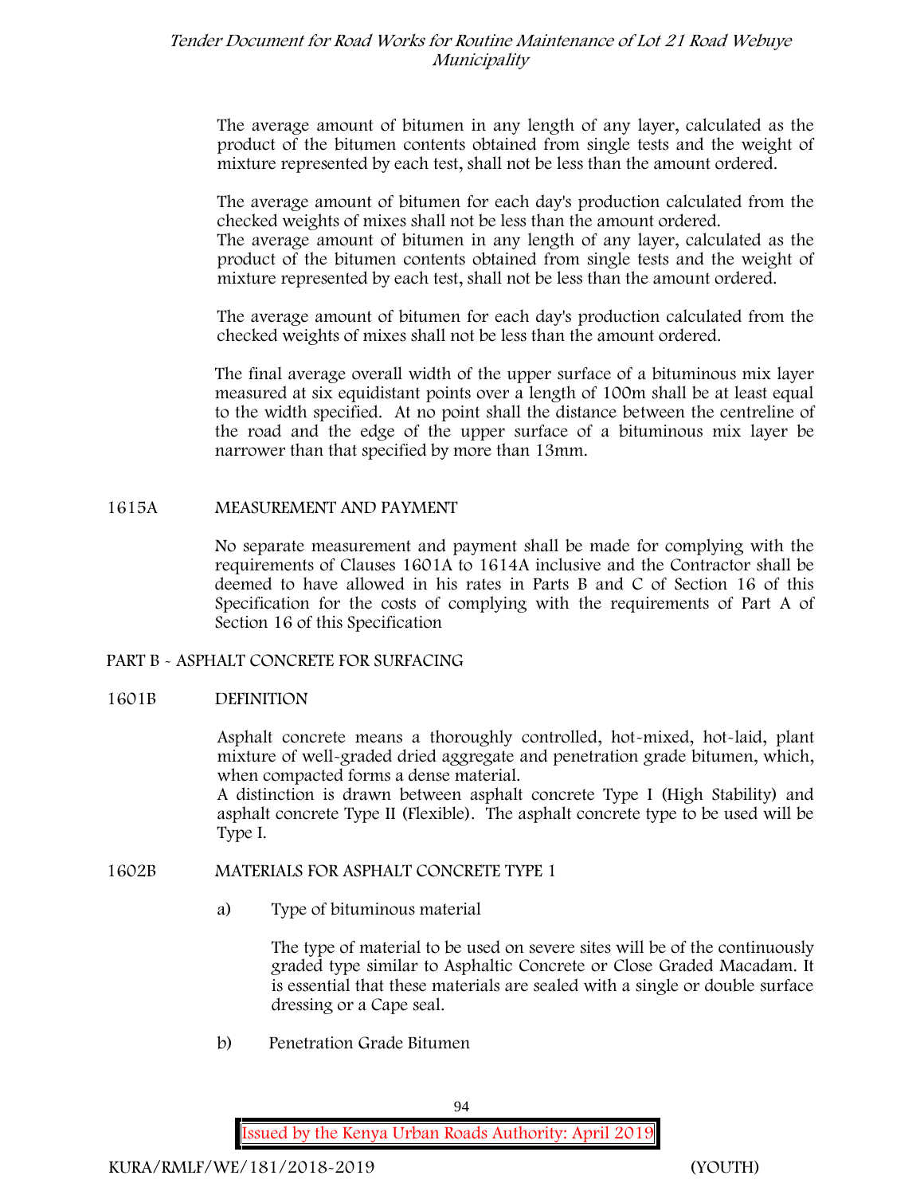The average amount of bitumen in any length of any layer, calculated as the product of the bitumen contents obtained from single tests and the weight of mixture represented by each test, shall not be less than the amount ordered.

The average amount of bitumen for each day's production calculated from the checked weights of mixes shall not be less than the amount ordered.
The average amount of bitumen in any length of any layer, calculated as the product of the bitumen contents obtained from single tests and the weight of mixture represented by each test, shall not be less than the amount ordered.

The average amount of bitumen for each day's production calculated from the checked weights of mixes shall not be less than the amount ordered.

The final average overall width of the upper surface of a bituminous mix layer measured at six equidistant points over a length of 100m shall be at least equal to the width specified. At no point shall the distance between the centreline of the road and the edge of the upper surface of a bituminous mix layer be narrower than that specified by more than 13mm.

## 1615A MEASUREMENT AND PAYMENT

No separate measurement and payment shall be made for complying with the requirements of Clauses 1601A to 1614A inclusive and the Contractor shall be deemed to have allowed in his rates in Parts B and C of Section 16 of this Specification for the costs of complying with the requirements of Part A of Section 16 of this Specification

## PART B - ASPHALT CONCRETE FOR SURFACING

### 1601B DEFINITION

Asphalt concrete means a thoroughly controlled, hot-mixed, hot-laid, plant mixture of well-graded dried aggregate and penetration grade bitumen, which, when compacted forms a dense material.
A distinction is drawn between asphalt concrete Type I (High Stability) and asphalt concrete Type II (Flexible). The asphalt concrete type to be used will be Type I.

### 1602B MATERIALS FOR ASPHALT CONCRETE TYPE 1

a) Type of bituminous material

The type of material to be used on severe sites will be of the continuously graded type similar to Asphaltic Concrete or Close Graded Macadam. It is essential that these materials are sealed with a single or double surface dressing or a Cape seal.

b) Penetration Grade Bitumen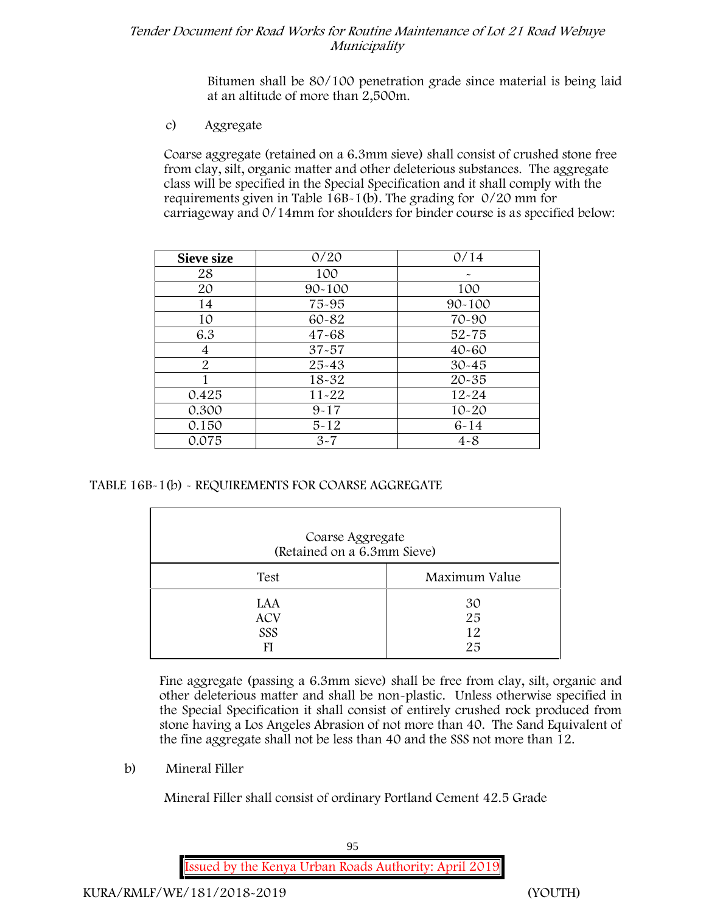Bitumen shall be 80/100 penetration grade since material is being laid at an altitude of more than 2,500m.

c) Aggregate

Coarse aggregate (retained on a 6.3mm sieve) shall consist of crushed stone free from clay, silt, organic matter and other deleterious substances. The aggregate class will be specified in the Special Specification and it shall comply with the requirements given in Table 16B-1(b). The grading for 0/20 mm for carriageway and 0/14mm for shoulders for binder course is as specified below:

| **Sieve size** | 0/20 | 0/14 |
|---|---|---|
| 28 | 100 | - |
| 20 | 90-100 | 100 |
| 14 | 75-95 | 90-100 |
| 10 | 60-82 | 70-90 |
| 6.3 | 47-68 | 52-75 |
| 4 | 37-57 | 40-60 |
| 2 | 25-43 | 30-45 |
| 1 | 18-32 | 20-35 |
| 0.425 | 11-22 | 12-24 |
| 0.300 | 9-17 | 10-20 |
| 0.150 | 5-12 | 6-14 |
| 0.075 | 3-7 | 4-8 |

TABLE 16B-1(b) - REQUIREMENTS FOR COARSE AGGREGATE

| Coarse Aggregate (Retained on a 6.3mm Sieve) | |
|---|---|
| Test | Maximum Value |
| LAA | 30 |
| ACV | 25 |
| SSS | 12 |
| FI | 25 |

Fine aggregate (passing a 6.3mm sieve) shall be free from clay, silt, organic and other deleterious matter and shall be non-plastic. Unless otherwise specified in the Special Specification it shall consist of entirely crushed rock produced from stone having a Los Angeles Abrasion of not more than 40. The Sand Equivalent of the fine aggregate shall not be less than 40 and the SSS not more than 12.

b) Mineral Filler

Mineral Filler shall consist of ordinary Portland Cement 42.5 Grade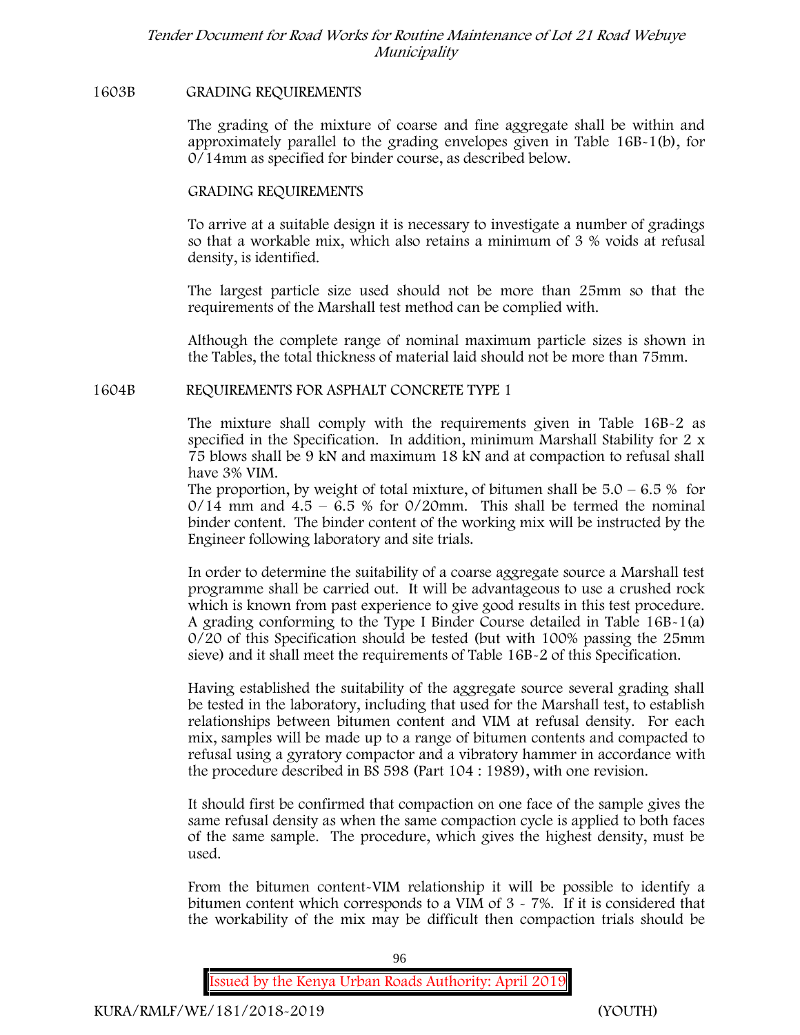## 1603B GRADING REQUIREMENTS

The grading of the mixture of coarse and fine aggregate shall be within and approximately parallel to the grading envelopes given in Table 16B-1(b), for 0/14mm as specified for binder course, as described below.

GRADING REQUIREMENTS

To arrive at a suitable design it is necessary to investigate a number of gradings so that a workable mix, which also retains a minimum of 3 % voids at refusal density, is identified.

The largest particle size used should not be more than 25mm so that the requirements of the Marshall test method can be complied with.

Although the complete range of nominal maximum particle sizes is shown in the Tables, the total thickness of material laid should not be more than 75mm.

## 1604B REQUIREMENTS FOR ASPHALT CONCRETE TYPE 1

The mixture shall comply with the requirements given in Table 16B-2 as specified in the Specification. In addition, minimum Marshall Stability for 2 x 75 blows shall be 9 kN and maximum 18 kN and at compaction to refusal shall have 3% VIM.

The proportion, by weight of total mixture, of bitumen shall be 5.0 – 6.5 % for 0/14 mm and 4.5 – 6.5 % for 0/20mm. This shall be termed the nominal binder content. The binder content of the working mix will be instructed by the Engineer following laboratory and site trials.

In order to determine the suitability of a coarse aggregate source a Marshall test programme shall be carried out. It will be advantageous to use a crushed rock which is known from past experience to give good results in this test procedure. A grading conforming to the Type I Binder Course detailed in Table 16B-1(a) 0/20 of this Specification should be tested (but with 100% passing the 25mm sieve) and it shall meet the requirements of Table 16B-2 of this Specification.

Having established the suitability of the aggregate source several grading shall be tested in the laboratory, including that used for the Marshall test, to establish relationships between bitumen content and VIM at refusal density. For each mix, samples will be made up to a range of bitumen contents and compacted to refusal using a gyratory compactor and a vibratory hammer in accordance with the procedure described in BS 598 (Part 104 : 1989), with one revision.

It should first be confirmed that compaction on one face of the sample gives the same refusal density as when the same compaction cycle is applied to both faces of the same sample. The procedure, which gives the highest density, must be used.

From the bitumen content-VIM relationship it will be possible to identify a bitumen content which corresponds to a VIM of 3 - 7%. If it is considered that the workability of the mix may be difficult then compaction trials should be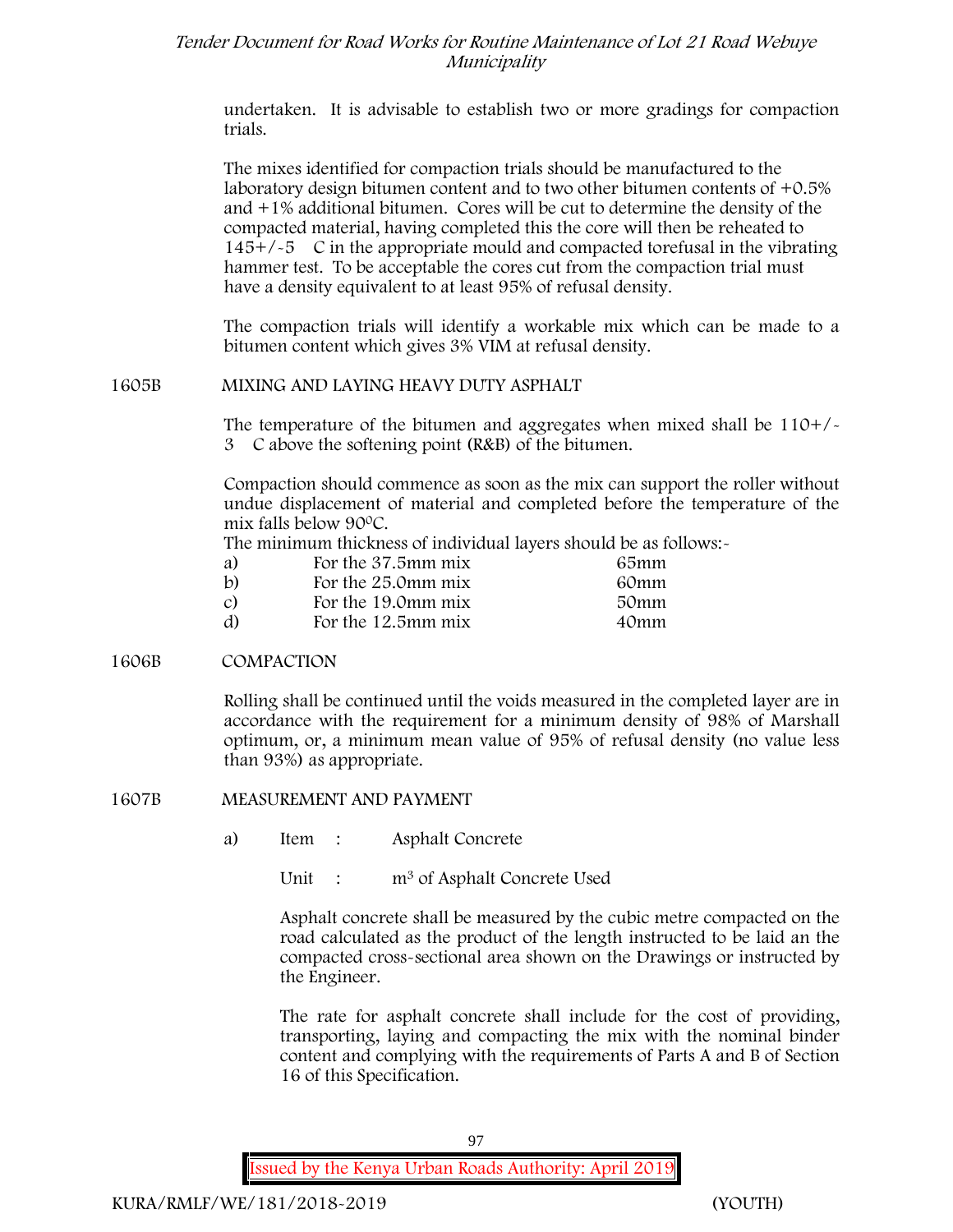undertaken. It is advisable to establish two or more gradings for compaction trials.

The mixes identified for compaction trials should be manufactured to the laboratory design bitumen content and to two other bitumen contents of +0.5% and +1% additional bitumen. Cores will be cut to determine the density of the compacted material, having completed this the core will then be reheated to 145+/-5 C in the appropriate mould and compacted torefusal in the vibrating hammer test. To be acceptable the cores cut from the compaction trial must have a density equivalent to at least 95% of refusal density.

The compaction trials will identify a workable mix which can be made to a bitumen content which gives 3% VIM at refusal density.

1605B MIXING AND LAYING HEAVY DUTY ASPHALT

The temperature of the bitumen and aggregates when mixed shall be 110+/-3 C above the softening point (R&B) of the bitumen.

Compaction should commence as soon as the mix can support the roller without undue displacement of material and completed before the temperature of the mix falls below 90°C.

The minimum thickness of individual layers should be as follows:-

| | | |
|---|---|---|
| a) | For the 37.5mm mix | 65mm |
| b) | For the 25.0mm mix | 60mm |
| c) | For the 19.0mm mix | 50mm |
| d) | For the 12.5mm mix | 40mm |

1606B COMPACTION

Rolling shall be continued until the voids measured in the completed layer are in accordance with the requirement for a minimum density of 98% of Marshall optimum, or, a minimum mean value of 95% of refusal density (no value less than 93%) as appropriate.

1607B MEASUREMENT AND PAYMENT

a) Item : Asphalt Concrete

Unit : $m^3$ of Asphalt Concrete Used

Asphalt concrete shall be measured by the cubic metre compacted on the road calculated as the product of the length instructed to be laid an the compacted cross-sectional area shown on the Drawings or instructed by the Engineer.

The rate for asphalt concrete shall include for the cost of providing, transporting, laying and compacting the mix with the nominal binder content and complying with the requirements of Parts A and B of Section 16 of this Specification.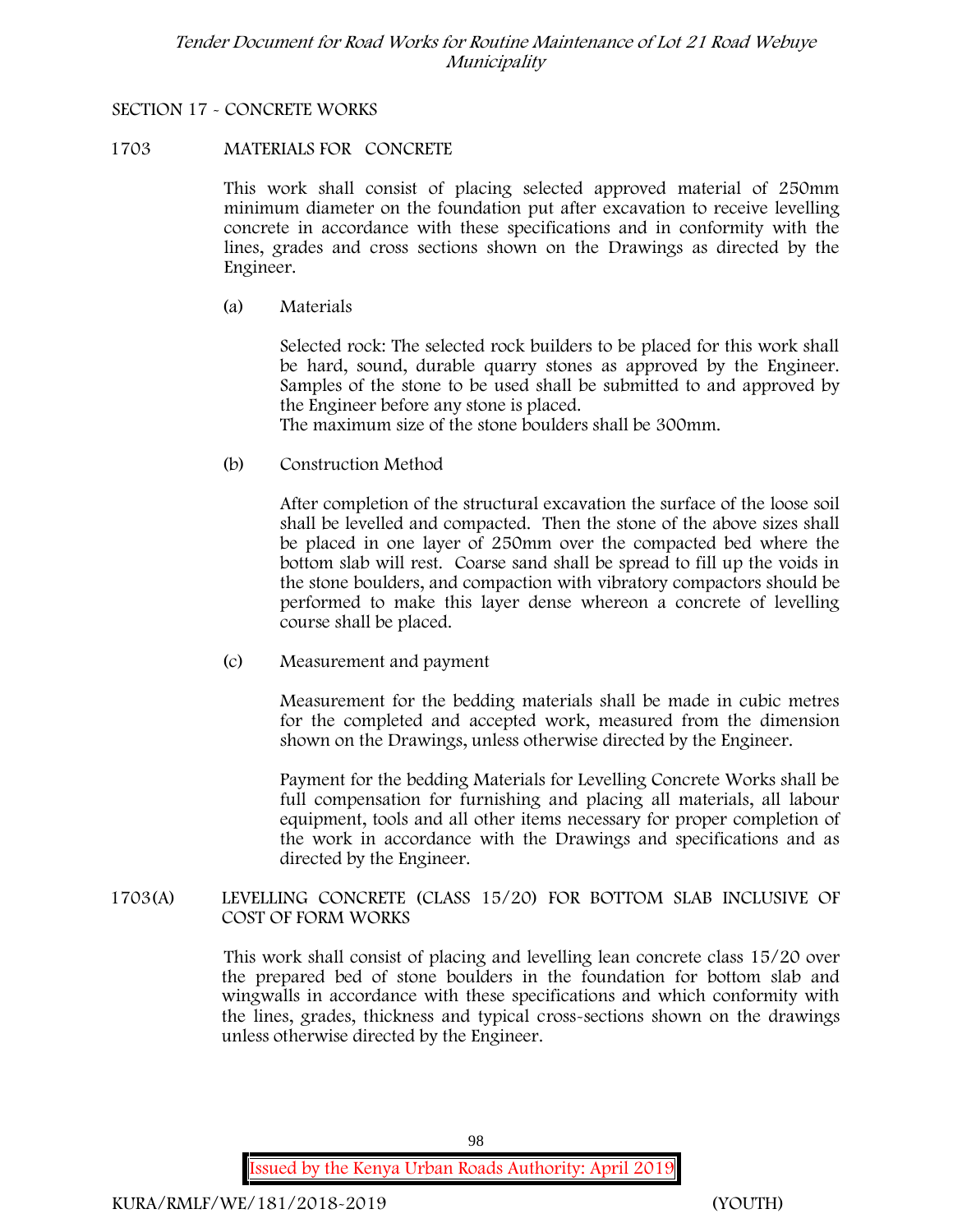SECTION 17 - CONCRETE WORKS

## 1703 MATERIALS FOR CONCRETE

This work shall consist of placing selected approved material of 250mm minimum diameter on the foundation put after excavation to receive levelling concrete in accordance with these specifications and in conformity with the lines, grades and cross sections shown on the Drawings as directed by the Engineer.

(a) Materials

Selected rock: The selected rock builders to be placed for this work shall be hard, sound, durable quarry stones as approved by the Engineer. Samples of the stone to be used shall be submitted to and approved by the Engineer before any stone is placed.
The maximum size of the stone boulders shall be 300mm.

(b) Construction Method

After completion of the structural excavation the surface of the loose soil shall be levelled and compacted. Then the stone of the above sizes shall be placed in one layer of 250mm over the compacted bed where the bottom slab will rest. Coarse sand shall be spread to fill up the voids in the stone boulders, and compaction with vibratory compactors should be performed to make this layer dense whereon a concrete of levelling course shall be placed.

(c) Measurement and payment

Measurement for the bedding materials shall be made in cubic metres for the completed and accepted work, measured from the dimension shown on the Drawings, unless otherwise directed by the Engineer.

Payment for the bedding Materials for Levelling Concrete Works shall be full compensation for furnishing and placing all materials, all labour equipment, tools and all other items necessary for proper completion of the work in accordance with the Drawings and specifications and as directed by the Engineer.

## 1703(A) LEVELLING CONCRETE (CLASS 15/20) FOR BOTTOM SLAB INCLUSIVE OF COST OF FORM WORKS

This work shall consist of placing and levelling lean concrete class 15/20 over the prepared bed of stone boulders in the foundation for bottom slab and wingwalls in accordance with these specifications and which conformity with the lines, grades, thickness and typical cross-sections shown on the drawings unless otherwise directed by the Engineer.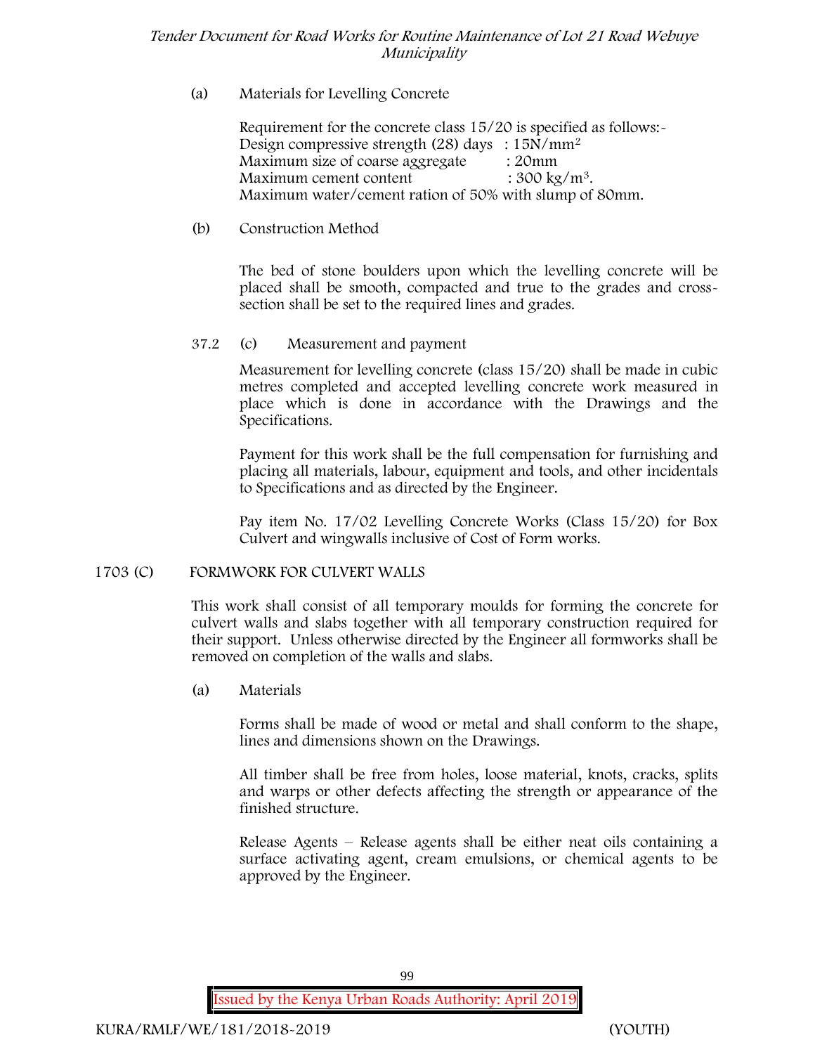(a) Materials for Levelling Concrete

Requirement for the concrete class 15/20 is specified as follows:-
Design compressive strength (28) days : $15N/mm^2$
Maximum size of coarse aggregate : 20mm
Maximum cement content : $300 kg/m^3$.
Maximum water/cement ration of 50% with slump of 80mm.

(b) Construction Method

The bed of stone boulders upon which the levelling concrete will be placed shall be smooth, compacted and true to the grades and cross-section shall be set to the required lines and grades.

37.2 (c) Measurement and payment

Measurement for levelling concrete (class 15/20) shall be made in cubic metres completed and accepted levelling concrete work measured in place which is done in accordance with the Drawings and the Specifications.

Payment for this work shall be the full compensation for furnishing and placing all materials, labour, equipment and tools, and other incidentals to Specifications and as directed by the Engineer.

Pay item No. 17/02 Levelling Concrete Works (Class 15/20) for Box Culvert and wingwalls inclusive of Cost of Form works.

## 1703 (C) FORMWORK FOR CULVERT WALLS

This work shall consist of all temporary moulds for forming the concrete for culvert walls and slabs together with all temporary construction required for their support. Unless otherwise directed by the Engineer all formworks shall be removed on completion of the walls and slabs.

(a) Materials

Forms shall be made of wood or metal and shall conform to the shape, lines and dimensions shown on the Drawings.

All timber shall be free from holes, loose material, knots, cracks, splits and warps or other defects affecting the strength or appearance of the finished structure.

Release Agents – Release agents shall be either neat oils containing a surface activating agent, cream emulsions, or chemical agents to be approved by the Engineer.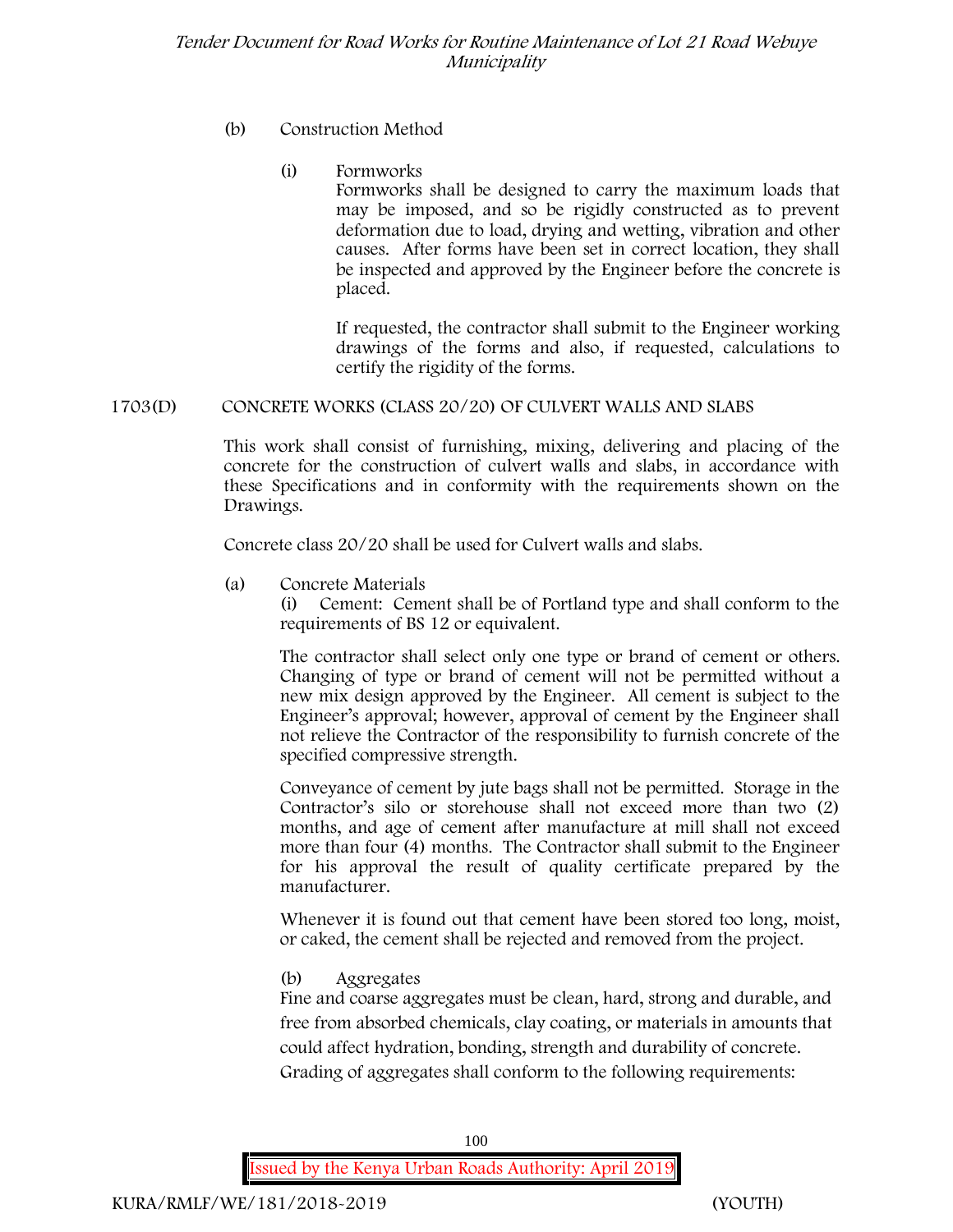(b) Construction Method

(i) Formworks

Formworks shall be designed to carry the maximum loads that may be imposed, and so be rigidly constructed as to prevent deformation due to load, drying and wetting, vibration and other causes. After forms have been set in correct location, they shall be inspected and approved by the Engineer before the concrete is placed.

If requested, the contractor shall submit to the Engineer working drawings of the forms and also, if requested, calculations to certify the rigidity of the forms.

## 1703(D) CONCRETE WORKS (CLASS 20/20) OF CULVERT WALLS AND SLABS

This work shall consist of furnishing, mixing, delivering and placing of the concrete for the construction of culvert walls and slabs, in accordance with these Specifications and in conformity with the requirements shown on the Drawings.

Concrete class 20/20 shall be used for Culvert walls and slabs.

(a) Concrete Materials

(i) Cement: Cement shall be of Portland type and shall conform to the requirements of BS 12 or equivalent.

The contractor shall select only one type or brand of cement or others. Changing of type or brand of cement will not be permitted without a new mix design approved by the Engineer. All cement is subject to the Engineer's approval; however, approval of cement by the Engineer shall not relieve the Contractor of the responsibility to furnish concrete of the specified compressive strength.

Conveyance of cement by jute bags shall not be permitted. Storage in the Contractor's silo or storehouse shall not exceed more than two (2) months, and age of cement after manufacture at mill shall not exceed more than four (4) months. The Contractor shall submit to the Engineer for his approval the result of quality certificate prepared by the manufacturer.

Whenever it is found out that cement have been stored too long, moist, or caked, the cement shall be rejected and removed from the project.

(b) Aggregates

Fine and coarse aggregates must be clean, hard, strong and durable, and free from absorbed chemicals, clay coating, or materials in amounts that could affect hydration, bonding, strength and durability of concrete. Grading of aggregates shall conform to the following requirements: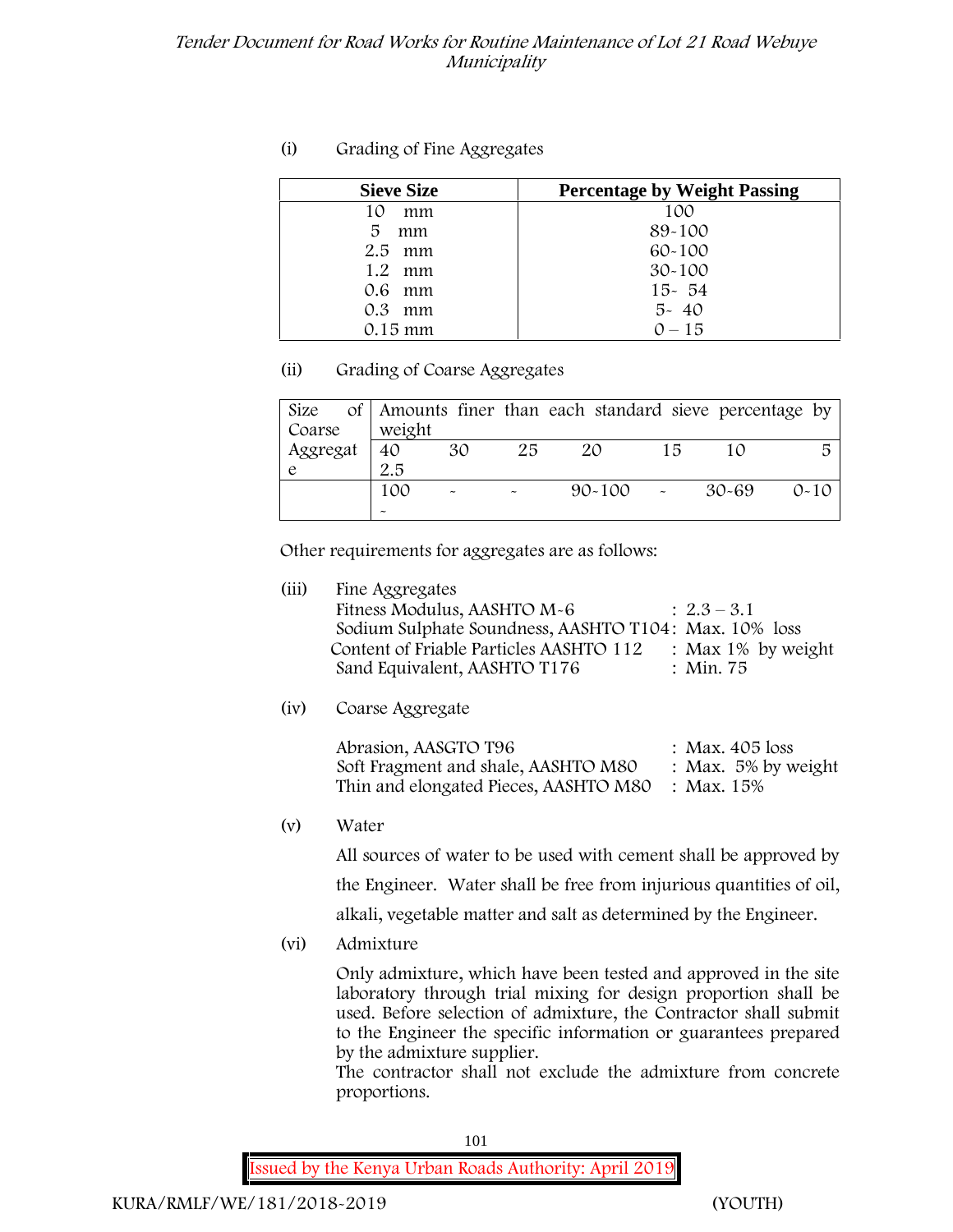(i) Grading of Fine Aggregates

| Sieve Size | Percentage by Weight Passing |
|---|---|
| 10 mm | 100 |
| 5 mm | 89-100 |
| 2.5 mm | 60-100 |
| 1.2 mm | 30-100 |
| 0.6 mm | 15- 54 |
| 0.3 mm | 5- 40 |
| 0.15 mm | 0 – 15 |

(ii) Grading of Coarse Aggregates

| Size of Coarse Aggregate | Amounts finer than each standard sieve percentage by weight | | | | | | |
|---|---|---|---|---|---|---|---|
| | 40 2.5 | 30 | 25 | 20 | 15 | 10 | 5 |
| | 100 - | - | - | 90-100 | - | 30-69 | 0-10 |

Other requirements for aggregates are as follows:

(iii) Fine Aggregates

| | |
|---|---|
| Fitness Modulus, AASHTO M-6 | : 2.3 – 3.1 |
| Sodium Sulphate Soundness, AASHTO T104 | : Max. 10% loss |
| Content of Friable Particles AASHTO 112 | : Max 1% by weight |
| Sand Equivalent, AASHTO T176 | : Min. 75 |

(iv) Coarse Aggregate

| | |
|---|---|
| Abrasion, AASGTO T96 | : Max. 405 loss |
| Soft Fragment and shale, AASHTO M80 | : Max. 5% by weight |
| Thin and elongated Pieces, AASHTO M80 | : Max. 15% |

(v) Water

All sources of water to be used with cement shall be approved by the Engineer. Water shall be free from injurious quantities of oil, alkali, vegetable matter and salt as determined by the Engineer.

(vi) Admixture

Only admixture, which have been tested and approved in the site laboratory through trial mixing for design proportion shall be used. Before selection of admixture, the Contractor shall submit to the Engineer the specific information or guarantees prepared by the admixture supplier.

The contractor shall not exclude the admixture from concrete proportions.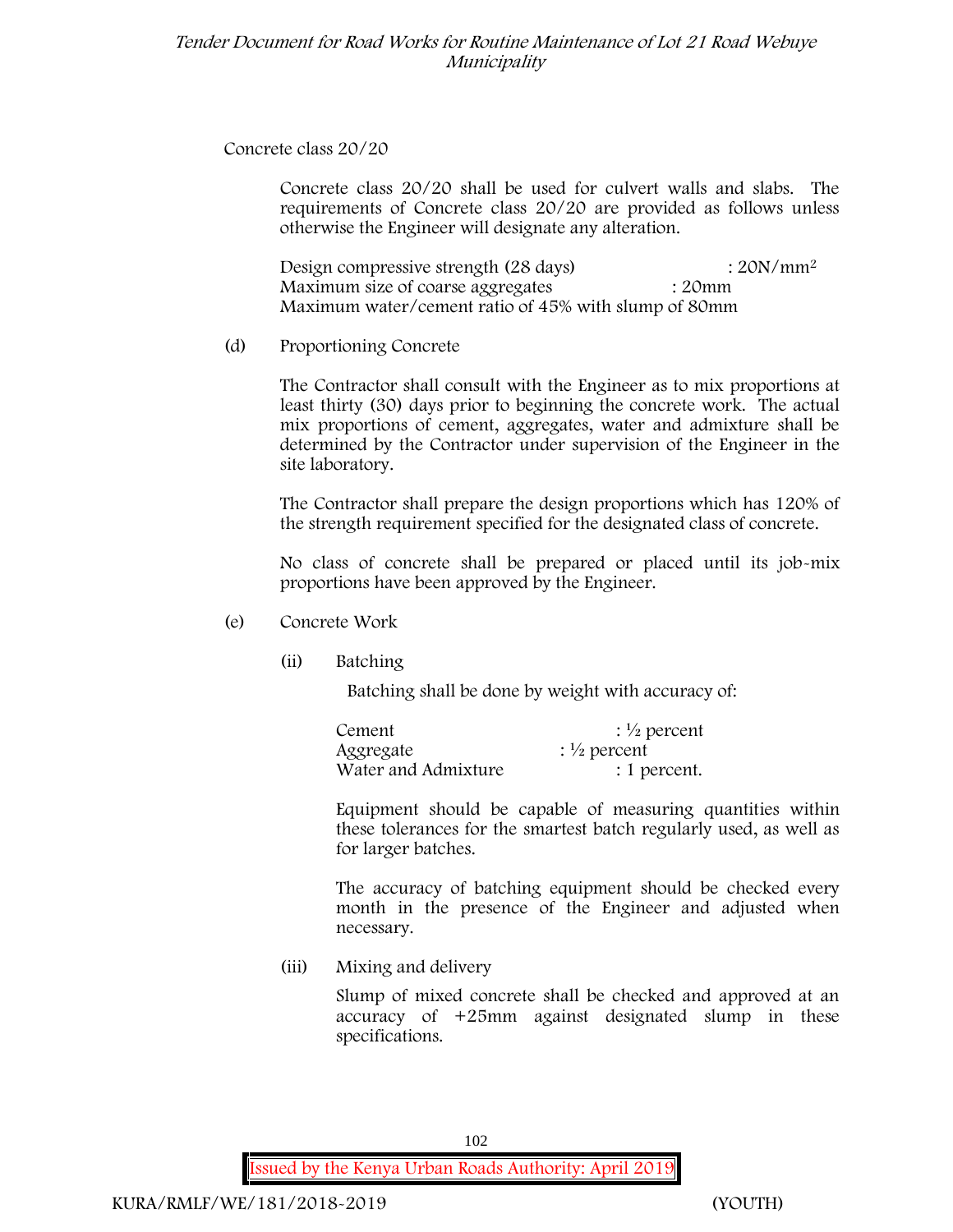Concrete class 20/20

Concrete class 20/20 shall be used for culvert walls and slabs. The requirements of Concrete class 20/20 are provided as follows unless otherwise the Engineer will designate any alteration.

Design compressive strength (28 days) : $20N/mm^2$
Maximum size of coarse aggregates : 20mm
Maximum water/cement ratio of 45% with slump of 80mm

(d) Proportioning Concrete

The Contractor shall consult with the Engineer as to mix proportions at least thirty (30) days prior to beginning the concrete work. The actual mix proportions of cement, aggregates, water and admixture shall be determined by the Contractor under supervision of the Engineer in the site laboratory.

The Contractor shall prepare the design proportions which has 120% of the strength requirement specified for the designated class of concrete.

No class of concrete shall be prepared or placed until its job-mix proportions have been approved by the Engineer.

(e) Concrete Work

(ii) Batching

Batching shall be done by weight with accuracy of:

Cement : ½ percent
Aggregate : ½ percent
Water and Admixture : 1 percent.

Equipment should be capable of measuring quantities within these tolerances for the smartest batch regularly used, as well as for larger batches.

The accuracy of batching equipment should be checked every month in the presence of the Engineer and adjusted when necessary.

(iii) Mixing and delivery

Slump of mixed concrete shall be checked and approved at an accuracy of +25mm against designated slump in these specifications.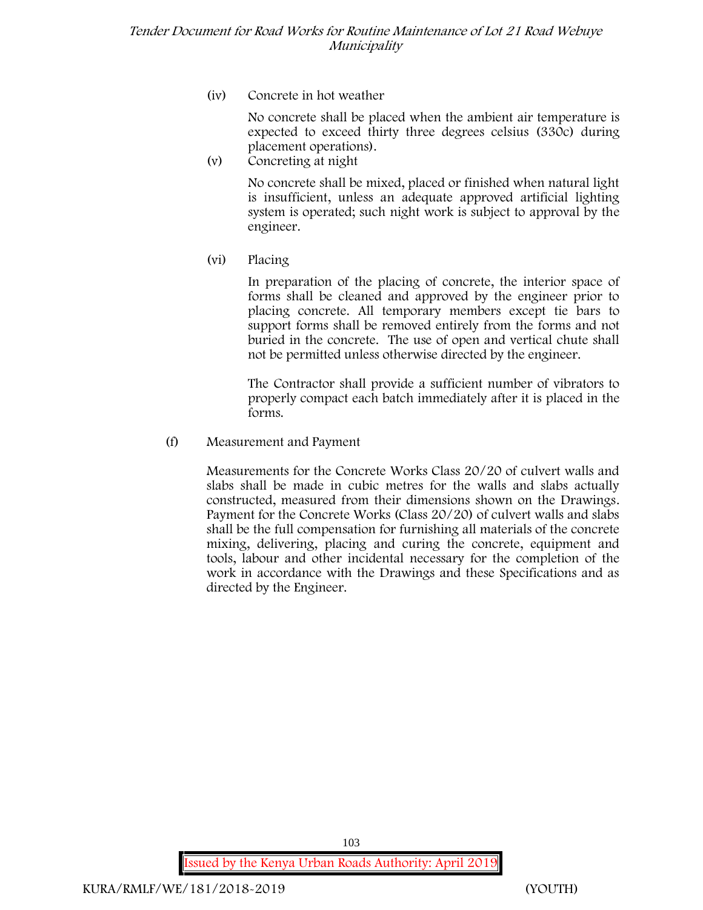(iv) Concrete in hot weather

No concrete shall be placed when the ambient air temperature is expected to exceed thirty three degrees celsius (330c) during placement operations).

(v) Concreting at night

No concrete shall be mixed, placed or finished when natural light is insufficient, unless an adequate approved artificial lighting system is operated; such night work is subject to approval by the engineer.

(vi) Placing

In preparation of the placing of concrete, the interior space of forms shall be cleaned and approved by the engineer prior to placing concrete. All temporary members except tie bars to support forms shall be removed entirely from the forms and not buried in the concrete. The use of open and vertical chute shall not be permitted unless otherwise directed by the engineer.

The Contractor shall provide a sufficient number of vibrators to properly compact each batch immediately after it is placed in the forms.

(f) Measurement and Payment

Measurements for the Concrete Works Class 20/20 of culvert walls and slabs shall be made in cubic metres for the walls and slabs actually constructed, measured from their dimensions shown on the Drawings. Payment for the Concrete Works (Class 20/20) of culvert walls and slabs shall be the full compensation for furnishing all materials of the concrete mixing, delivering, placing and curing the concrete, equipment and tools, labour and other incidental necessary for the completion of the work in accordance with the Drawings and these Specifications and as directed by the Engineer.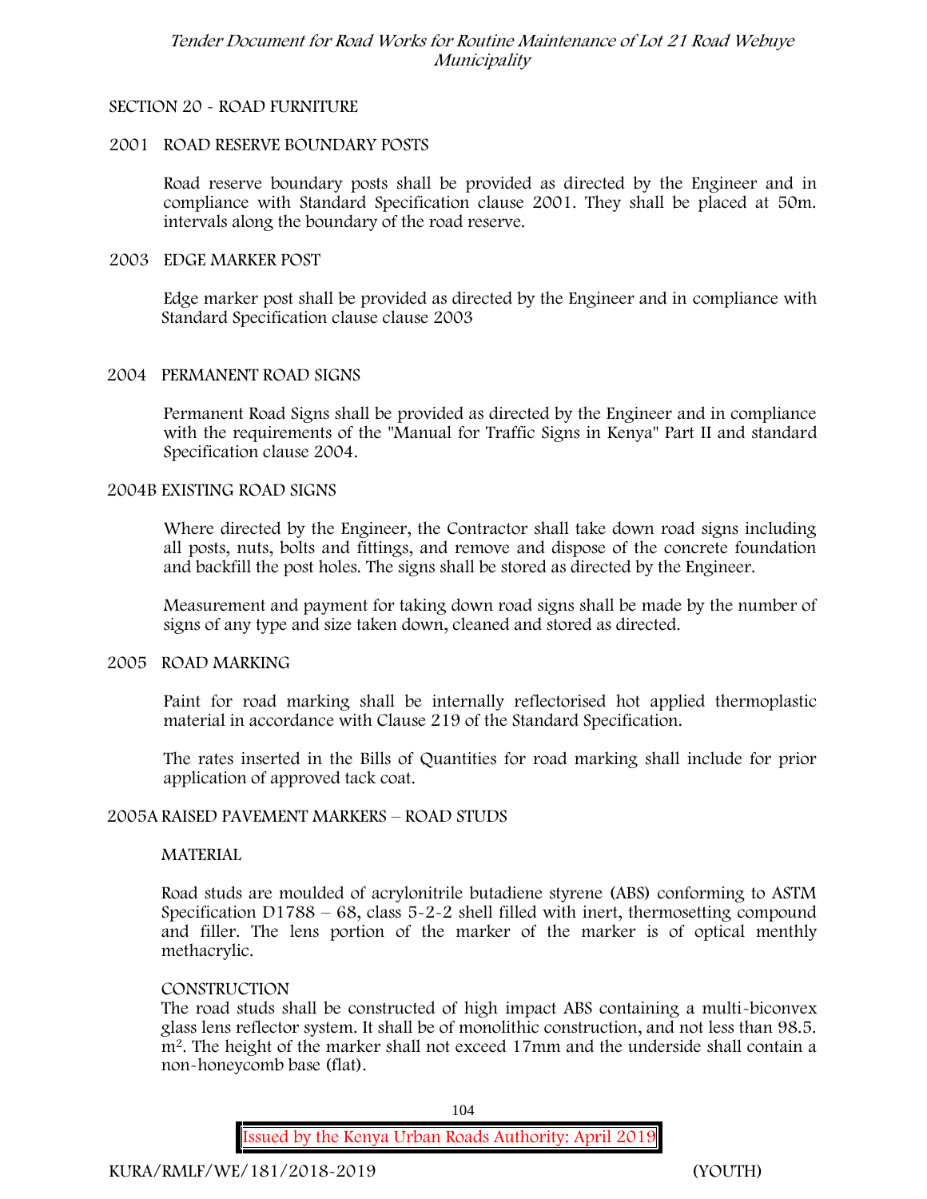## SECTION 20 - ROAD FURNITURE

### 2001 ROAD RESERVE BOUNDARY POSTS

Road reserve boundary posts shall be provided as directed by the Engineer and in compliance with Standard Specification clause 2001. They shall be placed at 50m. intervals along the boundary of the road reserve.

### 2003 EDGE MARKER POST

Edge marker post shall be provided as directed by the Engineer and in compliance with Standard Specification clause clause 2003

### 2004 PERMANENT ROAD SIGNS

Permanent Road Signs shall be provided as directed by the Engineer and in compliance with the requirements of the "Manual for Traffic Signs in Kenya" Part II and standard Specification clause 2004.

### 2004B EXISTING ROAD SIGNS

Where directed by the Engineer, the Contractor shall take down road signs including all posts, nuts, bolts and fittings, and remove and dispose of the concrete foundation and backfill the post holes. The signs shall be stored as directed by the Engineer.

Measurement and payment for taking down road signs shall be made by the number of signs of any type and size taken down, cleaned and stored as directed.

### 2005 ROAD MARKING

Paint for road marking shall be internally reflectorised hot applied thermoplastic material in accordance with Clause 219 of the Standard Specification.

The rates inserted in the Bills of Quantities for road marking shall include for prior application of approved tack coat.

### 2005A RAISED PAVEMENT MARKERS – ROAD STUDS

#### MATERIAL

Road studs are moulded of acrylonitrile butadiene styrene (ABS) conforming to ASTM Specification D1788 – 68, class 5-2-2 shell filled with inert, thermosetting compound and filler. The lens portion of the marker of the marker is of optical menthly methacrylic.

#### CONSTRUCTION

The road studs shall be constructed of high impact ABS containing a multi-biconvex glass lens reflector system. It shall be of monolithic construction, and not less than 98.5. $m^2$. The height of the marker shall not exceed 17mm and the underside shall contain a non-honeycomb base (flat).

Issued by the Kenya Urban Roads Authority: April 2019

KURA/RMLF/WE/181/2018-2019 (YOUTH)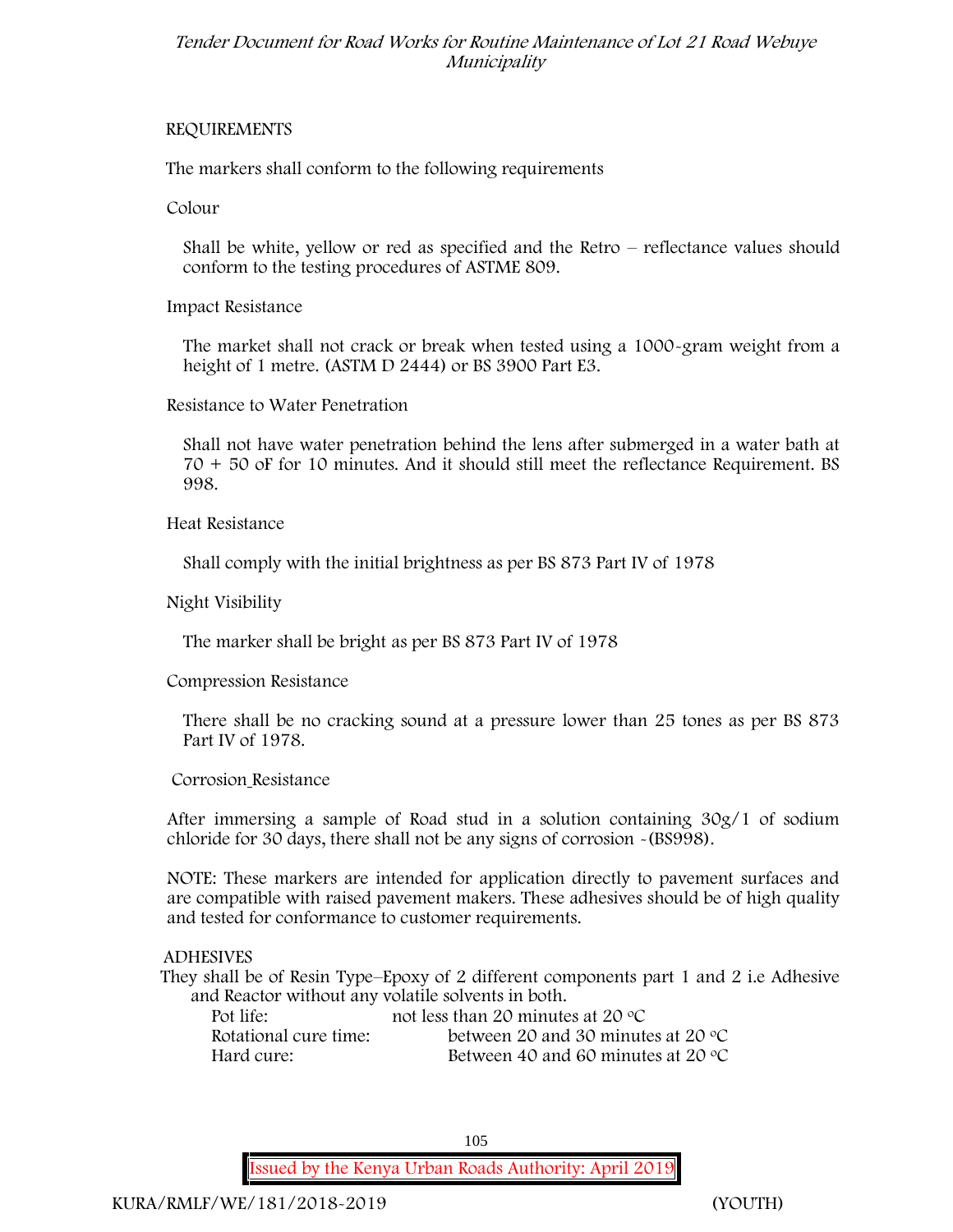REQUIREMENTS

The markers shall conform to the following requirements

Colour

Shall be white, yellow or red as specified and the Retro – reflectance values should conform to the testing procedures of ASTME 809.

Impact Resistance

The market shall not crack or break when tested using a 1000-gram weight from a height of 1 metre. (ASTM D 2444) or BS 3900 Part E3.

Resistance to Water Penetration

Shall not have water penetration behind the lens after submerged in a water bath at 70 + 50 oF for 10 minutes. And it should still meet the reflectance Requirement. BS 998.

Heat Resistance

Shall comply with the initial brightness as per BS 873 Part IV of 1978

Night Visibility

The marker shall be bright as per BS 873 Part IV of 1978

Compression Resistance

There shall be no cracking sound at a pressure lower than 25 tones as per BS 873 Part IV of 1978.

Corrosion Resistance

After immersing a sample of Road stud in a solution containing 30g/1 of sodium chloride for 30 days, there shall not be any signs of corrosion -(BS998).

NOTE: These markers are intended for application directly to pavement surfaces and are compatible with raised pavement makers. These adhesives should be of high quality and tested for conformance to customer requirements.

ADHESIVES

They shall be of Resin Type–Epoxy of 2 different components part 1 and 2 i.e Adhesive and Reactor without any volatile solvents in both.

Pot life: not less than 20 minutes at 20 °C

Rotational cure time: between 20 and 30 minutes at 20 °C

Hard cure: Between 40 and 60 minutes at 20 °C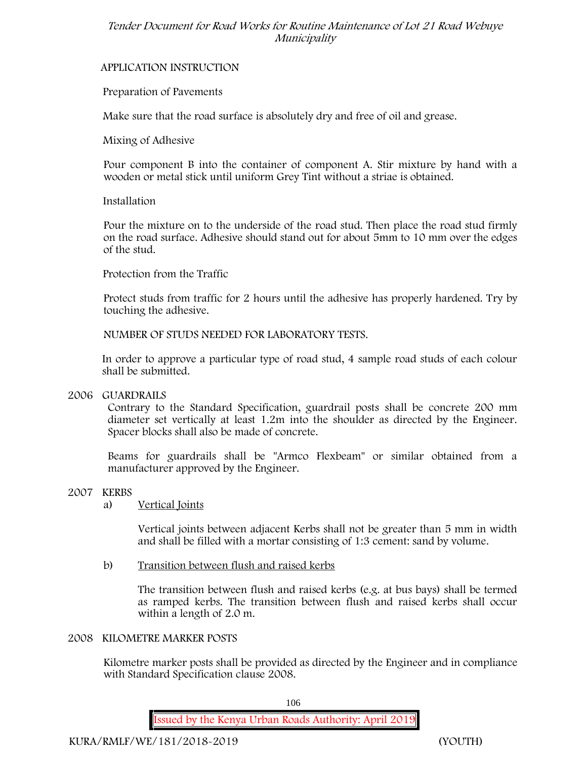APPLICATION INSTRUCTION

Preparation of Pavements

Make sure that the road surface is absolutely dry and free of oil and grease.

Mixing of Adhesive

Pour component B into the container of component A. Stir mixture by hand with a wooden or metal stick until uniform Grey Tint without a striae is obtained.

Installation

Pour the mixture on to the underside of the road stud. Then place the road stud firmly on the road surface. Adhesive should stand out for about 5mm to 10 mm over the edges of the stud.

Protection from the Traffic

Protect studs from traffic for 2 hours until the adhesive has properly hardened. Try by touching the adhesive.

NUMBER OF STUDS NEEDED FOR LABORATORY TESTS.

In order to approve a particular type of road stud, 4 sample road studs of each colour shall be submitted.

## 2006 GUARDRAILS

Contrary to the Standard Specification, guardrail posts shall be concrete 200 mm diameter set vertically at least 1.2m into the shoulder as directed by the Engineer. Spacer blocks shall also be made of concrete.

Beams for guardrails shall be "Armco Flexbeam" or similar obtained from a manufacturer approved by the Engineer.

## 2007 KERBS

a) Vertical Joints

Vertical joints between adjacent Kerbs shall not be greater than 5 mm in width and shall be filled with a mortar consisting of 1:3 cement: sand by volume.

b) Transition between flush and raised kerbs

The transition between flush and raised kerbs (e.g. at bus bays) shall be termed as ramped kerbs. The transition between flush and raised kerbs shall occur within a length of 2.0 m.

## 2008 KILOMETRE MARKER POSTS

Kilometre marker posts shall be provided as directed by the Engineer and in compliance with Standard Specification clause 2008.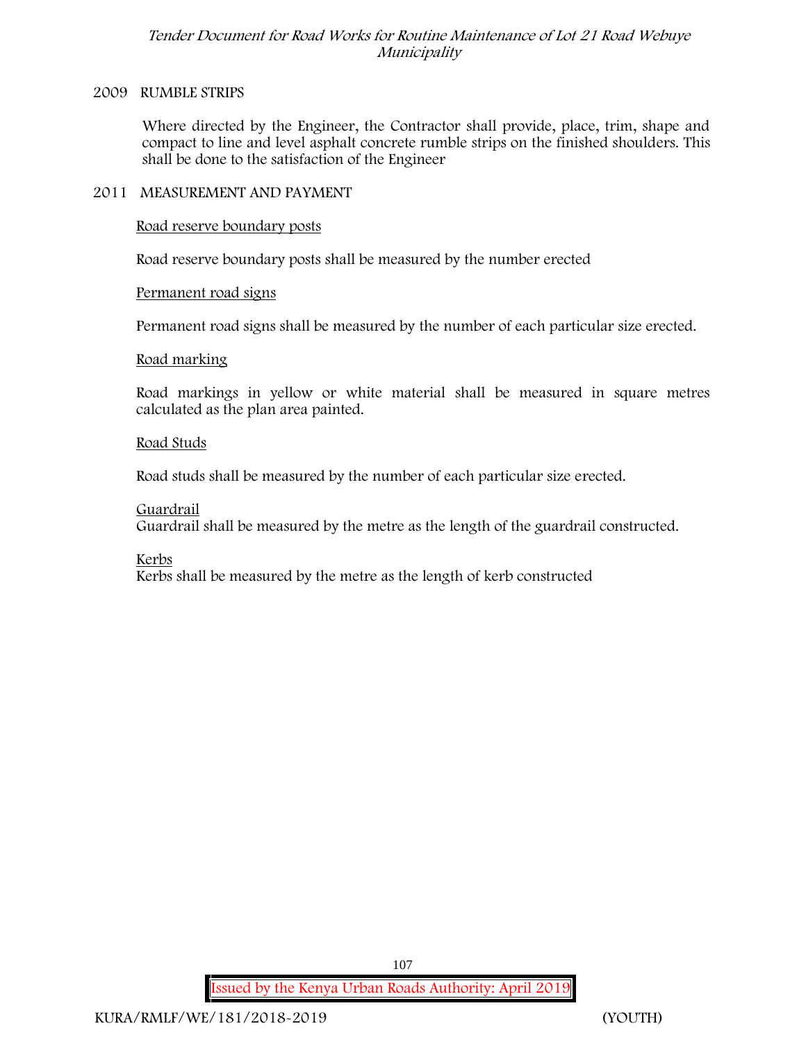## 2009 RUMBLE STRIPS

Where directed by the Engineer, the Contractor shall provide, place, trim, shape and compact to line and level asphalt concrete rumble strips on the finished shoulders. This shall be done to the satisfaction of the Engineer

## 2011 MEASUREMENT AND PAYMENT

Road reserve boundary posts

Road reserve boundary posts shall be measured by the number erected

Permanent road signs

Permanent road signs shall be measured by the number of each particular size erected.

Road marking

Road markings in yellow or white material shall be measured in square metres calculated as the plan area painted.

Road Studs

Road studs shall be measured by the number of each particular size erected.

Guardrail

Guardrail shall be measured by the metre as the length of the guardrail constructed.

Kerbs

Kerbs shall be measured by the metre as the length of kerb constructed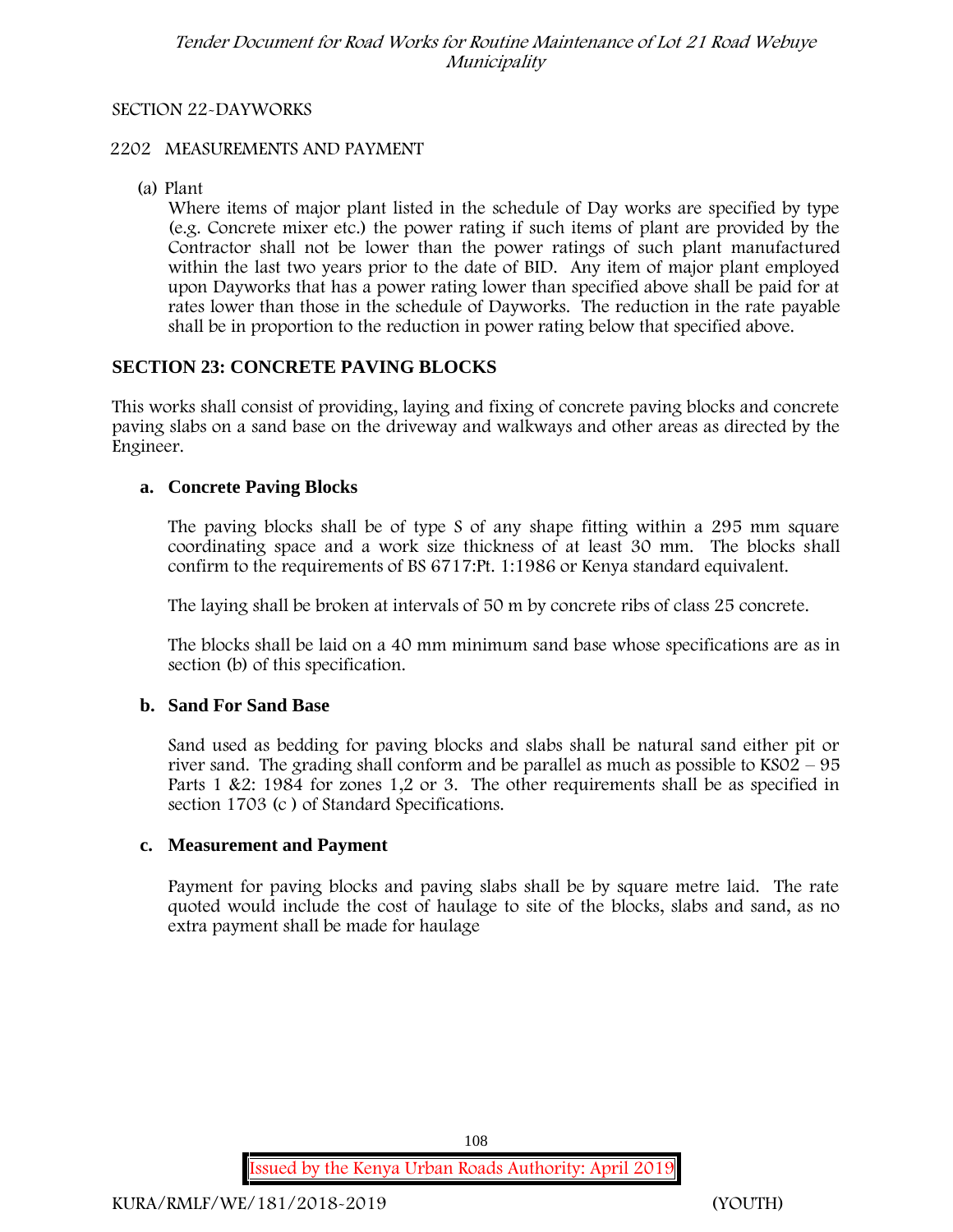SECTION 22-DAYWORKS

2202 MEASUREMENTS AND PAYMENT

(a) Plant

Where items of major plant listed in the schedule of Day works are specified by type (e.g. Concrete mixer etc.) the power rating if such items of plant are provided by the Contractor shall not be lower than the power ratings of such plant manufactured within the last two years prior to the date of BID. Any item of major plant employed upon Dayworks that has a power rating lower than specified above shall be paid for at rates lower than those in the schedule of Dayworks. The reduction in the rate payable shall be in proportion to the reduction in power rating below that specified above.

## SECTION 23: CONCRETE PAVING BLOCKS

This works shall consist of providing, laying and fixing of concrete paving blocks and concrete paving slabs on a sand base on the driveway and walkways and other areas as directed by the Engineer.

### a. Concrete Paving Blocks

The paving blocks shall be of type S of any shape fitting within a 295 mm square coordinating space and a work size thickness of at least 30 mm. The blocks shall confirm to the requirements of BS 6717:Pt. 1:1986 or Kenya standard equivalent.

The laying shall be broken at intervals of 50 m by concrete ribs of class 25 concrete.

The blocks shall be laid on a 40 mm minimum sand base whose specifications are as in section (b) of this specification.

### b. Sand For Sand Base

Sand used as bedding for paving blocks and slabs shall be natural sand either pit or river sand. The grading shall conform and be parallel as much as possible to KS02 – 95 Parts 1 &2: 1984 for zones 1,2 or 3. The other requirements shall be as specified in section 1703 (c ) of Standard Specifications.

### c. Measurement and Payment

Payment for paving blocks and paving slabs shall be by square metre laid. The rate quoted would include the cost of haulage to site of the blocks, slabs and sand, as no extra payment shall be made for haulage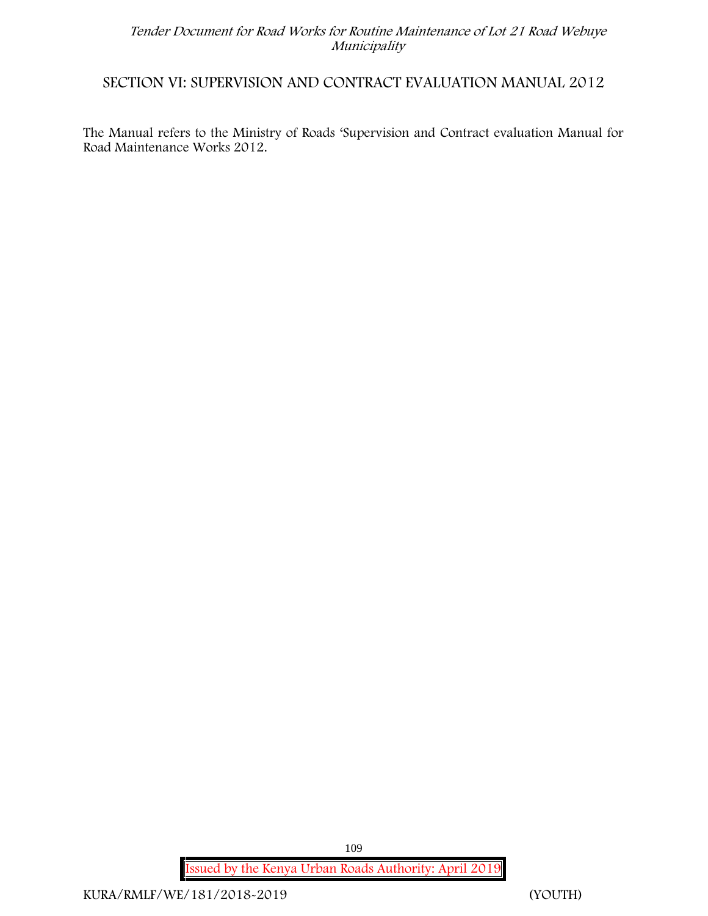## SECTION VI: SUPERVISION AND CONTRACT EVALUATION MANUAL 2012

The Manual refers to the Ministry of Roads 'Supervision and Contract evaluation Manual for Road Maintenance Works 2012.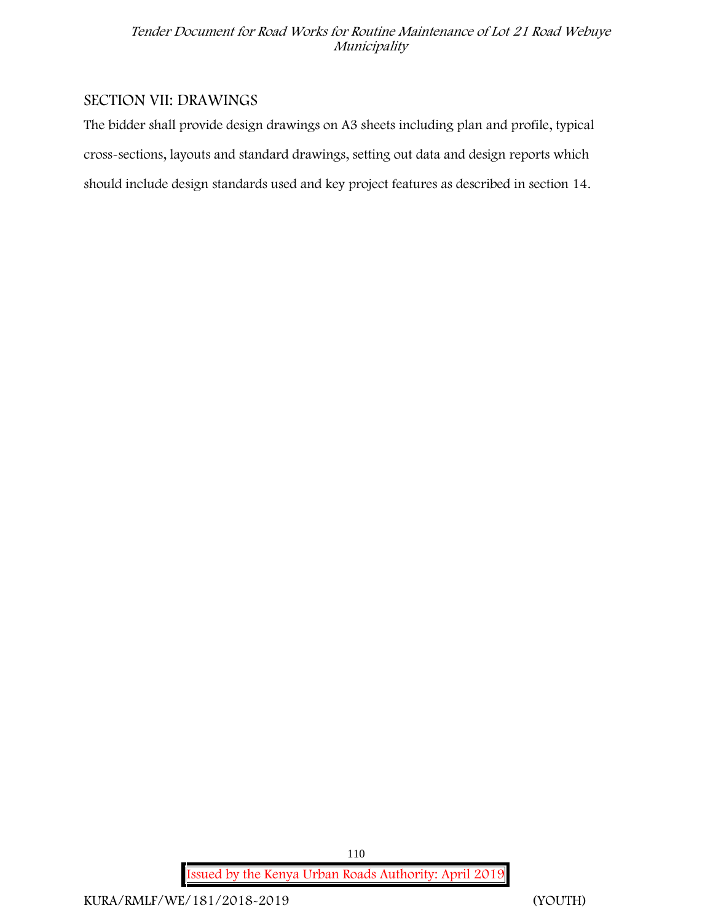## SECTION VII: DRAWINGS

The bidder shall provide design drawings on A3 sheets including plan and profile, typical cross-sections, layouts and standard drawings, setting out data and design reports which should include design standards used and key project features as described in section 14.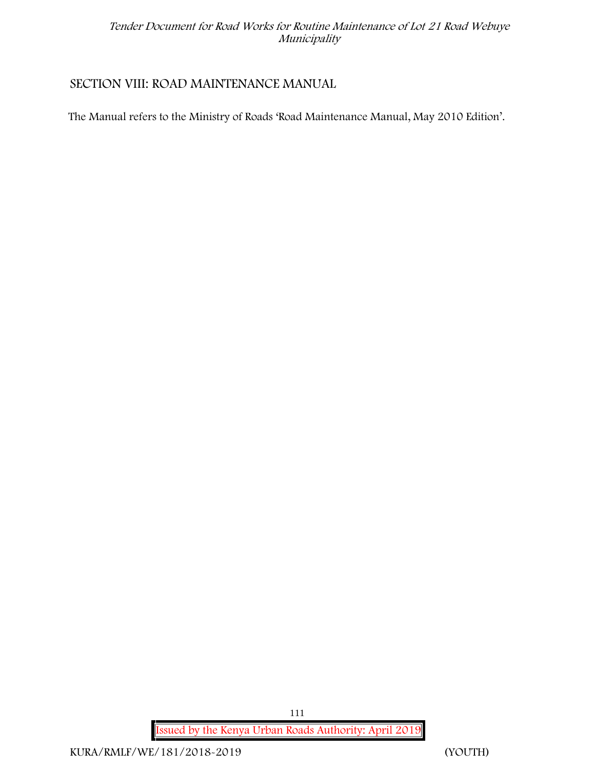## SECTION VIII: ROAD MAINTENANCE MANUAL

The Manual refers to the Ministry of Roads 'Road Maintenance Manual, May 2010 Edition'.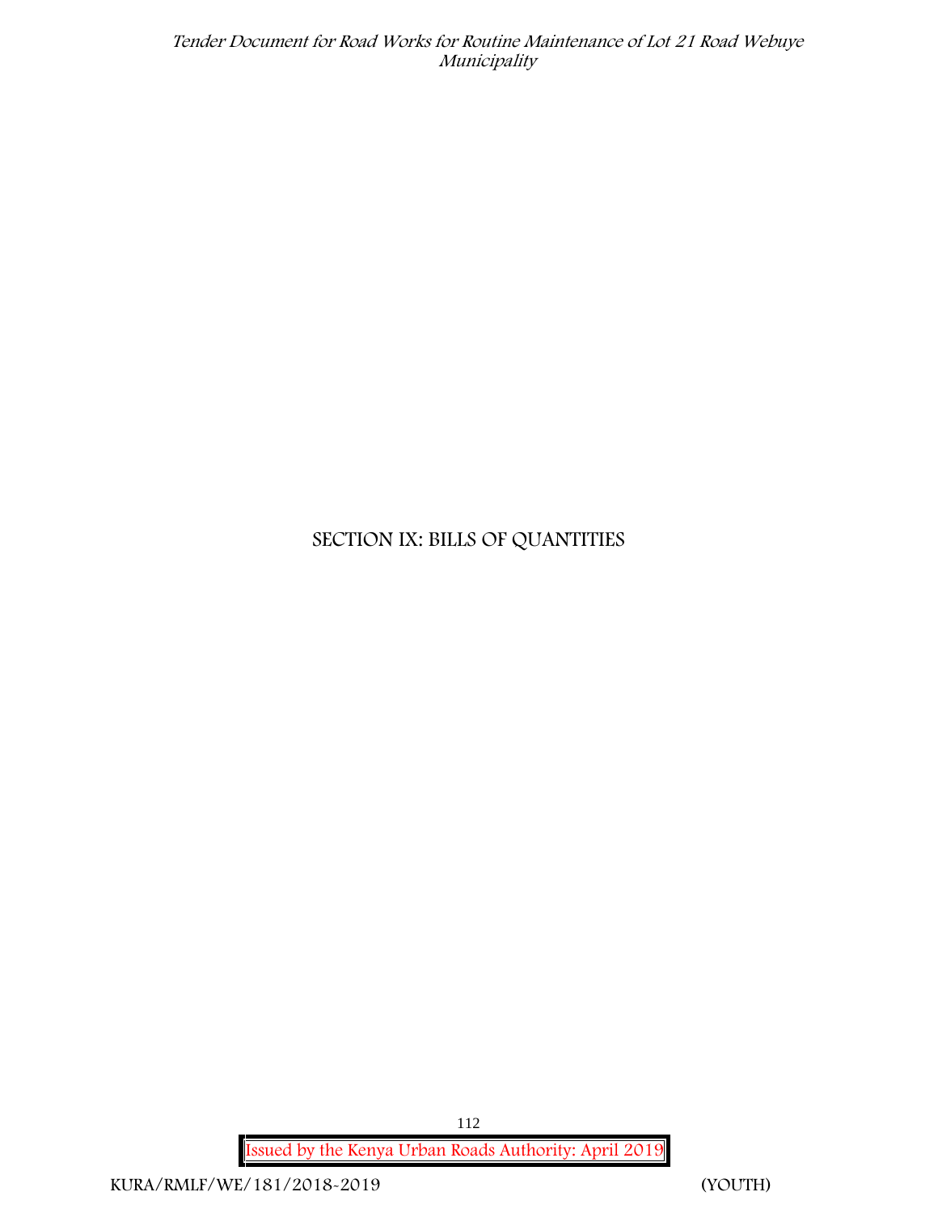# SECTION IX: BILLS OF QUANTITIES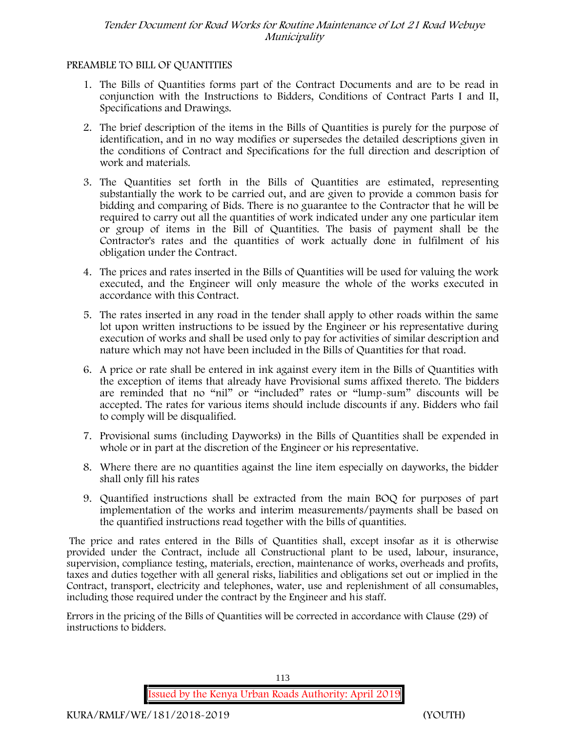## PREAMBLE TO BILL OF QUANTITIES

1. The Bills of Quantities forms part of the Contract Documents and are to be read in conjunction with the Instructions to Bidders, Conditions of Contract Parts I and II, Specifications and Drawings.
2. The brief description of the items in the Bills of Quantities is purely for the purpose of identification, and in no way modifies or supersedes the detailed descriptions given in the conditions of Contract and Specifications for the full direction and description of work and materials.
3. The Quantities set forth in the Bills of Quantities are estimated, representing substantially the work to be carried out, and are given to provide a common basis for bidding and comparing of Bids. There is no guarantee to the Contractor that he will be required to carry out all the quantities of work indicated under any one particular item or group of items in the Bill of Quantities. The basis of payment shall be the Contractor's rates and the quantities of work actually done in fulfilment of his obligation under the Contract.
4. The prices and rates inserted in the Bills of Quantities will be used for valuing the work executed, and the Engineer will only measure the whole of the works executed in accordance with this Contract.
5. The rates inserted in any road in the tender shall apply to other roads within the same lot upon written instructions to be issued by the Engineer or his representative during execution of works and shall be used only to pay for activities of similar description and nature which may not have been included in the Bills of Quantities for that road.
6. A price or rate shall be entered in ink against every item in the Bills of Quantities with the exception of items that already have Provisional sums affixed thereto. The bidders are reminded that no "nil" or "included" rates or "lump-sum" discounts will be accepted. The rates for various items should include discounts if any. Bidders who fail to comply will be disqualified.
7. Provisional sums (including Dayworks) in the Bills of Quantities shall be expended in whole or in part at the discretion of the Engineer or his representative.
8. Where there are no quantities against the line item especially on dayworks, the bidder shall only fill his rates
9. Quantified instructions shall be extracted from the main BOQ for purposes of part implementation of the works and interim measurements/payments shall be based on the quantified instructions read together with the bills of quantities.

The price and rates entered in the Bills of Quantities shall, except insofar as it is otherwise provided under the Contract, include all Constructional plant to be used, labour, insurance, supervision, compliance testing, materials, erection, maintenance of works, overheads and profits, taxes and duties together with all general risks, liabilities and obligations set out or implied in the Contract, transport, electricity and telephones, water, use and replenishment of all consumables, including those required under the contract by the Engineer and his staff.

Errors in the pricing of the Bills of Quantities will be corrected in accordance with Clause (29) of instructions to bidders.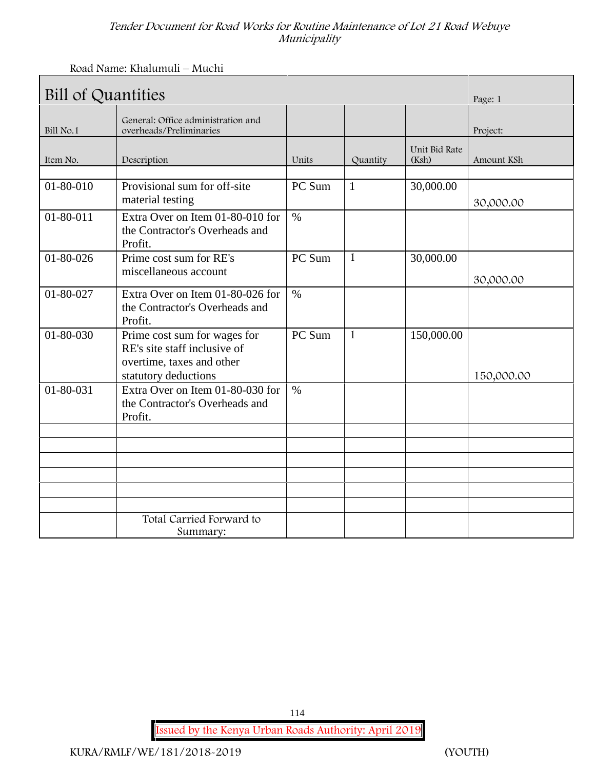Road Name: Khalumuli – Muchi

| Bill of Quantities | | | | | Page: 1 |
|---|---|---|---|---|---|
| Bill No.1 | General: Office administration and overheads/Preliminaries | | | | Project: |
| Item No. | Description | Units | Quantity | Unit Bid Rate (Ksh) | Amount KSh |
| | | | | | |
| 01-80-010 | Provisional sum for off-site material testing | PC Sum | 1 | 30,000.00 | 30,000.00 |
| 01-80-011 | Extra Over on Item 01-80-010 for the Contractor's Overheads and Profit. | % | | | |
| 01-80-026 | Prime cost sum for RE's miscellaneous account | PC Sum | 1 | 30,000.00 | 30,000.00 |
| 01-80-027 | Extra Over on Item 01-80-026 for the Contractor's Overheads and Profit. | % | | | |
| 01-80-030 | Prime cost sum for wages for RE's site staff inclusive of overtime, taxes and other statutory deductions | PC Sum | 1 | 150,000.00 | 150,000.00 |
| 01-80-031 | Extra Over on Item 01-80-030 for the Contractor's Overheads and Profit. | % | | | |
| | | | | | |
| | | | | | |
| | | | | | |
| | | | | | |
| | | | | | |
| | | | | | |
| | Total Carried Forward to Summary: | | | | |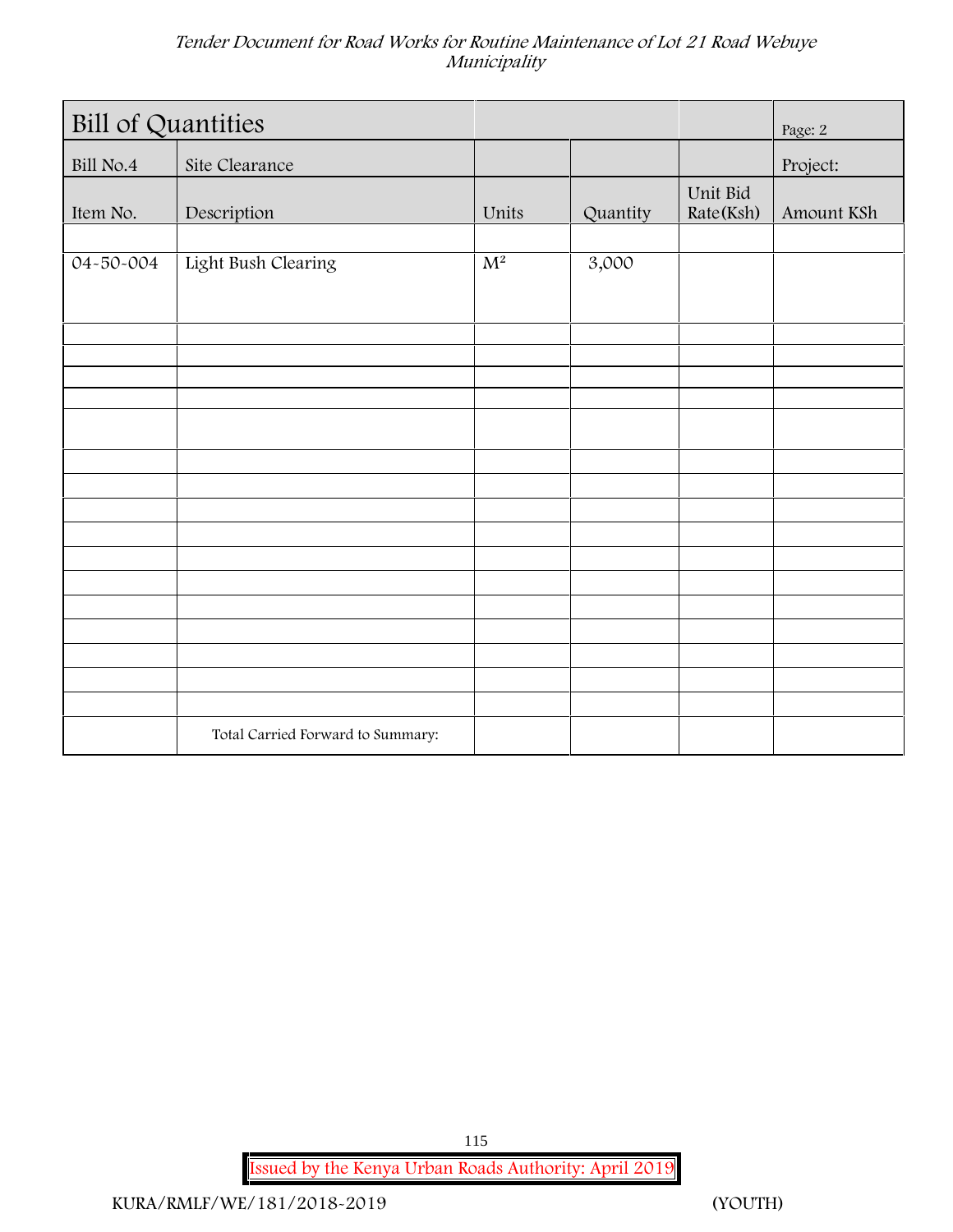| Bill of Quantities | | | | | Page: 2 |
|---|---|---|---|---|---|
| Bill No.4 | Site Clearance | | | | Project: |
| Item No. | Description | Units | Quantity | Unit Bid Rate(Ksh) | Amount KSh |
| | | | | | |
| 04-50-004 | Light Bush Clearing | $M^2$ | 3,000 | | |
| | | | | | |
| | | | | | |
| | | | | | |
| | | | | | |
| | | | | | |
| | | | | | |
| | | | | | |
| | | | | | |
| | | | | | |
| | | | | | |
| | | | | | |
| | | | | | |
| | | | | | |
| | | | | | |
| | | | | | |
| | | | | | |
| | Total Carried Forward to Summary: | | | | |

Issued by the Kenya Urban Roads Authority: April 2019

KURA/RMLF/WE/181/2018-2019 (YOUTH)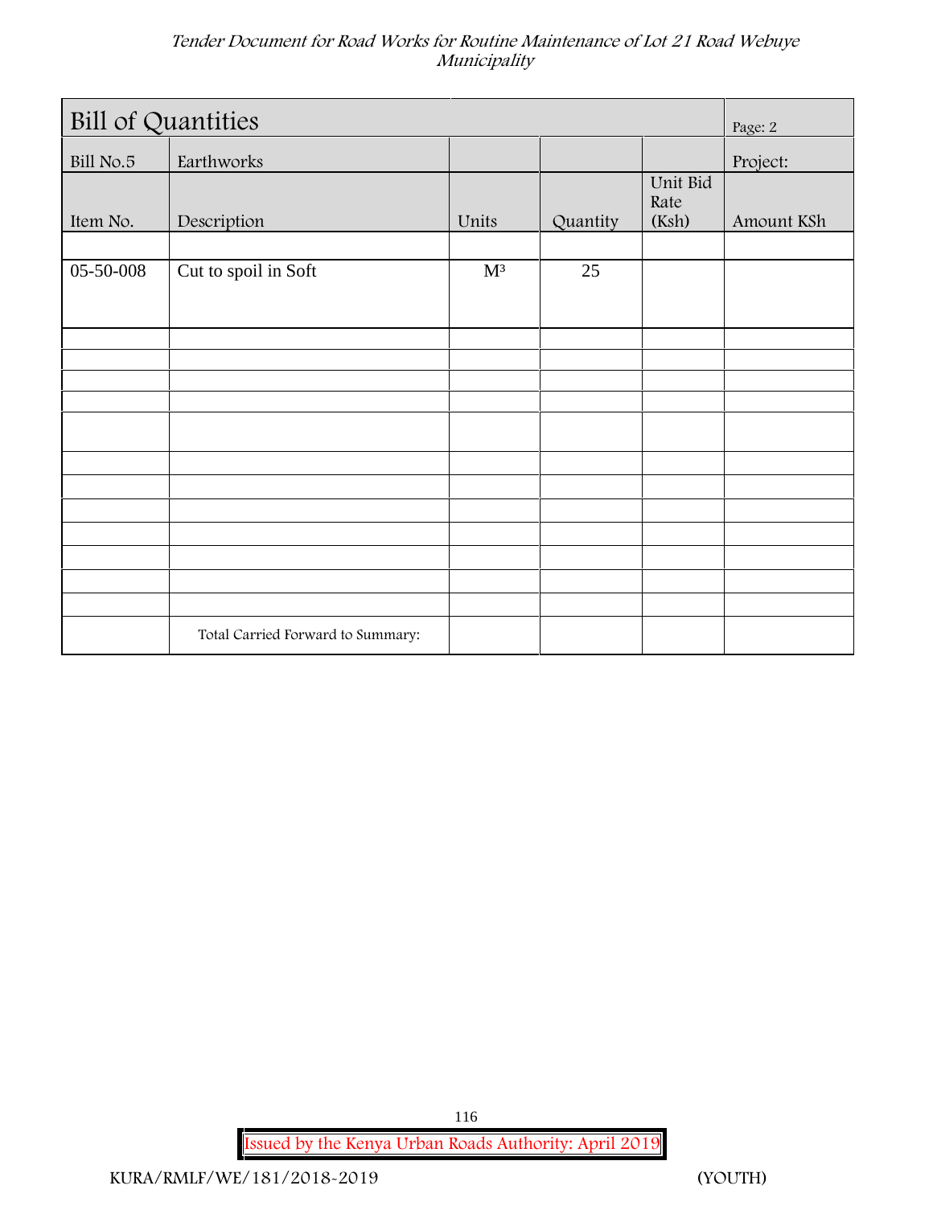| Bill of Quantities | | | | | Page: 2 |
|---|---|---|---|---|---|
| Bill No.5 | Earthworks | | | | Project: |
| Item No. | Description | Units | Quantity | Unit Bid Rate (Ksh) | Amount KSh |
| | | | | | |
| 05-50-008 | Cut to spoil in Soft | $M^3$ | 25 | | |
| | | | | | |
| | | | | | |
| | | | | | |
| | | | | | |
| | | | | | |
| | | | | | |
| | | | | | |
| | | | | | |
| | | | | | |
| | | | | | |
| | | | | | |
| | | | | | |
| | Total Carried Forward to Summary: | | | | |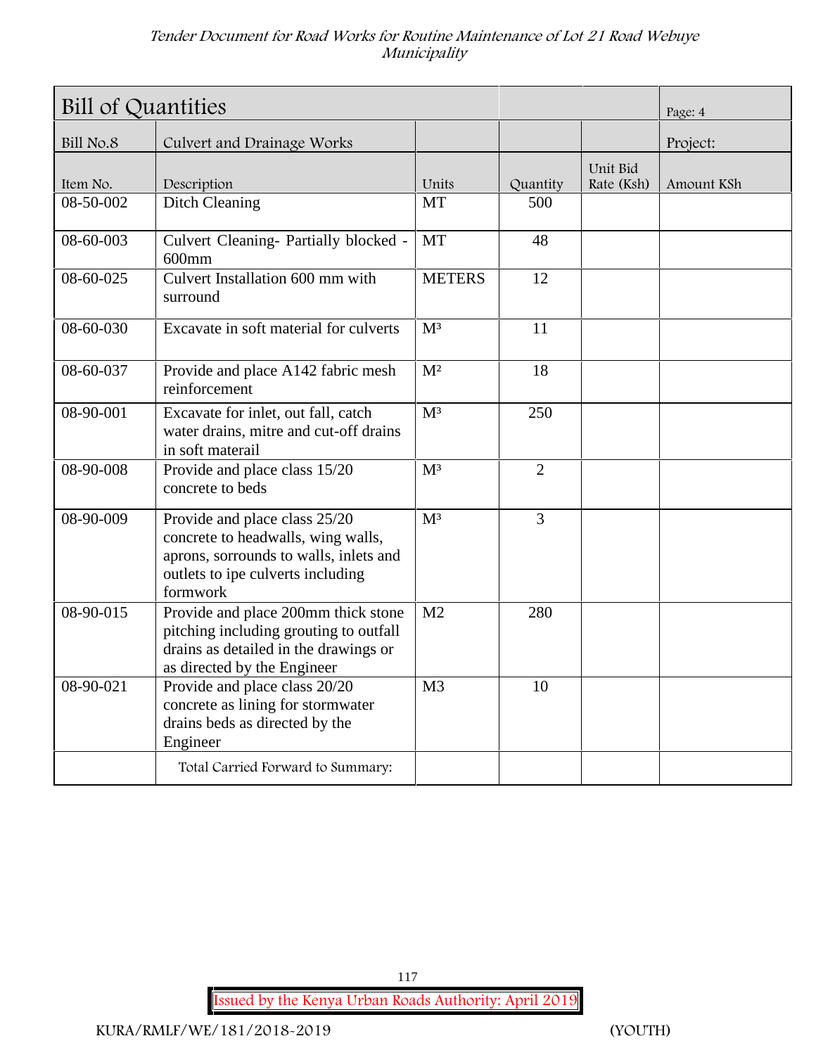| Bill of Quantities | | | | | Page: 4 |
|---|---|---|---|---|---|
| Bill No.8 | Culvert and Drainage Works | | | | Project: |
| Item No. | Description | Units | Quantity | Unit Bid Rate (Ksh) | Amount KSh |
| 08-50-002 | Ditch Cleaning | MT | 500 | | |
| 08-60-003 | Culvert Cleaning- Partially blocked - 600mm | MT | 48 | | |
| 08-60-025 | Culvert Installation 600 mm with surround | METERS | 12 | | |
| 08-60-030 | Excavate in soft material for culverts | $M^3$ | 11 | | |
| 08-60-037 | Provide and place A142 fabric mesh reinforcement | $M^2$ | 18 | | |
| 08-90-001 | Excavate for inlet, out fall, catch water drains, mitre and cut-off drains in soft materail | $M^3$ | 250 | | |
| 08-90-008 | Provide and place class 15/20 concrete to beds | $M^3$ | 2 | | |
| 08-90-009 | Provide and place class 25/20 concrete to headwalls, wing walls, aprons, sorrounds to walls, inlets and outlets to ipe culverts including formwork | $M^3$ | 3 | | |
| 08-90-015 | Provide and place 200mm thick stone pitching including grouting to outfall drains as detailed in the drawings or as directed by the Engineer | M2 | 280 | | |
| 08-90-021 | Provide and place class 20/20 concrete as lining for stormwater drains beds as directed by the Engineer | M3 | 10 | | |
| | Total Carried Forward to Summary: | | | | |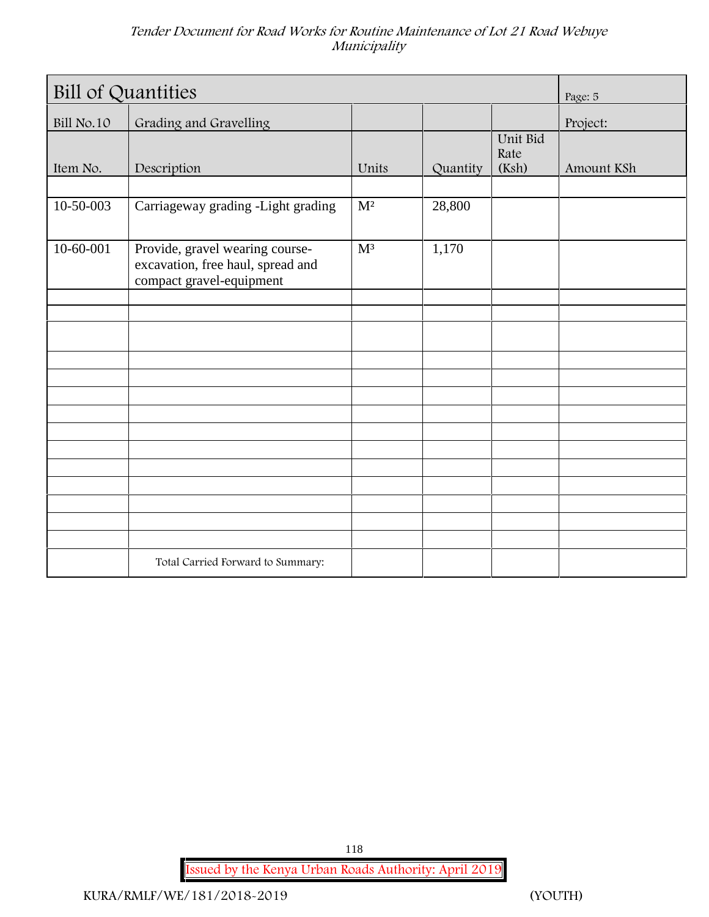| Bill of Quantities | | | | | Page: 5 |
|---|---|---|---|---|---|
| Bill No.10 | Grading and Gravelling | | | | Project: |
| Item No. | Description | Units | Quantity | Unit Bid Rate (Ksh) | Amount KSh |
| | | | | | |
| 10-50-003 | Carriageway grading -Light grading | $M^2$ | 28,800 | | |
| 10-60-001 | Provide, gravel wearing course-excavation, free haul, spread and compact gravel-equipment | $M^3$ | 1,170 | | |
| | | | | | |
| | | | | | |
| | | | | | |
| | | | | | |
| | | | | | |
| | | | | | |
| | | | | | |
| | | | | | |
| | | | | | |
| | | | | | |
| | | | | | |
| | | | | | |
| | | | | | |
| | | | | | |
| | Total Carried Forward to Summary: | | | | |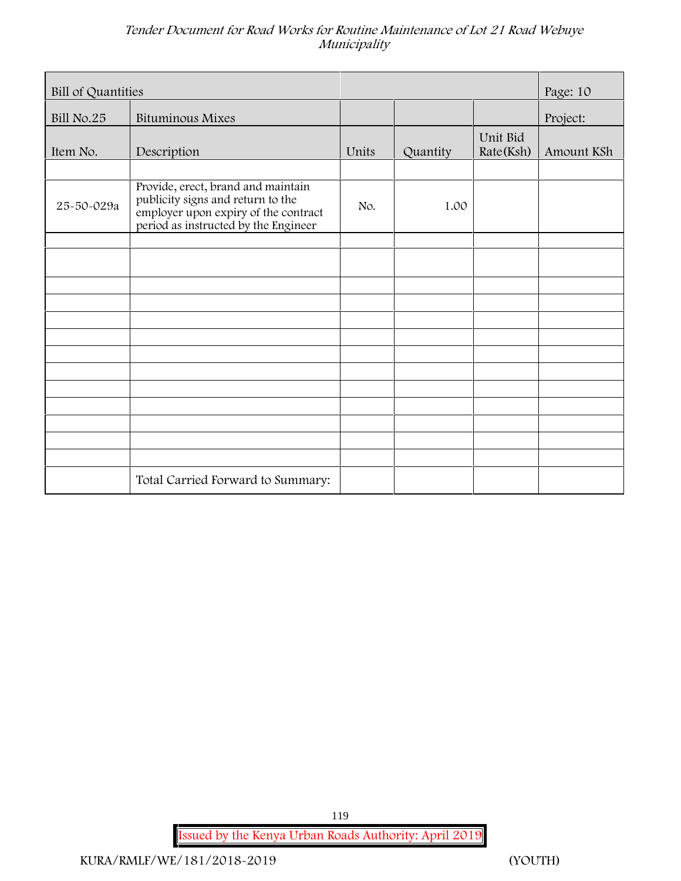| Bill of Quantities | | | | | Page: 10 |
|---|---|---|---|---|---|
| Bill No.25 | Bituminous Mixes | | | | Project: |
| Item No. | Description | Units | Quantity | Unit Bid Rate(Ksh) | Amount KSh |
| | | | | | |
| 25-50-029a | Provide, erect, brand and maintain publicity signs and return to the employer upon expiry of the contract period as instructed by the Engineer | No. | 1.00 | | |
| | | | | | |
| | | | | | |
| | | | | | |
| | | | | | |
| | | | | | |
| | | | | | |
| | | | | | |
| | | | | | |
| | | | | | |
| | | | | | |
| | | | | | |
| | | | | | |
| | | | | | |
| | Total Carried Forward to Summary: | | | | |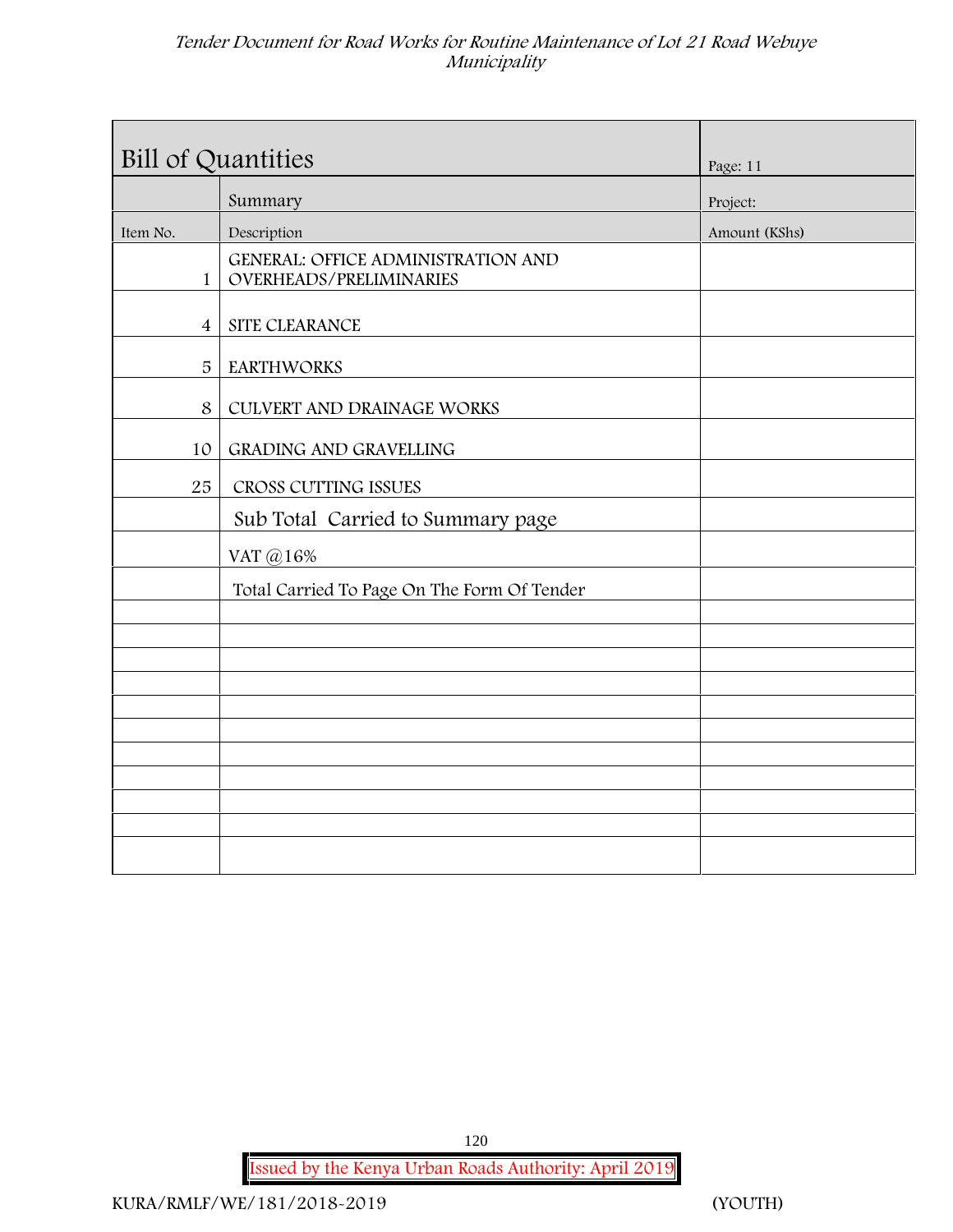| Bill of Quantities | | Page: 11 |
|---|---|---|
| | Summary | Project: |
| Item No. | Description | Amount (KShs) |
| 1 | GENERAL: OFFICE ADMINISTRATION AND OVERHEADS/PRELIMINARIES | |
| 4 | SITE CLEARANCE | |
| 5 | EARTHWORKS | |
| 8 | CULVERT AND DRAINAGE WORKS | |
| 10 | GRADING AND GRAVELLING | |
| 25 | CROSS CUTTING ISSUES | |
| | Sub Total Carried to Summary page | |
| | VAT @16% | |
| | Total Carried To Page On The Form Of Tender | |
| | | |
| | | |
| | | |
| | | |
| | | |
| | | |
| | | |
| | | |
| | | |
| | | |
| | | |

Issued by the Kenya Urban Roads Authority: April 2019

KURA/RMLF/WE/181/2018-2019 (YOUTH)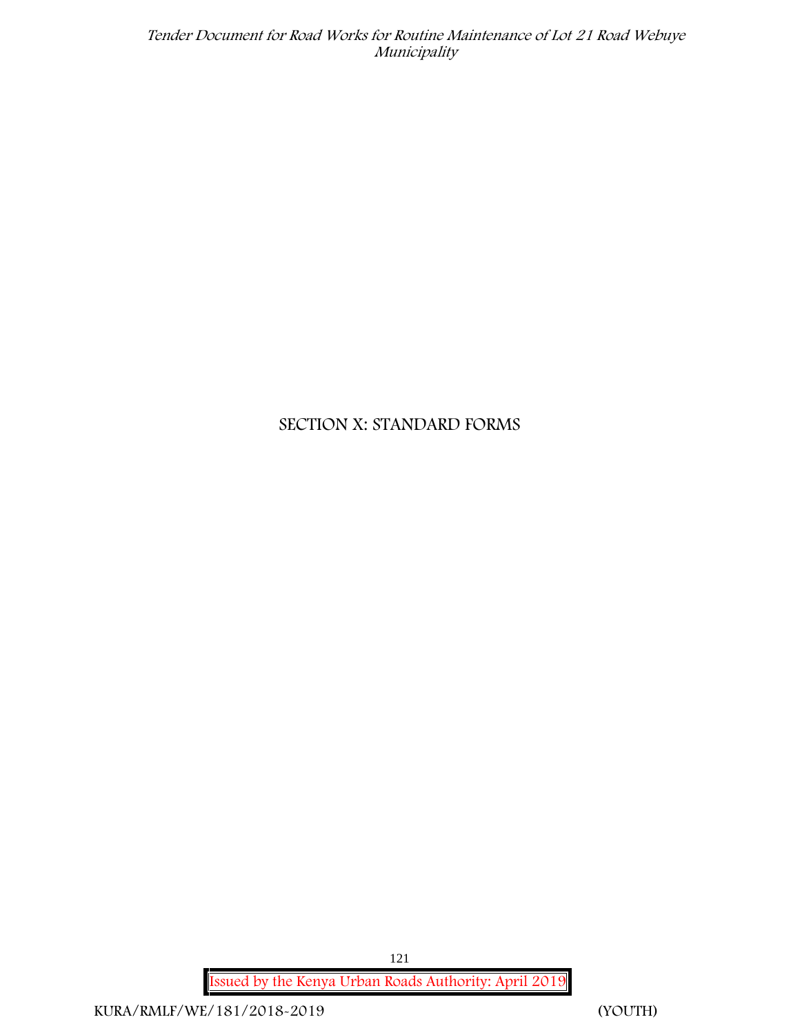# SECTION X: STANDARD FORMS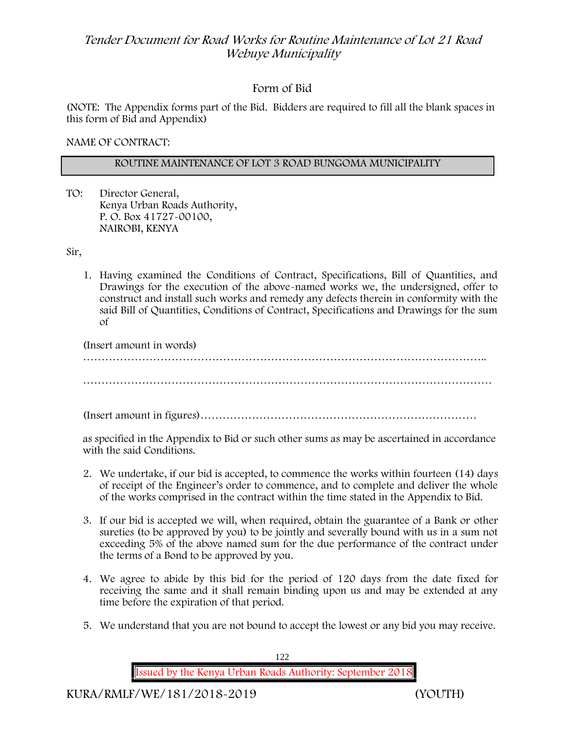## Form of Bid

(NOTE: The Appendix forms part of the Bid. Bidders are required to fill all the blank spaces in this form of Bid and Appendix)

NAME OF CONTRACT:

| ROUTINE MAINTENANCE OF LOT 3 ROAD BUNGOMA MUNICIPALITY |
|---|

TO: Director General,
Kenya Urban Roads Authority,
P. O. Box 41727-00100,
NAIROBI, KENYA

Sir,

1. Having examined the Conditions of Contract, Specifications, Bill of Quantities, and Drawings for the execution of the above-named works we, the undersigned, offer to construct and install such works and remedy any defects therein in conformity with the said Bill of Quantities, Conditions of Contract, Specifications and Drawings for the sum of

   (Insert amount in words)
   ………………………………………………………………………………………………..

   …………………………………………………………………………………………………

   (Insert amount in figures)…………………………………………………………………

   as specified in the Appendix to Bid or such other sums as may be ascertained in accordance with the said Conditions.

2. We undertake, if our bid is accepted, to commence the works within fourteen (14) days of receipt of the Engineer's order to commence, and to complete and deliver the whole of the works comprised in the contract within the time stated in the Appendix to Bid.

3. If our bid is accepted we will, when required, obtain the guarantee of a Bank or other sureties (to be approved by you) to be jointly and severally bound with us in a sum not exceeding 5% of the above named sum for the due performance of the contract under the terms of a Bond to be approved by you.

4. We agree to abide by this bid for the period of 120 days from the date fixed for receiving the same and it shall remain binding upon us and may be extended at any time before the expiration of that period.

5. We understand that you are not bound to accept the lowest or any bid you may receive.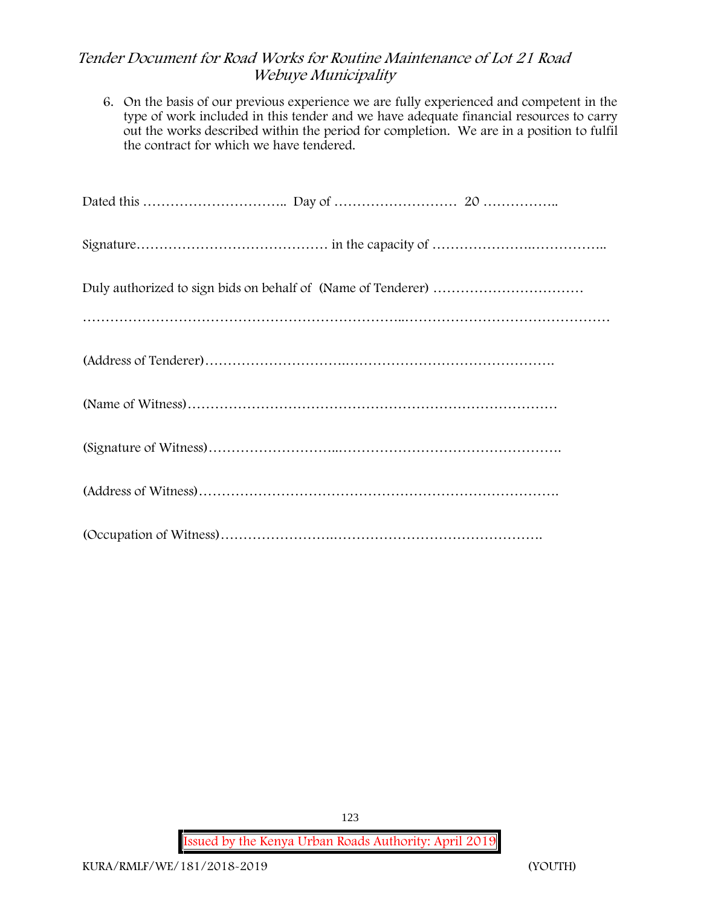6. On the basis of our previous experience we are fully experienced and competent in the type of work included in this tender and we have adequate financial resources to carry out the works described within the period for completion. We are in a position to fulfil the contract for which we have tendered.

Dated this ………………………….. Day of ……………………… 20 ……………..

Signature…………………………………… in the capacity of …………………..……………..

Duly authorized to sign bids on behalf of (Name of Tenderer) ……………………………

………………………………………………………..………………………………………

(Address of Tenderer)…………………………..……………………………………….

(Name of Witness)…………………………………………………………………………

(Signature of Witness)………………………..………………………………………….

(Address of Witness)…………………………………………………………………….

(Occupation of Witness)…………………….……………………………………….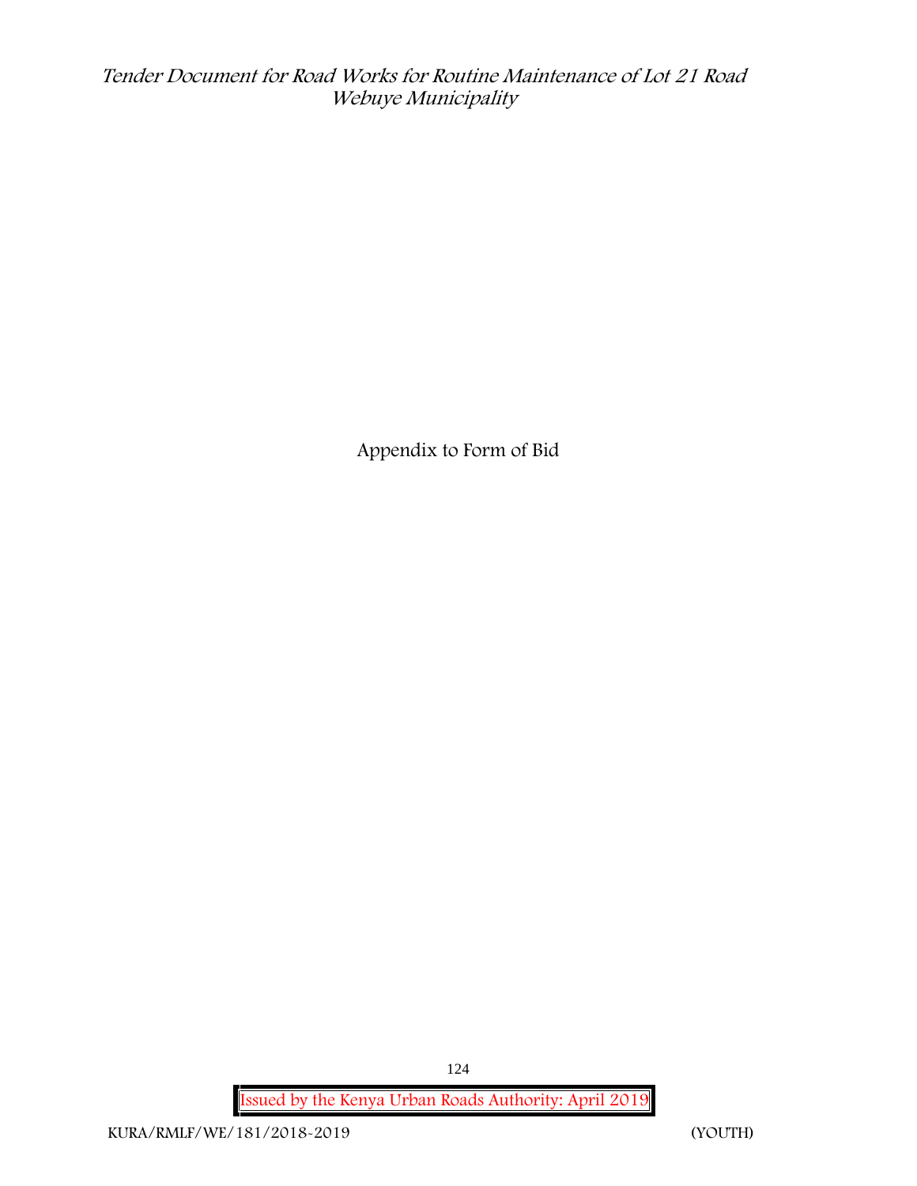Appendix to Form of Bid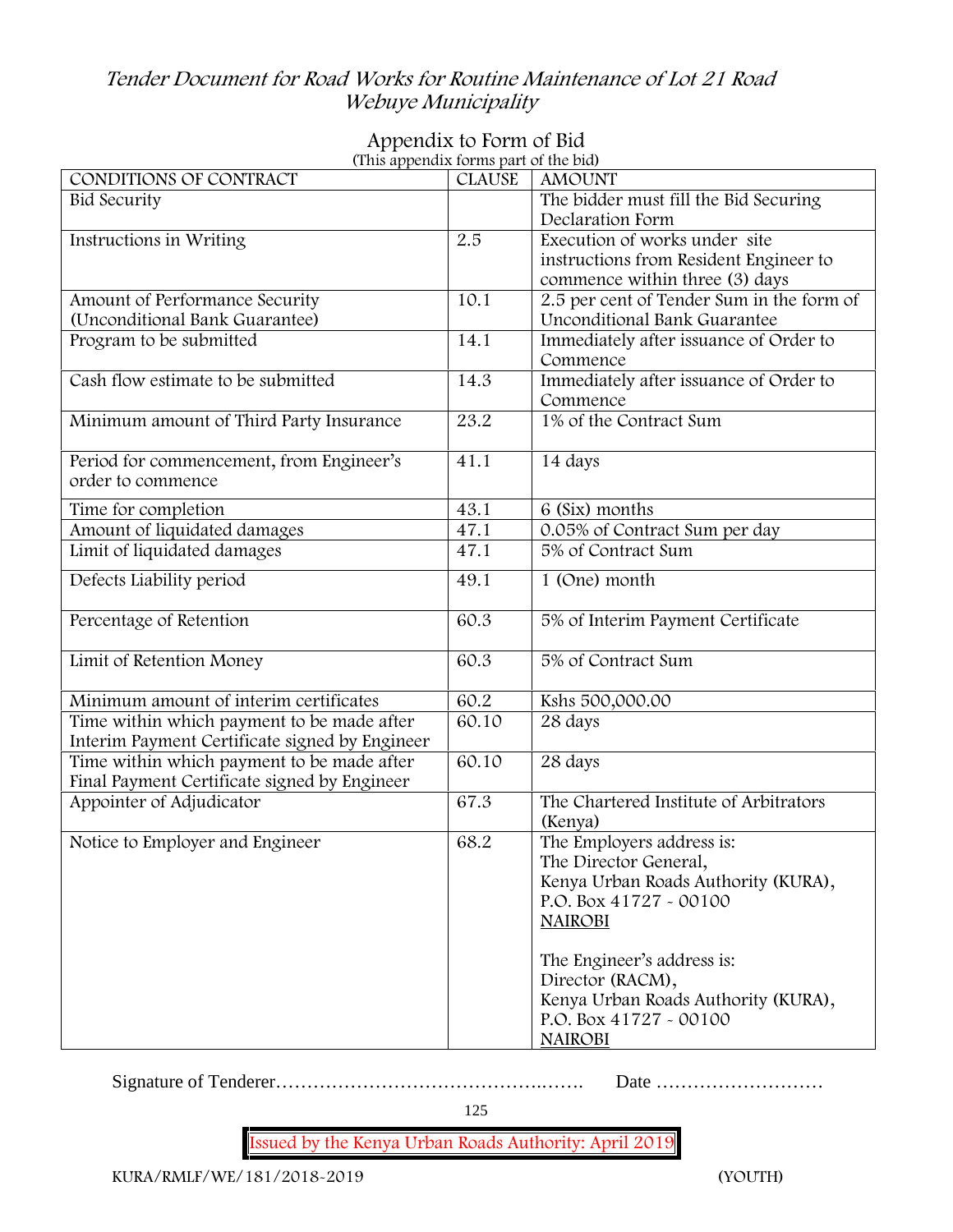## Appendix to Form of Bid

(This appendix forms part of the bid)

| CONDITIONS OF CONTRACT | CLAUSE | AMOUNT |
|---|---|---|
| Bid Security | | The bidder must fill the Bid Securing Declaration Form |
| Instructions in Writing | 2.5 | Execution of works under site instructions from Resident Engineer to commence within three (3) days |
| Amount of Performance Security (Unconditional Bank Guarantee) | 10.1 | 2.5 per cent of Tender Sum in the form of Unconditional Bank Guarantee |
| Program to be submitted | 14.1 | Immediately after issuance of Order to Commence |
| Cash flow estimate to be submitted | 14.3 | Immediately after issuance of Order to Commence |
| Minimum amount of Third Party Insurance | 23.2 | 1% of the Contract Sum |
| Period for commencement, from Engineer's order to commence | 41.1 | 14 days |
| Time for completion | 43.1 | 6 (Six) months |
| Amount of liquidated damages | 47.1 | 0.05% of Contract Sum per day |
| Limit of liquidated damages | 47.1 | 5% of Contract Sum |
| Defects Liability period | 49.1 | 1 (One) month |
| Percentage of Retention | 60.3 | 5% of Interim Payment Certificate |
| Limit of Retention Money | 60.3 | 5% of Contract Sum |
| Minimum amount of interim certificates | 60.2 | Kshs 500,000.00 |
| Time within which payment to be made after Interim Payment Certificate signed by Engineer | 60.10 | 28 days |
| Time within which payment to be made after Final Payment Certificate signed by Engineer | 60.10 | 28 days |
| Appointer of Adjudicator | 67.3 | The Chartered Institute of Arbitrators (Kenya) |
| Notice to Employer and Engineer | 68.2 | The Employers address is:<br>The Director General,<br>Kenya Urban Roads Authority (KURA),<br>P.O. Box 41727 - 00100<br>NAIROBI<br><br>The Engineer's address is:<br>Director (RACM),<br>Kenya Urban Roads Authority (KURA),<br>P.O. Box 41727 - 00100<br>NAIROBI |

Signature of Tenderer……………………………………….……. Date ………………………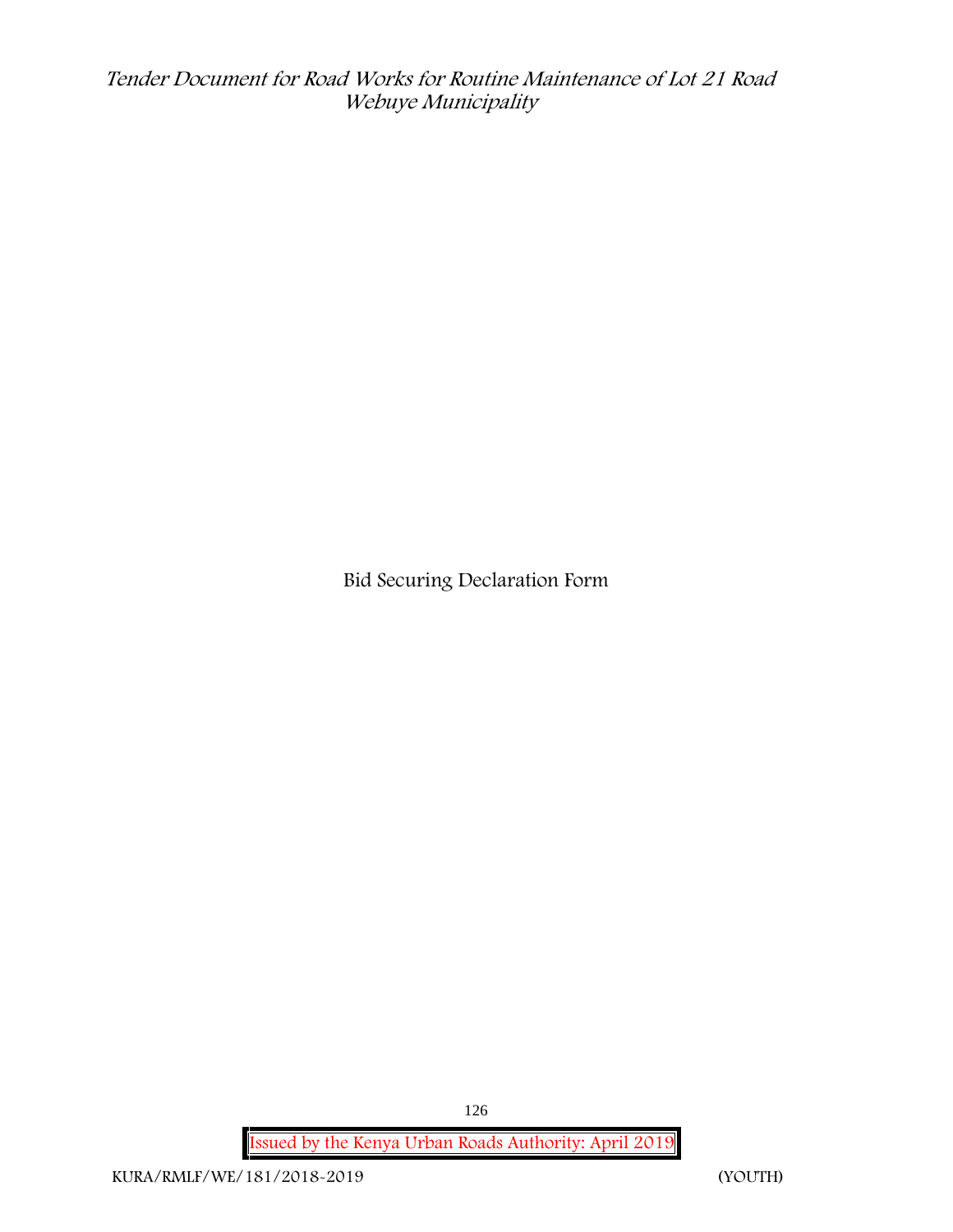Bid Securing Declaration Form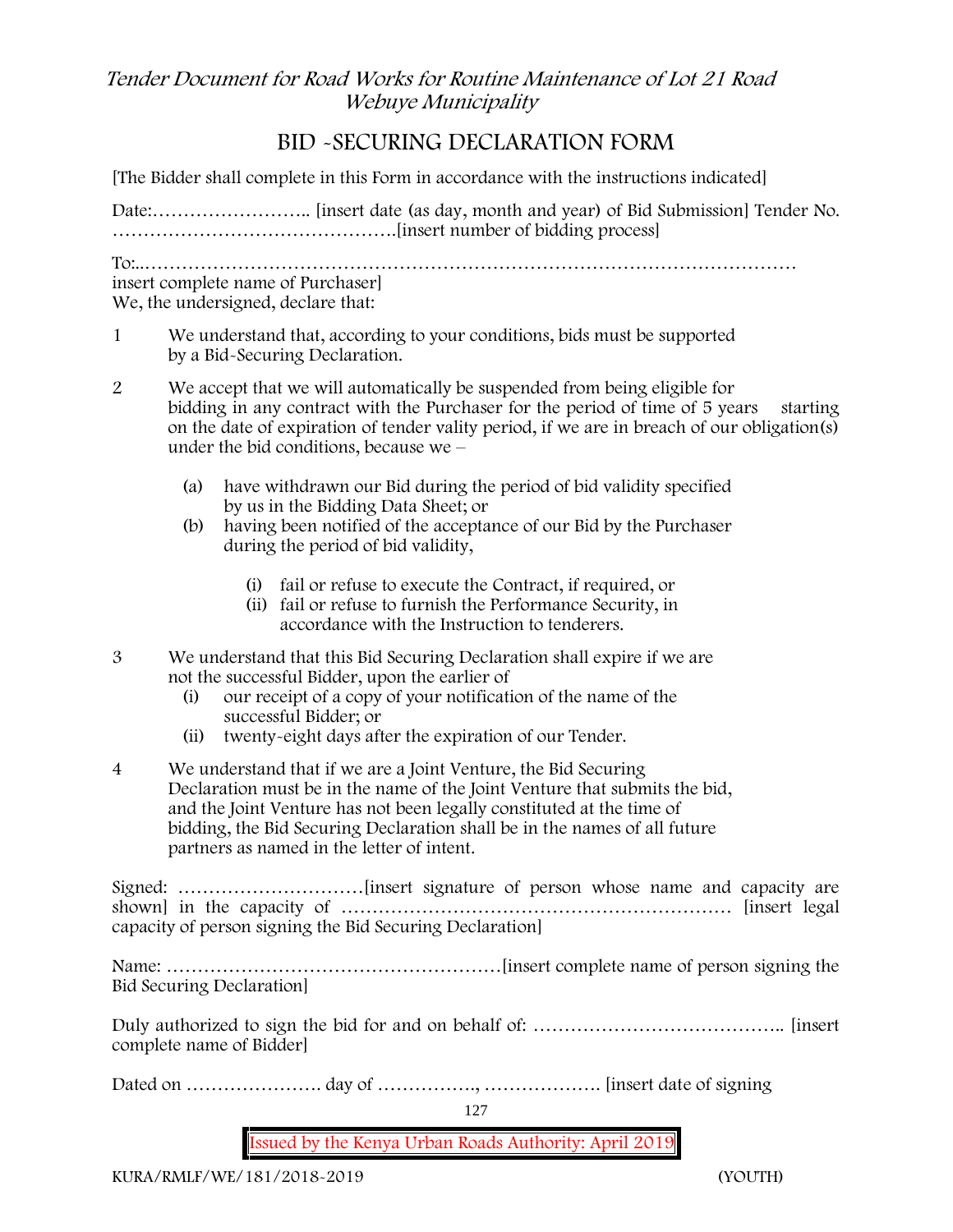# BID -SECURING DECLARATION FORM

[The Bidder shall complete in this Form in accordance with the instructions indicated]

Date:…………………….. [insert date (as day, month and year) of Bid Submission] Tender No. ……………………………………….[insert number of bidding process]

To:..…………………………………………………………………………………………
insert complete name of Purchaser]
We, the undersigned, declare that:

1. We understand that, according to your conditions, bids must be supported by a Bid-Securing Declaration.

2. We accept that we will automatically be suspended from being eligible for bidding in any contract with the Purchaser for the period of time of 5 years starting on the date of expiration of tender vality period, if we are in breach of our obligation(s) under the bid conditions, because we –

   (a) have withdrawn our Bid during the period of bid validity specified by us in the Bidding Data Sheet; or
   
   (b) having been notified of the acceptance of our Bid by the Purchaser during the period of bid validity,
   
      (i) fail or refuse to execute the Contract, if required, or
      
      (ii) fail or refuse to furnish the Performance Security, in accordance with the Instruction to tenderers.

3. We understand that this Bid Securing Declaration shall expire if we are not the successful Bidder, upon the earlier of

   (i) our receipt of a copy of your notification of the name of the successful Bidder; or
   
   (ii) twenty-eight days after the expiration of our Tender.

4. We understand that if we are a Joint Venture, the Bid Securing Declaration must be in the name of the Joint Venture that submits the bid, and the Joint Venture has not been legally constituted at the time of bidding, the Bid Securing Declaration shall be in the names of all future partners as named in the letter of intent.

Signed: …………………………[insert signature of person whose name and capacity are shown] in the capacity of ……………………………………………………… [insert legal capacity of person signing the Bid Securing Declaration]

Name: ………………………………………………[insert complete name of person signing the Bid Securing Declaration]

Duly authorized to sign the bid for and on behalf of: ………………………………….. [insert complete name of Bidder]

Dated on …………………. day of ……………., ………………. [insert date of signing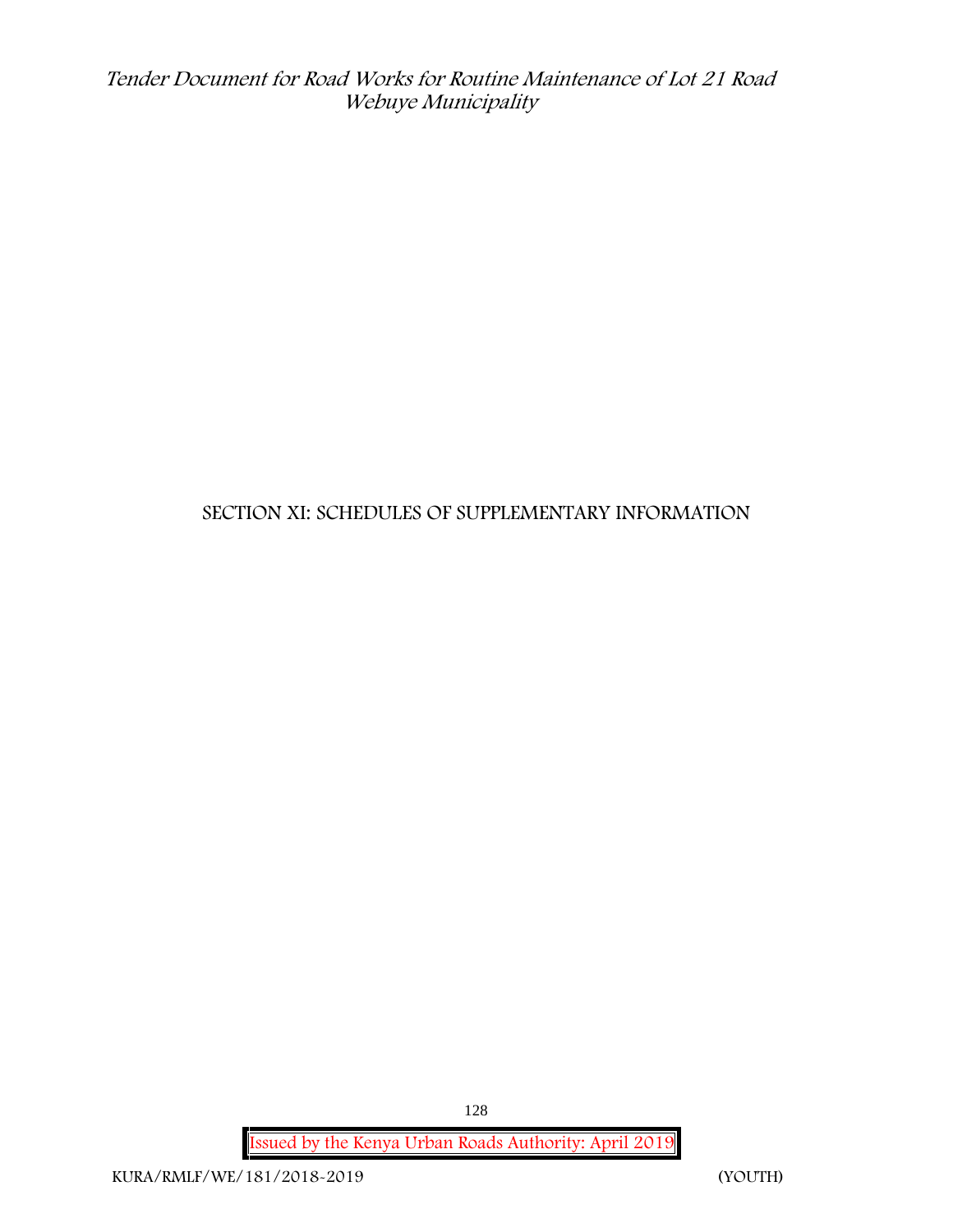# SECTION XI: SCHEDULES OF SUPPLEMENTARY INFORMATION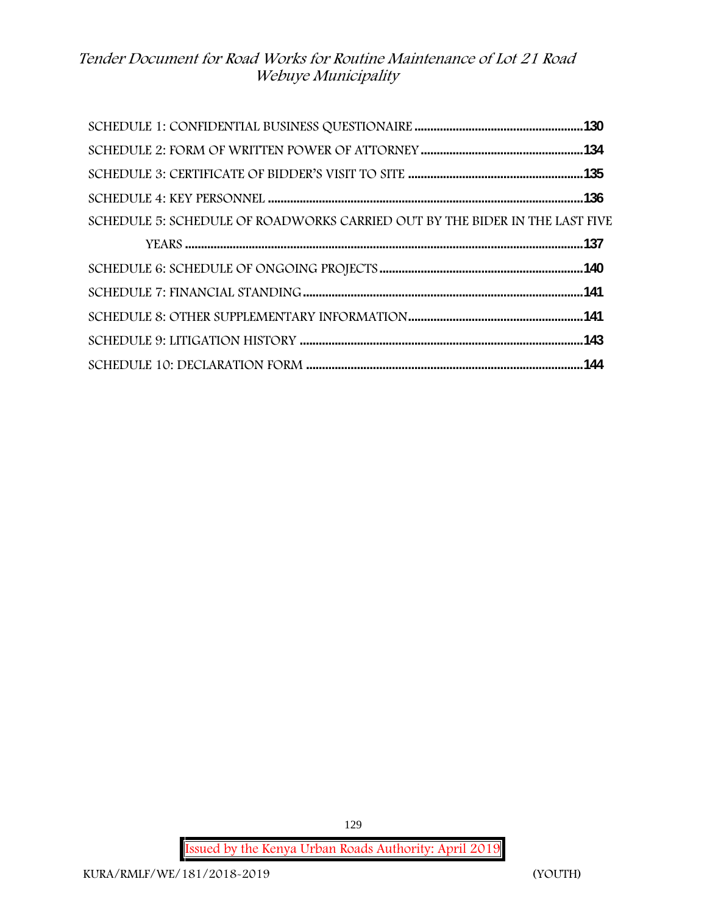SCHEDULE 1: CONFIDENTIAL BUSINESS QUESTIONAIRE .....................................................130

SCHEDULE 2: FORM OF WRITTEN POWER OF ATTORNEY .....................................................134

SCHEDULE 3: CERTIFICATE OF BIDDER'S VISIT TO SITE .....................................................135

SCHEDULE 4: KEY PERSONNEL .....................................................136

SCHEDULE 5: SCHEDULE OF ROADWORKS CARRIED OUT BY THE BIDER IN THE LAST FIVE YEARS .....................................................137

SCHEDULE 6: SCHEDULE OF ONGOING PROJECTS .....................................................140

SCHEDULE 7: FINANCIAL STANDING .....................................................141

SCHEDULE 8: OTHER SUPPLEMENTARY INFORMATION .....................................................141

SCHEDULE 9: LITIGATION HISTORY .....................................................143

SCHEDULE 10: DECLARATION FORM .....................................................144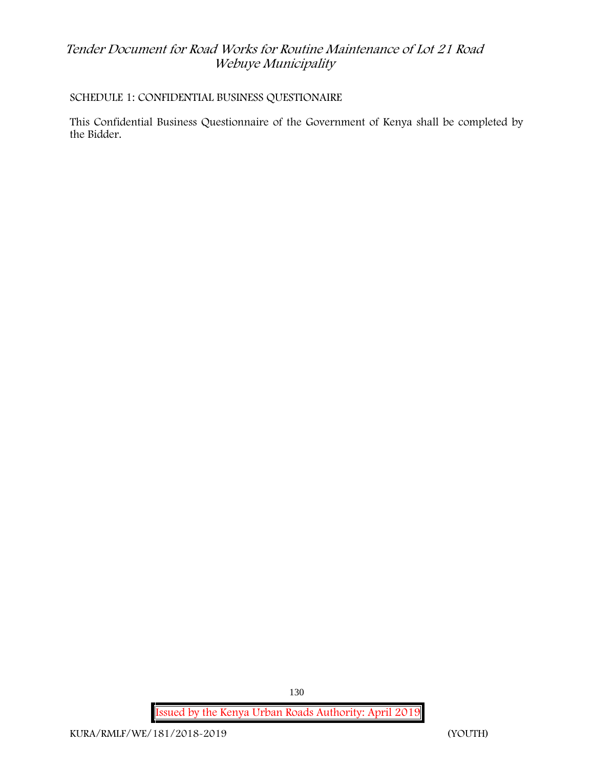SCHEDULE 1: CONFIDENTIAL BUSINESS QUESTIONAIRE

This Confidential Business Questionnaire of the Government of Kenya shall be completed by the Bidder.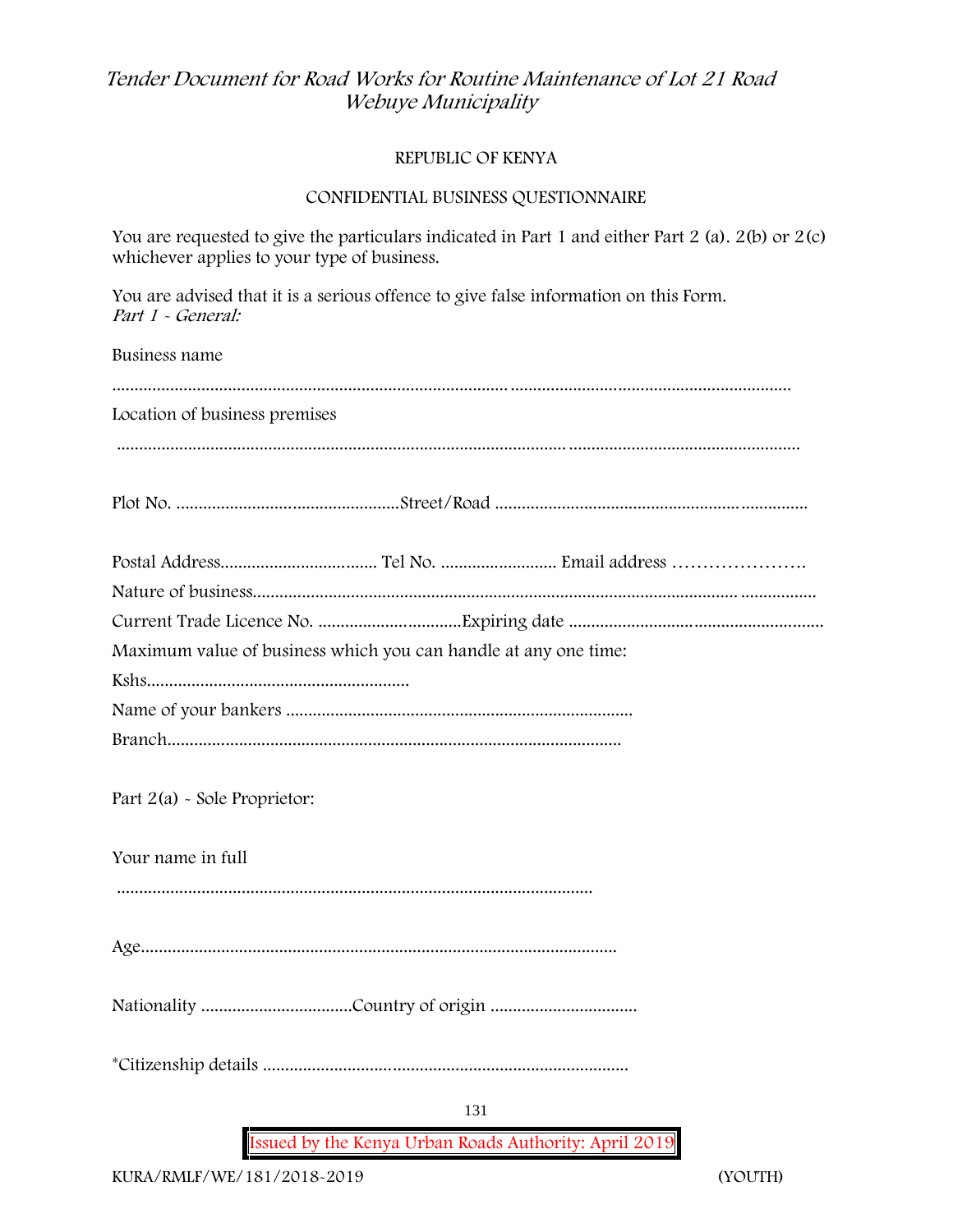REPUBLIC OF KENYA

CONFIDENTIAL BUSINESS QUESTIONNAIRE

You are requested to give the particulars indicated in Part 1 and either Part 2 (a). 2(b) or 2(c) whichever applies to your type of business.

You are advised that it is a serious offence to give false information on this Form.
*Part 1 - General:*

Business name

……………………………………………………………………………………………………………………………………

Location of business premises

……………………………………………………………………………………………………………………………………

Plot No. ………………………………………………Street/Road ……………………………………………………………

Postal Address……………………………… Tel No. …………………… Email address ………………….

Nature of business……………………………………………………………………………………………………………

Current Trade Licence No. ……………………………Expiring date …………………………………………………

Maximum value of business which you can handle at any one time:

Kshs……………………………………………………

Name of your bankers …………………………………………………………………

Branch……………………………………………………………………………………………

Part 2(a) - Sole Proprietor:

Your name in full

…………………………………………………………………………………………………

Age………………………………………………………………………………………………

Nationality ……………………………Country of origin ……………………………

*Citizenship details ………………………………………………………………………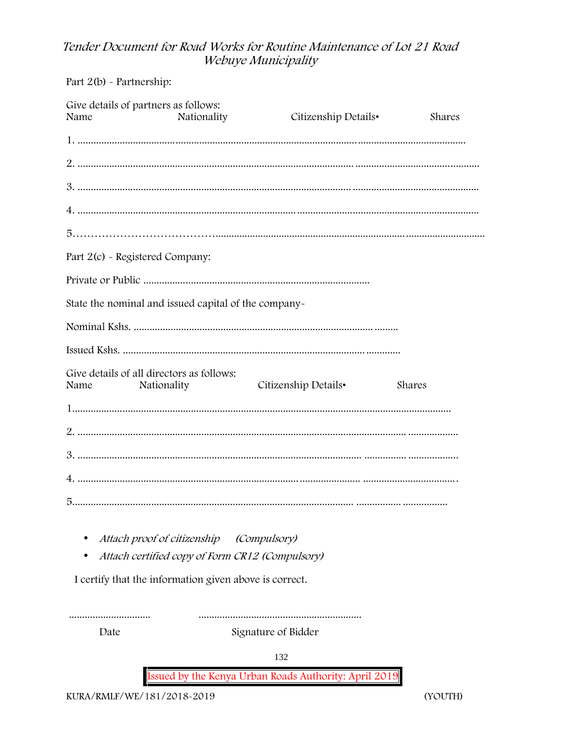Part 2(b) - Partnership:

Give details of partners as follows:

Name Nationality Citizenship Details• Shares

1. ..............................................................................................................................................................

2. ..............................................................................................................................................................

3. ..............................................................................................................................................................

4. ..............................................................................................................................................................

5.……………………………….................................................................................................................

Part 2(c) - Registered Company:

Private or Public ....................................................................................

State the nominal and issued capital of the company-

Nominal Kshs. .............................................................................................

Issued Kshs. .................................................................................................

Give details of all directors as follows:

Name Nationality Citizenship Details• Shares

1.................................................................................................................................................

2. ...............................................................................................................................................

3. ...............................................................................................................................................

4. ...............................................................................................................................................

5.................................................................................................................................................

- *Attach proof of citizenship (Compulsory)*
- *Attach certified copy of Form CR12 (Compulsory)*

I certify that the information given above is correct.

.............................. .............................................................

Date Signature of Bidder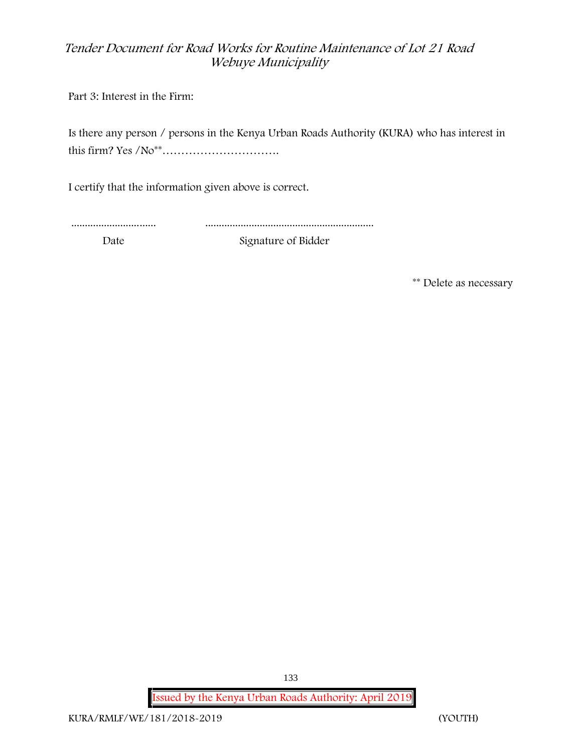Part 3: Interest in the Firm:

Is there any person / persons in the Kenya Urban Roads Authority (KURA) who has interest in this firm? Yes /No**………………………….

I certify that the information given above is correct.

............................... .............................................................

Date Signature of Bidder

** Delete as necessary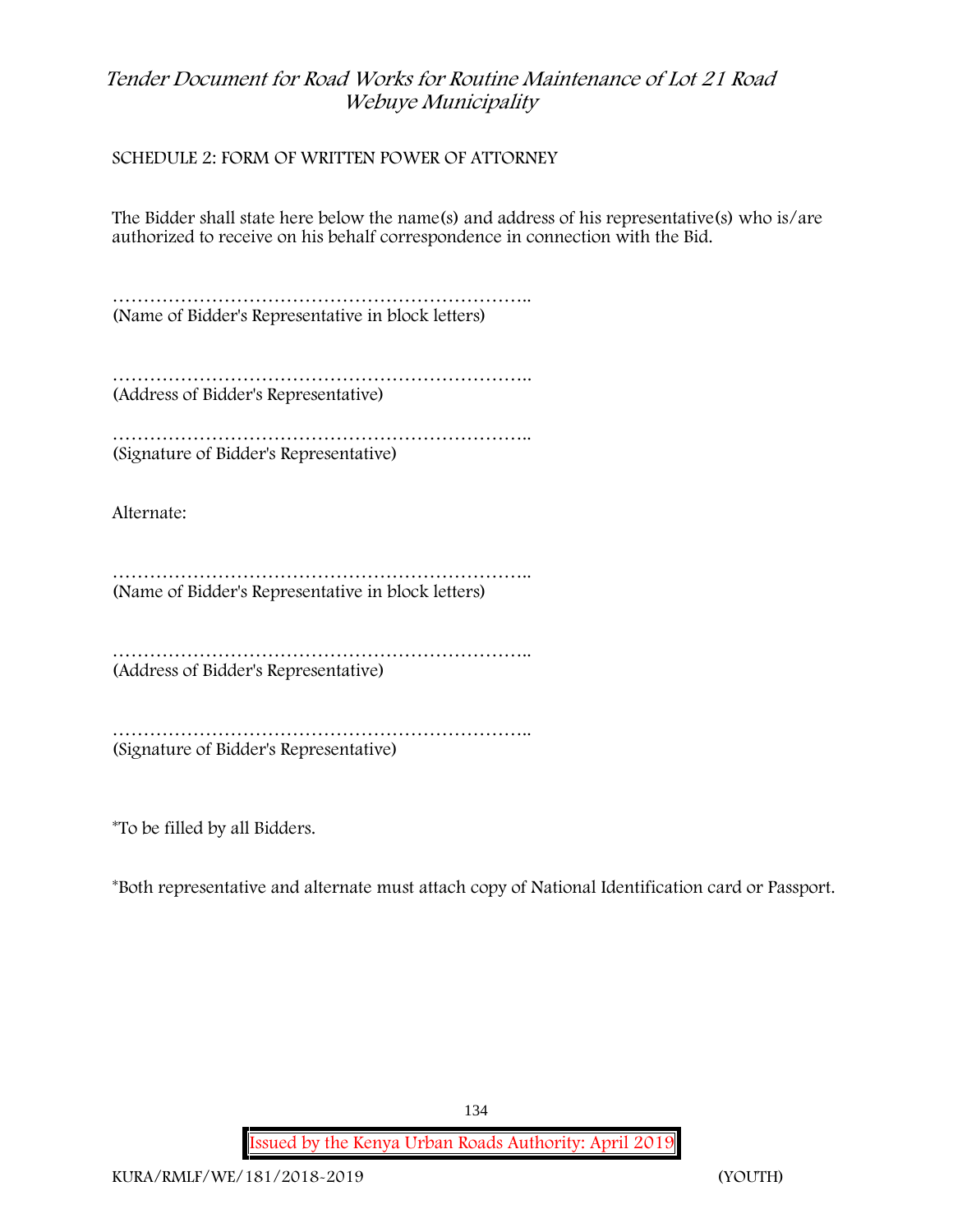SCHEDULE 2: FORM OF WRITTEN POWER OF ATTORNEY

The Bidder shall state here below the name(s) and address of his representative(s) who is/are authorized to receive on his behalf correspondence in connection with the Bid.

……………………………………………………………..
(Name of Bidder's Representative in block letters)

……………………………………………………………..
(Address of Bidder's Representative)

……………………………………………………………..
(Signature of Bidder's Representative)

Alternate:

……………………………………………………………..
(Name of Bidder's Representative in block letters)

……………………………………………………………..
(Address of Bidder's Representative)

……………………………………………………………..
(Signature of Bidder's Representative)

*To be filled by all Bidders.

*Both representative and alternate must attach copy of National Identification card or Passport.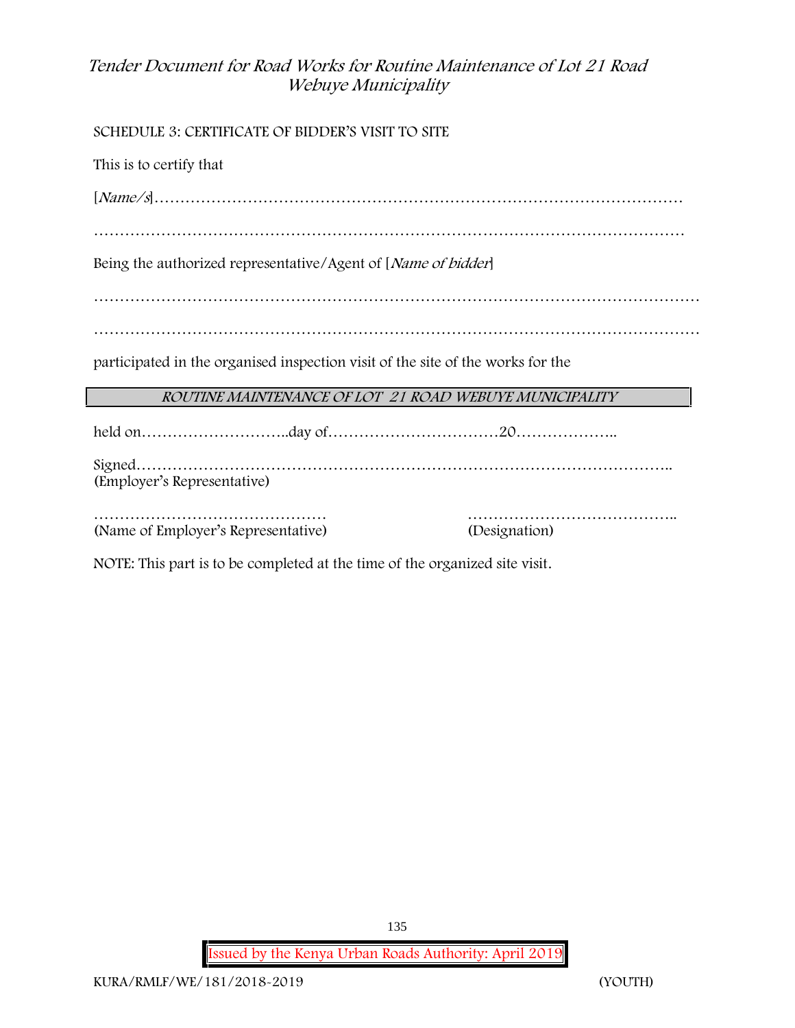SCHEDULE 3: CERTIFICATE OF BIDDER'S VISIT TO SITE

This is to certify that

[*Name/s*]……………………………………………………………………………………

……………………………………………………………………………………………

Being the authorized representative/Agent of [*Name of bidder*]

……………………………………………………………………………………………

……………………………………………………………………………………………

participated in the organised inspection visit of the site of the works for the

| *ROUTINE MAINTENANCE OF LOT 21 ROAD WEBUYE MUNICIPALITY* |
|---|

held on………………………..day of……………………………20………………..

Signed………………………………………………………………………………………..
(Employer's Representative)

……………………………………… (Name of Employer's Representative)

………………………………….. (Designation)

NOTE: This part is to be completed at the time of the organized site visit.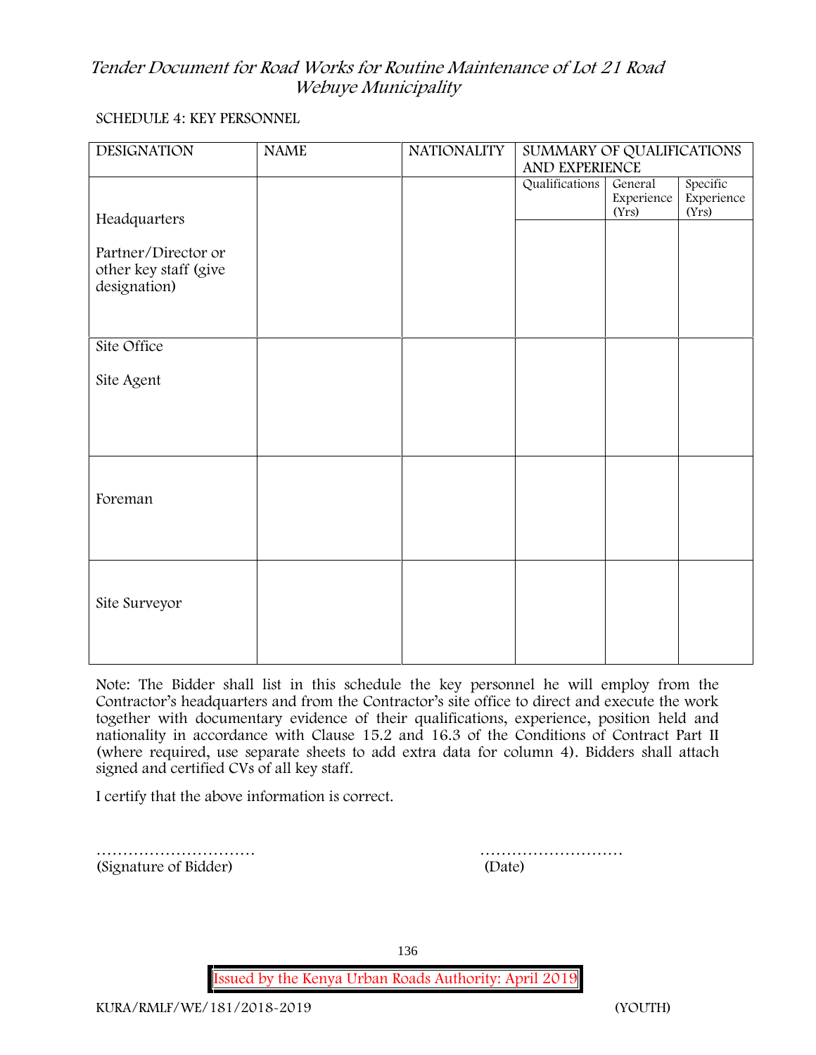SCHEDULE 4: KEY PERSONNEL

| DESIGNATION | NAME | NATIONALITY | SUMMARY OF QUALIFICATIONS AND EXPERIENCE | | |
|---|---|---|---|---|---|
| | | | Qualifications | General Experience (Yrs) | Specific Experience (Yrs) |
| Headquarters<br><br>Partner/Director or other key staff (give designation) | | | | | |
| Site Office<br><br>Site Agent | | | | | |
| Foreman | | | | | |
| Site Surveyor | | | | | |

Note: The Bidder shall list in this schedule the key personnel he will employ from the Contractor's headquarters and from the Contractor's site office to direct and execute the work together with documentary evidence of their qualifications, experience, position held and nationality in accordance with Clause 15.2 and 16.3 of the Conditions of Contract Part II (where required, use separate sheets to add extra data for column 4). Bidders shall attach signed and certified CVs of all key staff.

I certify that the above information is correct.

………………………… (Signature of Bidder)

……………………… (Date)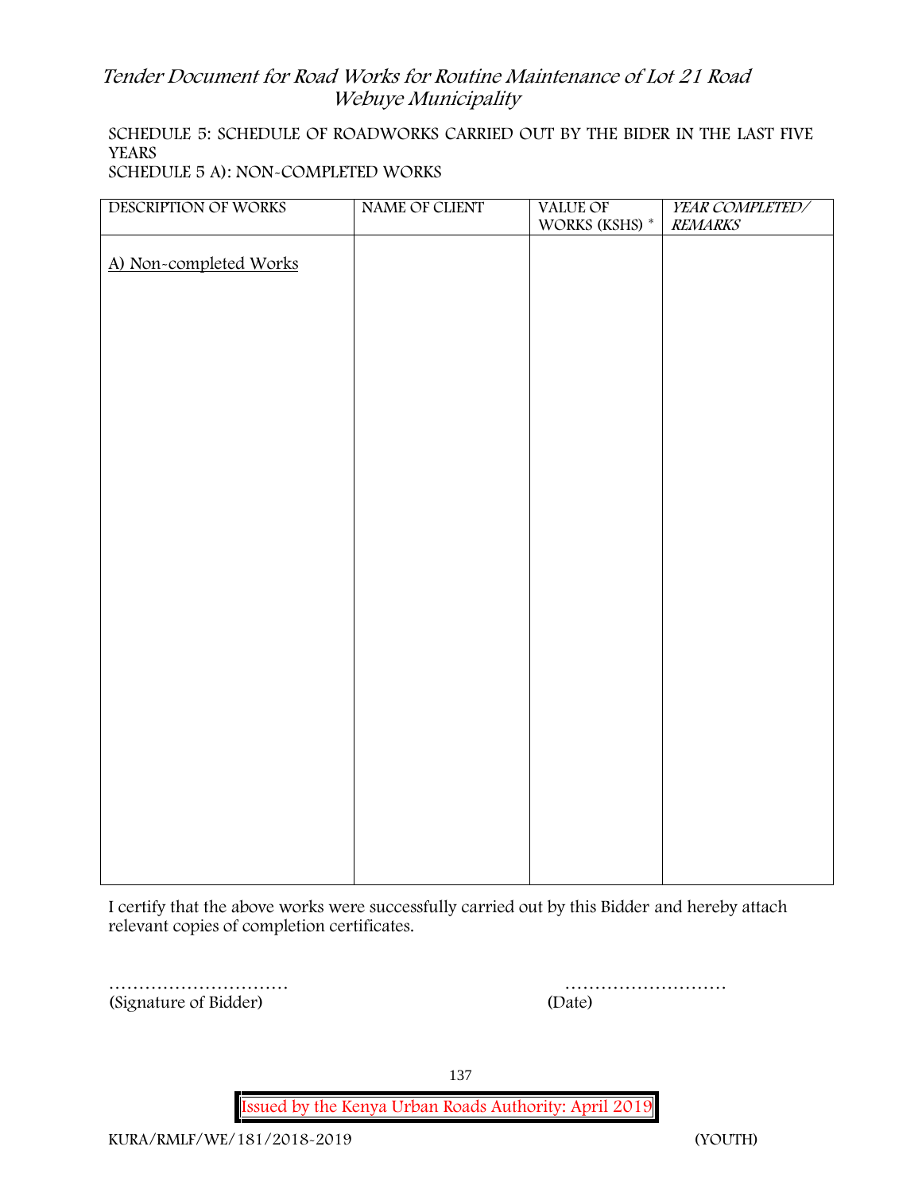SCHEDULE 5: SCHEDULE OF ROADWORKS CARRIED OUT BY THE BIDER IN THE LAST FIVE YEARS

SCHEDULE 5 A): NON-COMPLETED WORKS

| DESCRIPTION OF WORKS | NAME OF CLIENT | VALUE OF WORKS (KSHS) * | *YEAR COMPLETED/ REMARKS* |
|---|---|---|---|
| A) Non-completed Works | | | |

I certify that the above works were successfully carried out by this Bidder and hereby attach relevant copies of completion certificates.

………………………… ………………………

(Signature of Bidder) (Date)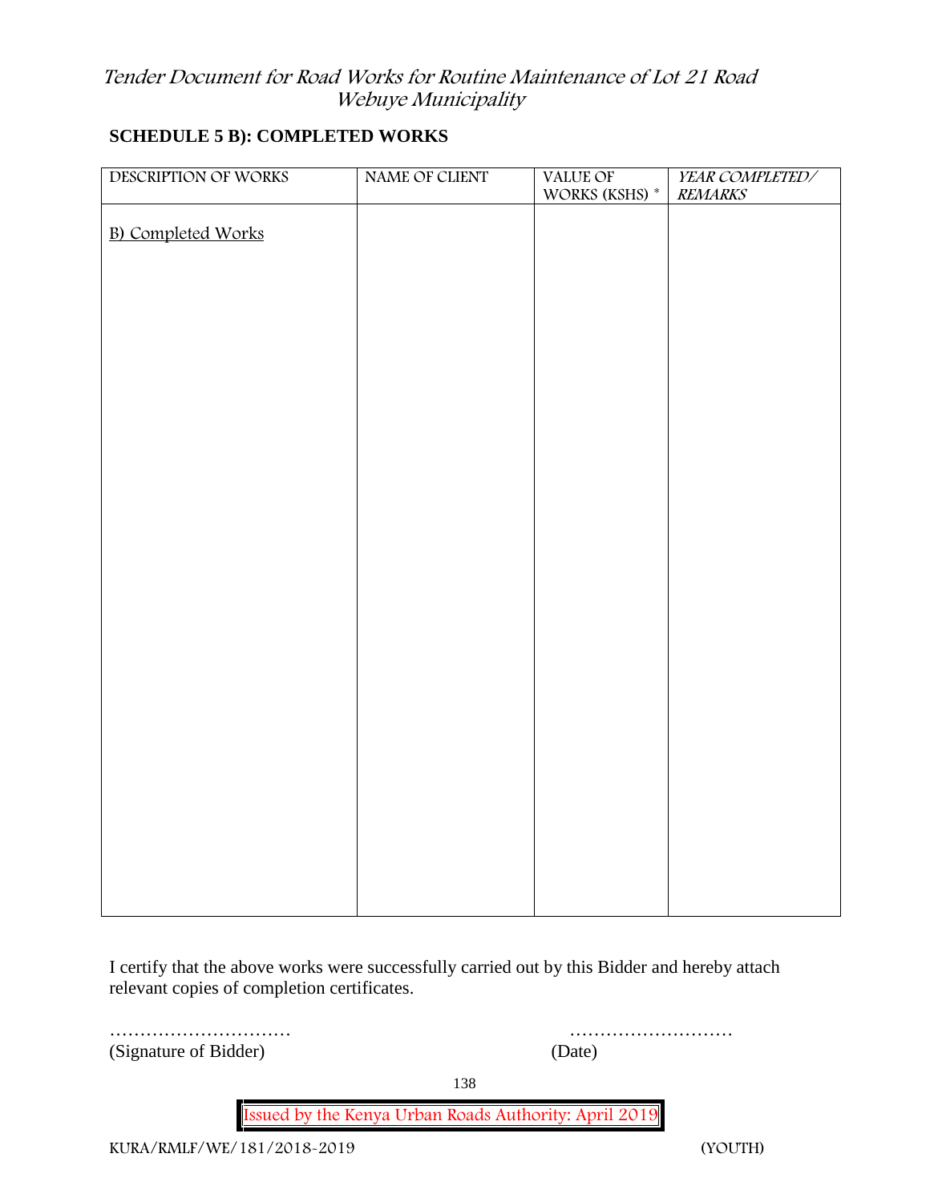# Tender Document for Road Works for Routine Maintenance of Lot 21 Road Webuye Municipality

## SCHEDULE 5 B): COMPLETED WORKS

| DESCRIPTION OF WORKS | NAME OF CLIENT | VALUE OF WORKS (KSHS) * | *YEAR COMPLETED/ REMARKS* |
|---|---|---|---|
| B) Completed Works | | | |

I certify that the above works were successfully carried out by this Bidder and hereby attach relevant copies of completion certificates.

………………………… ………………………
(Signature of Bidder) (Date)

KURA/RMLF/WE/181/2018-2019 (YOUTH)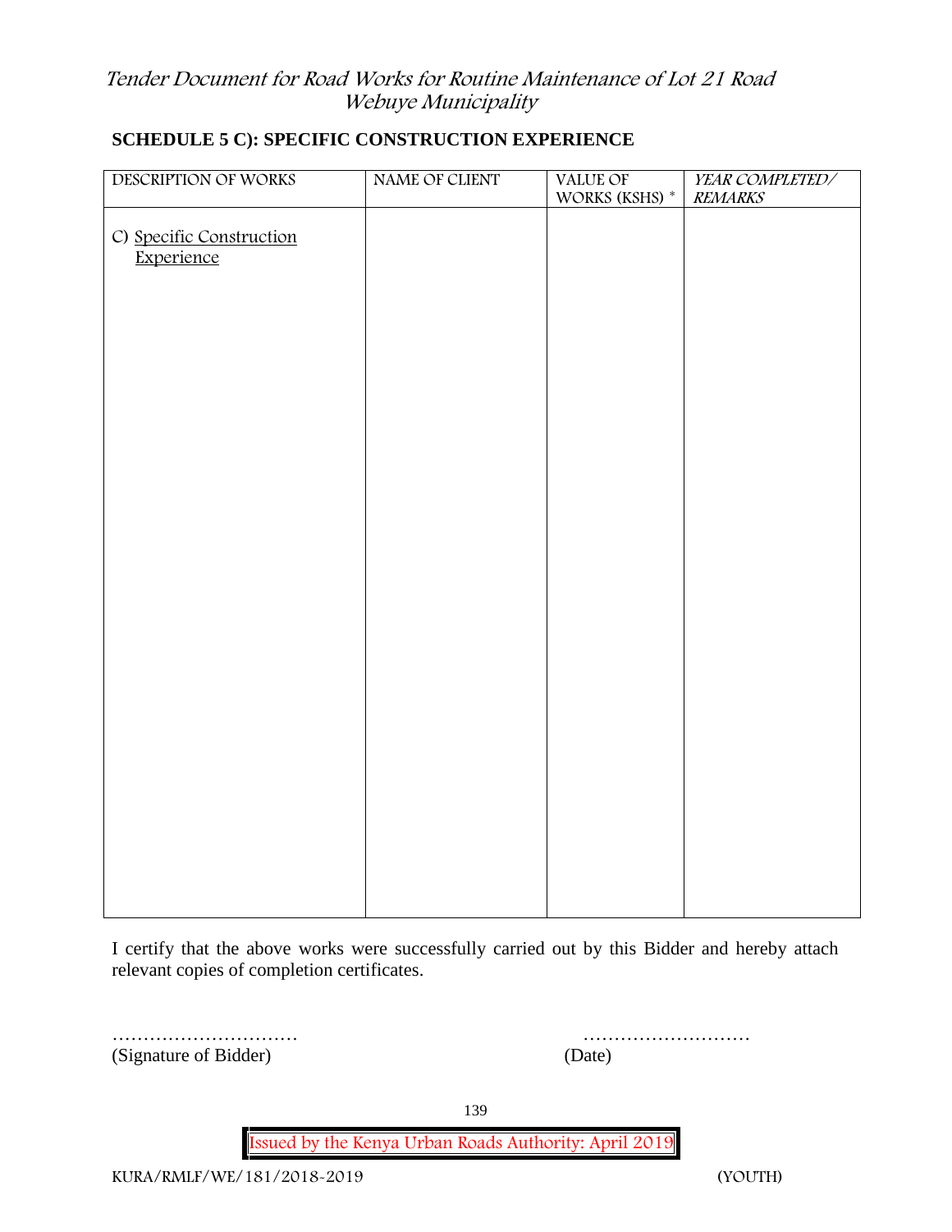## SCHEDULE 5 C): SPECIFIC CONSTRUCTION EXPERIENCE

| DESCRIPTION OF WORKS | NAME OF CLIENT | VALUE OF WORKS (KSHS) * | *YEAR COMPLETED/ REMARKS* |
|---|---|---|---|
| C) <u>Specific Construction Experience</u> | | | |

I certify that the above works were successfully carried out by this Bidder and hereby attach relevant copies of completion certificates.

………………………… (Signature of Bidder)

……………………… (Date)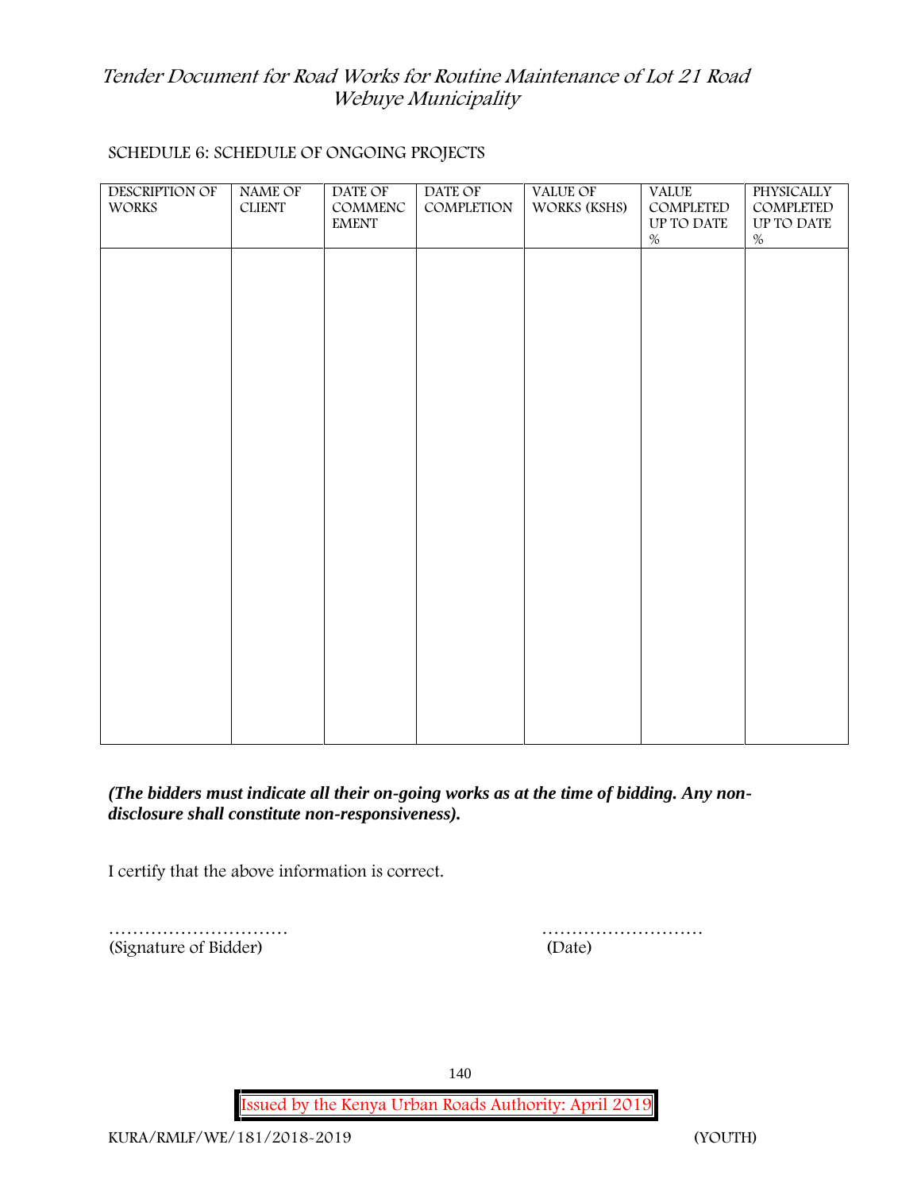SCHEDULE 6: SCHEDULE OF ONGOING PROJECTS

| DESCRIPTION OF WORKS | NAME OF CLIENT | DATE OF COMMENCEMENT | DATE OF COMPLETION | VALUE OF WORKS (KSHS) | VALUE COMPLETED UP TO DATE % | PHYSICALLY COMPLETED UP TO DATE % |
|---|---|---|---|---|---|---|
| | | | | | | |

***(The bidders must indicate all their on-going works as at the time of bidding. Any non-disclosure shall constitute non-responsiveness).***

I certify that the above information is correct.

………………………… (Signature of Bidder)

……………………… (Date)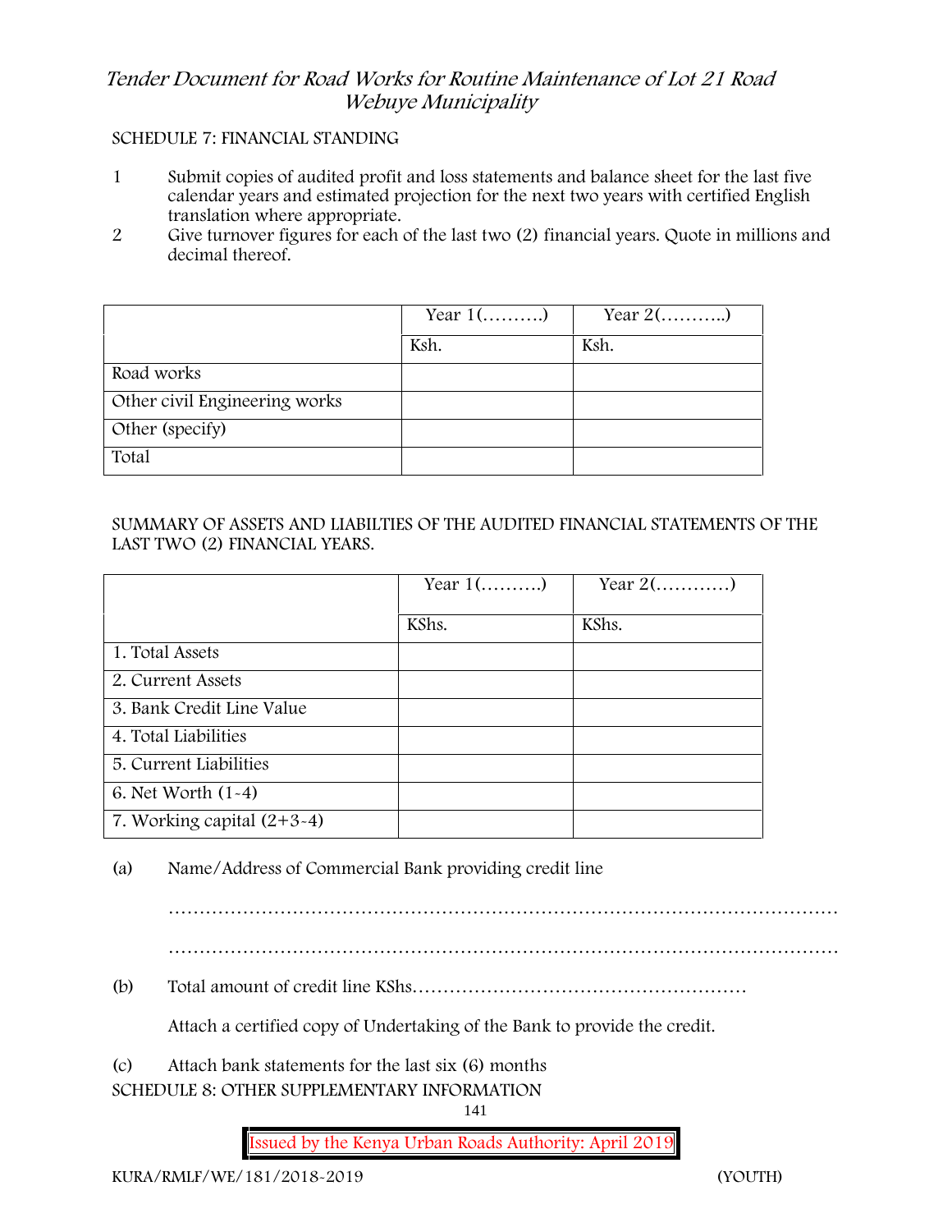SCHEDULE 7: FINANCIAL STANDING

1. Submit copies of audited profit and loss statements and balance sheet for the last five calendar years and estimated projection for the next two years with certified English translation where appropriate.
2. Give turnover figures for each of the last two (2) financial years. Quote in millions and decimal thereof.

| | Year 1(……….) | Year 2(………..) |
|---|---|---|
| | Ksh. | Ksh. |
| Road works | | |
| Other civil Engineering works | | |
| Other (specify) | | |
| Total | | |

SUMMARY OF ASSETS AND LIABILTIES OF THE AUDITED FINANCIAL STATEMENTS OF THE LAST TWO (2) FINANCIAL YEARS.

| | Year 1(……….) | Year 2(…………) |
|---|---|---|
| | KShs. | KShs. |
| 1. Total Assets | | |
| 2. Current Assets | | |
| 3. Bank Credit Line Value | | |
| 4. Total Liabilities | | |
| 5. Current Liabilities | | |
| 6. Net Worth (1-4) | | |
| 7. Working capital (2+3-4) | | |

(a) Name/Address of Commercial Bank providing credit line

……………………………………………………………………………………………

……………………………………………………………………………………………

(b) Total amount of credit line KShs………………………………………………

Attach a certified copy of Undertaking of the Bank to provide the credit.

(c) Attach bank statements for the last six (6) months

SCHEDULE 8: OTHER SUPPLEMENTARY INFORMATION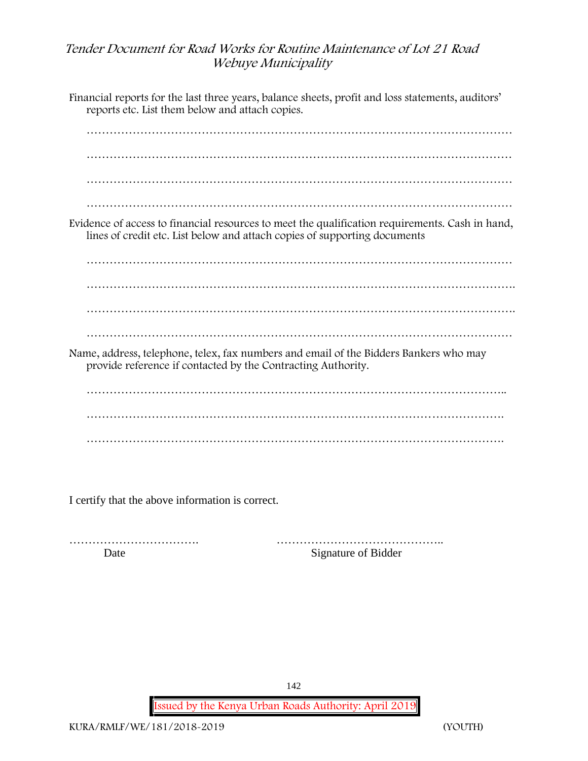Financial reports for the last three years, balance sheets, profit and loss statements, auditors' reports etc. List them below and attach copies.

…………………………………………………………………………………………………

…………………………………………………………………………………………………

…………………………………………………………………………………………………

…………………………………………………………………………………………………

Evidence of access to financial resources to meet the qualification requirements. Cash in hand, lines of credit etc. List below and attach copies of supporting documents

…………………………………………………………………………………………………

…………………………………………………………………………………………………

…………………………………………………………………………………………………

…………………………………………………………………………………………………

Name, address, telephone, telex, fax numbers and email of the Bidders Bankers who may provide reference if contacted by the Contracting Authority.

…………………………………………………………………………………………………

…………………………………………………………………………………………………

…………………………………………………………………………………………………

I certify that the above information is correct.

……………………………. ……………………………………..

Date Signature of Bidder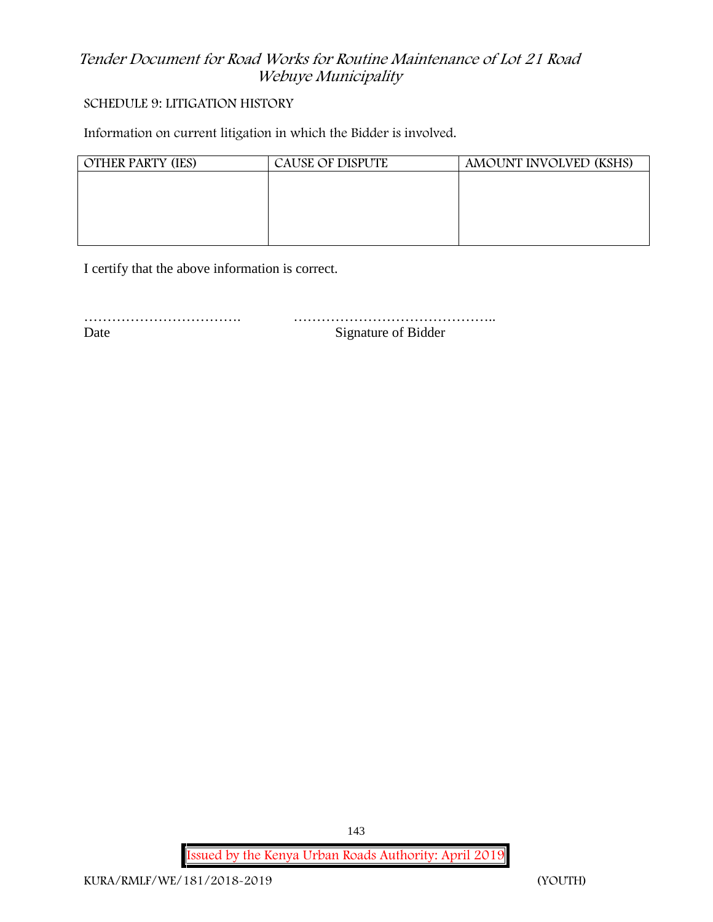SCHEDULE 9: LITIGATION HISTORY

Information on current litigation in which the Bidder is involved.

| OTHER PARTY (IES) | CAUSE OF DISPUTE | AMOUNT INVOLVED (KSHS) |
|---|---|---|
| | | |

I certify that the above information is correct.

……………………………. ……………………………………..

Date Signature of Bidder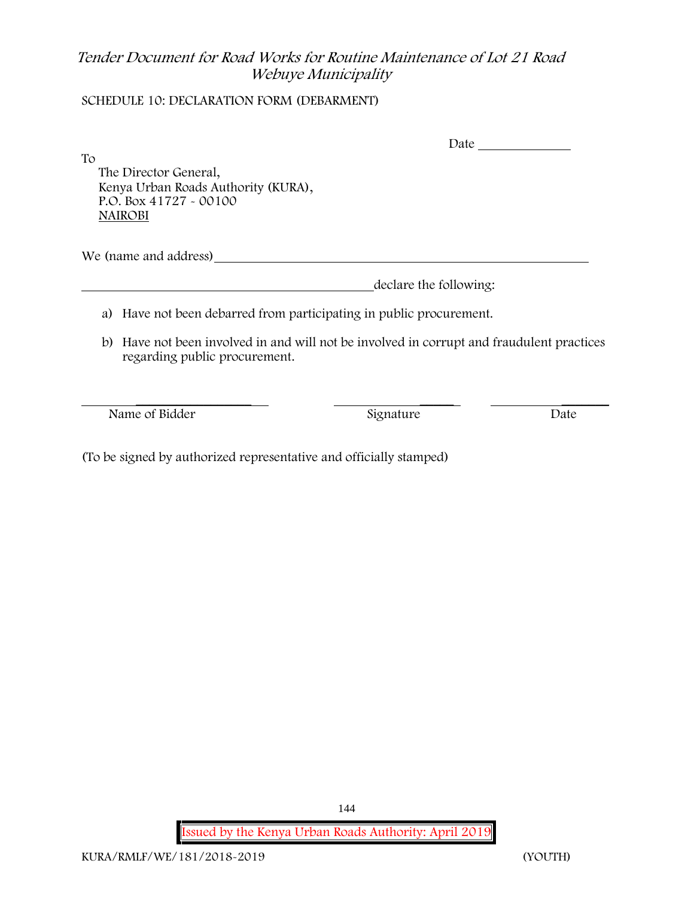SCHEDULE 10: DECLARATION FORM (DEBARMENT)

Date ______________

To
The Director General,
Kenya Urban Roads Authority (KURA),
P.O. Box 41727 - 00100
NAIROBI

We (name and address)____________________________________________________________

_____________________________________________declare the following:

a) Have not been debarred from participating in public procurement.

b) Have not been involved in and will not be involved in corrupt and fraudulent practices regarding public procurement.

| ____________________ | ____________________ | ____________________ |
|---|---|---|
| Name of Bidder | Signature | Date |

(To be signed by authorized representative and officially stamped)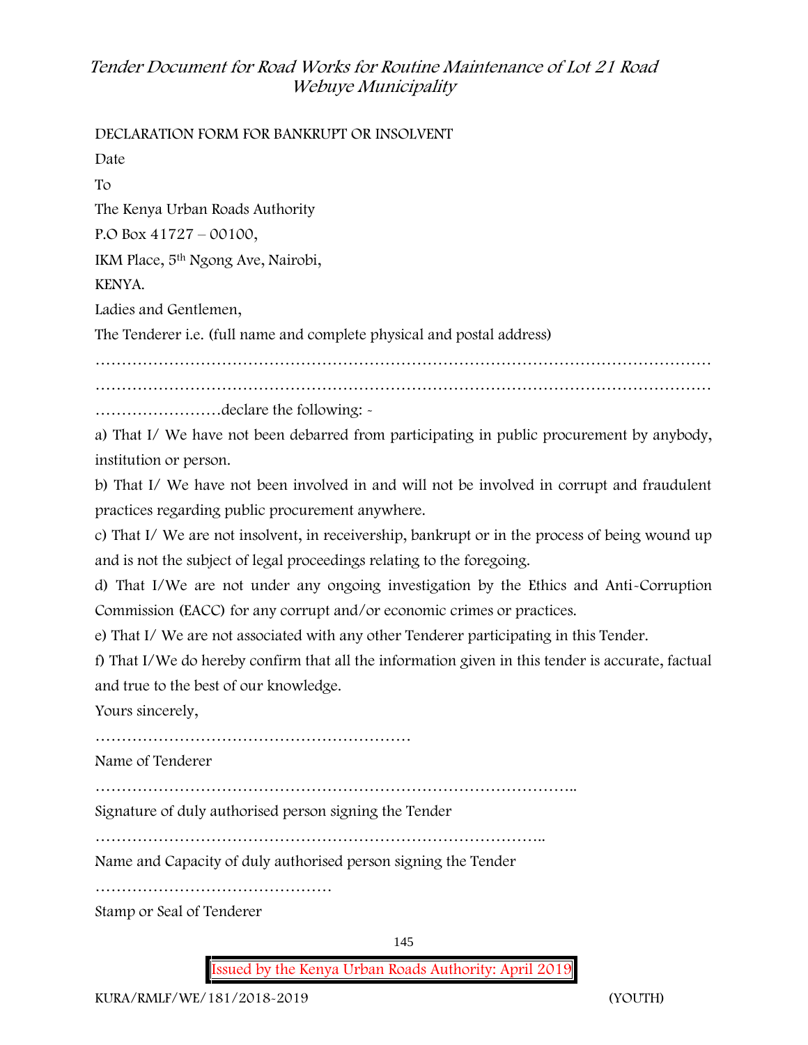DECLARATION FORM FOR BANKRUPT OR INSOLVENT

Date

To

The Kenya Urban Roads Authority

P.O Box 41727 – 00100,

IKM Place, 5th Ngong Ave, Nairobi,

KENYA.

Ladies and Gentlemen,

The Tenderer i.e. (full name and complete physical and postal address)

…………………………………………………………………………………………………………

…………………………………………………………………………………………………………

……………………declare the following: -

a) That I/ We have not been debarred from participating in public procurement by anybody, institution or person.

b) That I/ We have not been involved in and will not be involved in corrupt and fraudulent practices regarding public procurement anywhere.

c) That I/ We are not insolvent, in receivership, bankrupt or in the process of being wound up and is not the subject of legal proceedings relating to the foregoing.

d) That I/We are not under any ongoing investigation by the Ethics and Anti-Corruption Commission (EACC) for any corrupt and/or economic crimes or practices.

e) That I/ We are not associated with any other Tenderer participating in this Tender.

f) That I/We do hereby confirm that all the information given in this tender is accurate, factual and true to the best of our knowledge.

Yours sincerely,

……………………………………………………

Name of Tenderer

………………………………………………………………………………..

Signature of duly authorised person signing the Tender

…………………………………………………………………………..

Name and Capacity of duly authorised person signing the Tender

………………………………………

Stamp or Seal of Tenderer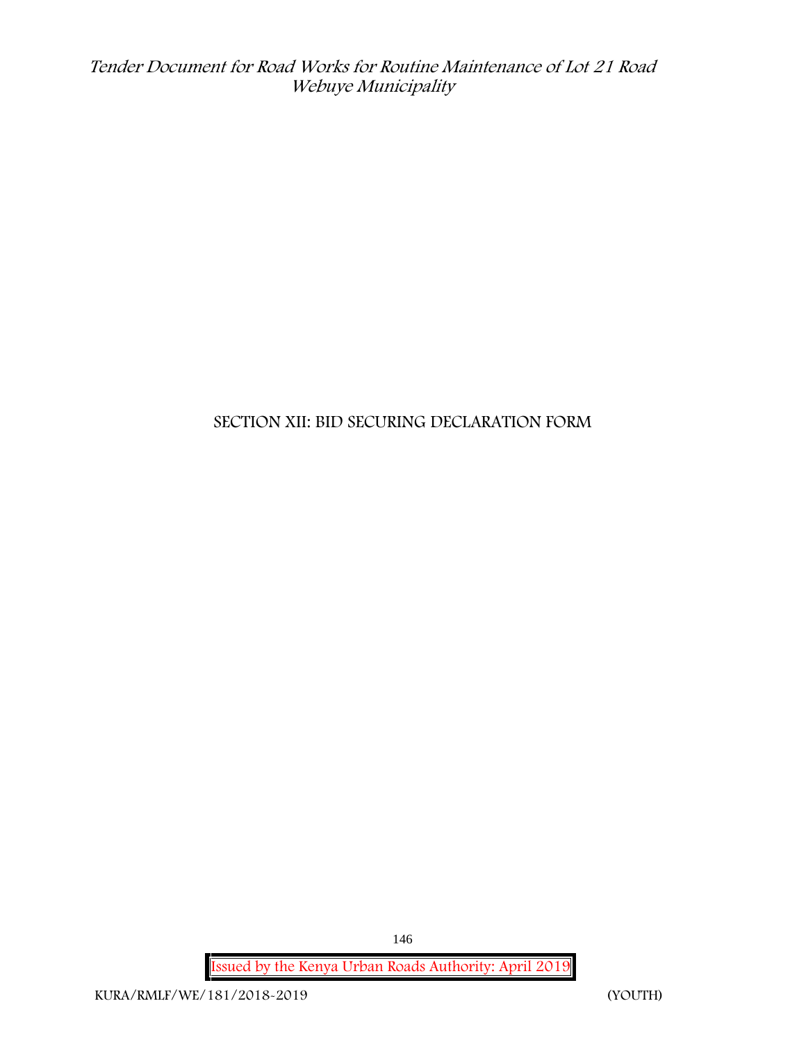# SECTION XII: BID SECURING DECLARATION FORM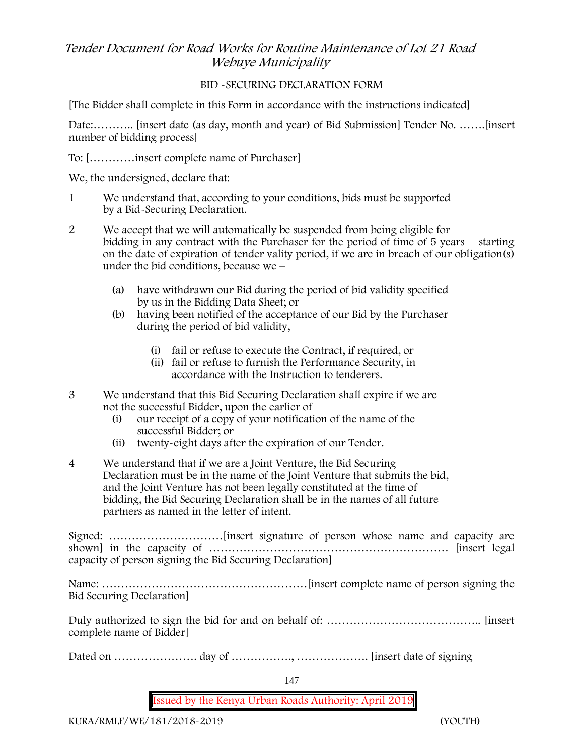BID -SECURING DECLARATION FORM

[The Bidder shall complete in this Form in accordance with the instructions indicated]

Date:……….. [insert date (as day, month and year) of Bid Submission] Tender No. …….[insert number of bidding process]

To: […………insert complete name of Purchaser]

We, the undersigned, declare that:

1. We understand that, according to your conditions, bids must be supported by a Bid-Securing Declaration.

2. We accept that we will automatically be suspended from being eligible for bidding in any contract with the Purchaser for the period of time of 5 years starting on the date of expiration of tender vality period, if we are in breach of our obligation(s) under the bid conditions, because we –

   (a) have withdrawn our Bid during the period of bid validity specified by us in the Bidding Data Sheet; or

   (b) having been notified of the acceptance of our Bid by the Purchaser during the period of bid validity,

      (i) fail or refuse to execute the Contract, if required, or

      (ii) fail or refuse to furnish the Performance Security, in accordance with the Instruction to tenderers.

3. We understand that this Bid Securing Declaration shall expire if we are not the successful Bidder, upon the earlier of

   (i) our receipt of a copy of your notification of the name of the successful Bidder; or

   (ii) twenty-eight days after the expiration of our Tender.

4. We understand that if we are a Joint Venture, the Bid Securing Declaration must be in the name of the Joint Venture that submits the bid, and the Joint Venture has not been legally constituted at the time of bidding, the Bid Securing Declaration shall be in the names of all future partners as named in the letter of intent.

Signed: …………………………[insert signature of person whose name and capacity are shown] in the capacity of ……………………………………………………… [insert legal capacity of person signing the Bid Securing Declaration]

Name: ………………………………………………[insert complete name of person signing the Bid Securing Declaration]

Duly authorized to sign the bid for and on behalf of: ………………………………….. [insert complete name of Bidder]

Dated on …………………. day of ……………., ………………. [insert date of signing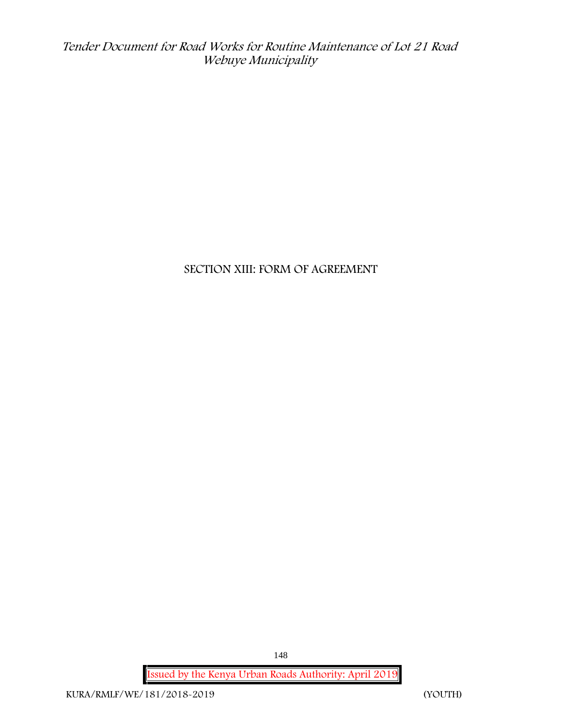# SECTION XIII: FORM OF AGREEMENT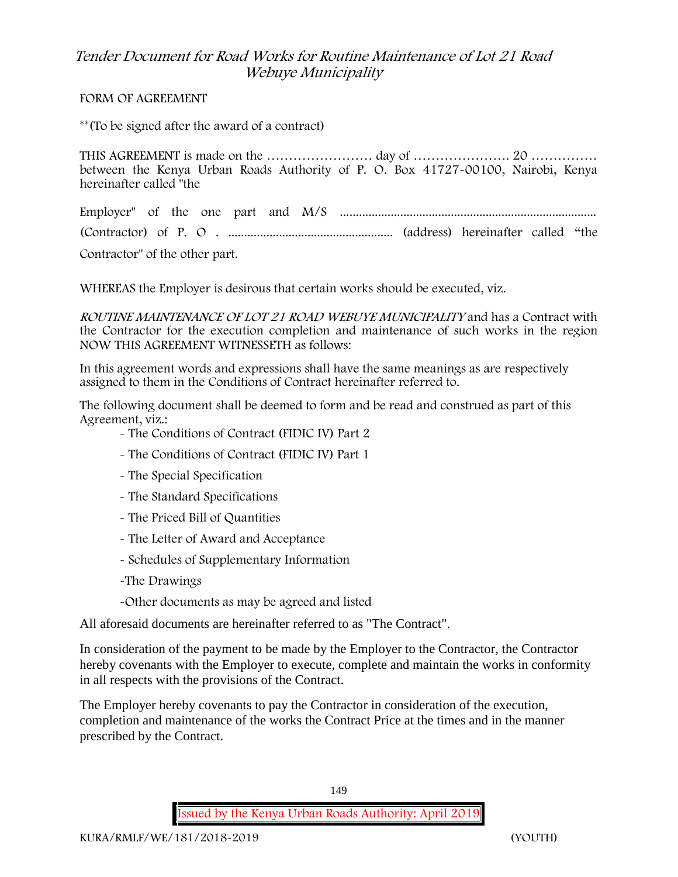FORM OF AGREEMENT

**(To be signed after the award of a contract)

THIS AGREEMENT is made on the …………………… day of …………………. 20 …………… between the Kenya Urban Roads Authority of P. O. Box 41727-00100, Nairobi, Kenya hereinafter called "the

Employer" of the one part and M/S ................................................................................ (Contractor) of P. O . .................................................. (address) hereinafter called “the Contractor" of the other part.

WHEREAS the Employer is desirous that certain works should be executed, viz.

*ROUTINE MAINTENANCE OF LOT 21 ROAD WEBUYE MUNICIPALITY* and has a Contract with the Contractor for the execution completion and maintenance of such works in the region NOW THIS AGREEMENT WITNESSETH as follows:

In this agreement words and expressions shall have the same meanings as are respectively assigned to them in the Conditions of Contract hereinafter referred to.

The following document shall be deemed to form and be read and construed as part of this Agreement, viz.:

- The Conditions of Contract (FIDIC IV) Part 2
- The Conditions of Contract (FIDIC IV) Part 1
- The Special Specification
- The Standard Specifications
- The Priced Bill of Quantities
- The Letter of Award and Acceptance
- Schedules of Supplementary Information
- The Drawings
- Other documents as may be agreed and listed

All aforesaid documents are hereinafter referred to as "The Contract".

In consideration of the payment to be made by the Employer to the Contractor, the Contractor hereby covenants with the Employer to execute, complete and maintain the works in conformity in all respects with the provisions of the Contract.

The Employer hereby covenants to pay the Contractor in consideration of the execution, completion and maintenance of the works the Contract Price at the times and in the manner prescribed by the Contract.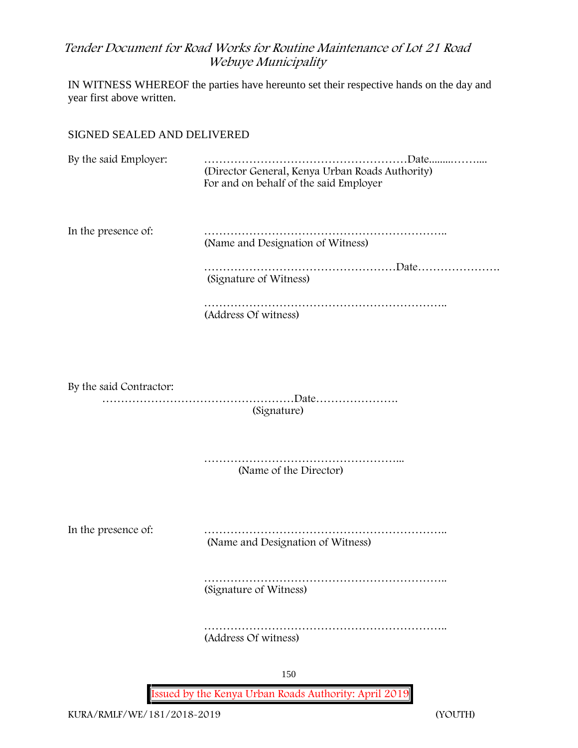IN WITNESS WHEREOF the parties have hereunto set their respective hands on the day and year first above written.

SIGNED SEALED AND DELIVERED

By the said Employer: ………………………………………………Date.........……....
(Director General, Kenya Urban Roads Authority)
For and on behalf of the said Employer

In the presence of: ………………………………………………………..
(Name and Designation of Witness)

……………………………………………Date………………….
(Signature of Witness)

………………………………………………………..
(Address Of witness)

By the said Contractor:
……………………………………………Date………………….
(Signature)

……………………………………………...
(Name of the Director)

In the presence of: ………………………………………………………..
(Name and Designation of Witness)

………………………………………………………..
(Signature of Witness)

………………………………………………………..
(Address Of witness)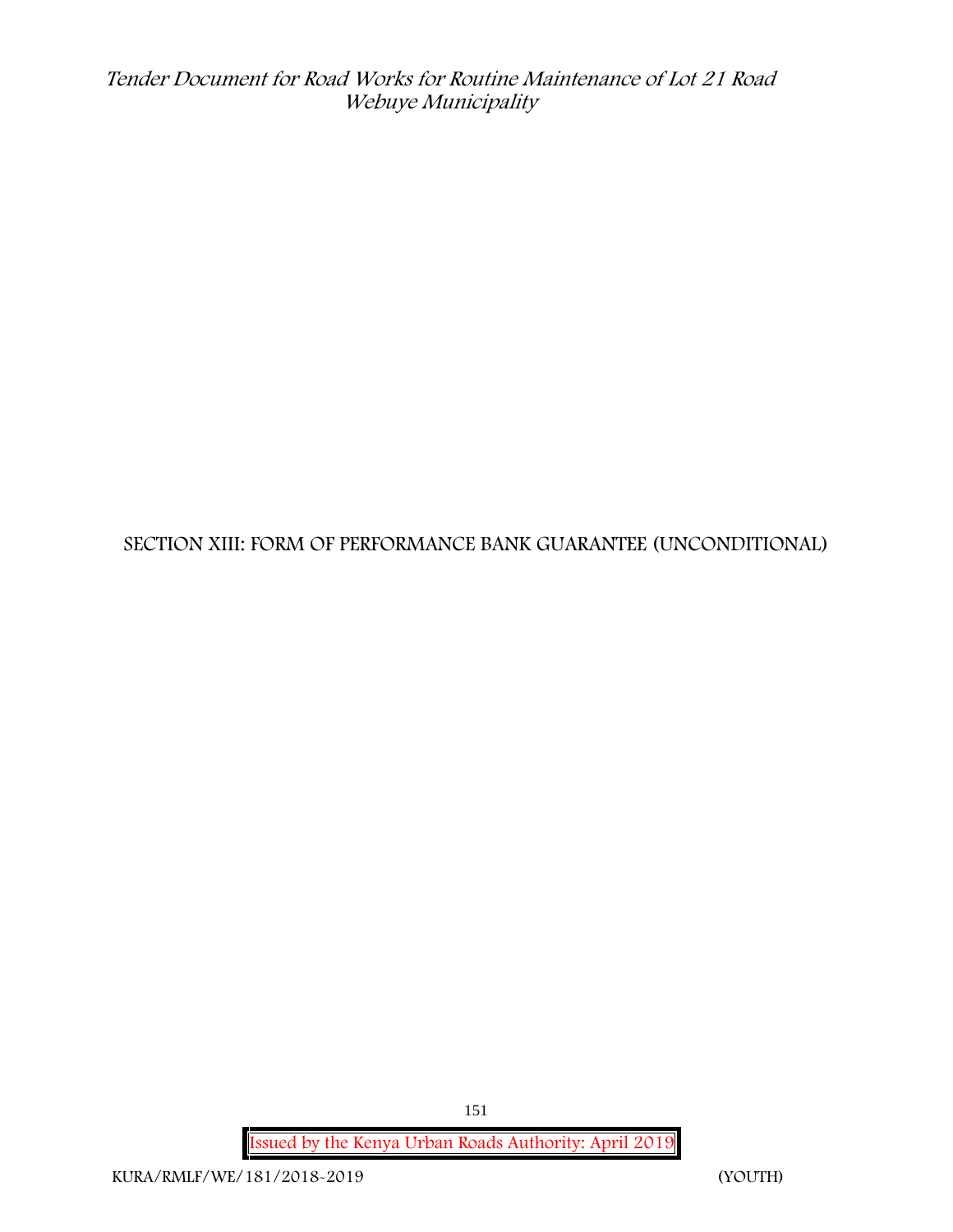# SECTION XIII: FORM OF PERFORMANCE BANK GUARANTEE (UNCONDITIONAL)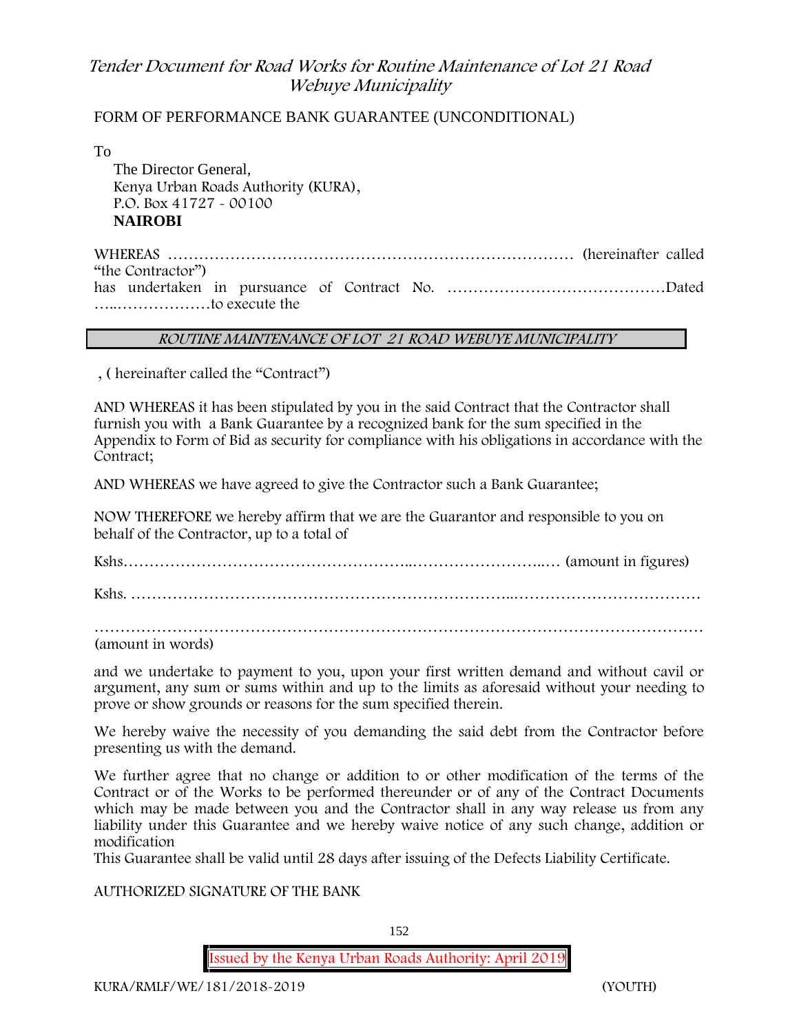FORM OF PERFORMANCE BANK GUARANTEE (UNCONDITIONAL)

To

The Director General,
Kenya Urban Roads Authority (KURA),
P.O. Box 41727 - 00100
**NAIROBI**

WHEREAS …………………………………………………………………… (hereinafter called "the Contractor")
has undertaken in pursuance of Contract No. ……………………………………Dated …..………………to execute the

*ROUTINE MAINTENANCE OF LOT 21 ROAD WEBUYE MUNICIPALITY*

, ( hereinafter called the "Contract")

AND WHEREAS it has been stipulated by you in the said Contract that the Contractor shall furnish you with a Bank Guarantee by a recognized bank for the sum specified in the Appendix to Form of Bid as security for compliance with his obligations in accordance with the Contract;

AND WHEREAS we have agreed to give the Contractor such a Bank Guarantee;

NOW THEREFORE we hereby affirm that we are the Guarantor and responsible to you on behalf of the Contractor, up to a total of

Kshs…………………………………………...……………………..… (amount in figures)

Kshs. ……………………………………………………………...………………………………

……………………………………………………………………………………………………
(amount in words)

and we undertake to payment to you, upon your first written demand and without cavil or argument, any sum or sums within and up to the limits as aforesaid without your needing to prove or show grounds or reasons for the sum specified therein.

We hereby waive the necessity of you demanding the said debt from the Contractor before presenting us with the demand.

We further agree that no change or addition to or other modification of the terms of the Contract or of the Works to be performed thereunder or of any of the Contract Documents which may be made between you and the Contractor shall in any way release us from any liability under this Guarantee and we hereby waive notice of any such change, addition or modification
This Guarantee shall be valid until 28 days after issuing of the Defects Liability Certificate.

AUTHORIZED SIGNATURE OF THE BANK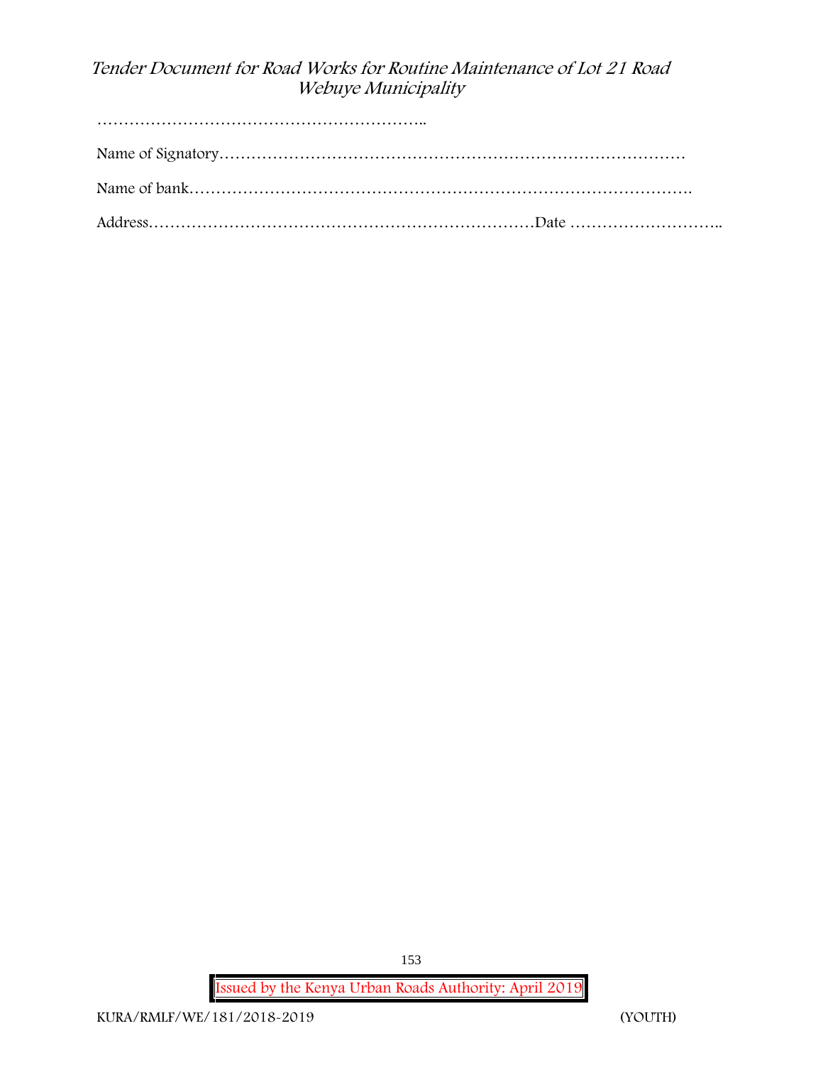……………………………………………………..

Name of Signatory…………………………………………………………………………

Name of bank…………………………………………………………………………….

Address……………………………………………………………Date ………………………..